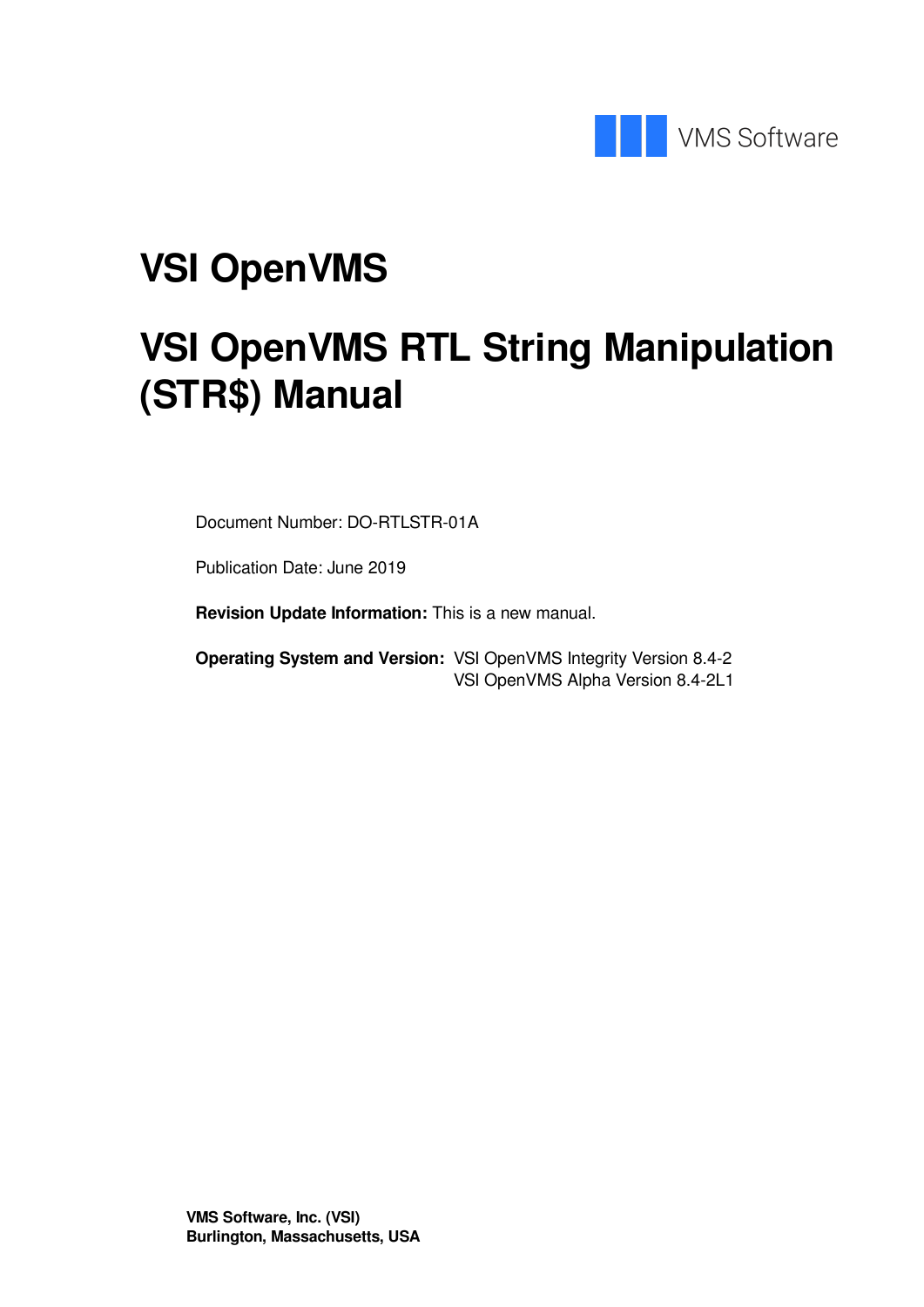VMS Software

# VSI OpenVMS

# VSI OpenVMS RTL String Manipulation (STR$) Manual

Document Number: DO-RTLSTR-01A

Publication Date: June 2019

**Revision Update Information:** This is a new manual.

**Operating System and Version:** VSI OpenVMS Integrity Version 8.4-2
VSI OpenVMS Alpha Version 8.4-2L1

**VMS Software, Inc. (VSI)**
**Burlington, Massachusetts, USA**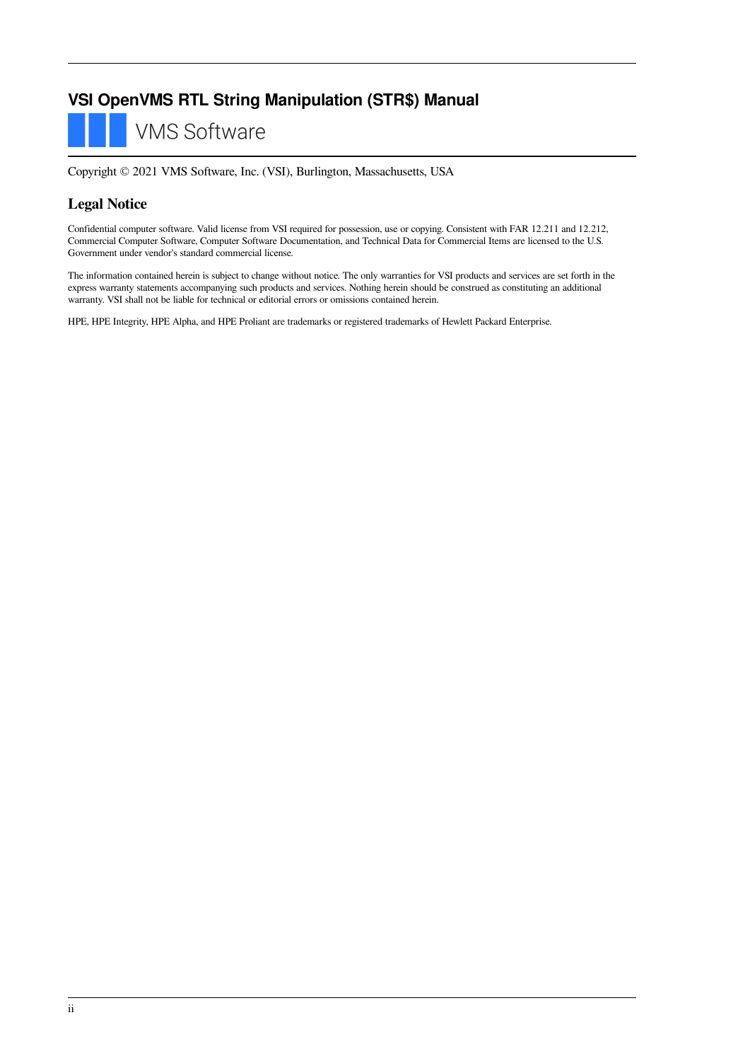# VSI OpenVMS RTL String Manipulation (STR$) Manual

VMS Software

Copyright © 2021 VMS Software, Inc. (VSI), Burlington, Massachusetts, USA

## Legal Notice

Confidential computer software. Valid license from VSI required for possession, use or copying. Consistent with FAR 12.211 and 12.212, Commercial Computer Software, Computer Software Documentation, and Technical Data for Commercial Items are licensed to the U.S. Government under vendor's standard commercial license.

The information contained herein is subject to change without notice. The only warranties for VSI products and services are set forth in the express warranty statements accompanying such products and services. Nothing herein should be construed as constituting an additional warranty. VSI shall not be liable for technical or editorial errors or omissions contained herein.

HPE, HPE Integrity, HPE Alpha, and HPE Proliant are trademarks or registered trademarks of Hewlett Packard Enterprise.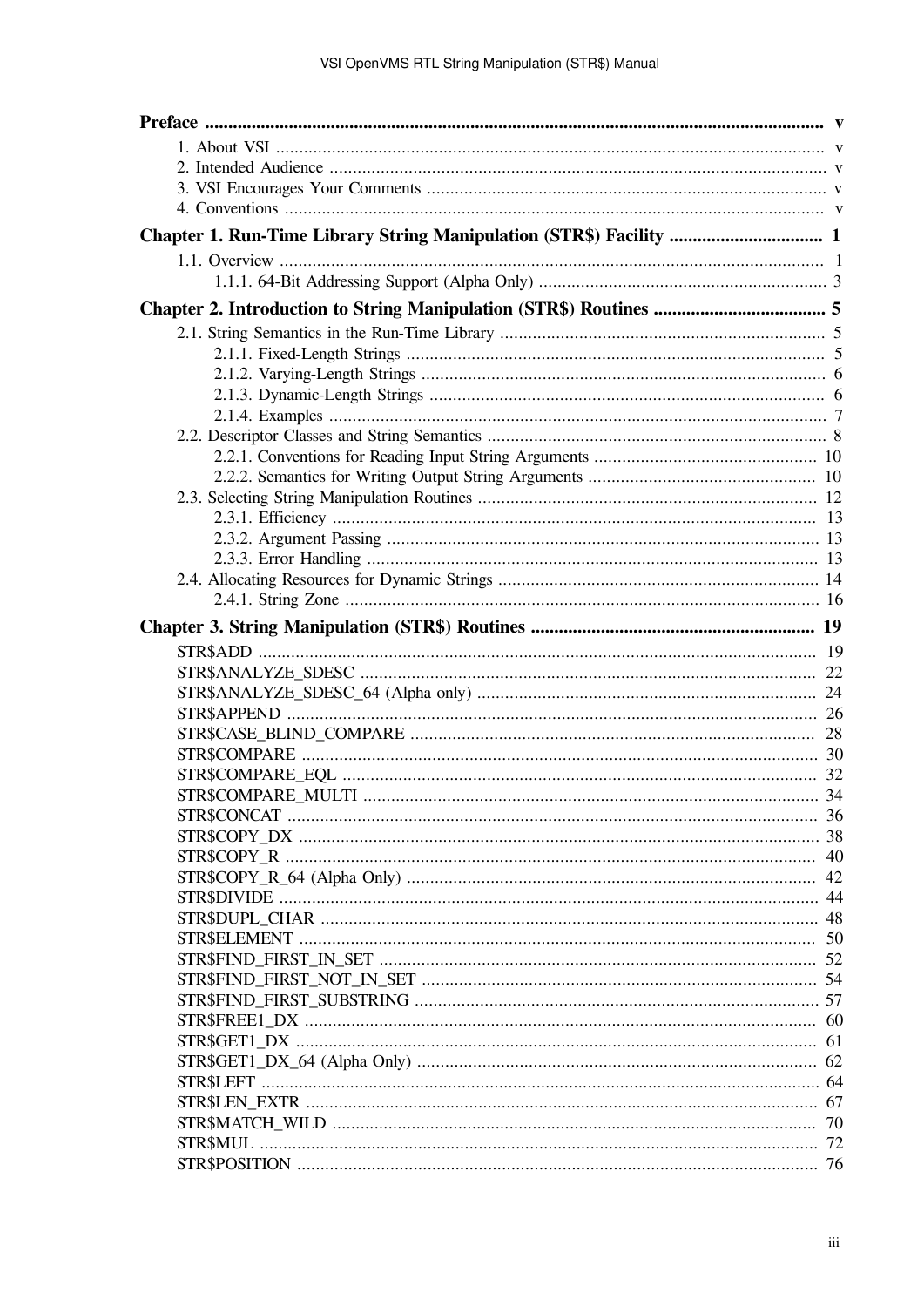**Preface** ..... v

1. About VSI ..... v
2. Intended Audience ..... v
3. VSI Encourages Your Comments ..... v
4. Conventions ..... v

**Chapter 1. Run-Time Library String Manipulation (STR$) Facility** ..... 1

- 1.1. Overview ..... 1
  - 1.1.1. 64-Bit Addressing Support (Alpha Only) ..... 3

**Chapter 2. Introduction to String Manipulation (STR$) Routines** ..... 5

- 2.1. String Semantics in the Run-Time Library ..... 5
  - 2.1.1. Fixed-Length Strings ..... 5
  - 2.1.2. Varying-Length Strings ..... 6
  - 2.1.3. Dynamic-Length Strings ..... 6
  - 2.1.4. Examples ..... 7
- 2.2. Descriptor Classes and String Semantics ..... 8
  - 2.2.1. Conventions for Reading Input String Arguments ..... 10
  - 2.2.2. Semantics for Writing Output String Arguments ..... 10
- 2.3. Selecting String Manipulation Routines ..... 12
  - 2.3.1. Efficiency ..... 13
  - 2.3.2. Argument Passing ..... 13
  - 2.3.3. Error Handling ..... 13
- 2.4. Allocating Resources for Dynamic Strings ..... 14
  - 2.4.1. String Zone ..... 16

**Chapter 3. String Manipulation (STR$) Routines** ..... 19

- STR$ADD ..... 19
- STR$ANALYZE_SDESC ..... 22
- STR$ANALYZE_SDESC_64 (Alpha only) ..... 24
- STR$APPEND ..... 26
- STR$CASE_BLIND_COMPARE ..... 28
- STR$COMPARE ..... 30
- STR$COMPARE_EQL ..... 32
- STR$COMPARE_MULTI ..... 34
- STR$CONCAT ..... 36
- STR$COPY_DX ..... 38
- STR$COPY_R ..... 40
- STR$COPY_R_64 (Alpha Only) ..... 42
- STR$DIVIDE ..... 44
- STR$DUPL_CHAR ..... 48
- STR$ELEMENT ..... 50
- STR$FIND_FIRST_IN_SET ..... 52
- STR$FIND_FIRST_NOT_IN_SET ..... 54
- STR$FIND_FIRST_SUBSTRING ..... 57
- STR$FREE1_DX ..... 60
- STR$GET1_DX ..... 61
- STR$GET1_DX_64 (Alpha Only) ..... 62
- STR$LEFT ..... 64
- STR$LEN_EXTR ..... 67
- STR$MATCH_WILD ..... 70
- STR$MUL ..... 72
- STR$POSITION ..... 76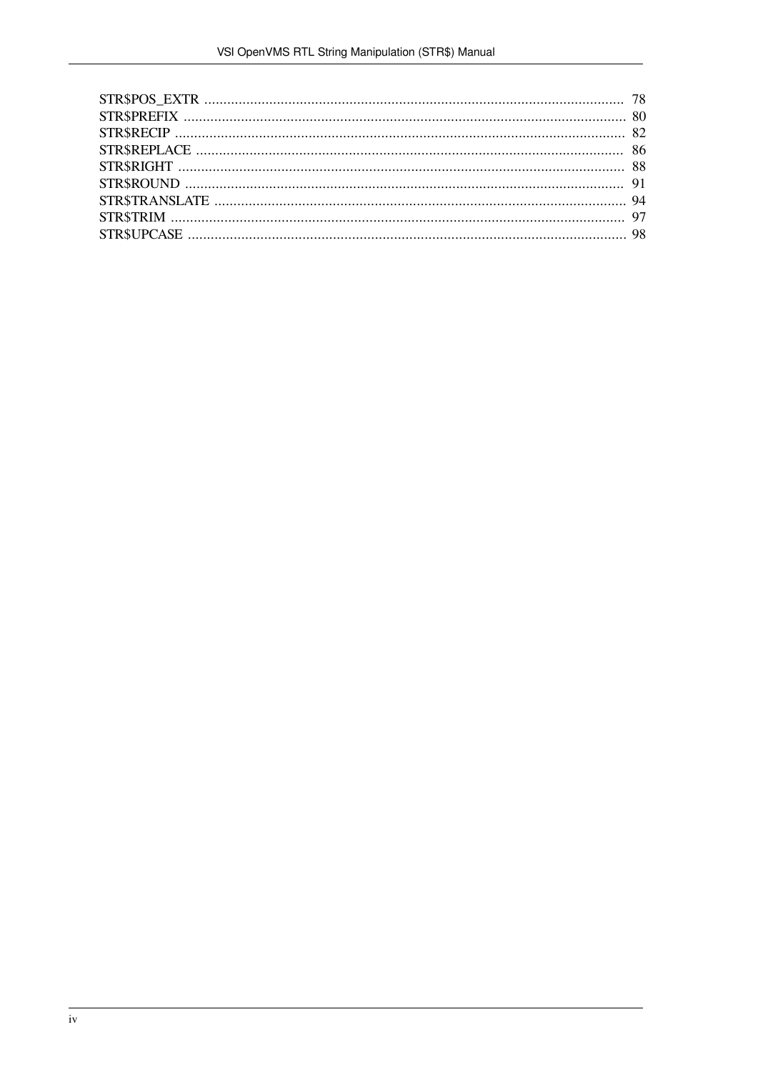STR$POS_EXTR ............................................................................................................. 78
STR$PREFIX ................................................................................................................... 80
STR$RECIP ..................................................................................................................... 82
STR$REPLACE ............................................................................................................... 86
STR$RIGHT .................................................................................................................... 88
STR$ROUND .................................................................................................................. 91
STR$TRANSLATE .......................................................................................................... 94
STR$TRIM ...................................................................................................................... 97
STR$UPCASE .................................................................................................................. 98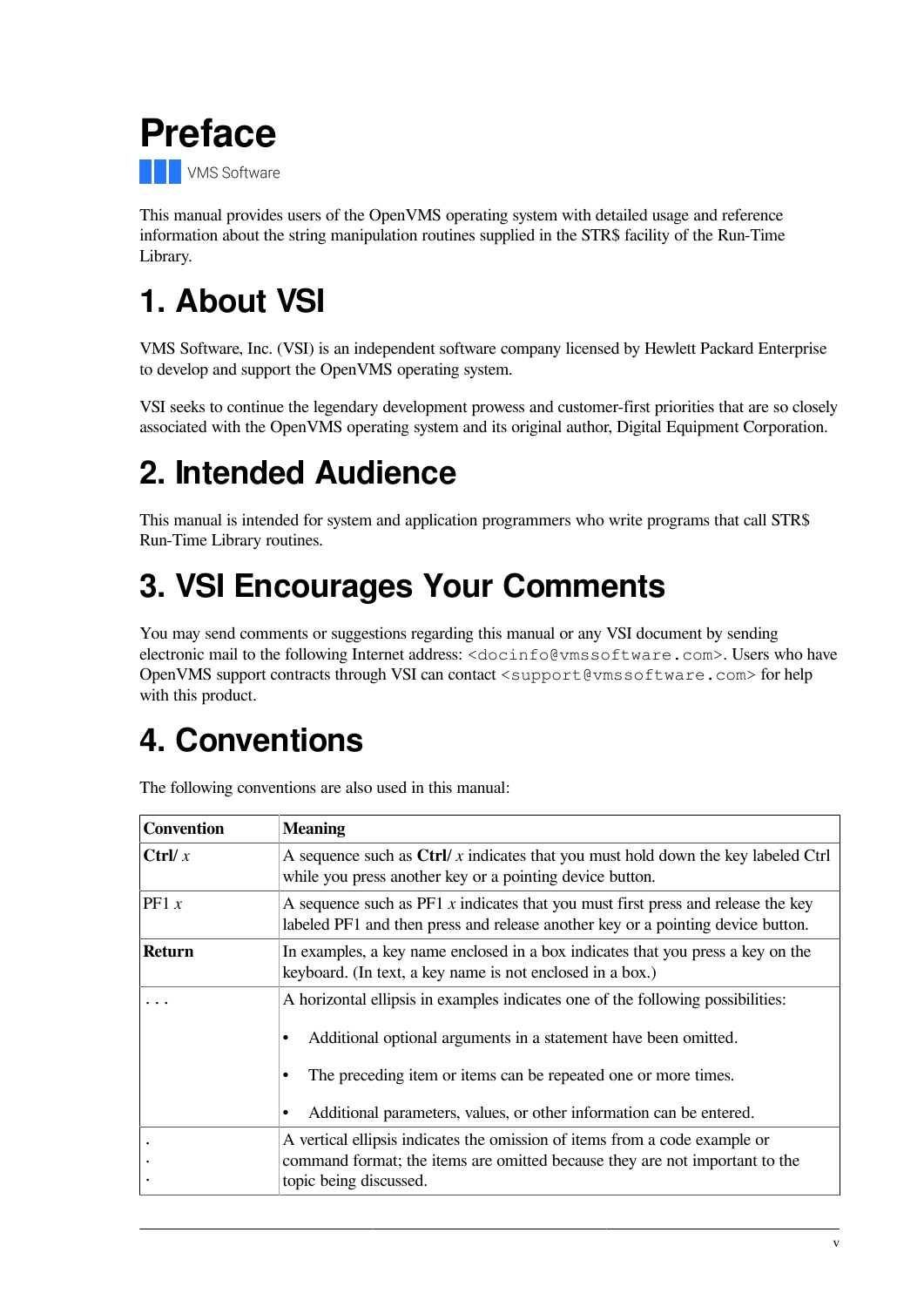# Preface

VMS Software

This manual provides users of the OpenVMS operating system with detailed usage and reference information about the string manipulation routines supplied in the STR$ facility of the Run-Time Library.

# 1. About VSI

VMS Software, Inc. (VSI) is an independent software company licensed by Hewlett Packard Enterprise to develop and support the OpenVMS operating system.

VSI seeks to continue the legendary development prowess and customer-first priorities that are so closely associated with the OpenVMS operating system and its original author, Digital Equipment Corporation.

# 2. Intended Audience

This manual is intended for system and application programmers who write programs that call STR$ Run-Time Library routines.

# 3. VSI Encourages Your Comments

You may send comments or suggestions regarding this manual or any VSI document by sending electronic mail to the following Internet address: `<docinfo@vmssoftware.com>`. Users who have OpenVMS support contracts through VSI can contact `<support@vmssoftware.com>` for help with this product.

# 4. Conventions

The following conventions are also used in this manual:

| Convention | Meaning |
|---|---|
| **Ctrl/** *x* | A sequence such as **Ctrl/** *x* indicates that you must hold down the key labeled Ctrl while you press another key or a pointing device button. |
| PF1 *x* | A sequence such as PF1 *x* indicates that you must first press and release the key labeled PF1 and then press and release another key or a pointing device button. |
| **Return** | In examples, a key name enclosed in a box indicates that you press a key on the keyboard. (In text, a key name is not enclosed in a box.) |
| ... | A horizontal ellipsis in examples indicates one of the following possibilities:<br>• Additional optional arguments in a statement have been omitted.<br>• The preceding item or items can be repeated one or more times.<br>• Additional parameters, values, or other information can be entered. |
| .<br>.<br>. | A vertical ellipsis indicates the omission of items from a code example or command format; the items are omitted because they are not important to the topic being discussed. |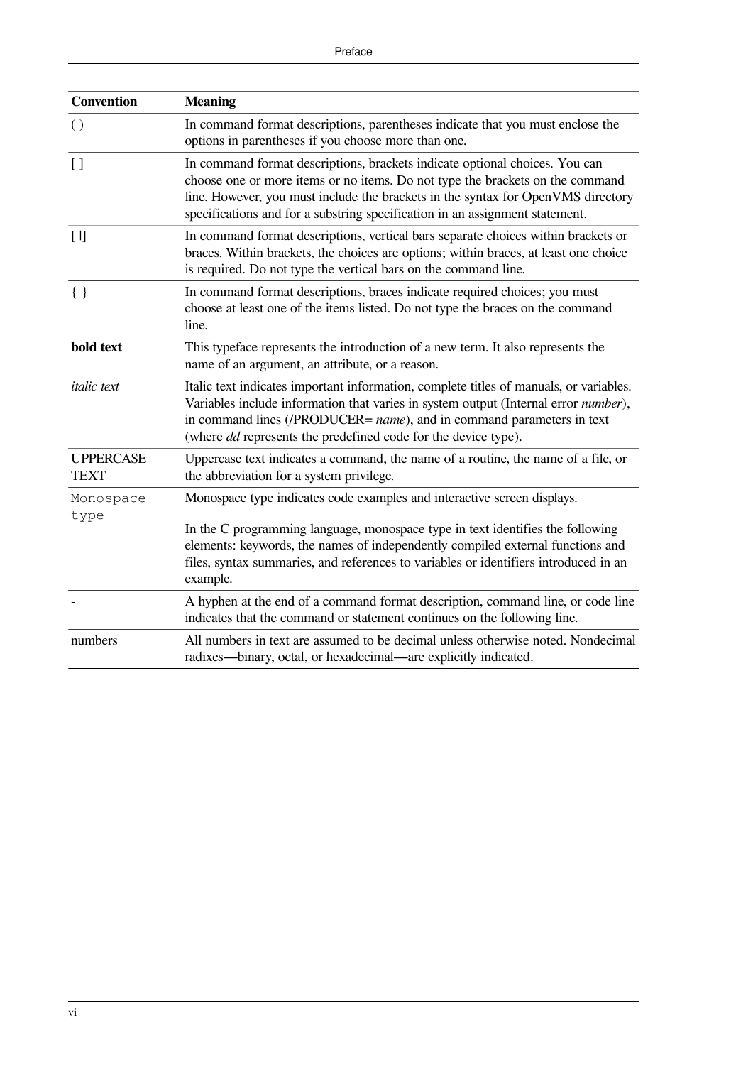| Convention | Meaning |
|---|---|
| ( ) | In command format descriptions, parentheses indicate that you must enclose the options in parentheses if you choose more than one. |
| [ ] | In command format descriptions, brackets indicate optional choices. You can choose one or more items or no items. Do not type the brackets on the command line. However, you must include the brackets in the syntax for OpenVMS directory specifications and for a substring specification in an assignment statement. |
| [ \|] | In command format descriptions, vertical bars separate choices within brackets or braces. Within brackets, the choices are options; within braces, at least one choice is required. Do not type the vertical bars on the command line. |
| { } | In command format descriptions, braces indicate required choices; you must choose at least one of the items listed. Do not type the braces on the command line. |
| **bold text** | This typeface represents the introduction of a new term. It also represents the name of an argument, an attribute, or a reason. |
| *italic text* | Italic text indicates important information, complete titles of manuals, or variables. Variables include information that varies in system output (Internal error *number*), in command lines (/PRODUCER= *name*), and in command parameters in text (where *dd* represents the predefined code for the device type). |
| UPPERCASE TEXT | Uppercase text indicates a command, the name of a routine, the name of a file, or the abbreviation for a system privilege. |
| `Monospace type` | Monospace type indicates code examples and interactive screen displays. <br><br> In the C programming language, monospace type in text identifies the following elements: keywords, the names of independently compiled external functions and files, syntax summaries, and references to variables or identifiers introduced in an example. |
| - | A hyphen at the end of a command format description, command line, or code line indicates that the command or statement continues on the following line. |
| numbers | All numbers in text are assumed to be decimal unless otherwise noted. Nondecimal radixes—binary, octal, or hexadecimal—are explicitly indicated. |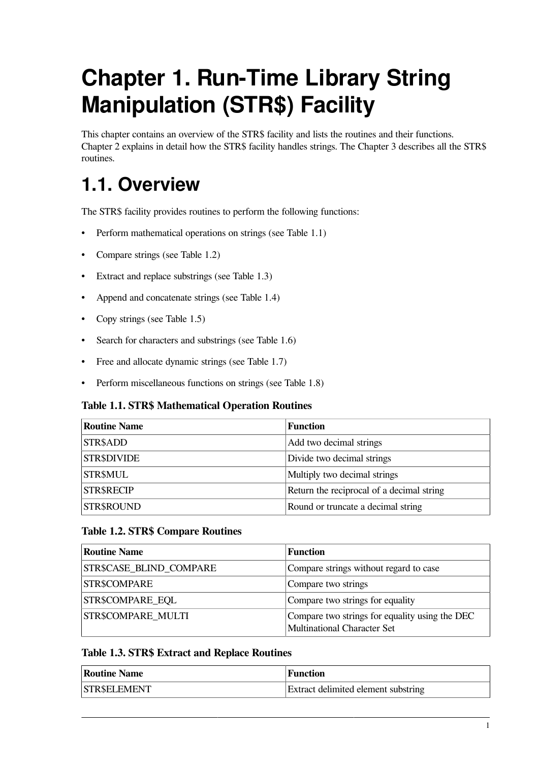# Chapter 1. Run-Time Library String Manipulation (STR$) Facility

This chapter contains an overview of the STR$ facility and lists the routines and their functions. Chapter 2 explains in detail how the STR$ facility handles strings. The Chapter 3 describes all the STR$ routines.

## 1.1. Overview

The STR$ facility provides routines to perform the following functions:

- Perform mathematical operations on strings (see Table 1.1)
- Compare strings (see Table 1.2)
- Extract and replace substrings (see Table 1.3)
- Append and concatenate strings (see Table 1.4)
- Copy strings (see Table 1.5)
- Search for characters and substrings (see Table 1.6)
- Free and allocate dynamic strings (see Table 1.7)
- Perform miscellaneous functions on strings (see Table 1.8)

**Table 1.1. STR$ Mathematical Operation Routines**

| Routine Name | Function |
|---|---|
| STR$ADD | Add two decimal strings |
| STR$DIVIDE | Divide two decimal strings |
| STR$MUL | Multiply two decimal strings |
| STR$RECIP | Return the reciprocal of a decimal string |
| STR$ROUND | Round or truncate a decimal string |

**Table 1.2. STR$ Compare Routines**

| Routine Name | Function |
|---|---|
| STR$CASE_BLIND_COMPARE | Compare strings without regard to case |
| STR$COMPARE | Compare two strings |
| STR$COMPARE_EQL | Compare two strings for equality |
| STR$COMPARE_MULTI | Compare two strings for equality using the DEC Multinational Character Set |

**Table 1.3. STR$ Extract and Replace Routines**

| Routine Name | Function |
|---|---|
| STR$ELEMENT | Extract delimited element substring |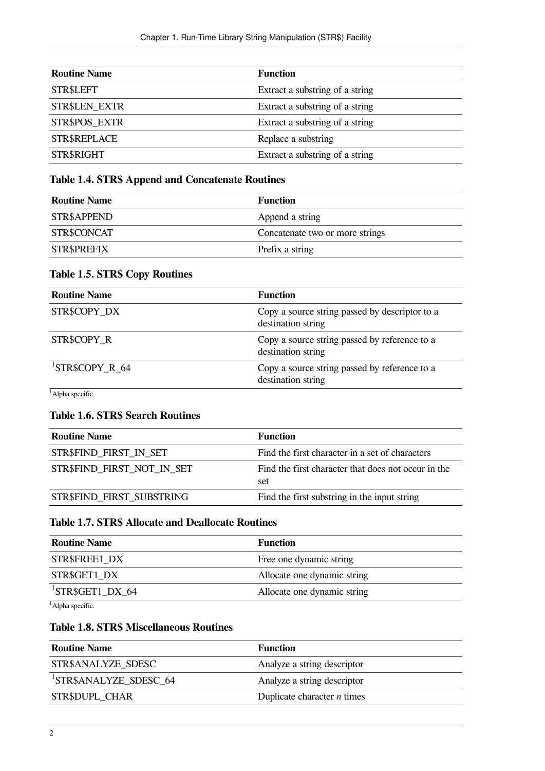| Routine Name | Function |
|---|---|
| STR$LEFT | Extract a substring of a string |
| STR$LEN_EXTR | Extract a substring of a string |
| STR$POS_EXTR | Extract a substring of a string |
| STR$REPLACE | Replace a substring |
| STR$RIGHT | Extract a substring of a string |

### Table 1.4. STR$ Append and Concatenate Routines

| Routine Name | Function |
|---|---|
| STR$APPEND | Append a string |
| STR$CONCAT | Concatenate two or more strings |
| STR$PREFIX | Prefix a string |

### Table 1.5. STR$ Copy Routines

| Routine Name | Function |
|---|---|
| STR$COPY_DX | Copy a source string passed by descriptor to a destination string |
| STR$COPY_R | Copy a source string passed by reference to a destination string |
| [1]STR$COPY_R_64 | Copy a source string passed by reference to a destination string |

[1]Alpha specific.

### Table 1.6. STR$ Search Routines

| Routine Name | Function |
|---|---|
| STR$FIND_FIRST_IN_SET | Find the first character in a set of characters |
| STR$FIND_FIRST_NOT_IN_SET | Find the first character that does not occur in the set |
| STR$FIND_FIRST_SUBSTRING | Find the first substring in the input string |

### Table 1.7. STR$ Allocate and Deallocate Routines

| Routine Name | Function |
|---|---|
| STR$FREE1_DX | Free one dynamic string |
| STR$GET1_DX | Allocate one dynamic string |
| [1]STR$GET1_DX_64 | Allocate one dynamic string |

[1]Alpha specific.

### Table 1.8. STR$ Miscellaneous Routines

| Routine Name | Function |
|---|---|
| STR$ANALYZE_SDESC | Analyze a string descriptor |
| [1]STR$ANALYZE_SDESC_64 | Analyze a string descriptor |
| STR$DUPL_CHAR | Duplicate character *n* times |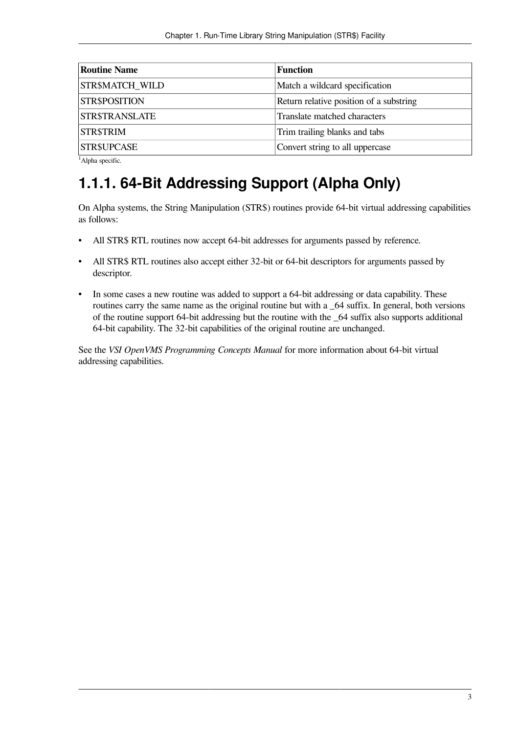| Routine Name | Function |
| --- | --- |
| STR$MATCH_WILD | Match a wildcard specification |
| STR$POSITION | Return relative position of a substring |
| STR$TRANSLATE | Translate matched characters |
| STR$TRIM | Trim trailing blanks and tabs |
| STR$UPCASE | Convert string to all uppercase |

[1]Alpha specific.

### 1.1.1. 64-Bit Addressing Support (Alpha Only)

On Alpha systems, the String Manipulation (STR$) routines provide 64-bit virtual addressing capabilities as follows:

- All STR$ RTL routines now accept 64-bit addresses for arguments passed by reference.
- All STR$ RTL routines also accept either 32-bit or 64-bit descriptors for arguments passed by descriptor.
- In some cases a new routine was added to support a 64-bit addressing or data capability. These routines carry the same name as the original routine but with a _64 suffix. In general, both versions of the routine support 64-bit addressing but the routine with the _64 suffix also supports additional 64-bit capability. The 32-bit capabilities of the original routine are unchanged.

See the *VSI OpenVMS Programming Concepts Manual* for more information about 64-bit virtual addressing capabilities.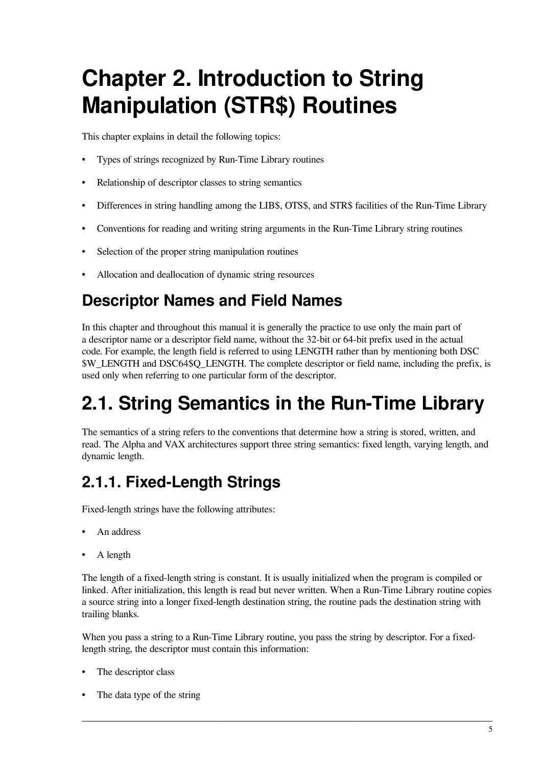# Chapter 2. Introduction to String Manipulation (STR$) Routines

This chapter explains in detail the following topics:

- Types of strings recognized by Run-Time Library routines
- Relationship of descriptor classes to string semantics
- Differences in string handling among the LIB$, OTS$, and STR$ facilities of the Run-Time Library
- Conventions for reading and writing string arguments in the Run-Time Library string routines
- Selection of the proper string manipulation routines
- Allocation and deallocation of dynamic string resources

## Descriptor Names and Field Names

In this chapter and throughout this manual it is generally the practice to use only the main part of a descriptor name or a descriptor field name, without the 32-bit or 64-bit prefix used in the actual code. For example, the length field is referred to using LENGTH rather than by mentioning both DSC$W_LENGTH and DSC64$Q_LENGTH. The complete descriptor or field name, including the prefix, is used only when referring to one particular form of the descriptor.

# 2.1. String Semantics in the Run-Time Library

The semantics of a string refers to the conventions that determine how a string is stored, written, and read. The Alpha and VAX architectures support three string semantics: fixed length, varying length, and dynamic length.

## 2.1.1. Fixed-Length Strings

Fixed-length strings have the following attributes:

- An address
- A length

The length of a fixed-length string is constant. It is usually initialized when the program is compiled or linked. After initialization, this length is read but never written. When a Run-Time Library routine copies a source string into a longer fixed-length destination string, the routine pads the destination string with trailing blanks.

When you pass a string to a Run-Time Library routine, you pass the string by descriptor. For a fixed-length string, the descriptor must contain this information:

- The descriptor class
- The data type of the string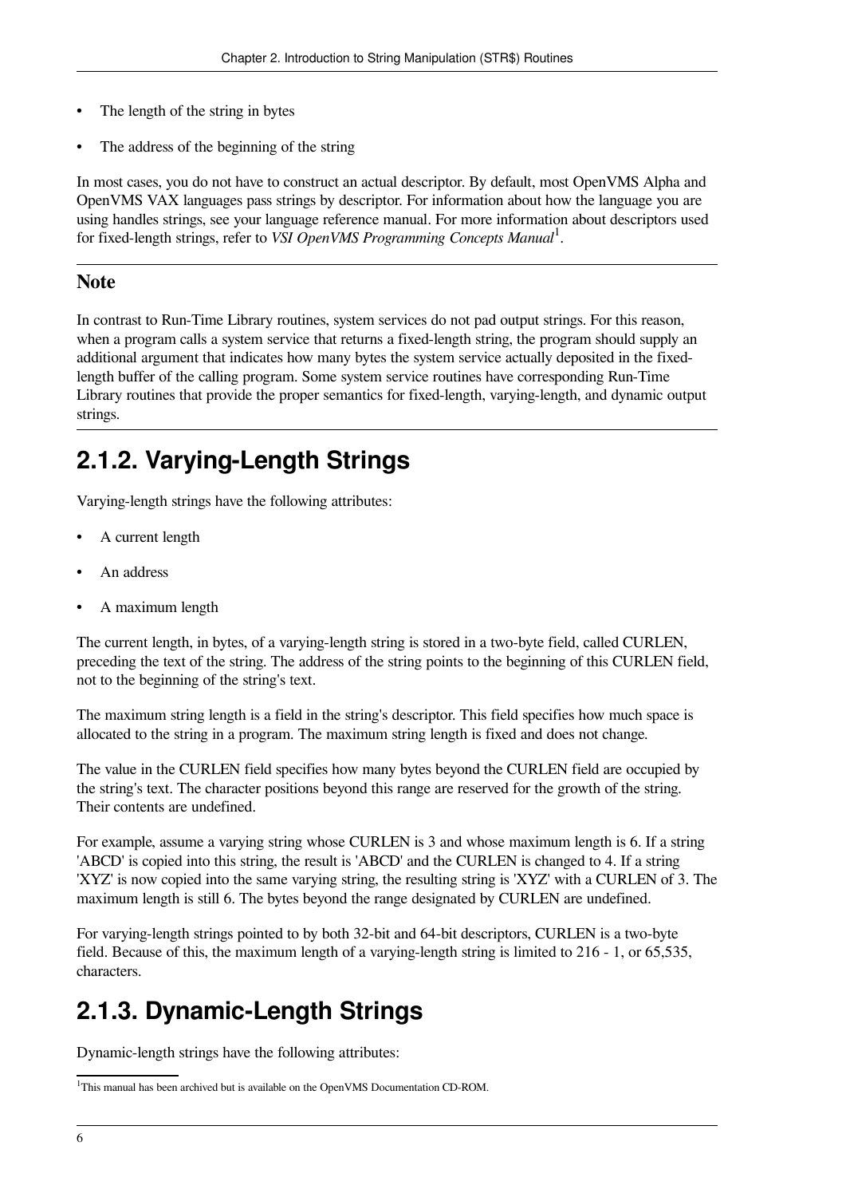- The length of the string in bytes
- The address of the beginning of the string

In most cases, you do not have to construct an actual descriptor. By default, most OpenVMS Alpha and OpenVMS VAX languages pass strings by descriptor. For information about how the language you are using handles strings, see your language reference manual. For more information about descriptors used for fixed-length strings, refer to *VSI OpenVMS Programming Concepts Manual*[1].

---

**Note**

In contrast to Run-Time Library routines, system services do not pad output strings. For this reason, when a program calls a system service that returns a fixed-length string, the program should supply an additional argument that indicates how many bytes the system service actually deposited in the fixed-length buffer of the calling program. Some system service routines have corresponding Run-Time Library routines that provide the proper semantics for fixed-length, varying-length, and dynamic output strings.

---

## 2.1.2. Varying-Length Strings

Varying-length strings have the following attributes:

- A current length
- An address
- A maximum length

The current length, in bytes, of a varying-length string is stored in a two-byte field, called CURLEN, preceding the text of the string. The address of the string points to the beginning of this CURLEN field, not to the beginning of the string's text.

The maximum string length is a field in the string's descriptor. This field specifies how much space is allocated to the string in a program. The maximum string length is fixed and does not change.

The value in the CURLEN field specifies how many bytes beyond the CURLEN field are occupied by the string's text. The character positions beyond this range are reserved for the growth of the string. Their contents are undefined.

For example, assume a varying string whose CURLEN is 3 and whose maximum length is 6. If a string 'ABCD' is copied into this string, the result is 'ABCD' and the CURLEN is changed to 4. If a string 'XYZ' is now copied into the same varying string, the resulting string is 'XYZ' with a CURLEN of 3. The maximum length is still 6. The bytes beyond the range designated by CURLEN are undefined.

For varying-length strings pointed to by both 32-bit and 64-bit descriptors, CURLEN is a two-byte field. Because of this, the maximum length of a varying-length string is limited to 216 - 1, or 65,535, characters.

## 2.1.3. Dynamic-Length Strings

Dynamic-length strings have the following attributes:

[1] This manual has been archived but is available on the OpenVMS Documentation CD-ROM.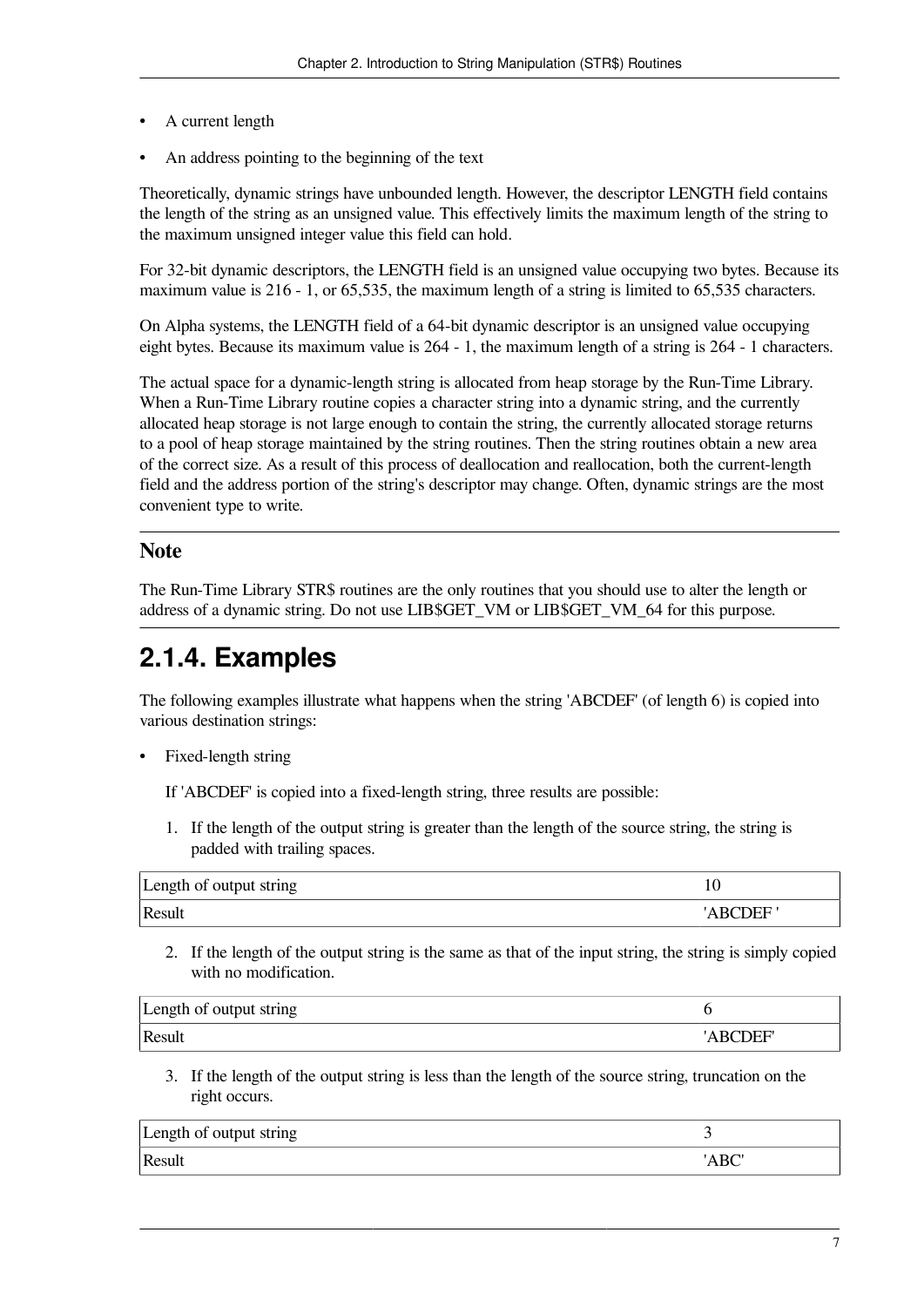- A current length
- An address pointing to the beginning of the text

Theoretically, dynamic strings have unbounded length. However, the descriptor LENGTH field contains the length of the string as an unsigned value. This effectively limits the maximum length of the string to the maximum unsigned integer value this field can hold.

For 32-bit dynamic descriptors, the LENGTH field is an unsigned value occupying two bytes. Because its maximum value is 216 - 1, or 65,535, the maximum length of a string is limited to 65,535 characters.

On Alpha systems, the LENGTH field of a 64-bit dynamic descriptor is an unsigned value occupying eight bytes. Because its maximum value is 264 - 1, the maximum length of a string is 264 - 1 characters.

The actual space for a dynamic-length string is allocated from heap storage by the Run-Time Library. When a Run-Time Library routine copies a character string into a dynamic string, and the currently allocated heap storage is not large enough to contain the string, the currently allocated storage returns to a pool of heap storage maintained by the string routines. Then the string routines obtain a new area of the correct size. As a result of this process of deallocation and reallocation, both the current-length field and the address portion of the string's descriptor may change. Often, dynamic strings are the most convenient type to write.

### Note

The Run-Time Library STR$ routines are the only routines that you should use to alter the length or address of a dynamic string. Do not use LIB$GET_VM or LIB$GET_VM_64 for this purpose.

## 2.1.4. Examples

The following examples illustrate what happens when the string 'ABCDEF' (of length 6) is copied into various destination strings:

- Fixed-length string

  If 'ABCDEF' is copied into a fixed-length string, three results are possible:

  1. If the length of the output string is greater than the length of the source string, the string is padded with trailing spaces.

| Length of output string | 10 |
|---|---|
| Result | 'ABCDEF ' |

  2. If the length of the output string is the same as that of the input string, the string is simply copied with no modification.

| Length of output string | 6 |
|---|---|
| Result | 'ABCDEF' |

  3. If the length of the output string is less than the length of the source string, truncation on the right occurs.

| Length of output string | 3 |
|---|---|
| Result | 'ABC' |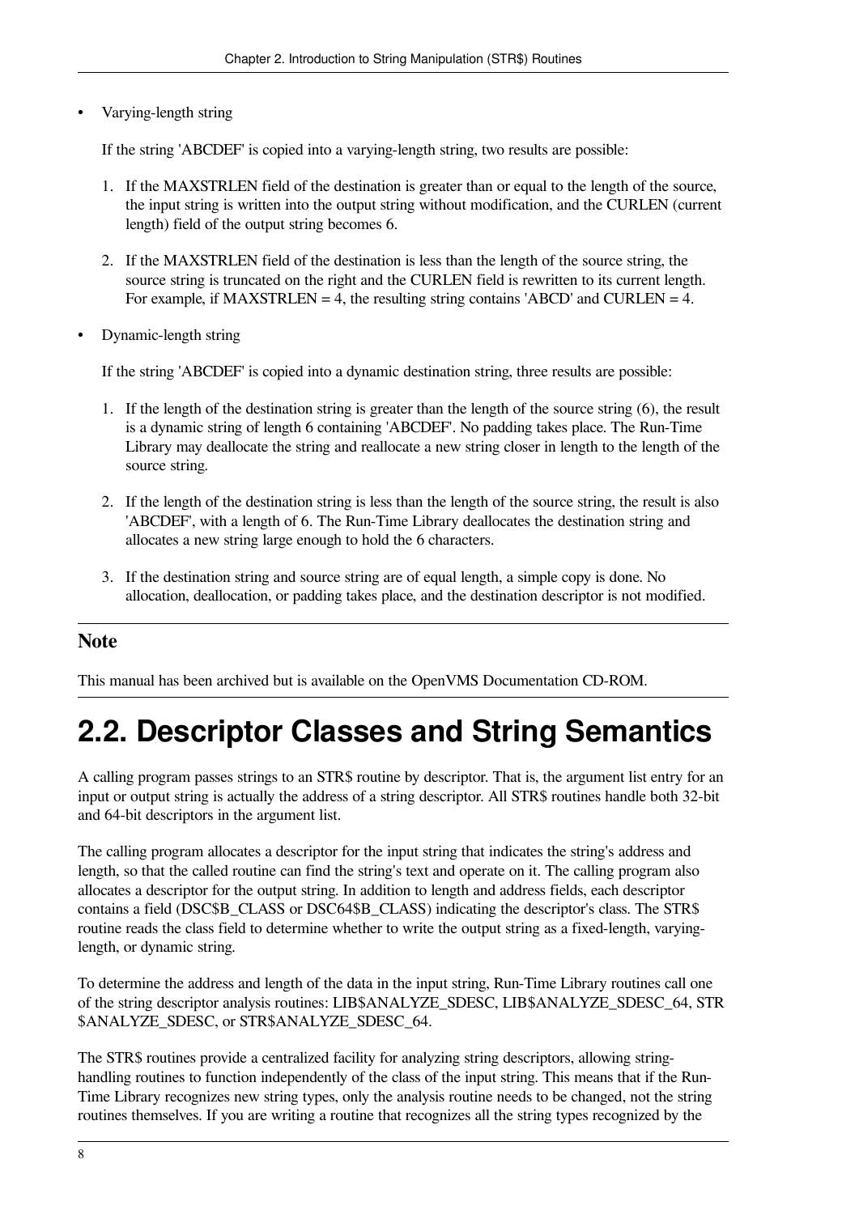- Varying-length string

  If the string 'ABCDEF' is copied into a varying-length string, two results are possible:

  1. If the MAXSTRLEN field of the destination is greater than or equal to the length of the source, the input string is written into the output string without modification, and the CURLEN (current length) field of the output string becomes 6.

  2. If the MAXSTRLEN field of the destination is less than the length of the source string, the source string is truncated on the right and the CURLEN field is rewritten to its current length. For example, if MAXSTRLEN = 4, the resulting string contains 'ABCD' and CURLEN = 4.

- Dynamic-length string

  If the string 'ABCDEF' is copied into a dynamic destination string, three results are possible:

  1. If the length of the destination string is greater than the length of the source string (6), the result is a dynamic string of length 6 containing 'ABCDEF'. No padding takes place. The Run-Time Library may deallocate the string and reallocate a new string closer in length to the length of the source string.

  2. If the length of the destination string is less than the length of the source string, the result is also 'ABCDEF', with a length of 6. The Run-Time Library deallocates the destination string and allocates a new string large enough to hold the 6 characters.

  3. If the destination string and source string are of equal length, a simple copy is done. No allocation, deallocation, or padding takes place, and the destination descriptor is not modified.

### Note

This manual has been archived but is available on the OpenVMS Documentation CD-ROM.

# 2.2. Descriptor Classes and String Semantics

A calling program passes strings to an STR$ routine by descriptor. That is, the argument list entry for an input or output string is actually the address of a string descriptor. All STR$ routines handle both 32-bit and 64-bit descriptors in the argument list.

The calling program allocates a descriptor for the input string that indicates the string's address and length, so that the called routine can find the string's text and operate on it. The calling program also allocates a descriptor for the output string. In addition to length and address fields, each descriptor contains a field (DSC$B_CLASS or DSC64$B_CLASS) indicating the descriptor's class. The STR$ routine reads the class field to determine whether to write the output string as a fixed-length, varying-length, or dynamic string.

To determine the address and length of the data in the input string, Run-Time Library routines call one of the string descriptor analysis routines: LIB$ANALYZE_SDESC, LIB$ANALYZE_SDESC_64, STR$ANALYZE_SDESC, or STR$ANALYZE_SDESC_64.

The STR$ routines provide a centralized facility for analyzing string descriptors, allowing string-handling routines to function independently of the class of the input string. This means that if the Run-Time Library recognizes new string types, only the analysis routine needs to be changed, not the string routines themselves. If you are writing a routine that recognizes all the string types recognized by the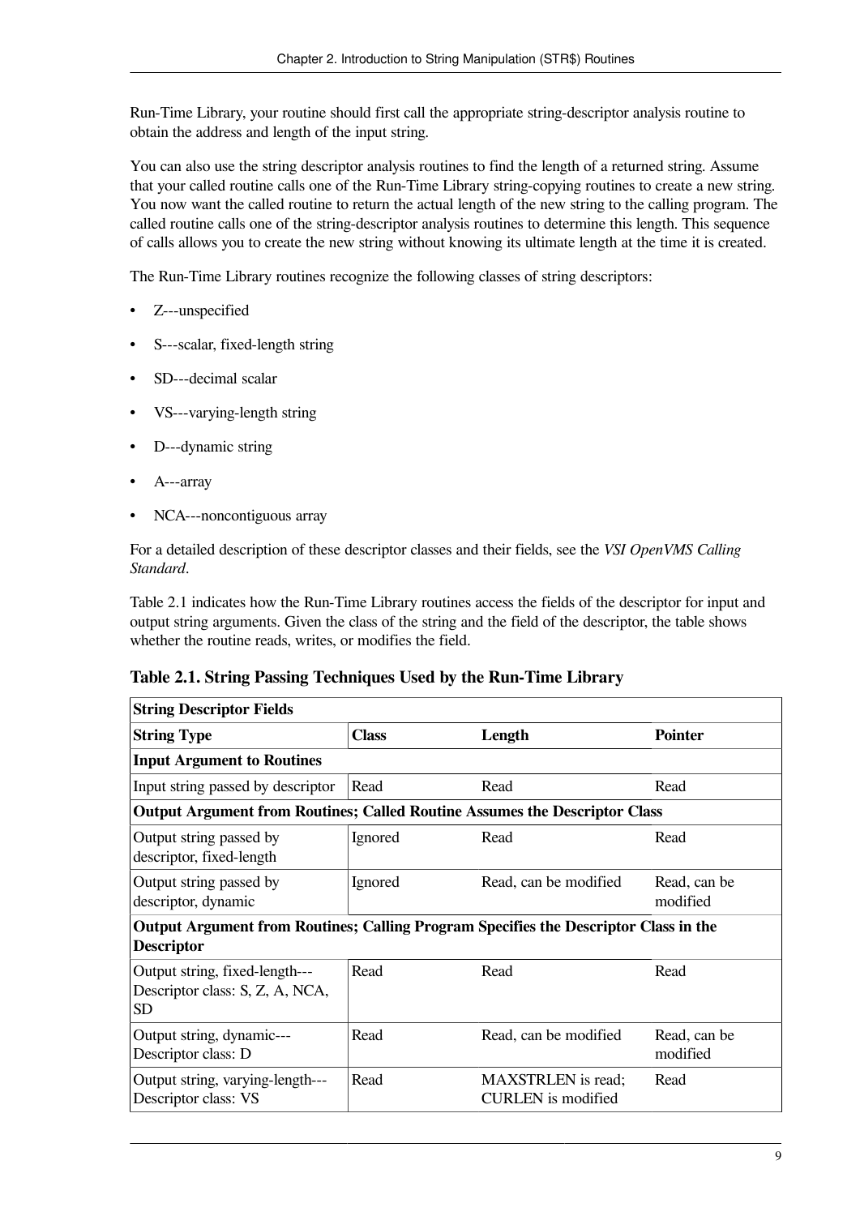Run-Time Library, your routine should first call the appropriate string-descriptor analysis routine to obtain the address and length of the input string.

You can also use the string descriptor analysis routines to find the length of a returned string. Assume that your called routine calls one of the Run-Time Library string-copying routines to create a new string. You now want the called routine to return the actual length of the new string to the calling program. The called routine calls one of the string-descriptor analysis routines to determine this length. This sequence of calls allows you to create the new string without knowing its ultimate length at the time it is created.

The Run-Time Library routines recognize the following classes of string descriptors:

- Z---unspecified
- S---scalar, fixed-length string
- SD---decimal scalar
- VS---varying-length string
- D---dynamic string
- A---array
- NCA---noncontiguous array

For a detailed description of these descriptor classes and their fields, see the *VSI OpenVMS Calling Standard*.

Table 2.1 indicates how the Run-Time Library routines access the fields of the descriptor for input and output string arguments. Given the class of the string and the field of the descriptor, the table shows whether the routine reads, writes, or modifies the field.

**Table 2.1. String Passing Techniques Used by the Run-Time Library**

| **String Descriptor Fields** | | | |
|---|---|---|---|
| **String Type** | **Class** | **Length** | **Pointer** |
| **Input Argument to Routines** | | | |
| Input string passed by descriptor | Read | Read | Read |
| **Output Argument from Routines; Called Routine Assumes the Descriptor Class** | | | |
| Output string passed by descriptor, fixed-length | Ignored | Read | Read |
| Output string passed by descriptor, dynamic | Ignored | Read, can be modified | Read, can be modified |
| **Output Argument from Routines; Calling Program Specifies the Descriptor Class in the Descriptor** | | | |
| Output string, fixed-length---Descriptor class: S, Z, A, NCA, SD | Read | Read | Read |
| Output string, dynamic---Descriptor class: D | Read | Read, can be modified | Read, can be modified |
| Output string, varying-length---Descriptor class: VS | Read | MAXSTRLEN is read; CURLEN is modified | Read |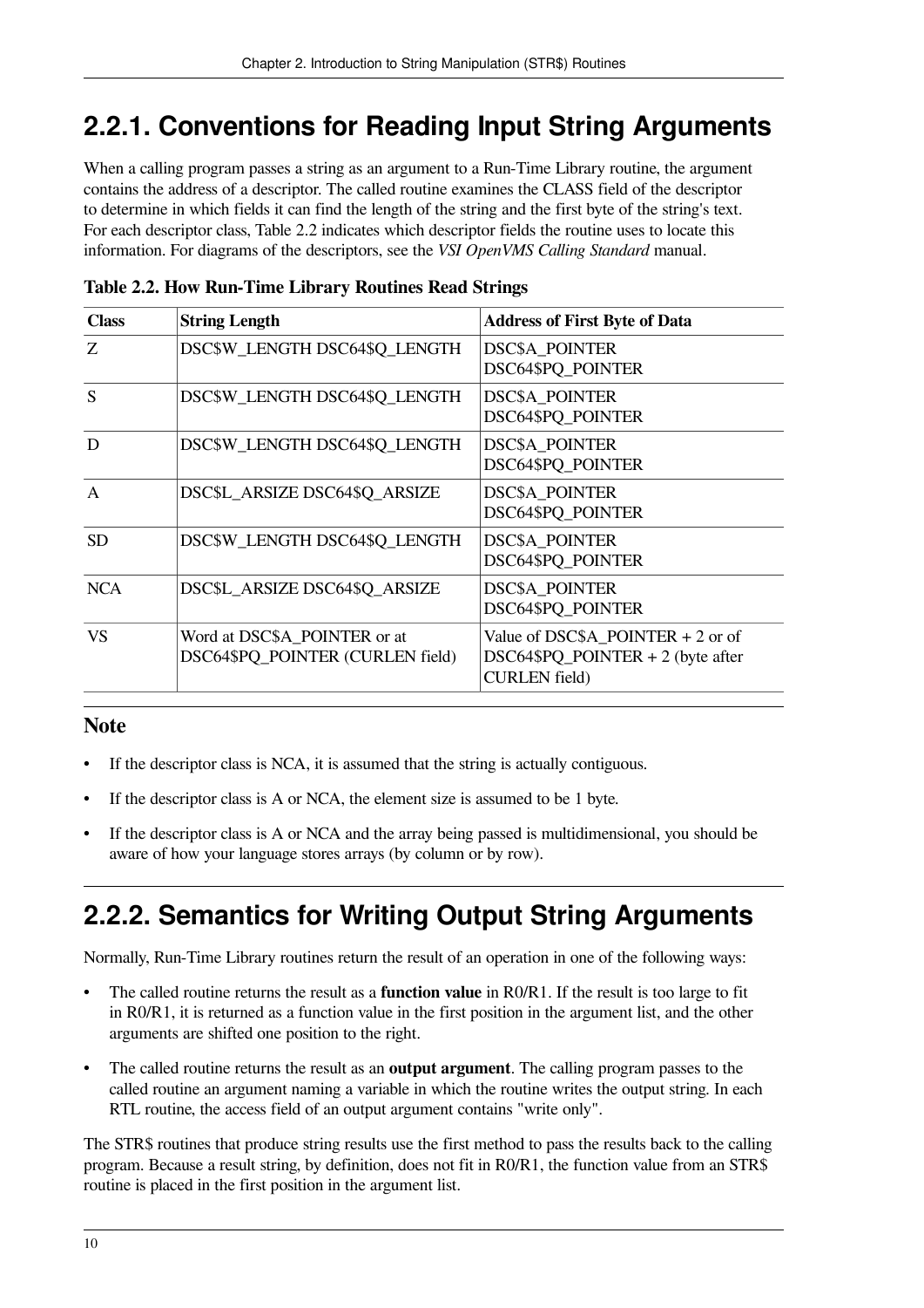## 2.2.1. Conventions for Reading Input String Arguments

When a calling program passes a string as an argument to a Run-Time Library routine, the argument contains the address of a descriptor. The called routine examines the CLASS field of the descriptor to determine in which fields it can find the length of the string and the first byte of the string's text. For each descriptor class, Table 2.2 indicates which descriptor fields the routine uses to locate this information. For diagrams of the descriptors, see the *VSI OpenVMS Calling Standard* manual.

**Table 2.2. How Run-Time Library Routines Read Strings**

| Class | String Length | Address of First Byte of Data |
|---|---|---|
| Z | DSC$W_LENGTH DSC64$Q_LENGTH | DSC$A_POINTER DSC64$PQ_POINTER |
| S | DSC$W_LENGTH DSC64$Q_LENGTH | DSC$A_POINTER DSC64$PQ_POINTER |
| D | DSC$W_LENGTH DSC64$Q_LENGTH | DSC$A_POINTER DSC64$PQ_POINTER |
| A | DSC$L_ARSIZE DSC64$Q_ARSIZE | DSC$A_POINTER DSC64$PQ_POINTER |
| SD | DSC$W_LENGTH DSC64$Q_LENGTH | DSC$A_POINTER DSC64$PQ_POINTER |
| NCA | DSC$L_ARSIZE DSC64$Q_ARSIZE | DSC$A_POINTER DSC64$PQ_POINTER |
| VS | Word at DSC$A_POINTER or at DSC64$PQ_POINTER (CURLEN field) | Value of DSC$A_POINTER + 2 or of DSC64$PQ_POINTER + 2 (byte after CURLEN field) |

### Note

- If the descriptor class is NCA, it is assumed that the string is actually contiguous.
- If the descriptor class is A or NCA, the element size is assumed to be 1 byte.
- If the descriptor class is A or NCA and the array being passed is multidimensional, you should be aware of how your language stores arrays (by column or by row).

## 2.2.2. Semantics for Writing Output String Arguments

Normally, Run-Time Library routines return the result of an operation in one of the following ways:

- The called routine returns the result as a **function value** in R0/R1. If the result is too large to fit in R0/R1, it is returned as a function value in the first position in the argument list, and the other arguments are shifted one position to the right.
- The called routine returns the result as an **output argument**. The calling program passes to the called routine an argument naming a variable in which the routine writes the output string. In each RTL routine, the access field of an output argument contains "write only".

The STR$ routines that produce string results use the first method to pass the results back to the calling program. Because a result string, by definition, does not fit in R0/R1, the function value from an STR$ routine is placed in the first position in the argument list.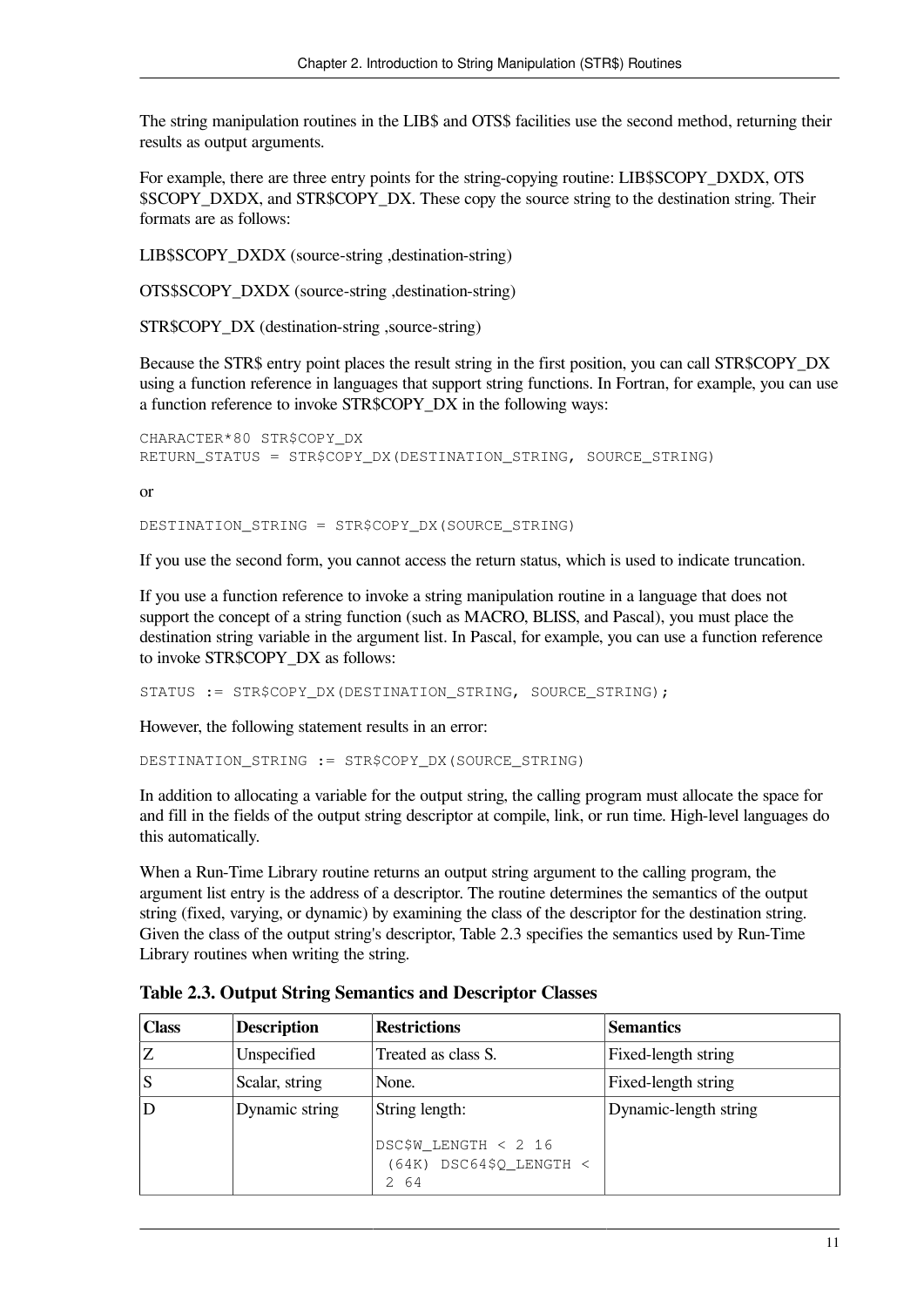The string manipulation routines in the LIB$ and OTS$ facilities use the second method, returning their results as output arguments.

For example, there are three entry points for the string-copying routine: LIB$SCOPY_DXDX, OTS$SCOPY_DXDX, and STR$COPY_DX. These copy the source string to the destination string. Their formats are as follows:

LIB$SCOPY_DXDX (source-string ,destination-string)

OTS$SCOPY_DXDX (source-string ,destination-string)

STR$COPY_DX (destination-string ,source-string)

Because the STR$ entry point places the result string in the first position, you can call STR$COPY_DX using a function reference in languages that support string functions. In Fortran, for example, you can use a function reference to invoke STR$COPY_DX in the following ways:

```
CHARACTER*80 STR$COPY_DX
RETURN_STATUS = STR$COPY_DX(DESTINATION_STRING, SOURCE_STRING)
```

or

```
DESTINATION_STRING = STR$COPY_DX(SOURCE_STRING)
```

If you use the second form, you cannot access the return status, which is used to indicate truncation.

If you use a function reference to invoke a string manipulation routine in a language that does not support the concept of a string function (such as MACRO, BLISS, and Pascal), you must place the destination string variable in the argument list. In Pascal, for example, you can use a function reference to invoke STR$COPY_DX as follows:

```
STATUS := STR$COPY_DX(DESTINATION_STRING, SOURCE_STRING);
```

However, the following statement results in an error:

```
DESTINATION_STRING := STR$COPY_DX(SOURCE_STRING)
```

In addition to allocating a variable for the output string, the calling program must allocate the space for and fill in the fields of the output string descriptor at compile, link, or run time. High-level languages do this automatically.

When a Run-Time Library routine returns an output string argument to the calling program, the argument list entry is the address of a descriptor. The routine determines the semantics of the output string (fixed, varying, or dynamic) by examining the class of the descriptor for the destination string. Given the class of the output string's descriptor, Table 2.3 specifies the semantics used by Run-Time Library routines when writing the string.

**Table 2.3. Output String Semantics and Descriptor Classes**

| Class | Description | Restrictions | Semantics |
|---|---|---|---|
| Z | Unspecified | Treated as class S. | Fixed-length string |
| S | Scalar, string | None. | Fixed-length string |
| D | Dynamic string | String length: DSC$W_LENGTH < $2^{16}$ (64K) DSC64$Q_LENGTH < $2^{64}$ | Dynamic-length string |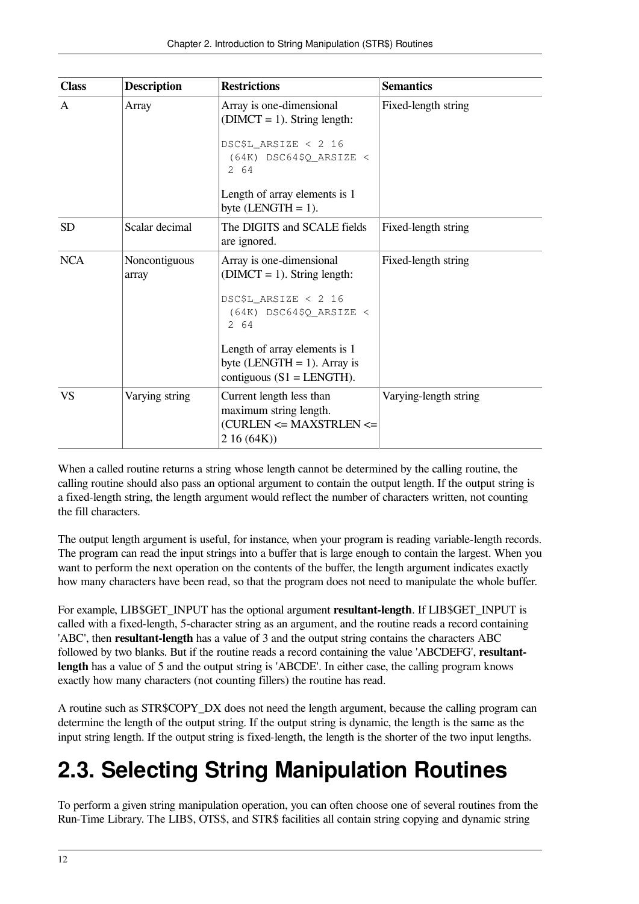| Class | Description | Restrictions | Semantics |
| --- | --- | --- | --- |
| A | Array | Array is one-dimensional (DIMCT = 1). String length: `DSC$L_ARSIZE < 2 16 (64K) DSC64$Q_ARSIZE < 2 64` Length of array elements is 1 byte (LENGTH = 1). | Fixed-length string |
| SD | Scalar decimal | The DIGITS and SCALE fields are ignored. | Fixed-length string |
| NCA | Noncontiguous array | Array is one-dimensional (DIMCT = 1). String length: `DSC$L_ARSIZE < 2 16 (64K) DSC64$Q_ARSIZE < 2 64` Length of array elements is 1 byte (LENGTH = 1). Array is contiguous (S1 = LENGTH). | Fixed-length string |
| VS | Varying string | Current length less than maximum string length. (CURLEN <= MAXSTRLEN <= 2 16 (64K)) | Varying-length string |

When a called routine returns a string whose length cannot be determined by the calling routine, the calling routine should also pass an optional argument to contain the output length. If the output string is a fixed-length string, the length argument would reflect the number of characters written, not counting the fill characters.

The output length argument is useful, for instance, when your program is reading variable-length records. The program can read the input strings into a buffer that is large enough to contain the largest. When you want to perform the next operation on the contents of the buffer, the length argument indicates exactly how many characters have been read, so that the program does not need to manipulate the whole buffer.

For example, LIB$GET_INPUT has the optional argument **resultant-length**. If LIB$GET_INPUT is called with a fixed-length, 5-character string as an argument, and the routine reads a record containing 'ABC', then **resultant-length** has a value of 3 and the output string contains the characters ABC followed by two blanks. But if the routine reads a record containing the value 'ABCDEFG', **resultant-length** has a value of 5 and the output string is 'ABCDE'. In either case, the calling program knows exactly how many characters (not counting fillers) the routine has read.

A routine such as STR$COPY_DX does not need the length argument, because the calling program can determine the length of the output string. If the output string is dynamic, the length is the same as the input string length. If the output string is fixed-length, the length is the shorter of the two input lengths.

## 2.3. Selecting String Manipulation Routines

To perform a given string manipulation operation, you can often choose one of several routines from the Run-Time Library. The LIB$, OTS$, and STR$ facilities all contain string copying and dynamic string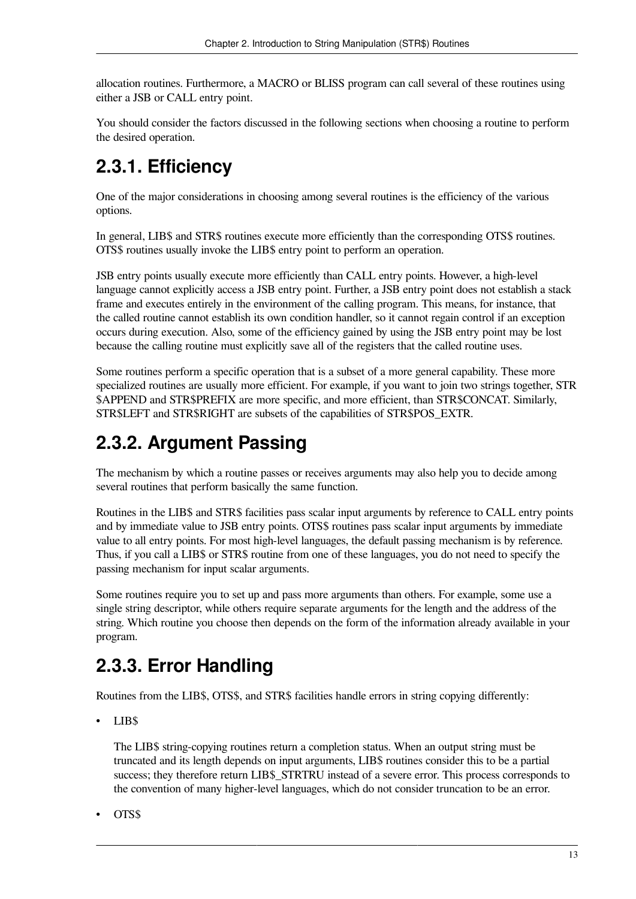allocation routines. Furthermore, a MACRO or BLISS program can call several of these routines using either a JSB or CALL entry point.

You should consider the factors discussed in the following sections when choosing a routine to perform the desired operation.

## 2.3.1. Efficiency

One of the major considerations in choosing among several routines is the efficiency of the various options.

In general, LIB$ and STR$ routines execute more efficiently than the corresponding OTS$ routines. OTS$ routines usually invoke the LIB$ entry point to perform an operation.

JSB entry points usually execute more efficiently than CALL entry points. However, a high-level language cannot explicitly access a JSB entry point. Further, a JSB entry point does not establish a stack frame and executes entirely in the environment of the calling program. This means, for instance, that the called routine cannot establish its own condition handler, so it cannot regain control if an exception occurs during execution. Also, some of the efficiency gained by using the JSB entry point may be lost because the calling routine must explicitly save all of the registers that the called routine uses.

Some routines perform a specific operation that is a subset of a more general capability. These more specialized routines are usually more efficient. For example, if you want to join two strings together, STR$APPEND and STR$PREFIX are more specific, and more efficient, than STR$CONCAT. Similarly, STR$LEFT and STR$RIGHT are subsets of the capabilities of STR$POS_EXTR.

## 2.3.2. Argument Passing

The mechanism by which a routine passes or receives arguments may also help you to decide among several routines that perform basically the same function.

Routines in the LIB$ and STR$ facilities pass scalar input arguments by reference to CALL entry points and by immediate value to JSB entry points. OTS$ routines pass scalar input arguments by immediate value to all entry points. For most high-level languages, the default passing mechanism is by reference. Thus, if you call a LIB$ or STR$ routine from one of these languages, you do not need to specify the passing mechanism for input scalar arguments.

Some routines require you to set up and pass more arguments than others. For example, some use a single string descriptor, while others require separate arguments for the length and the address of the string. Which routine you choose then depends on the form of the information already available in your program.

## 2.3.3. Error Handling

Routines from the LIB$, OTS$, and STR$ facilities handle errors in string copying differently:

- LIB$

  The LIB$ string-copying routines return a completion status. When an output string must be truncated and its length depends on input arguments, LIB$ routines consider this to be a partial success; they therefore return LIB$_STRTRU instead of a severe error. This process corresponds to the convention of many higher-level languages, which do not consider truncation to be an error.

- OTS$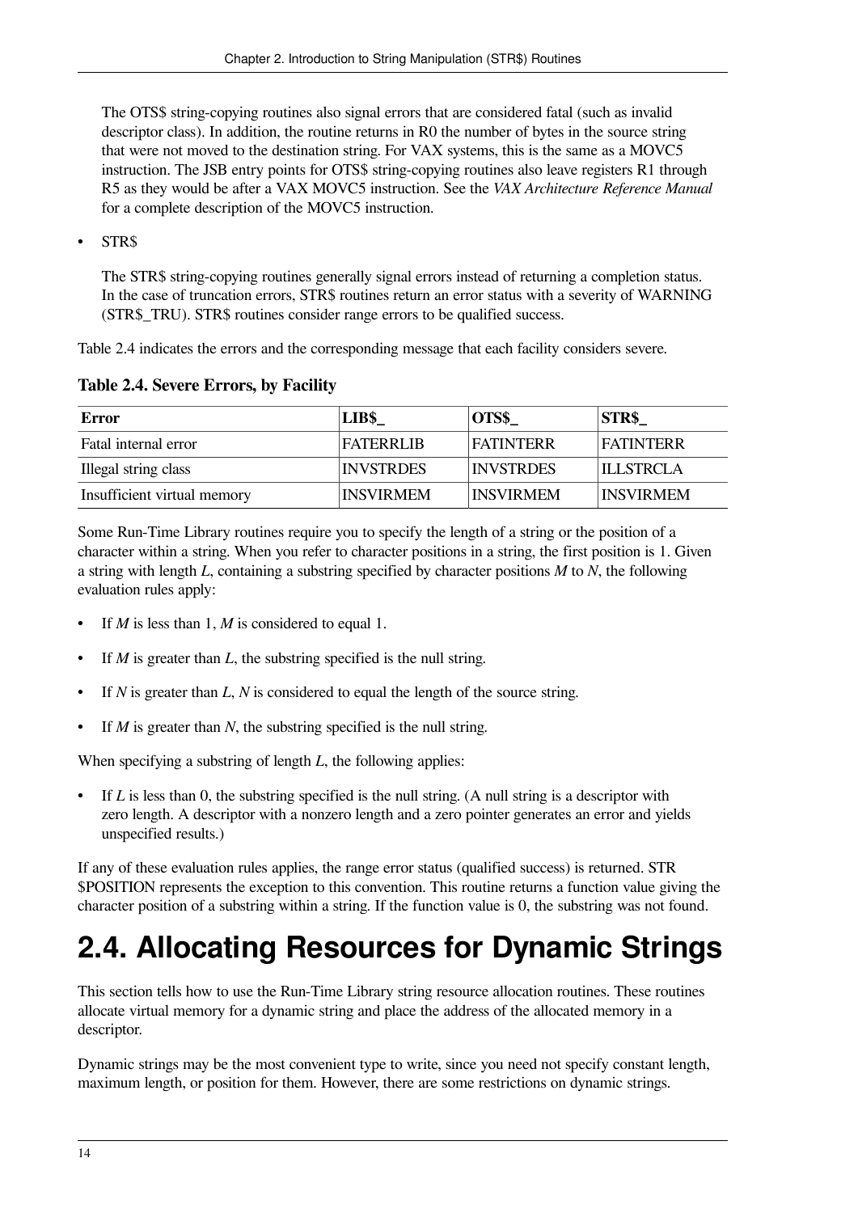The OTS$ string-copying routines also signal errors that are considered fatal (such as invalid descriptor class). In addition, the routine returns in R0 the number of bytes in the source string that were not moved to the destination string. For VAX systems, this is the same as a MOVC5 instruction. The JSB entry points for OTS$ string-copying routines also leave registers R1 through R5 as they would be after a VAX MOVC5 instruction. See the *VAX Architecture Reference Manual* for a complete description of the MOVC5 instruction.

- STR$

  The STR$ string-copying routines generally signal errors instead of returning a completion status. In the case of truncation errors, STR$ routines return an error status with a severity of WARNING (STR$_TRU). STR$ routines consider range errors to be qualified success.

Table 2.4 indicates the errors and the corresponding message that each facility considers severe.

**Table 2.4. Severe Errors, by Facility**

| Error | LIB$_ | OTS$_ | STR$_ |
|---|---|---|---|
| Fatal internal error | FATERRLIB | FATINTERR | FATINTERR |
| Illegal string class | INVSTRDES | INVSTRDES | ILLSTRCLA |
| Insufficient virtual memory | INSVIRMEM | INSVIRMEM | INSVIRMEM |

Some Run-Time Library routines require you to specify the length of a string or the position of a character within a string. When you refer to character positions in a string, the first position is 1. Given a string with length *L*, containing a substring specified by character positions *M* to *N*, the following evaluation rules apply:

- If *M* is less than 1, *M* is considered to equal 1.
- If *M* is greater than *L*, the substring specified is the null string.
- If *N* is greater than *L*, *N* is considered to equal the length of the source string.
- If *M* is greater than *N*, the substring specified is the null string.

When specifying a substring of length *L*, the following applies:

- If *L* is less than 0, the substring specified is the null string. (A null string is a descriptor with zero length. A descriptor with a nonzero length and a zero pointer generates an error and yields unspecified results.)

If any of these evaluation rules applies, the range error status (qualified success) is returned. STR$POSITION represents the exception to this convention. This routine returns a function value giving the character position of a substring within a string. If the function value is 0, the substring was not found.

# 2.4. Allocating Resources for Dynamic Strings

This section tells how to use the Run-Time Library string resource allocation routines. These routines allocate virtual memory for a dynamic string and place the address of the allocated memory in a descriptor.

Dynamic strings may be the most convenient type to write, since you need not specify constant length, maximum length, or position for them. However, there are some restrictions on dynamic strings.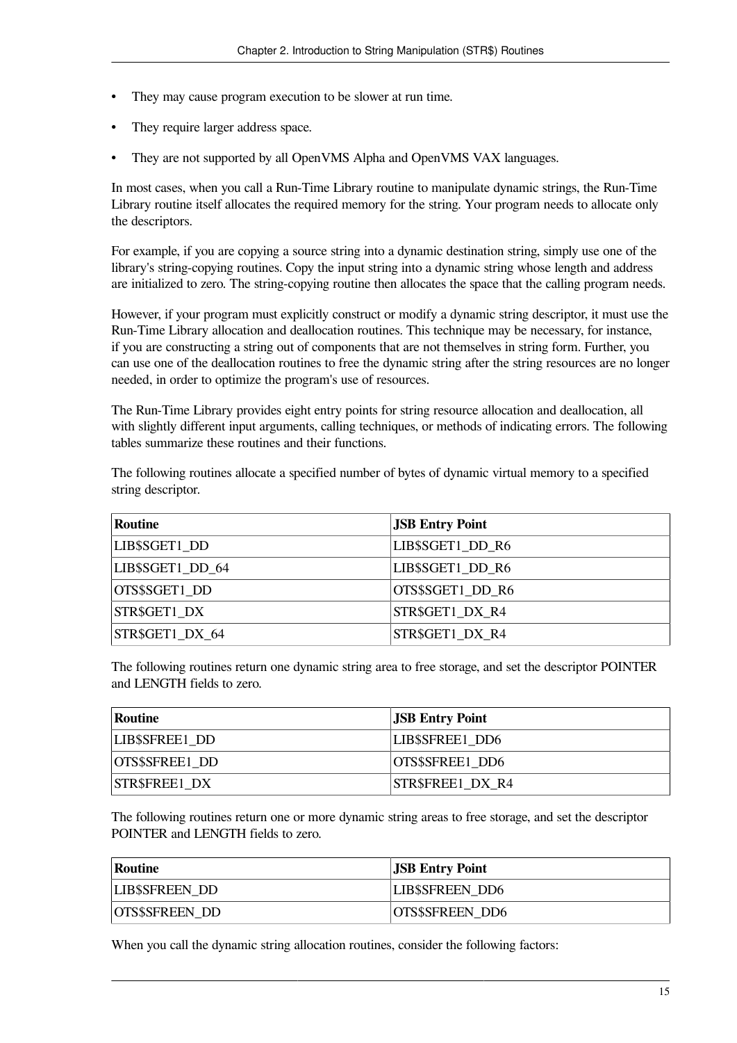- They may cause program execution to be slower at run time.
- They require larger address space.
- They are not supported by all OpenVMS Alpha and OpenVMS VAX languages.

In most cases, when you call a Run-Time Library routine to manipulate dynamic strings, the Run-Time Library routine itself allocates the required memory for the string. Your program needs to allocate only the descriptors.

For example, if you are copying a source string into a dynamic destination string, simply use one of the library's string-copying routines. Copy the input string into a dynamic string whose length and address are initialized to zero. The string-copying routine then allocates the space that the calling program needs.

However, if your program must explicitly construct or modify a dynamic string descriptor, it must use the Run-Time Library allocation and deallocation routines. This technique may be necessary, for instance, if you are constructing a string out of components that are not themselves in string form. Further, you can use one of the deallocation routines to free the dynamic string after the string resources are no longer needed, in order to optimize the program's use of resources.

The Run-Time Library provides eight entry points for string resource allocation and deallocation, all with slightly different input arguments, calling techniques, or methods of indicating errors. The following tables summarize these routines and their functions.

The following routines allocate a specified number of bytes of dynamic virtual memory to a specified string descriptor.

| Routine | JSB Entry Point |
|---|---|
| LIB$SGET1_DD | LIB$SGET1_DD_R6 |
| LIB$SGET1_DD_64 | LIB$SGET1_DD_R6 |
| OTS$SGET1_DD | OTS$SGET1_DD_R6 |
| STR$GET1_DX | STR$GET1_DX_R4 |
| STR$GET1_DX_64 | STR$GET1_DX_R4 |

The following routines return one dynamic string area to free storage, and set the descriptor POINTER and LENGTH fields to zero.

| Routine | JSB Entry Point |
|---|---|
| LIB$SFREE1_DD | LIB$SFREE1_DD6 |
| OTS$SFREE1_DD | OTS$SFREE1_DD6 |
| STR$FREE1_DX | STR$FREE1_DX_R4 |

The following routines return one or more dynamic string areas to free storage, and set the descriptor POINTER and LENGTH fields to zero.

| Routine | JSB Entry Point |
|---|---|
| LIB$SFREEN_DD | LIB$SFREEN_DD6 |
| OTS$SFREEN_DD | OTS$SFREEN_DD6 |

When you call the dynamic string allocation routines, consider the following factors: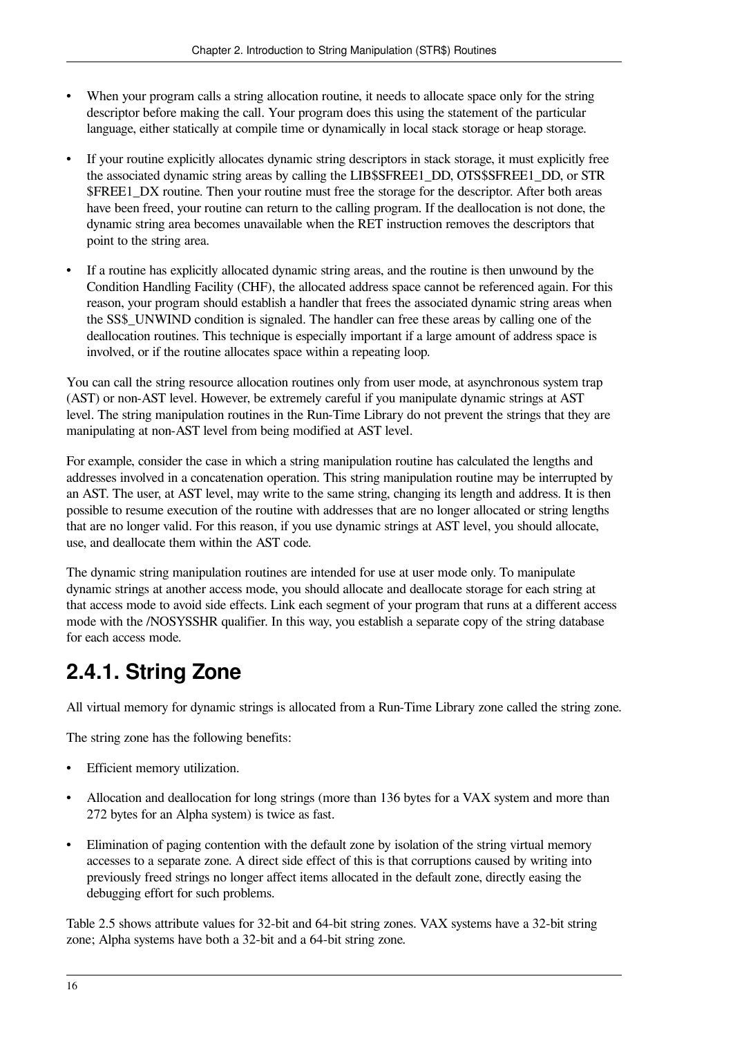- When your program calls a string allocation routine, it needs to allocate space only for the string descriptor before making the call. Your program does this using the statement of the particular language, either statically at compile time or dynamically in local stack storage or heap storage.
- If your routine explicitly allocates dynamic string descriptors in stack storage, it must explicitly free the associated dynamic string areas by calling the LIB$SFREE1_DD, OTS$SFREE1_DD, or STR$FREE1_DX routine. Then your routine must free the storage for the descriptor. After both areas have been freed, your routine can return to the calling program. If the deallocation is not done, the dynamic string area becomes unavailable when the RET instruction removes the descriptors that point to the string area.
- If a routine has explicitly allocated dynamic string areas, and the routine is then unwound by the Condition Handling Facility (CHF), the allocated address space cannot be referenced again. For this reason, your program should establish a handler that frees the associated dynamic string areas when the SS$_UNWIND condition is signaled. The handler can free these areas by calling one of the deallocation routines. This technique is especially important if a large amount of address space is involved, or if the routine allocates space within a repeating loop.

You can call the string resource allocation routines only from user mode, at asynchronous system trap (AST) or non-AST level. However, be extremely careful if you manipulate dynamic strings at AST level. The string manipulation routines in the Run-Time Library do not prevent the strings that they are manipulating at non-AST level from being modified at AST level.

For example, consider the case in which a string manipulation routine has calculated the lengths and addresses involved in a concatenation operation. This string manipulation routine may be interrupted by an AST. The user, at AST level, may write to the same string, changing its length and address. It is then possible to resume execution of the routine with addresses that are no longer allocated or string lengths that are no longer valid. For this reason, if you use dynamic strings at AST level, you should allocate, use, and deallocate them within the AST code.

The dynamic string manipulation routines are intended for use at user mode only. To manipulate dynamic strings at another access mode, you should allocate and deallocate storage for each string at that access mode to avoid side effects. Link each segment of your program that runs at a different access mode with the /NOSYSSHR qualifier. In this way, you establish a separate copy of the string database for each access mode.

## 2.4.1. String Zone

All virtual memory for dynamic strings is allocated from a Run-Time Library zone called the string zone.

The string zone has the following benefits:

- Efficient memory utilization.
- Allocation and deallocation for long strings (more than 136 bytes for a VAX system and more than 272 bytes for an Alpha system) is twice as fast.
- Elimination of paging contention with the default zone by isolation of the string virtual memory accesses to a separate zone. A direct side effect of this is that corruptions caused by writing into previously freed strings no longer affect items allocated in the default zone, directly easing the debugging effort for such problems.

Table 2.5 shows attribute values for 32-bit and 64-bit string zones. VAX systems have a 32-bit string zone; Alpha systems have both a 32-bit and a 64-bit string zone.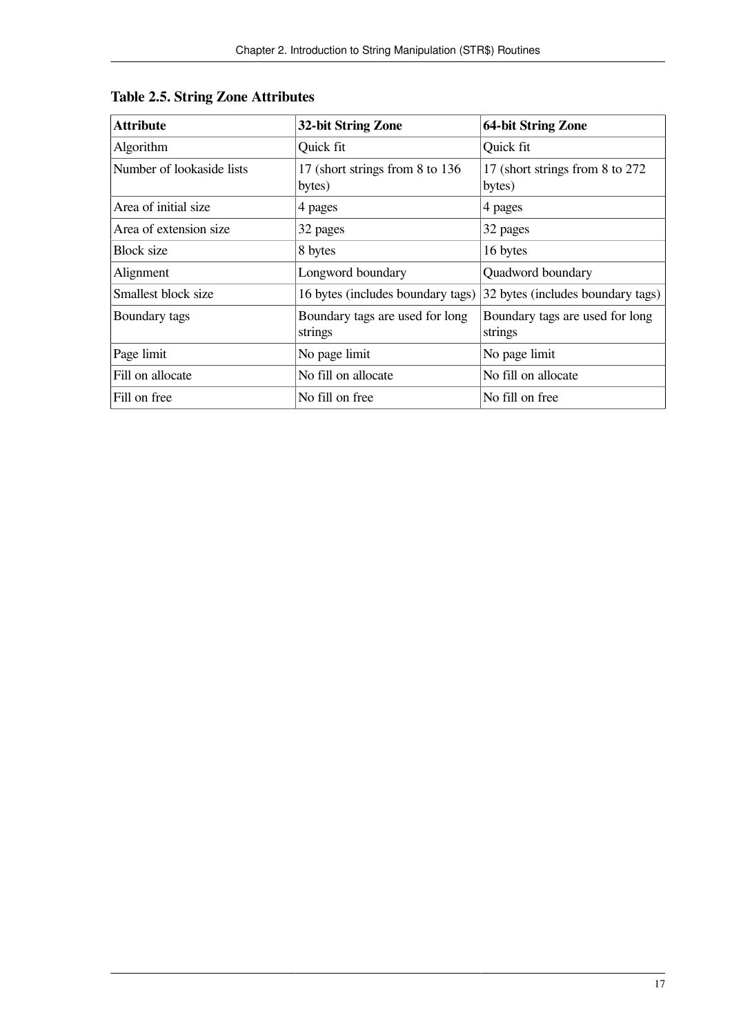**Table 2.5. String Zone Attributes**

| Attribute | 32-bit String Zone | 64-bit String Zone |
|---|---|---|
| Algorithm | Quick fit | Quick fit |
| Number of lookaside lists | 17 (short strings from 8 to 136 bytes) | 17 (short strings from 8 to 272 bytes) |
| Area of initial size | 4 pages | 4 pages |
| Area of extension size | 32 pages | 32 pages |
| Block size | 8 bytes | 16 bytes |
| Alignment | Longword boundary | Quadword boundary |
| Smallest block size | 16 bytes (includes boundary tags) | 32 bytes (includes boundary tags) |
| Boundary tags | Boundary tags are used for long strings | Boundary tags are used for long strings |
| Page limit | No page limit | No page limit |
| Fill on allocate | No fill on allocate | No fill on allocate |
| Fill on free | No fill on free | No fill on free |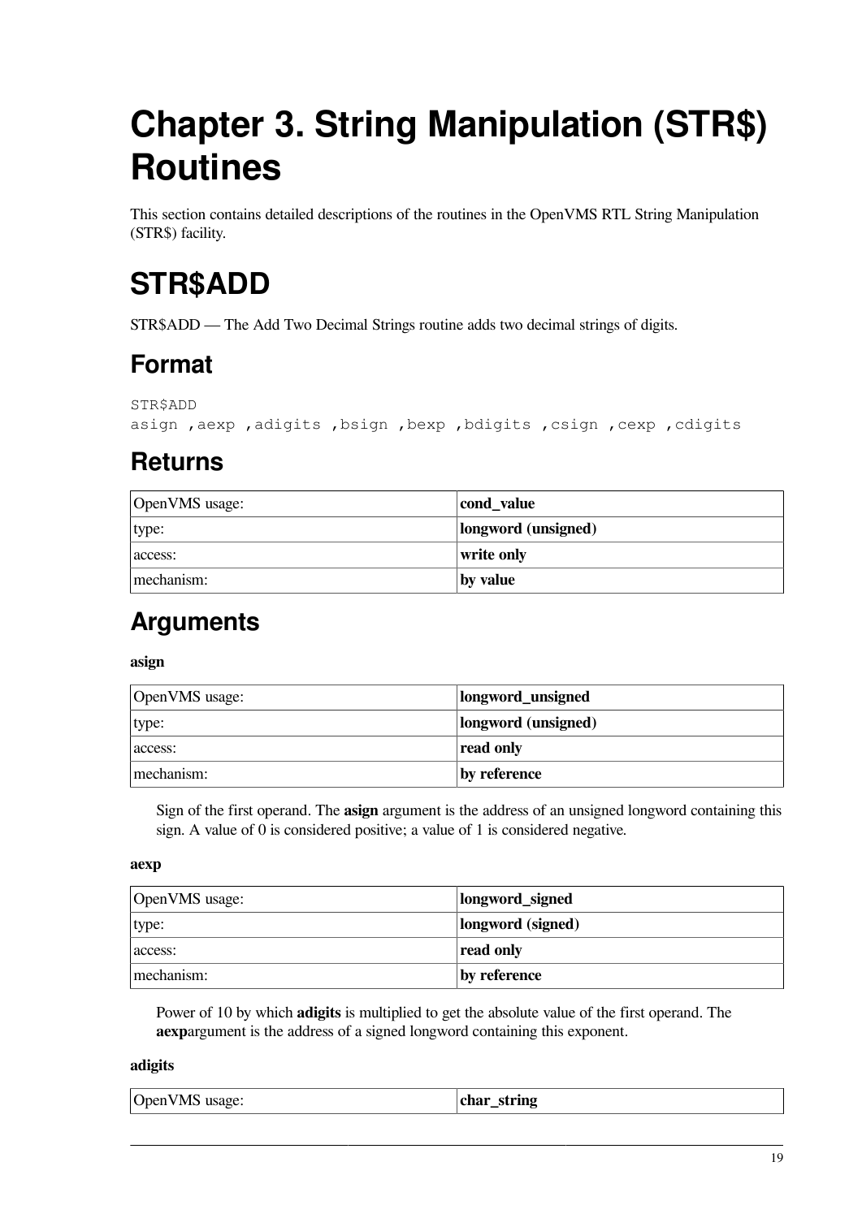# Chapter 3. String Manipulation (STR$) Routines

This section contains detailed descriptions of the routines in the OpenVMS RTL String Manipulation (STR$) facility.

# STR$ADD

STR$ADD — The Add Two Decimal Strings routine adds two decimal strings of digits.

## Format

```
STR$ADD
asign ,aexp ,adigits ,bsign ,bexp ,bdigits ,csign ,cexp ,cdigits
```

## Returns

| OpenVMS usage: | **cond_value** |
|---|---|
| type: | **longword (unsigned)** |
| access: | **write only** |
| mechanism: | **by value** |

## Arguments

**asign**

| OpenVMS usage: | **longword_unsigned** |
|---|---|
| type: | **longword (unsigned)** |
| access: | **read only** |
| mechanism: | **by reference** |

Sign of the first operand. The **asign** argument is the address of an unsigned longword containing this sign. A value of 0 is considered positive; a value of 1 is considered negative.

**aexp**

| OpenVMS usage: | **longword_signed** |
|---|---|
| type: | **longword (signed)** |
| access: | **read only** |
| mechanism: | **by reference** |

Power of 10 by which **adigits** is multiplied to get the absolute value of the first operand. The **aexp**argument is the address of a signed longword containing this exponent.

**adigits**

| OpenVMS usage: | **char_string** |
|---|---|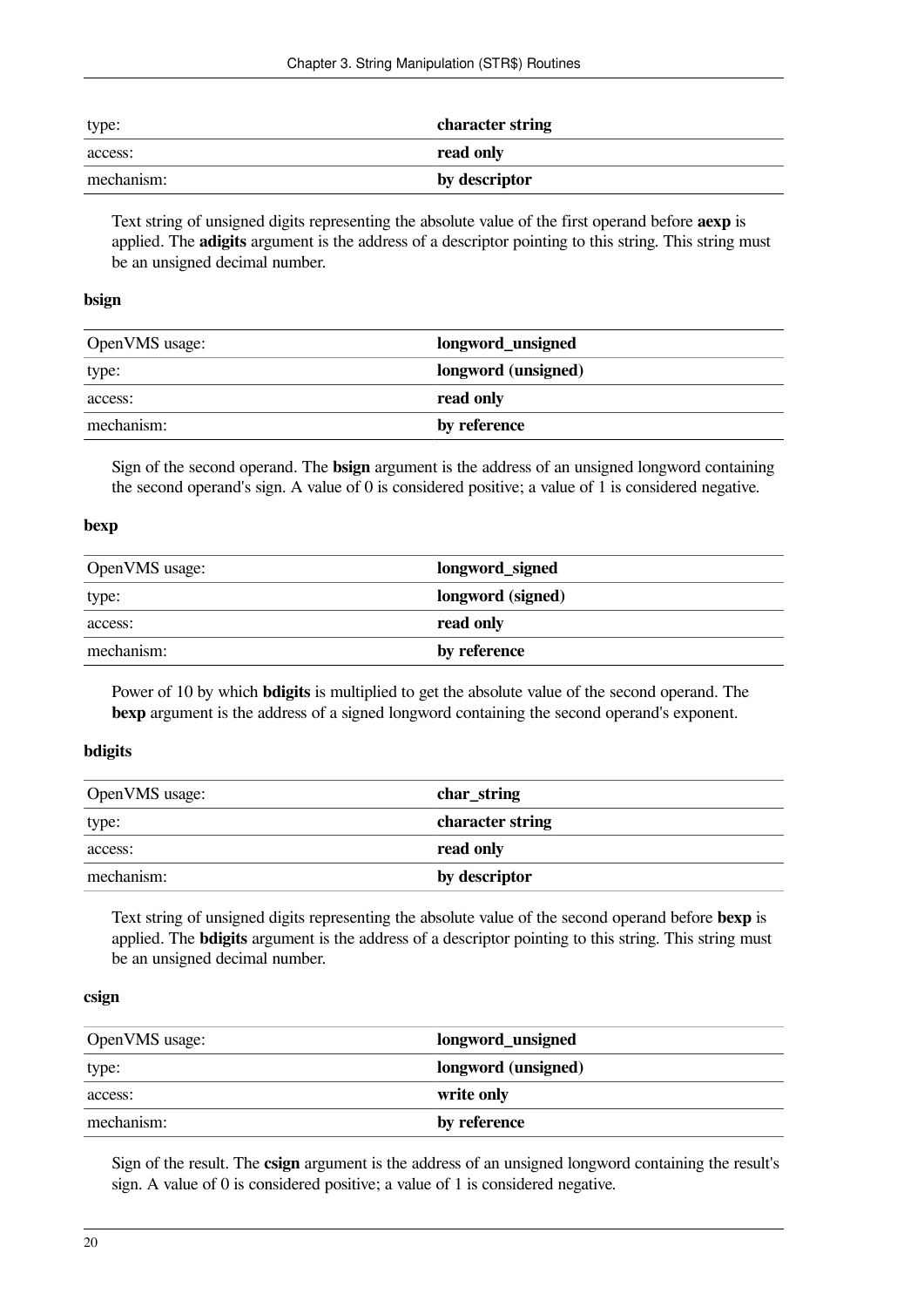| | |
|---|---|
| type: | **character string** |
| access: | **read only** |
| mechanism: | **by descriptor** |

Text string of unsigned digits representing the absolute value of the first operand before **aexp** is applied. The **adigits** argument is the address of a descriptor pointing to this string. This string must be an unsigned decimal number.

**bsign**

| | |
|---|---|
| OpenVMS usage: | **longword_unsigned** |
| type: | **longword (unsigned)** |
| access: | **read only** |
| mechanism: | **by reference** |

Sign of the second operand. The **bsign** argument is the address of an unsigned longword containing the second operand's sign. A value of 0 is considered positive; a value of 1 is considered negative.

**bexp**

| | |
|---|---|
| OpenVMS usage: | **longword_signed** |
| type: | **longword (signed)** |
| access: | **read only** |
| mechanism: | **by reference** |

Power of 10 by which **bdigits** is multiplied to get the absolute value of the second operand. The **bexp** argument is the address of a signed longword containing the second operand's exponent.

**bdigits**

| | |
|---|---|
| OpenVMS usage: | **char_string** |
| type: | **character string** |
| access: | **read only** |
| mechanism: | **by descriptor** |

Text string of unsigned digits representing the absolute value of the second operand before **bexp** is applied. The **bdigits** argument is the address of a descriptor pointing to this string. This string must be an unsigned decimal number.

**csign**

| | |
|---|---|
| OpenVMS usage: | **longword_unsigned** |
| type: | **longword (unsigned)** |
| access: | **write only** |
| mechanism: | **by reference** |

Sign of the result. The **csign** argument is the address of an unsigned longword containing the result's sign. A value of 0 is considered positive; a value of 1 is considered negative.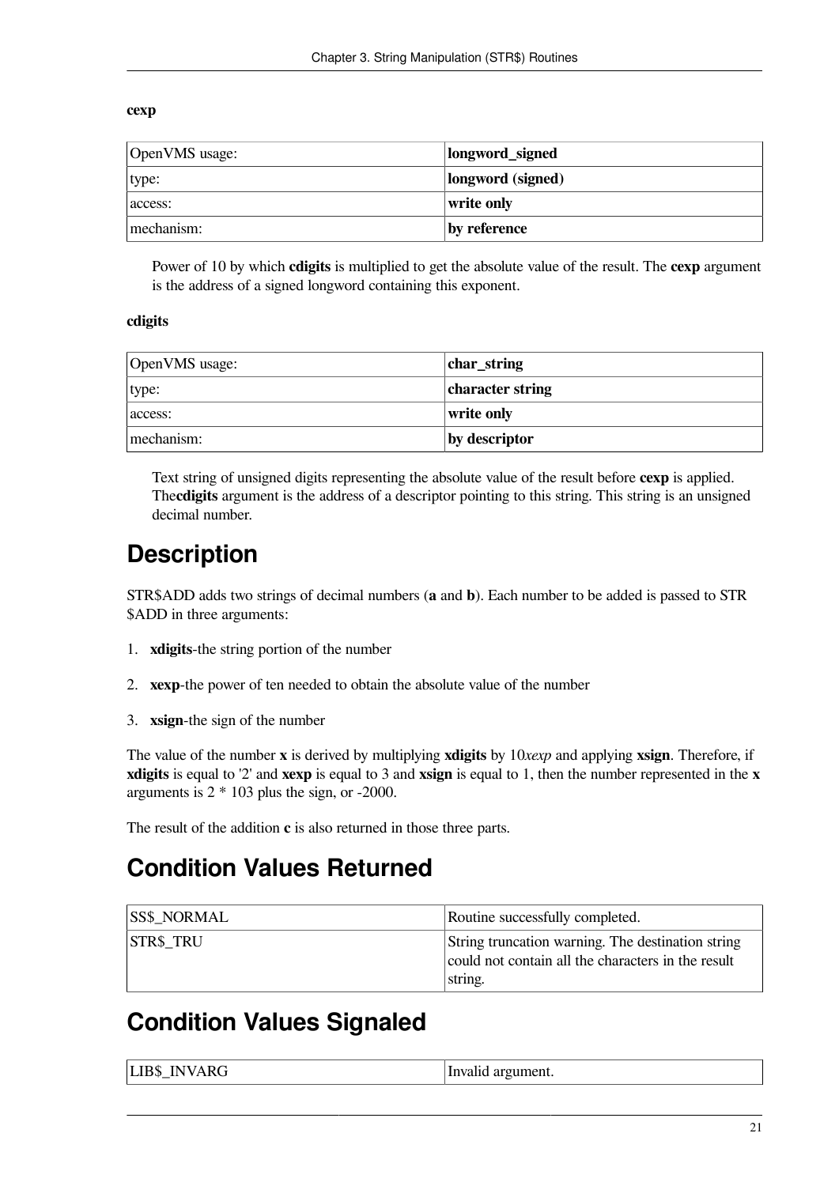**cexp**

| OpenVMS usage: | **longword_signed** |
|---|---|
| type: | **longword (signed)** |
| access: | **write only** |
| mechanism: | **by reference** |

Power of 10 by which **cdigits** is multiplied to get the absolute value of the result. The **cexp** argument is the address of a signed longword containing this exponent.

**cdigits**

| OpenVMS usage: | **char_string** |
|---|---|
| type: | **character string** |
| access: | **write only** |
| mechanism: | **by descriptor** |

Text string of unsigned digits representing the absolute value of the result before **cexp** is applied. The**cdigits** argument is the address of a descriptor pointing to this string. This string is an unsigned decimal number.

# Description

STR$ADD adds two strings of decimal numbers (**a** and **b**). Each number to be added is passed to STR $ADD in three arguments:

1. **xdigits**-the string portion of the number
2. **xexp**-the power of ten needed to obtain the absolute value of the number
3. **xsign**-the sign of the number

The value of the number **x** is derived by multiplying **xdigits** by 10*xexp* and applying **xsign**. Therefore, if **xdigits** is equal to '2' and **xexp** is equal to 3 and **xsign** is equal to 1, then the number represented in the **x** arguments is 2 * 103 plus the sign, or -2000.

The result of the addition **c** is also returned in those three parts.

# Condition Values Returned

| SS$_NORMAL | Routine successfully completed. |
|---|---|
| STR$_TRU | String truncation warning. The destination string could not contain all the characters in the result string. |

# Condition Values Signaled

| LIB$_INVARG | Invalid argument. |
|---|---|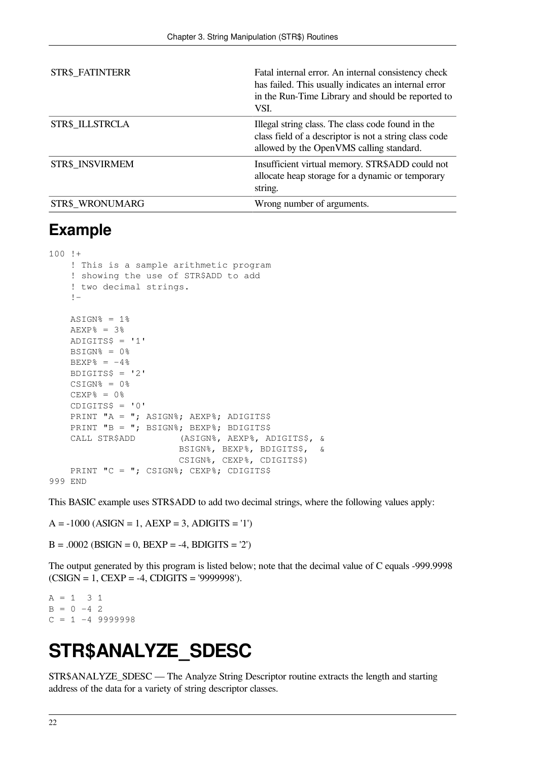| | |
|---|---|
| STR$_FATINTERR | Fatal internal error. An internal consistency check has failed. This usually indicates an internal error in the Run-Time Library and should be reported to VSI. |
| STR$_ILLSTRCLA | Illegal string class. The class code found in the class field of a descriptor is not a string class code allowed by the OpenVMS calling standard. |
| STR$_INSVIRMEM | Insufficient virtual memory. STR$ADD could not allocate heap storage for a dynamic or temporary string. |
| STR$_WRONUMARG | Wrong number of arguments. |

## Example

```
100 !+
    ! This is a sample arithmetic program
    ! showing the use of STR$ADD to add
    ! two decimal strings.
    !-

    ASIGN% = 1%
    AEXP% = 3%
    ADIGITS$ = '1'
    BSIGN% = 0%
    BEXP% = -4%
    BDIGITS$ = '2'
    CSIGN% = 0%
    CEXP% = 0%
    CDIGITS$ = '0'
    PRINT "A = "; ASIGN%; AEXP%; ADIGITS$
    PRINT "B = "; BSIGN%; BEXP%; BDIGITS$
    CALL STR$ADD         (ASIGN%, AEXP%, ADIGITS$, &
                         BSIGN%, BEXP%, BDIGITS$,  &
                         CSIGN%, CEXP%, CDIGITS$)
    PRINT "C = "; CSIGN%; CEXP%; CDIGITS$
999 END
```

This BASIC example uses STR$ADD to add two decimal strings, where the following values apply:

A = -1000 (ASIGN = 1, AEXP = 3, ADIGITS = '1')

B = .0002 (BSIGN = 0, BEXP = -4, BDIGITS = '2')

The output generated by this program is listed below; note that the decimal value of C equals -999.9998 (CSIGN = 1, CEXP = -4, CDIGITS = '9999998').

```
A = 1  3 1
B = 0 -4 2
C = 1 -4 9999998
```

# STR$ANALYZE_SDESC

STR$ANALYZE_SDESC — The Analyze String Descriptor routine extracts the length and starting address of the data for a variety of string descriptor classes.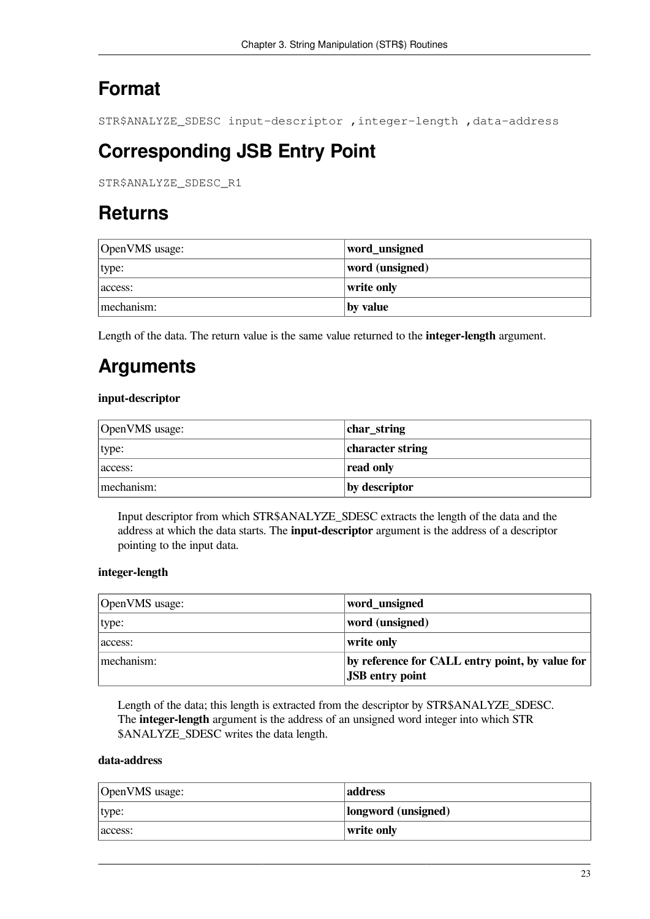# Format

```
STR$ANALYZE_SDESC input-descriptor ,integer-length ,data-address
```

# Corresponding JSB Entry Point

```
STR$ANALYZE_SDESC_R1
```

# Returns

| OpenVMS usage: | **word_unsigned** |
|---|---|
| type: | **word (unsigned)** |
| access: | **write only** |
| mechanism: | **by value** |

Length of the data. The return value is the same value returned to the **integer-length** argument.

# Arguments

**input-descriptor**

| OpenVMS usage: | **char_string** |
|---|---|
| type: | **character string** |
| access: | **read only** |
| mechanism: | **by descriptor** |

Input descriptor from which STR$ANALYZE_SDESC extracts the length of the data and the address at which the data starts. The **input-descriptor** argument is the address of a descriptor pointing to the input data.

**integer-length**

| OpenVMS usage: | **word_unsigned** |
|---|---|
| type: | **word (unsigned)** |
| access: | **write only** |
| mechanism: | **by reference for CALL entry point, by value for JSB entry point** |

Length of the data; this length is extracted from the descriptor by STR$ANALYZE_SDESC. The **integer-length** argument is the address of an unsigned word integer into which STR$ANALYZE_SDESC writes the data length.

**data-address**

| OpenVMS usage: | **address** |
|---|---|
| type: | **longword (unsigned)** |
| access: | **write only** |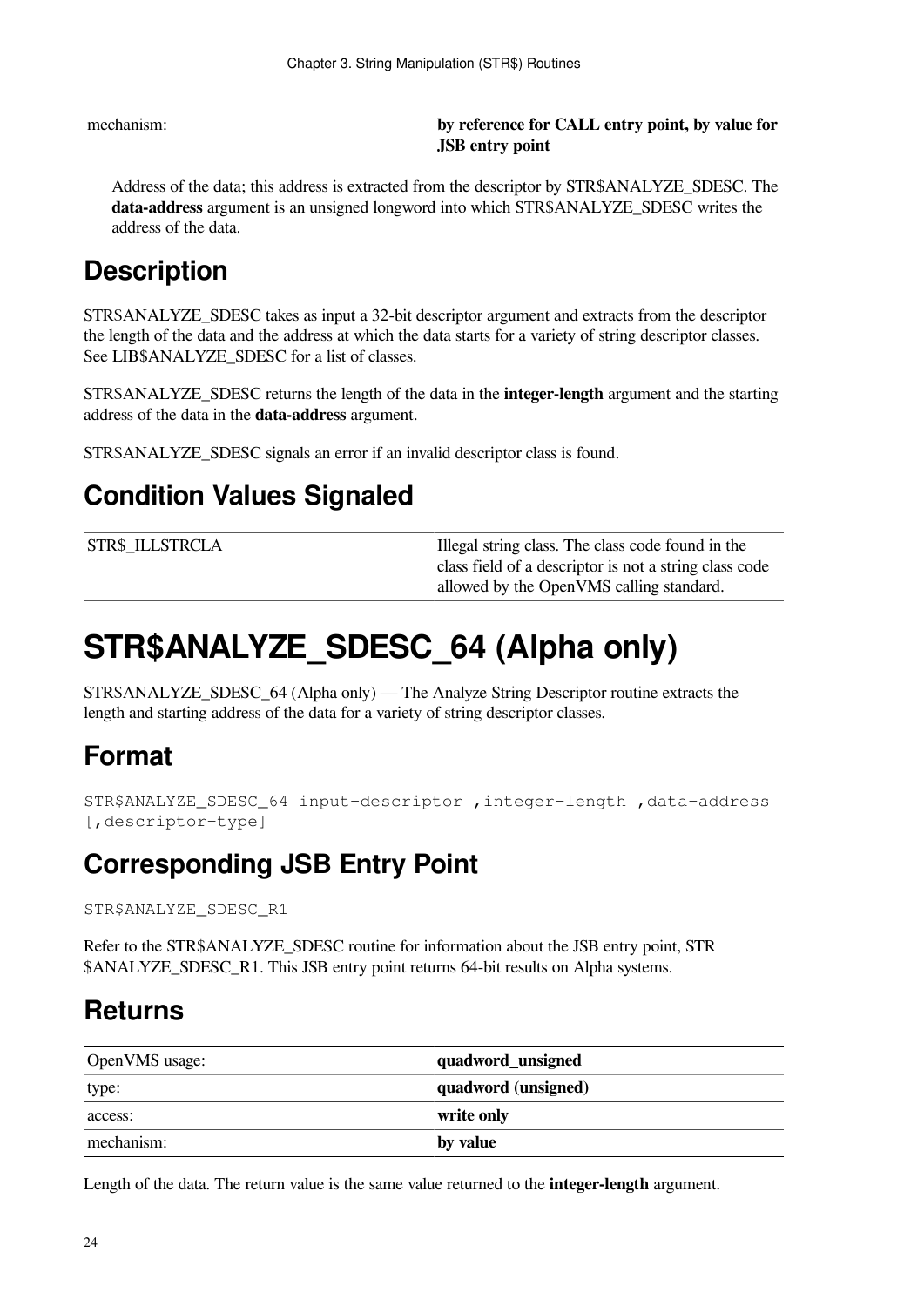| | |
|---|---|
| mechanism: | **by reference for CALL entry point, by value for JSB entry point** |

Address of the data; this address is extracted from the descriptor by STR$ANALYZE_SDESC. The **data-address** argument is an unsigned longword into which STR$ANALYZE_SDESC writes the address of the data.

## Description

STR$ANALYZE_SDESC takes as input a 32-bit descriptor argument and extracts from the descriptor the length of the data and the address at which the data starts for a variety of string descriptor classes. See LIB$ANALYZE_SDESC for a list of classes.

STR$ANALYZE_SDESC returns the length of the data in the **integer-length** argument and the starting address of the data in the **data-address** argument.

STR$ANALYZE_SDESC signals an error if an invalid descriptor class is found.

## Condition Values Signaled

| | |
|---|---|
| STR$_ILLSTRCLA | Illegal string class. The class code found in the class field of a descriptor is not a string class code allowed by the OpenVMS calling standard. |

# STR$ANALYZE_SDESC_64 (Alpha only)

STR$ANALYZE_SDESC_64 (Alpha only) — The Analyze String Descriptor routine extracts the length and starting address of the data for a variety of string descriptor classes.

## Format

```
STR$ANALYZE_SDESC_64 input-descriptor ,integer-length ,data-address
[,descriptor-type]
```

## Corresponding JSB Entry Point

```
STR$ANALYZE_SDESC_R1
```

Refer to the STR$ANALYZE_SDESC routine for information about the JSB entry point, STR $ANALYZE_SDESC_R1. This JSB entry point returns 64-bit results on Alpha systems.

## Returns

| | |
|---|---|
| OpenVMS usage: | **quadword_unsigned** |
| type: | **quadword (unsigned)** |
| access: | **write only** |
| mechanism: | **by value** |

Length of the data. The return value is the same value returned to the **integer-length** argument.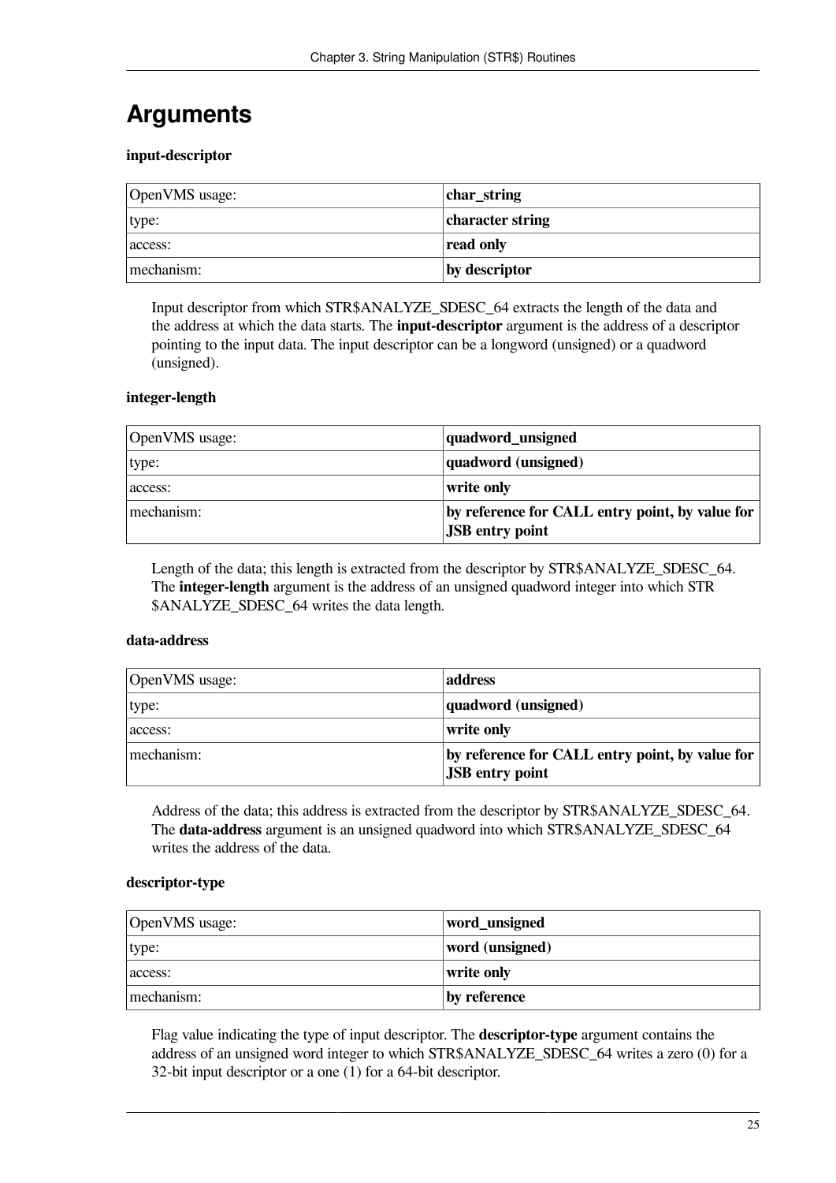# Arguments

**input-descriptor**

| OpenVMS usage: | **char_string** |
|---|---|
| type: | **character string** |
| access: | **read only** |
| mechanism: | **by descriptor** |

Input descriptor from which STR$ANALYZE_SDESC_64 extracts the length of the data and the address at which the data starts. The **input-descriptor** argument is the address of a descriptor pointing to the input data. The input descriptor can be a longword (unsigned) or a quadword (unsigned).

**integer-length**

| OpenVMS usage: | **quadword_unsigned** |
|---|---|
| type: | **quadword (unsigned)** |
| access: | **write only** |
| mechanism: | **by reference for CALL entry point, by value for JSB entry point** |

Length of the data; this length is extracted from the descriptor by STR$ANALYZE_SDESC_64. The **integer-length** argument is the address of an unsigned quadword integer into which STR$ANALYZE_SDESC_64 writes the data length.

**data-address**

| OpenVMS usage: | **address** |
|---|---|
| type: | **quadword (unsigned)** |
| access: | **write only** |
| mechanism: | **by reference for CALL entry point, by value for JSB entry point** |

Address of the data; this address is extracted from the descriptor by STR$ANALYZE_SDESC_64. The **data-address** argument is an unsigned quadword into which STR$ANALYZE_SDESC_64 writes the address of the data.

**descriptor-type**

| OpenVMS usage: | **word_unsigned** |
|---|---|
| type: | **word (unsigned)** |
| access: | **write only** |
| mechanism: | **by reference** |

Flag value indicating the type of input descriptor. The **descriptor-type** argument contains the address of an unsigned word integer to which STR$ANALYZE_SDESC_64 writes a zero (0) for a 32-bit input descriptor or a one (1) for a 64-bit descriptor.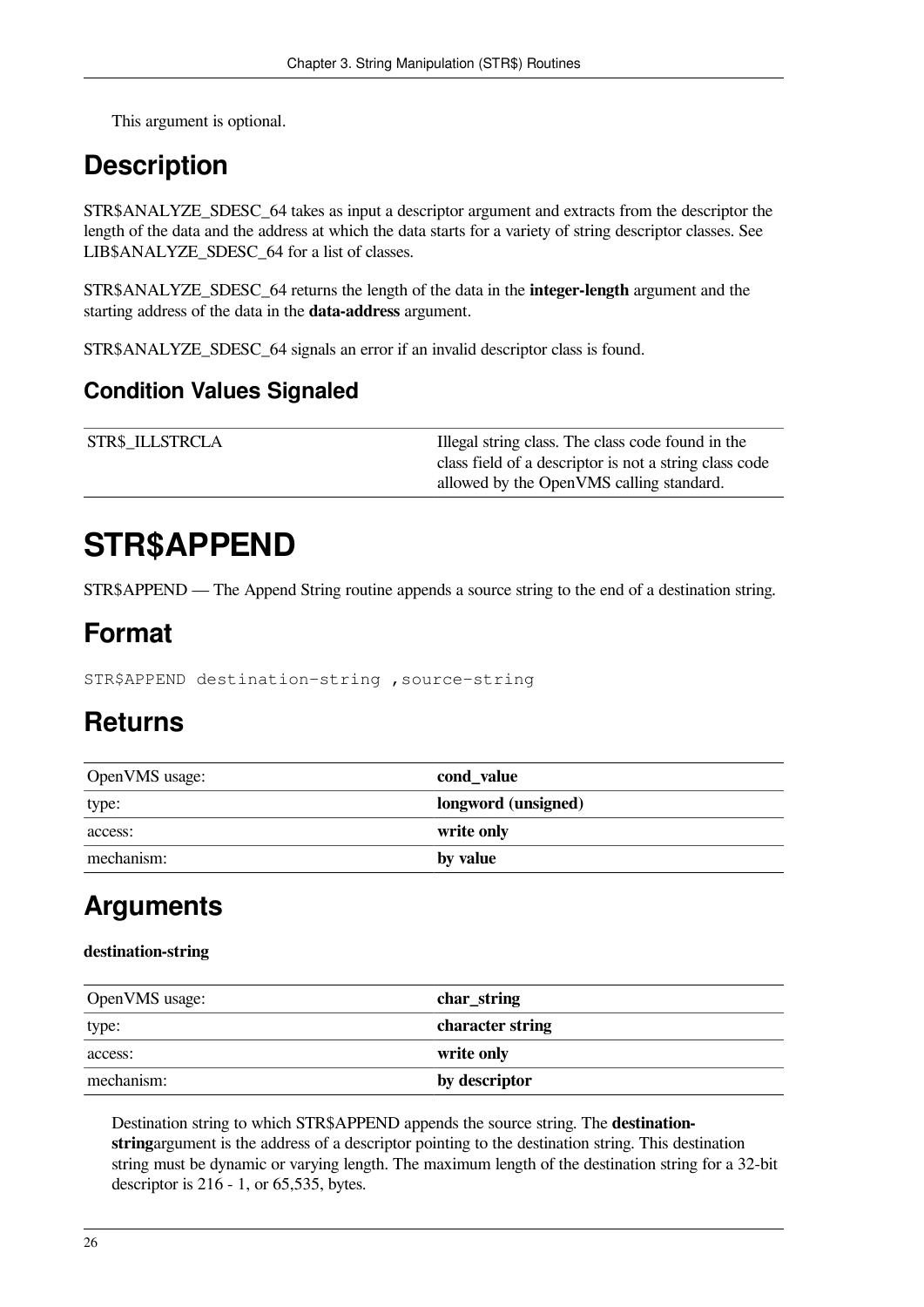This argument is optional.

## Description

STR$ANALYZE_SDESC_64 takes as input a descriptor argument and extracts from the descriptor the length of the data and the address at which the data starts for a variety of string descriptor classes. See LIB$ANALYZE_SDESC_64 for a list of classes.

STR$ANALYZE_SDESC_64 returns the length of the data in the **integer-length** argument and the starting address of the data in the **data-address** argument.

STR$ANALYZE_SDESC_64 signals an error if an invalid descriptor class is found.

### Condition Values Signaled

| | |
|---|---|
| STR$_ILLSTRCLA | Illegal string class. The class code found in the class field of a descriptor is not a string class code allowed by the OpenVMS calling standard. |

# STR$APPEND

STR$APPEND — The Append String routine appends a source string to the end of a destination string.

## Format

```
STR$APPEND destination-string ,source-string
```

## Returns

| | |
|---|---|
| OpenVMS usage: | **cond_value** |
| type: | **longword (unsigned)** |
| access: | **write only** |
| mechanism: | **by value** |

## Arguments

**destination-string**

| | |
|---|---|
| OpenVMS usage: | **char_string** |
| type: | **character string** |
| access: | **write only** |
| mechanism: | **by descriptor** |

Destination string to which STR$APPEND appends the source string. The **destination-string**argument is the address of a descriptor pointing to the destination string. This destination string must be dynamic or varying length. The maximum length of the destination string for a 32-bit descriptor is 216 - 1, or 65,535, bytes.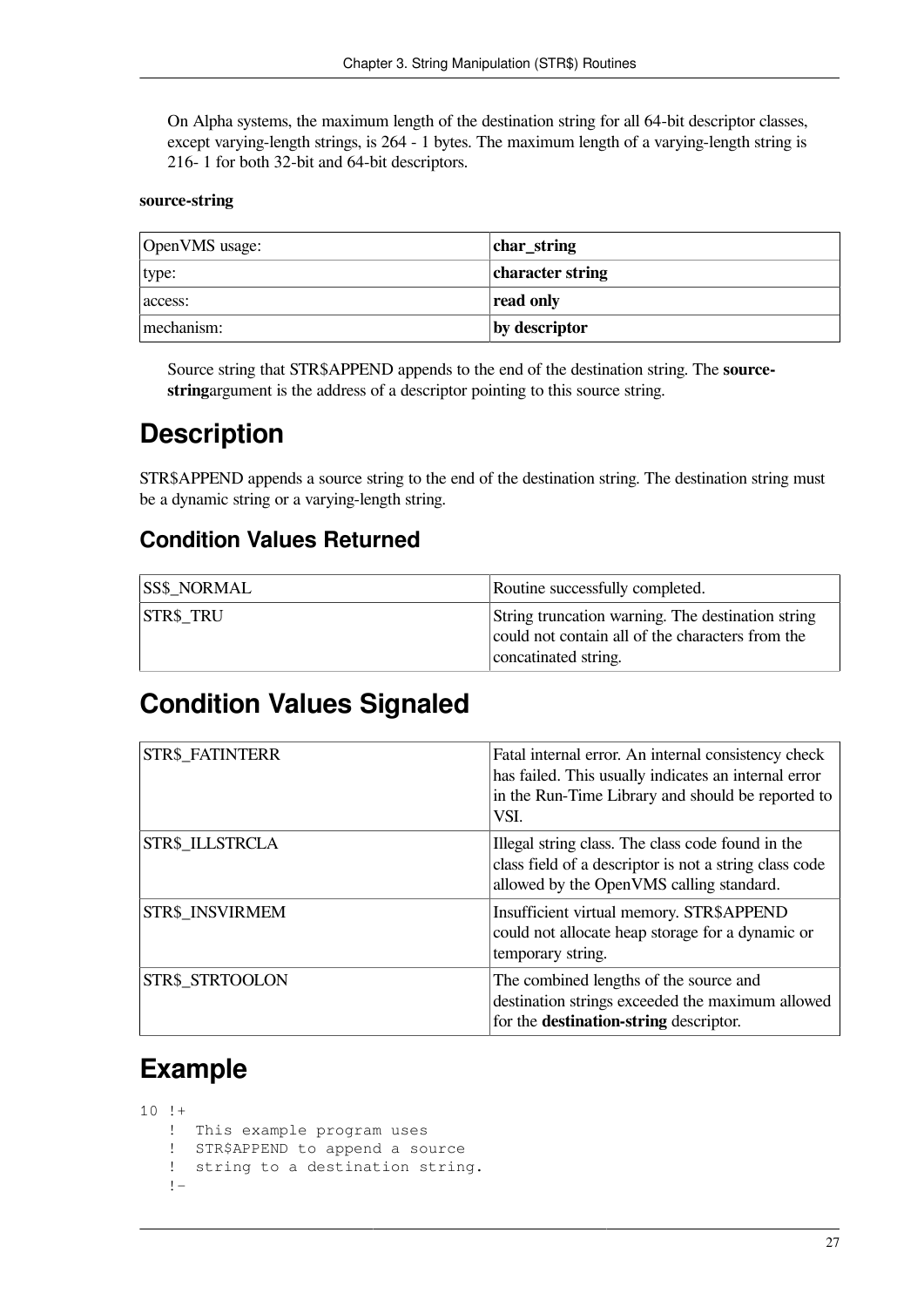On Alpha systems, the maximum length of the destination string for all 64-bit descriptor classes, except varying-length strings, is 264 - 1 bytes. The maximum length of a varying-length string is 216- 1 for both 32-bit and 64-bit descriptors.

**source-string**

| OpenVMS usage: | **char_string** |
|---|---|
| type: | **character string** |
| access: | **read only** |
| mechanism: | **by descriptor** |

Source string that STR$APPEND appends to the end of the destination string. The **source-string**argument is the address of a descriptor pointing to this source string.

# Description

STR$APPEND appends a source string to the end of the destination string. The destination string must be a dynamic string or a varying-length string.

## Condition Values Returned

| SS$_NORMAL | Routine successfully completed. |
|---|---|
| STR$_TRU | String truncation warning. The destination string could not contain all of the characters from the concatinated string. |

# Condition Values Signaled

| STR$_FATINTERR | Fatal internal error. An internal consistency check has failed. This usually indicates an internal error in the Run-Time Library and should be reported to VSI. |
|---|---|
| STR$_ILLSTRCLA | Illegal string class. The class code found in the class field of a descriptor is not a string class code allowed by the OpenVMS calling standard. |
| STR$_INSVIRMEM | Insufficient virtual memory. STR$APPEND could not allocate heap storage for a dynamic or temporary string. |
| STR$_STRTOOLON | The combined lengths of the source and destination strings exceeded the maximum allowed for the **destination-string** descriptor. |

# Example

```
10 !+
   !  This example program uses
   !  STR$APPEND to append a source
   !  string to a destination string.
   !-
```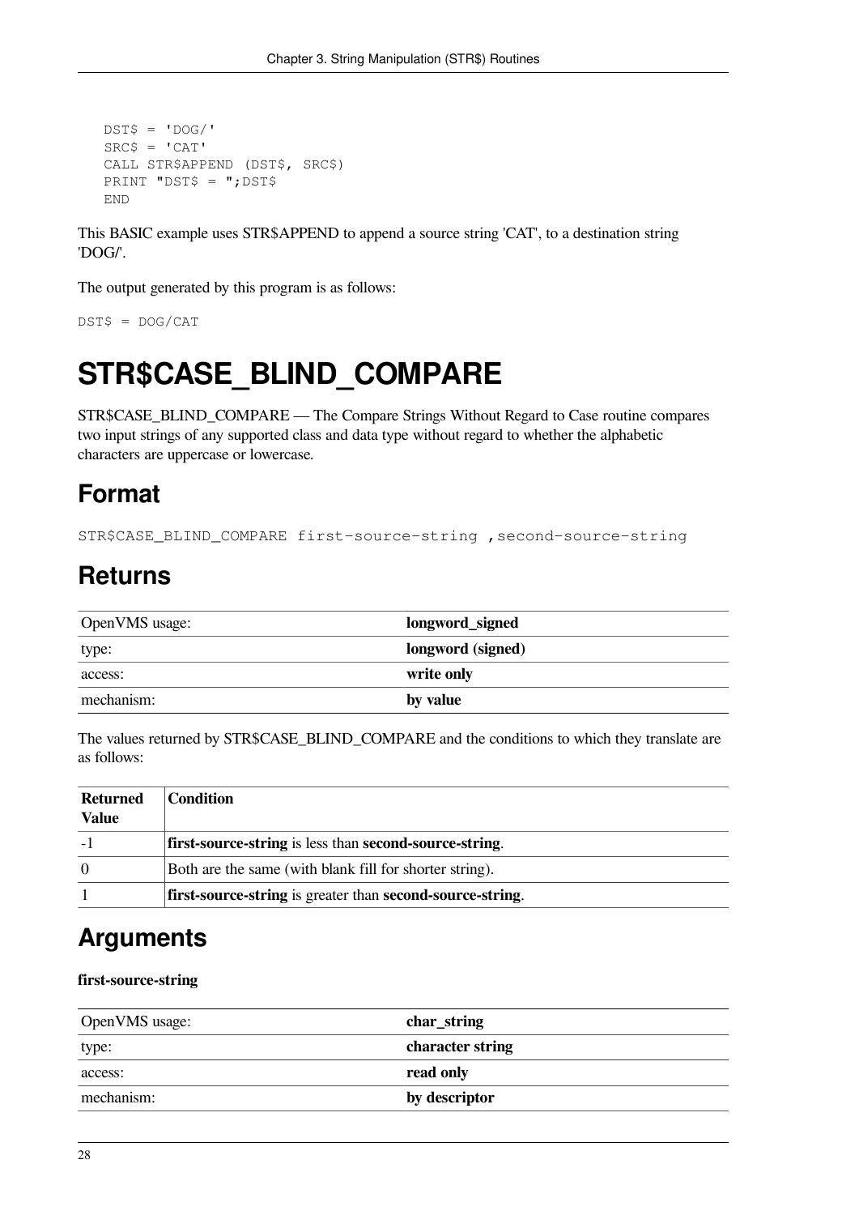```
DST$ = 'DOG/'
SRC$ = 'CAT'
CALL STR$APPEND (DST$, SRC$)
PRINT "DST$ = ";DST$
END
```

This BASIC example uses STR$APPEND to append a source string 'CAT', to a destination string 'DOG/'.

The output generated by this program is as follows:

```
DST$ = DOG/CAT
```

# STR$CASE_BLIND_COMPARE

STR$CASE_BLIND_COMPARE — The Compare Strings Without Regard to Case routine compares two input strings of any supported class and data type without regard to whether the alphabetic characters are uppercase or lowercase.

## Format

```
STR$CASE_BLIND_COMPARE first-source-string ,second-source-string
```

## Returns

| | |
|---|---|
| OpenVMS usage: | **longword_signed** |
| type: | **longword (signed)** |
| access: | **write only** |
| mechanism: | **by value** |

The values returned by STR$CASE_BLIND_COMPARE and the conditions to which they translate are as follows:

| Returned Value | Condition |
|---|---|
| -1 | **first-source-string** is less than **second-source-string**. |
| 0 | Both are the same (with blank fill for shorter string). |
| 1 | **first-source-string** is greater than **second-source-string**. |

## Arguments

**first-source-string**

| | |
|---|---|
| OpenVMS usage: | **char_string** |
| type: | **character string** |
| access: | **read only** |
| mechanism: | **by descriptor** |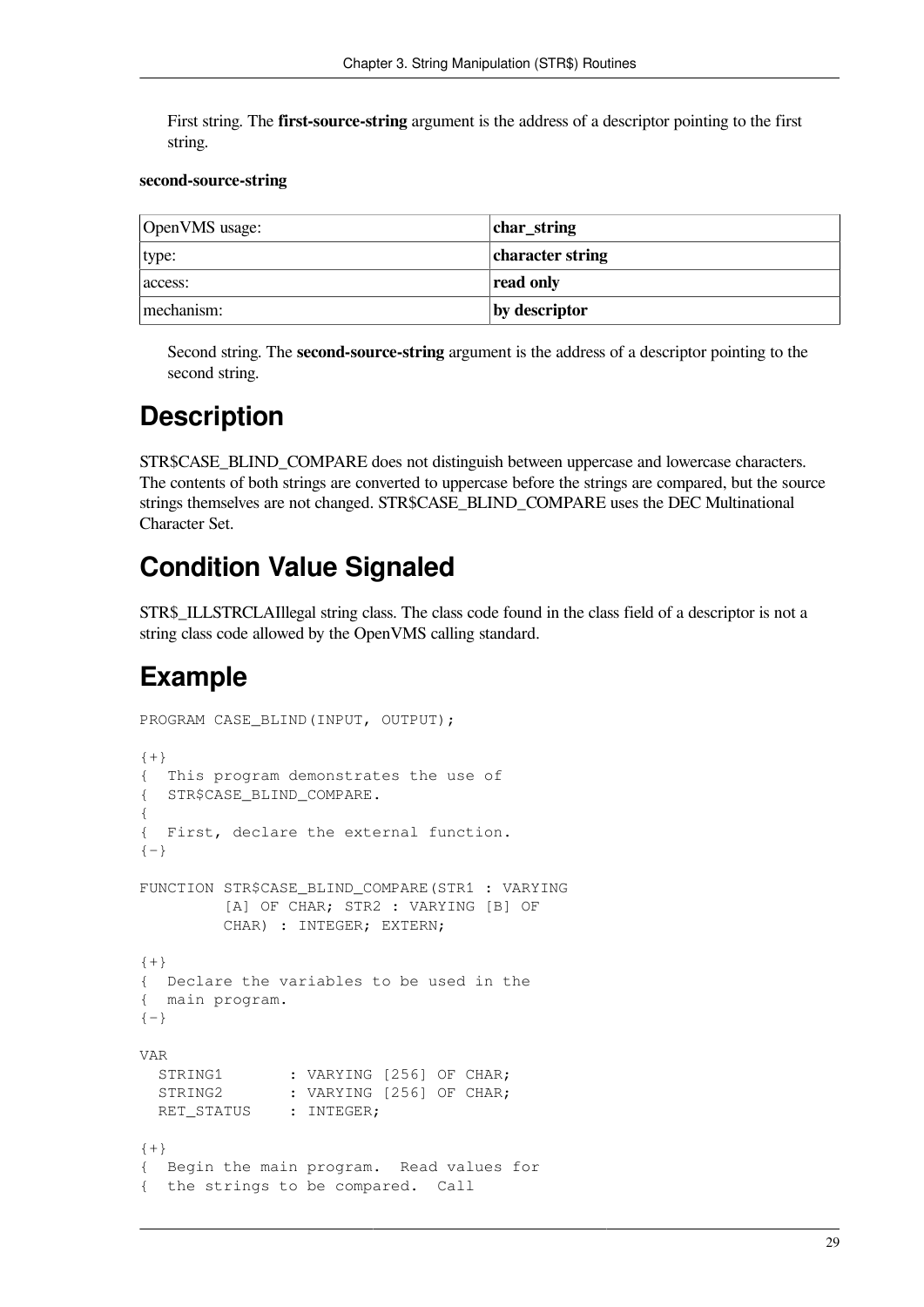First string. The **first-source-string** argument is the address of a descriptor pointing to the first string.

**second-source-string**

| OpenVMS usage: | **char_string** |
|---|---|
| type: | **character string** |
| access: | **read only** |
| mechanism: | **by descriptor** |

Second string. The **second-source-string** argument is the address of a descriptor pointing to the second string.

# Description

STR$CASE_BLIND_COMPARE does not distinguish between uppercase and lowercase characters. The contents of both strings are converted to uppercase before the strings are compared, but the source strings themselves are not changed. STR$CASE_BLIND_COMPARE uses the DEC Multinational Character Set.

# Condition Value Signaled

STR$_ILLSTRCLAIllegal string class. The class code found in the class field of a descriptor is not a string class code allowed by the OpenVMS calling standard.

# Example

```
PROGRAM CASE_BLIND(INPUT, OUTPUT);

{+}
{  This program demonstrates the use of
{  STR$CASE_BLIND_COMPARE.
{
{  First, declare the external function.
{-}

FUNCTION STR$CASE_BLIND_COMPARE(STR1 : VARYING
         [A] OF CHAR; STR2 : VARYING [B] OF
         CHAR) : INTEGER; EXTERN;

{+}
{  Declare the variables to be used in the
{  main program.
{-}

VAR
  STRING1       : VARYING [256] OF CHAR;
  STRING2       : VARYING [256] OF CHAR;
  RET_STATUS    : INTEGER;

{+}
{  Begin the main program.  Read values for
{  the strings to be compared.  Call
```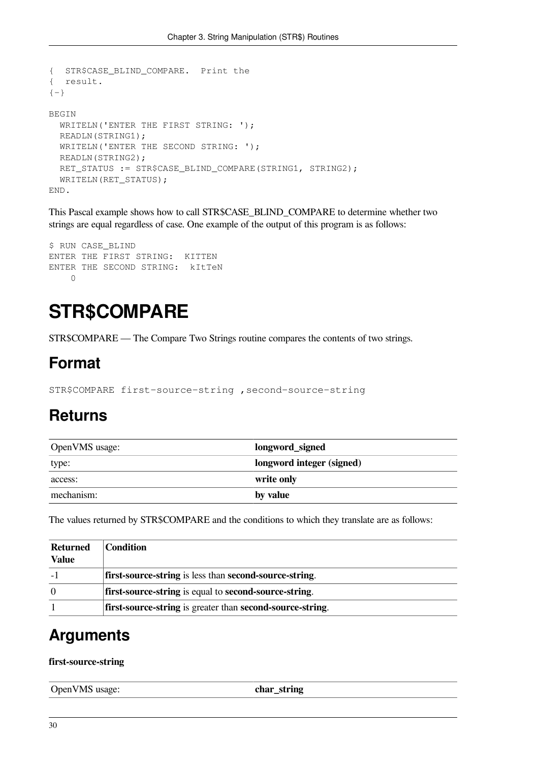```
{  STR$CASE_BLIND_COMPARE.  Print the
{  result.
{-}

BEGIN
  WRITELN('ENTER THE FIRST STRING: ');
  READLN(STRING1);
  WRITELN('ENTER THE SECOND STRING: ');
  READLN(STRING2);
  RET_STATUS := STR$CASE_BLIND_COMPARE(STRING1, STRING2);
  WRITELN(RET_STATUS);
END.
```

This Pascal example shows how to call STR$CASE_BLIND_COMPARE to determine whether two strings are equal regardless of case. One example of the output of this program is as follows:

```
$ RUN CASE_BLIND
ENTER THE FIRST STRING:  KITTEN
ENTER THE SECOND STRING:  kItTeN
     0
```

# STR$COMPARE

STR$COMPARE — The Compare Two Strings routine compares the contents of two strings.

## Format

```
STR$COMPARE first-source-string ,second-source-string
```

## Returns

| | |
|---|---|
| OpenVMS usage: | **longword_signed** |
| type: | **longword integer (signed)** |
| access: | **write only** |
| mechanism: | **by value** |

The values returned by STR$COMPARE and the conditions to which they translate are as follows:

| Returned Value | Condition |
|---|---|
| -1 | **first-source-string** is less than **second-source-string**. |
| 0 | **first-source-string** is equal to **second-source-string**. |
| 1 | **first-source-string** is greater than **second-source-string**. |

## Arguments

**first-source-string**

| | |
|---|---|
| OpenVMS usage: | **char_string** |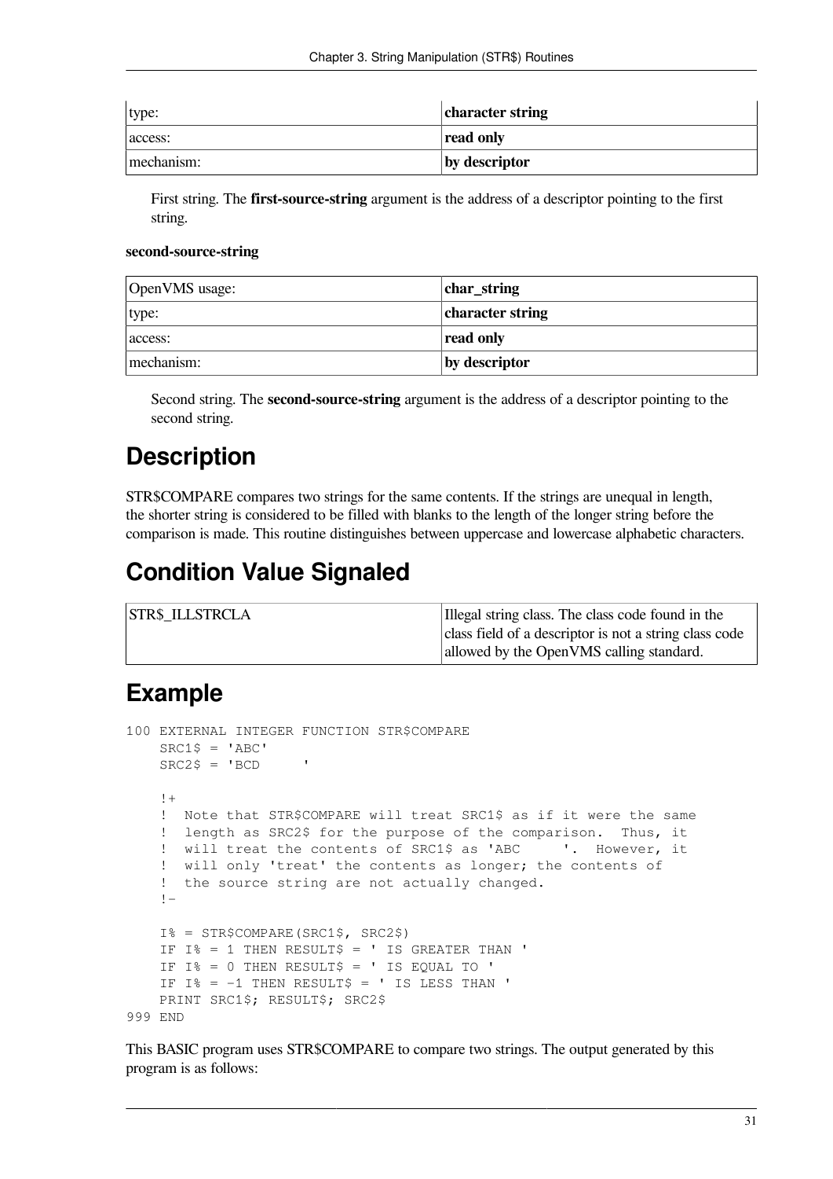| type: | **character string** |
|---|---|
| access: | **read only** |
| mechanism: | **by descriptor** |

First string. The **first-source-string** argument is the address of a descriptor pointing to the first string.

**second-source-string**

| OpenVMS usage: | **char_string** |
|---|---|
| type: | **character string** |
| access: | **read only** |
| mechanism: | **by descriptor** |

Second string. The **second-source-string** argument is the address of a descriptor pointing to the second string.

# Description

STR$COMPARE compares two strings for the same contents. If the strings are unequal in length, the shorter string is considered to be filled with blanks to the length of the longer string before the comparison is made. This routine distinguishes between uppercase and lowercase alphabetic characters.

# Condition Value Signaled

| STR$_ILLSTRCLA | Illegal string class. The class code found in the class field of a descriptor is not a string class code allowed by the OpenVMS calling standard. |
|---|---|

# Example

```
100 EXTERNAL INTEGER FUNCTION STR$COMPARE
    SRC1$ = 'ABC'
    SRC2$ = 'BCD      '

    !+
    !  Note that STR$COMPARE will treat SRC1$ as if it were the same
    !  length as SRC2$ for the purpose of the comparison.  Thus, it
    !  will treat the contents of SRC1$ as 'ABC      '.  However, it
    !  will only 'treat' the contents as longer; the contents of
    !  the source string are not actually changed.
    !-

    I% = STR$COMPARE(SRC1$, SRC2$)
    IF I% = 1 THEN RESULT$ = ' IS GREATER THAN '
    IF I% = 0 THEN RESULT$ = ' IS EQUAL TO '
    IF I% = -1 THEN RESULT$ = ' IS LESS THAN '
    PRINT SRC1$; RESULT$; SRC2$
999 END
```

This BASIC program uses STR$COMPARE to compare two strings. The output generated by this program is as follows: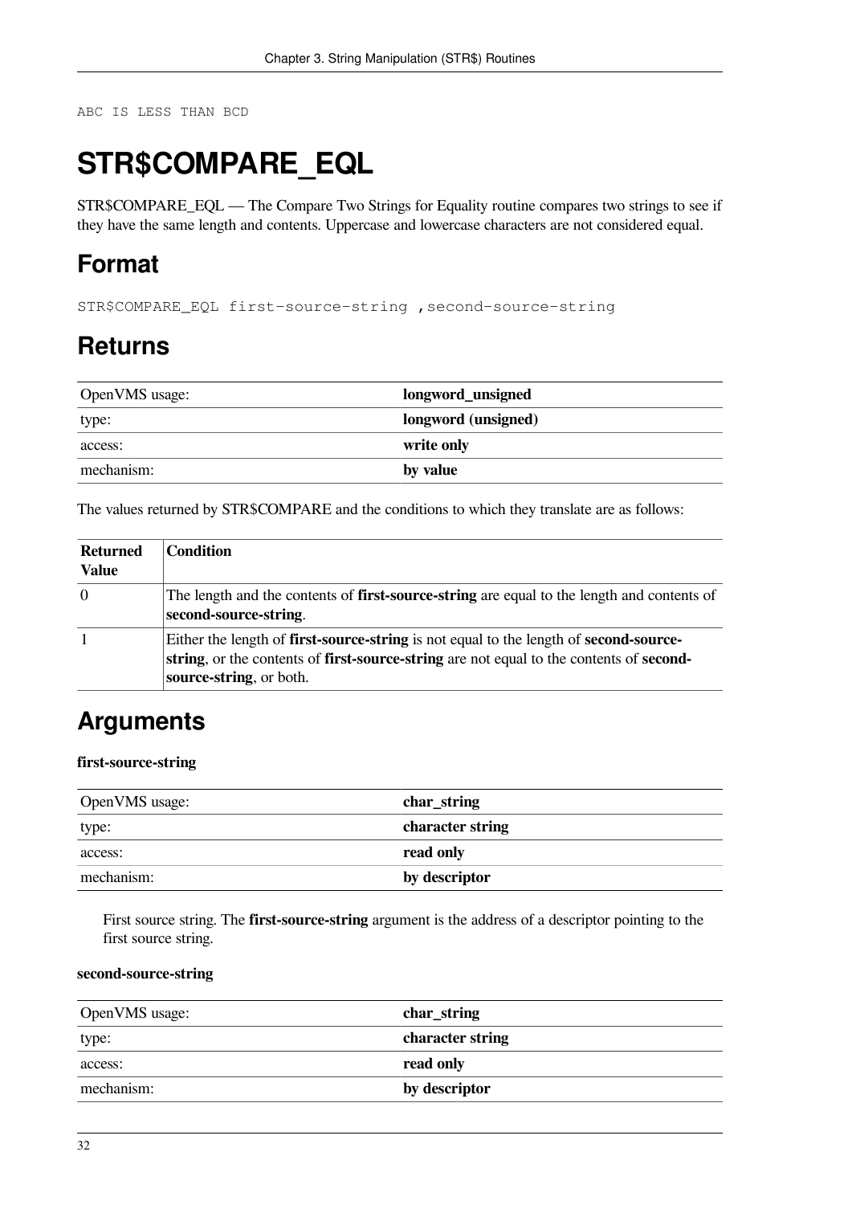```
ABC IS LESS THAN BCD
```

# STR$COMPARE_EQL

STR$COMPARE_EQL — The Compare Two Strings for Equality routine compares two strings to see if they have the same length and contents. Uppercase and lowercase characters are not considered equal.

## Format

```
STR$COMPARE_EQL first-source-string ,second-source-string
```

## Returns

| OpenVMS usage: | **longword_unsigned** |
|---|---|
| type: | **longword (unsigned)** |
| access: | **write only** |
| mechanism: | **by value** |

The values returned by STR$COMPARE and the conditions to which they translate are as follows:

| Returned Value | Condition |
|---|---|
| 0 | The length and the contents of **first-source-string** are equal to the length and contents of **second-source-string**. |
| 1 | Either the length of **first-source-string** is not equal to the length of **second-source-string**, or the contents of **first-source-string** are not equal to the contents of **second-source-string**, or both. |

## Arguments

**first-source-string**

| OpenVMS usage: | **char_string** |
|---|---|
| type: | **character string** |
| access: | **read only** |
| mechanism: | **by descriptor** |

First source string. The **first-source-string** argument is the address of a descriptor pointing to the first source string.

**second-source-string**

| OpenVMS usage: | **char_string** |
|---|---|
| type: | **character string** |
| access: | **read only** |
| mechanism: | **by descriptor** |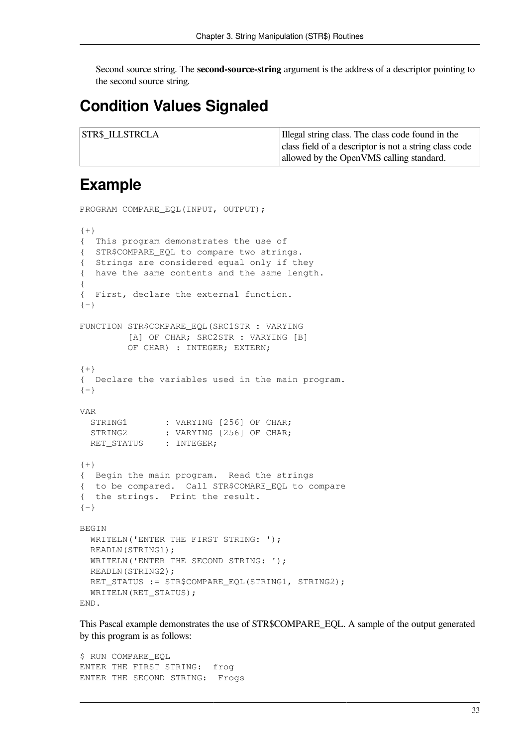Second source string. The **second-source-string** argument is the address of a descriptor pointing to the second source string.

## Condition Values Signaled

| | |
|---|---|
| STR$_ILLSTRCLA | Illegal string class. The class code found in the class field of a descriptor is not a string class code allowed by the OpenVMS calling standard. |

## Example

```
PROGRAM COMPARE_EQL(INPUT, OUTPUT);

{+}
{  This program demonstrates the use of
{  STR$COMPARE_EQL to compare two strings.
{  Strings are considered equal only if they
{  have the same contents and the same length.
{
{  First, declare the external function.
{-}

FUNCTION STR$COMPARE_EQL(SRC1STR : VARYING
         [A] OF CHAR; SRC2STR : VARYING [B]
         OF CHAR) : INTEGER; EXTERN;

{+}
{  Declare the variables used in the main program.
{-}

VAR
  STRING1       : VARYING [256] OF CHAR;
  STRING2       : VARYING [256] OF CHAR;
  RET_STATUS    : INTEGER;

{+}
{  Begin the main program.  Read the strings
{  to be compared.  Call STR$COMARE_EQL to compare
{  the strings.  Print the result.
{-}

BEGIN
  WRITELN('ENTER THE FIRST STRING: ');
  READLN(STRING1);
  WRITELN('ENTER THE SECOND STRING: ');
  READLN(STRING2);
  RET_STATUS := STR$COMPARE_EQL(STRING1, STRING2);
  WRITELN(RET_STATUS);
END.
```

This Pascal example demonstrates the use of STR$COMPARE_EQL. A sample of the output generated by this program is as follows:

```
$ RUN COMPARE_EQL
ENTER THE FIRST STRING:  frog
ENTER THE SECOND STRING:  Frogs
```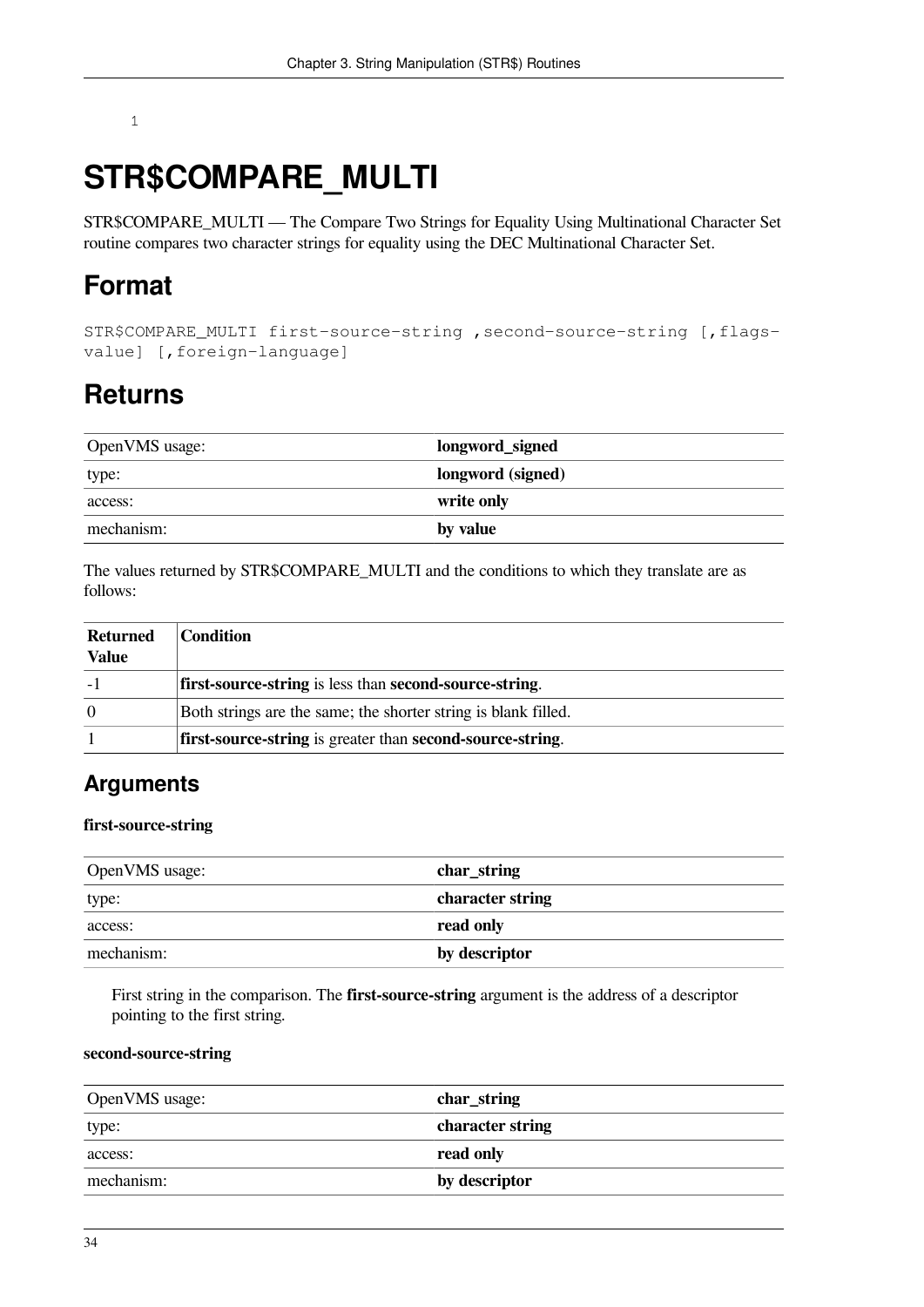1

# STR$COMPARE_MULTI

STR$COMPARE_MULTI — The Compare Two Strings for Equality Using Multinational Character Set routine compares two character strings for equality using the DEC Multinational Character Set.

## Format

```
STR$COMPARE_MULTI first-source-string ,second-source-string [,flags-value] [,foreign-language]
```

## Returns

| | |
|---|---|
| OpenVMS usage: | **longword_signed** |
| type: | **longword (signed)** |
| access: | **write only** |
| mechanism: | **by value** |

The values returned by STR$COMPARE_MULTI and the conditions to which they translate are as follows:

| Returned Value | Condition |
|---|---|
| -1 | **first-source-string** is less than **second-source-string**. |
| 0 | Both strings are the same; the shorter string is blank filled. |
| 1 | **first-source-string** is greater than **second-source-string**. |

### Arguments

**first-source-string**

| | |
|---|---|
| OpenVMS usage: | **char_string** |
| type: | **character string** |
| access: | **read only** |
| mechanism: | **by descriptor** |

First string in the comparison. The **first-source-string** argument is the address of a descriptor pointing to the first string.

**second-source-string**

| | |
|---|---|
| OpenVMS usage: | **char_string** |
| type: | **character string** |
| access: | **read only** |
| mechanism: | **by descriptor** |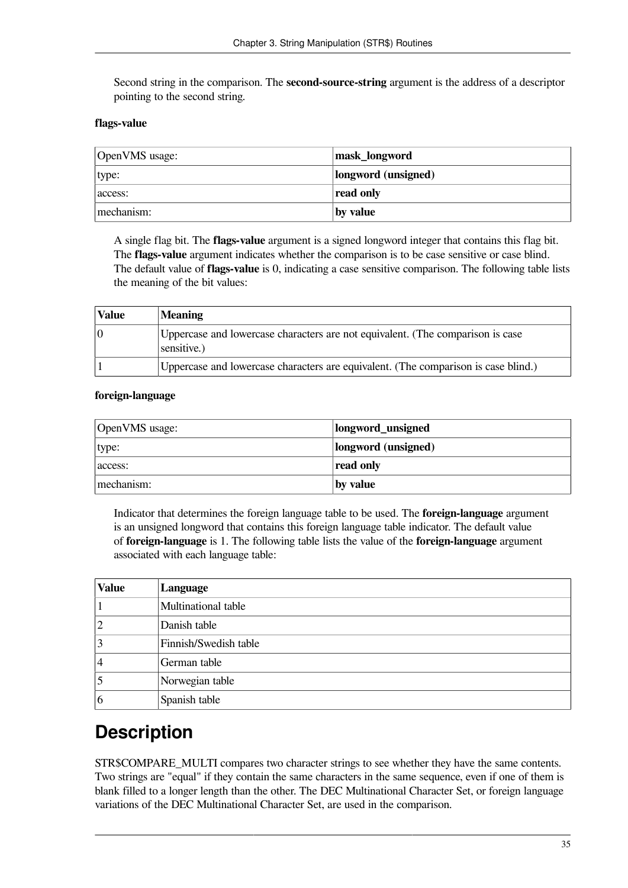Second string in the comparison. The **second-source-string** argument is the address of a descriptor pointing to the second string.

**flags-value**

| OpenVMS usage: | **mask_longword** |
|---|---|
| type: | **longword (unsigned)** |
| access: | **read only** |
| mechanism: | **by value** |

A single flag bit. The **flags-value** argument is a signed longword integer that contains this flag bit. The **flags-value** argument indicates whether the comparison is to be case sensitive or case blind. The default value of **flags-value** is 0, indicating a case sensitive comparison. The following table lists the meaning of the bit values:

| Value | Meaning |
|---|---|
| 0 | Uppercase and lowercase characters are not equivalent. (The comparison is case sensitive.) |
| 1 | Uppercase and lowercase characters are equivalent. (The comparison is case blind.) |

**foreign-language**

| OpenVMS usage: | **longword_unsigned** |
|---|---|
| type: | **longword (unsigned)** |
| access: | **read only** |
| mechanism: | **by value** |

Indicator that determines the foreign language table to be used. The **foreign-language** argument is an unsigned longword that contains this foreign language table indicator. The default value of **foreign-language** is 1. The following table lists the value of the **foreign-language** argument associated with each language table:

| Value | Language |
|---|---|
| 1 | Multinational table |
| 2 | Danish table |
| 3 | Finnish/Swedish table |
| 4 | German table |
| 5 | Norwegian table |
| 6 | Spanish table |

# Description

STR$COMPARE_MULTI compares two character strings to see whether they have the same contents. Two strings are "equal" if they contain the same characters in the same sequence, even if one of them is blank filled to a longer length than the other. The DEC Multinational Character Set, or foreign language variations of the DEC Multinational Character Set, are used in the comparison.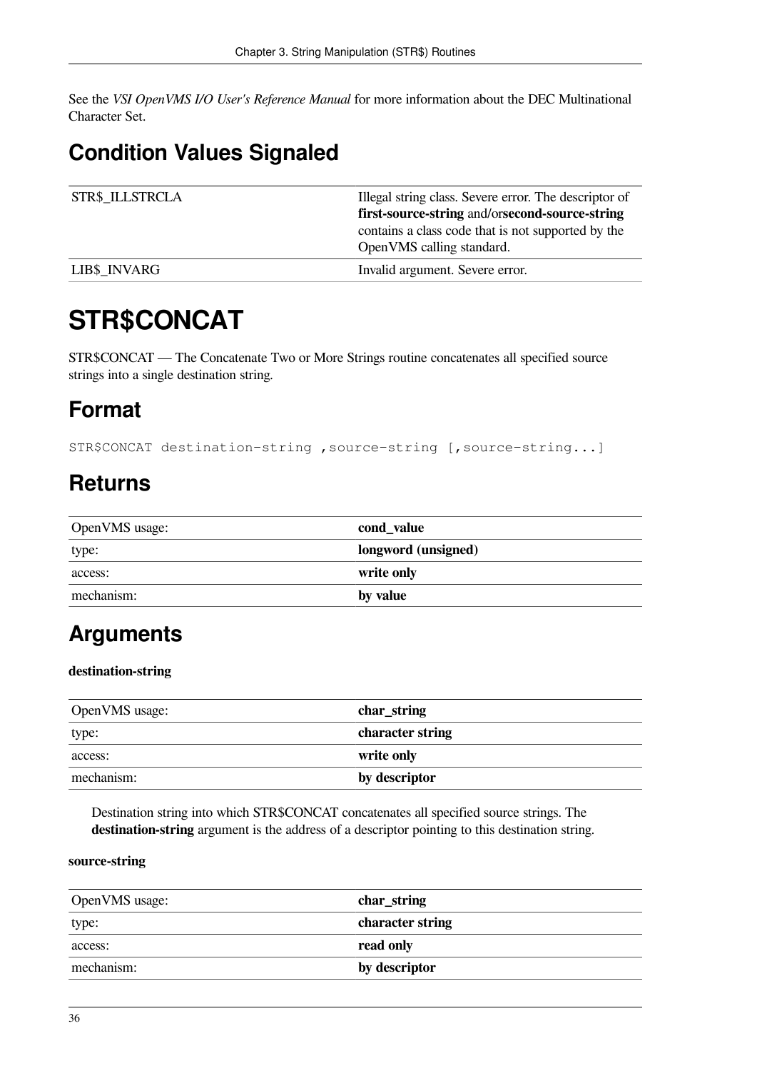See the *VSI OpenVMS I/O User's Reference Manual* for more information about the DEC Multinational Character Set.

## Condition Values Signaled

| | |
|---|---|
| STR$_ILLSTRCLA | Illegal string class. Severe error. The descriptor of **first-source-string** and/or**second-source-string** contains a class code that is not supported by the OpenVMS calling standard. |
| LIB$_INVARG | Invalid argument. Severe error. |

# STR$CONCAT

STR$CONCAT — The Concatenate Two or More Strings routine concatenates all specified source strings into a single destination string.

## Format

```
STR$CONCAT destination-string ,source-string [,source-string...]
```

## Returns

| | |
|---|---|
| OpenVMS usage: | **cond_value** |
| type: | **longword (unsigned)** |
| access: | **write only** |
| mechanism: | **by value** |

## Arguments

**destination-string**

| | |
|---|---|
| OpenVMS usage: | **char_string** |
| type: | **character string** |
| access: | **write only** |
| mechanism: | **by descriptor** |

Destination string into which STR$CONCAT concatenates all specified source strings. The **destination-string** argument is the address of a descriptor pointing to this destination string.

**source-string**

| | |
|---|---|
| OpenVMS usage: | **char_string** |
| type: | **character string** |
| access: | **read only** |
| mechanism: | **by descriptor** |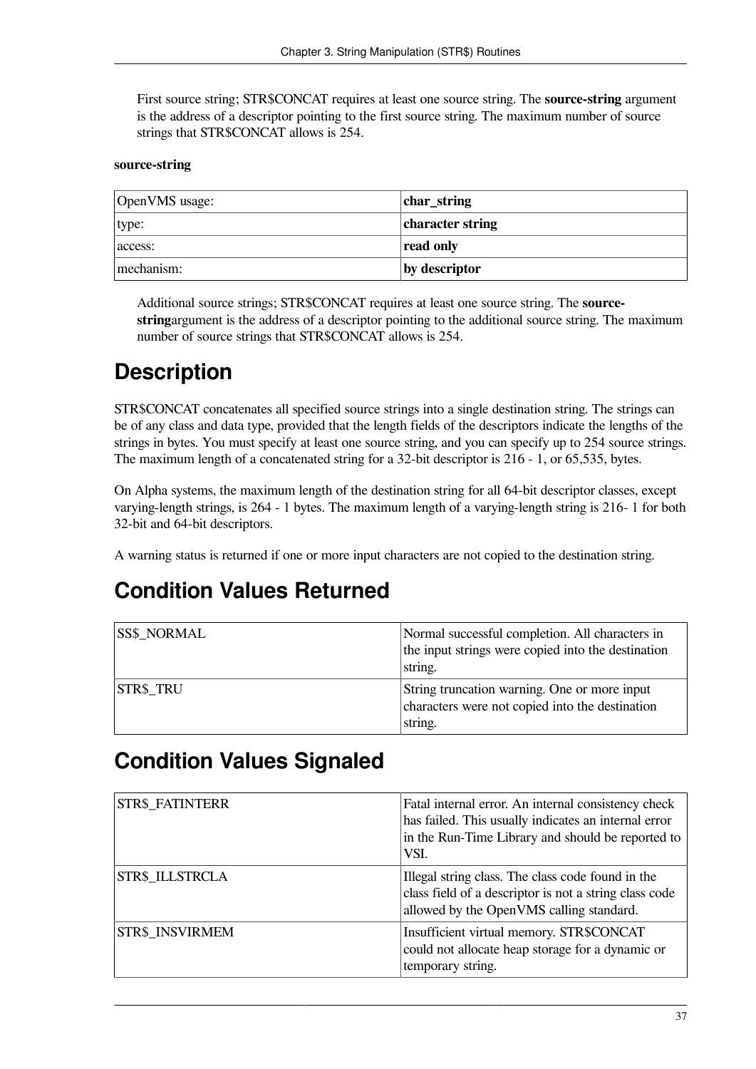First source string; STR$CONCAT requires at least one source string. The **source-string** argument is the address of a descriptor pointing to the first source string. The maximum number of source strings that STR$CONCAT allows is 254.

**source-string**

| OpenVMS usage: | **char_string** |
|---|---|
| type: | **character string** |
| access: | **read only** |
| mechanism: | **by descriptor** |

Additional source strings; STR$CONCAT requires at least one source string. The **source-string**argument is the address of a descriptor pointing to the additional source string. The maximum number of source strings that STR$CONCAT allows is 254.

# Description

STR$CONCAT concatenates all specified source strings into a single destination string. The strings can be of any class and data type, provided that the length fields of the descriptors indicate the lengths of the strings in bytes. You must specify at least one source string, and you can specify up to 254 source strings. The maximum length of a concatenated string for a 32-bit descriptor is 216 - 1, or 65,535, bytes.

On Alpha systems, the maximum length of the destination string for all 64-bit descriptor classes, except varying-length strings, is 264 - 1 bytes. The maximum length of a varying-length string is 216- 1 for both 32-bit and 64-bit descriptors.

A warning status is returned if one or more input characters are not copied to the destination string.

# Condition Values Returned

| SS$_NORMAL | Normal successful completion. All characters in the input strings were copied into the destination string. |
|---|---|
| STR$_TRU | String truncation warning. One or more input characters were not copied into the destination string. |

# Condition Values Signaled

| STR$_FATINTERR | Fatal internal error. An internal consistency check has failed. This usually indicates an internal error in the Run-Time Library and should be reported to VSI. |
|---|---|
| STR$_ILLSTRCLA | Illegal string class. The class code found in the class field of a descriptor is not a string class code allowed by the OpenVMS calling standard. |
| STR$_INSVIRMEM | Insufficient virtual memory. STR$CONCAT could not allocate heap storage for a dynamic or temporary string. |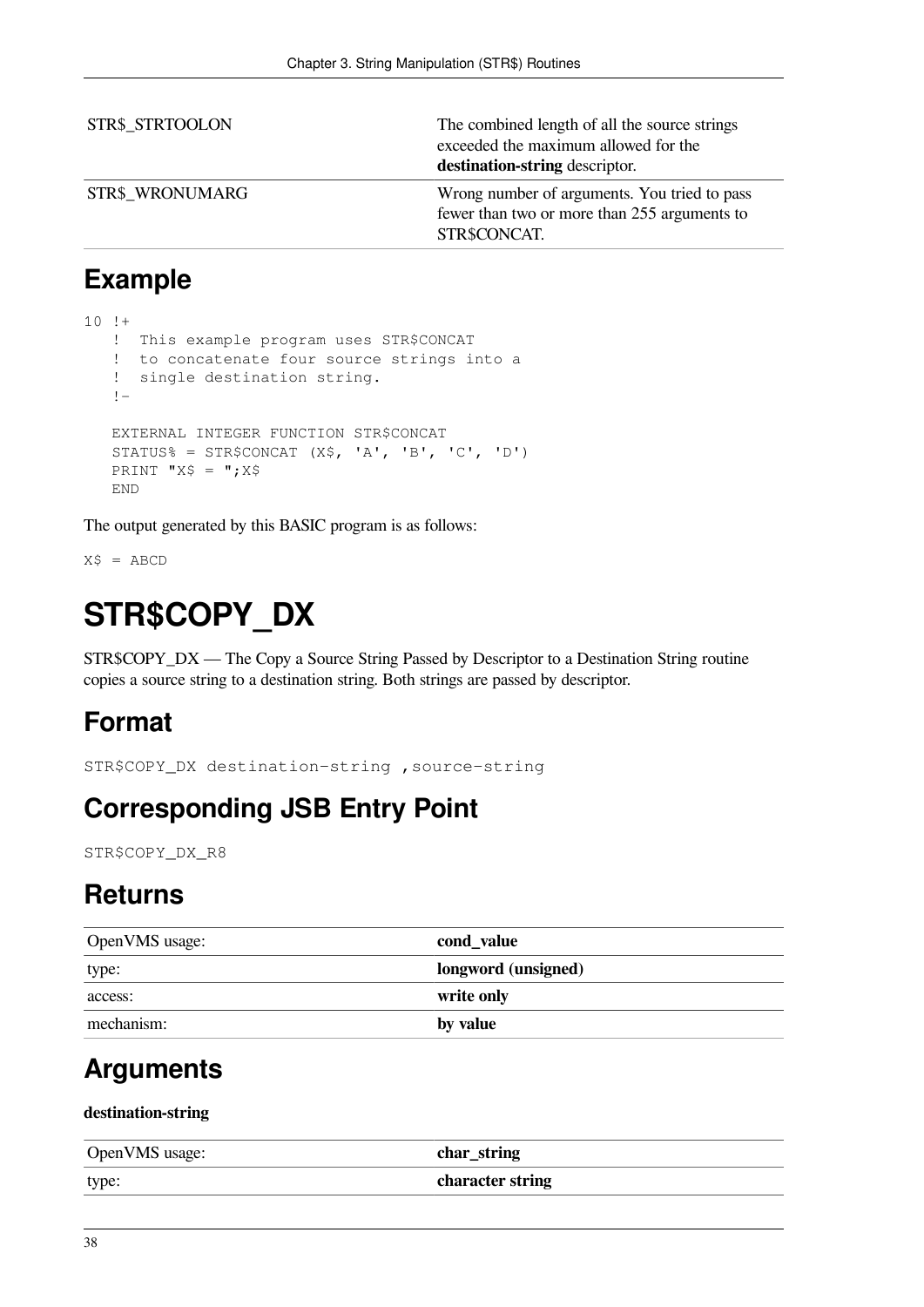| | |
|---|---|
| STR$_STRTOOLON | The combined length of all the source strings exceeded the maximum allowed for the **destination-string** descriptor. |
| STR$_WRONUMARG | Wrong number of arguments. You tried to pass fewer than two or more than 255 arguments to STR$CONCAT. |

## Example

```
10 !+
   !  This example program uses STR$CONCAT
   !  to concatenate four source strings into a
   !  single destination string.
   !-

   EXTERNAL INTEGER FUNCTION STR$CONCAT
   STATUS% = STR$CONCAT (X$, 'A', 'B', 'C', 'D')
   PRINT "X$ = ";X$
   END
```

The output generated by this BASIC program is as follows:

```
X$ = ABCD
```

# STR$COPY_DX

STR$COPY_DX — The Copy a Source String Passed by Descriptor to a Destination String routine copies a source string to a destination string. Both strings are passed by descriptor.

## Format

```
STR$COPY_DX destination-string ,source-string
```

## Corresponding JSB Entry Point

```
STR$COPY_DX_R8
```

## Returns

| | |
|---|---|
| OpenVMS usage: | **cond_value** |
| type: | **longword (unsigned)** |
| access: | **write only** |
| mechanism: | **by value** |

## Arguments

**destination-string**

| | |
|---|---|
| OpenVMS usage: | **char_string** |
| type: | **character string** |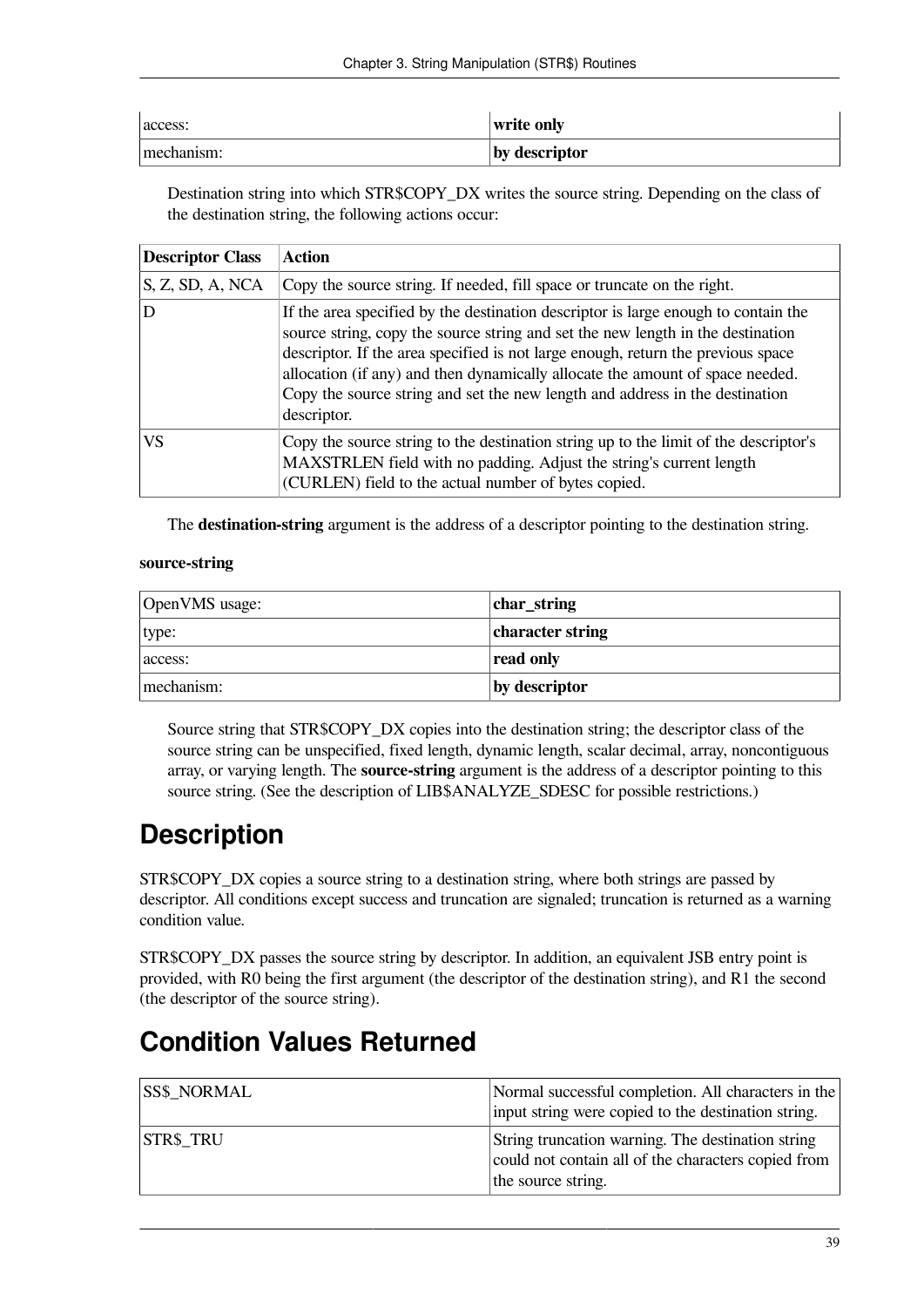| access: | **write only** |
|---|---|
| mechanism: | **by descriptor** |

Destination string into which STR$COPY_DX writes the source string. Depending on the class of the destination string, the following actions occur:

| Descriptor Class | Action |
|---|---|
| S, Z, SD, A, NCA | Copy the source string. If needed, fill space or truncate on the right. |
| D | If the area specified by the destination descriptor is large enough to contain the source string, copy the source string and set the new length in the destination descriptor. If the area specified is not large enough, return the previous space allocation (if any) and then dynamically allocate the amount of space needed. Copy the source string and set the new length and address in the destination descriptor. |
| VS | Copy the source string to the destination string up to the limit of the descriptor's MAXSTRLEN field with no padding. Adjust the string's current length (CURLEN) field to the actual number of bytes copied. |

The **destination-string** argument is the address of a descriptor pointing to the destination string.

**source-string**

| OpenVMS usage: | **char_string** |
|---|---|
| type: | **character string** |
| access: | **read only** |
| mechanism: | **by descriptor** |

Source string that STR$COPY_DX copies into the destination string; the descriptor class of the source string can be unspecified, fixed length, dynamic length, scalar decimal, array, noncontiguous array, or varying length. The **source-string** argument is the address of a descriptor pointing to this source string. (See the description of LIB$ANALYZE_SDESC for possible restrictions.)

# Description

STR$COPY_DX copies a source string to a destination string, where both strings are passed by descriptor. All conditions except success and truncation are signaled; truncation is returned as a warning condition value.

STR$COPY_DX passes the source string by descriptor. In addition, an equivalent JSB entry point is provided, with R0 being the first argument (the descriptor of the destination string), and R1 the second (the descriptor of the source string).

# Condition Values Returned

| SS$_NORMAL | Normal successful completion. All characters in the input string were copied to the destination string. |
|---|---|
| STR$_TRU | String truncation warning. The destination string could not contain all of the characters copied from the source string. |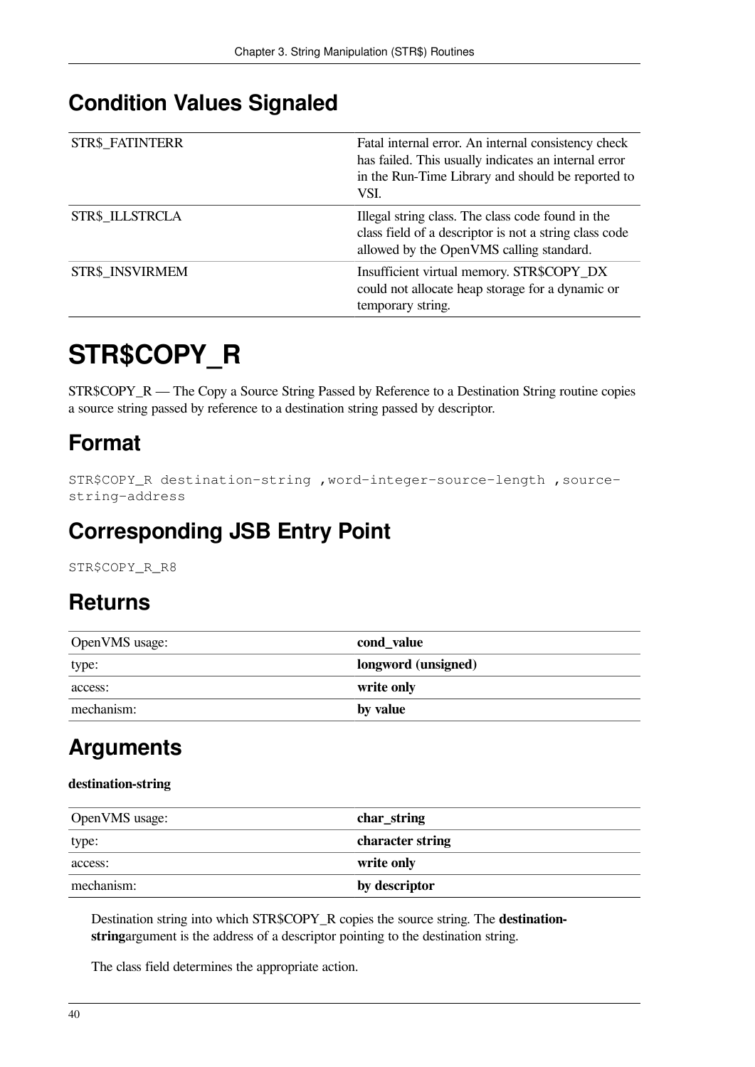## Condition Values Signaled

| | |
|---|---|
| STR$_FATINTERR | Fatal internal error. An internal consistency check has failed. This usually indicates an internal error in the Run-Time Library and should be reported to VSI. |
| STR$_ILLSTRCLA | Illegal string class. The class code found in the class field of a descriptor is not a string class code allowed by the OpenVMS calling standard. |
| STR$_INSVIRMEM | Insufficient virtual memory. STR$COPY_DX could not allocate heap storage for a dynamic or temporary string. |

# STR$COPY_R

STR$COPY_R — The Copy a Source String Passed by Reference to a Destination String routine copies a source string passed by reference to a destination string passed by descriptor.

## Format

```
STR$COPY_R destination-string ,word-integer-source-length ,source-string-address
```

## Corresponding JSB Entry Point

```
STR$COPY_R_R8
```

## Returns

| | |
|---|---|
| OpenVMS usage: | **cond_value** |
| type: | **longword (unsigned)** |
| access: | **write only** |
| mechanism: | **by value** |

## Arguments

**destination-string**

| | |
|---|---|
| OpenVMS usage: | **char_string** |
| type: | **character string** |
| access: | **write only** |
| mechanism: | **by descriptor** |

Destination string into which STR$COPY_R copies the source string. The **destination-string**argument is the address of a descriptor pointing to the destination string.

The class field determines the appropriate action.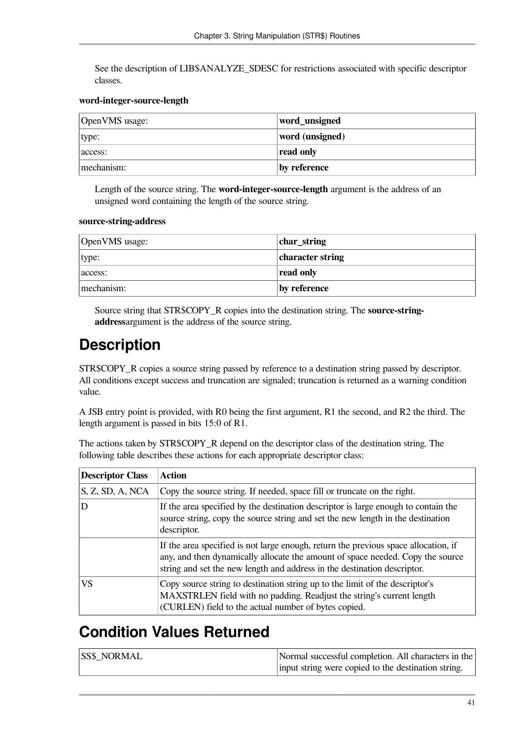See the description of LIB$ANALYZE_SDESC for restrictions associated with specific descriptor classes.

**word-integer-source-length**

| OpenVMS usage: | **word_unsigned** |
|---|---|
| type: | **word (unsigned)** |
| access: | **read only** |
| mechanism: | **by reference** |

Length of the source string. The **word-integer-source-length** argument is the address of an unsigned word containing the length of the source string.

**source-string-address**

| OpenVMS usage: | **char_string** |
|---|---|
| type: | **character string** |
| access: | **read only** |
| mechanism: | **by reference** |

Source string that STR$COPY_R copies into the destination string. The **source-string-address**argument is the address of the source string.

# Description

STR$COPY_R copies a source string passed by reference to a destination string passed by descriptor. All conditions except success and truncation are signaled; truncation is returned as a warning condition value.

A JSB entry point is provided, with R0 being the first argument, R1 the second, and R2 the third. The length argument is passed in bits 15:0 of R1.

The actions taken by STR$COPY_R depend on the descriptor class of the destination string. The following table describes these actions for each appropriate descriptor class:

| Descriptor Class | Action |
|---|---|
| S, Z, SD, A, NCA | Copy the source string. If needed, space fill or truncate on the right. |
| D | If the area specified by the destination descriptor is large enough to contain the source string, copy the source string and set the new length in the destination descriptor. |
| | If the area specified is not large enough, return the previous space allocation, if any, and then dynamically allocate the amount of space needed. Copy the source string and set the new length and address in the destination descriptor. |
| VS | Copy source string to destination string up to the limit of the descriptor's MAXSTRLEN field with no padding. Readjust the string's current length (CURLEN) field to the actual number of bytes copied. |

# Condition Values Returned

| SS$_NORMAL | Normal successful completion. All characters in the input string were copied to the destination string. |
|---|---|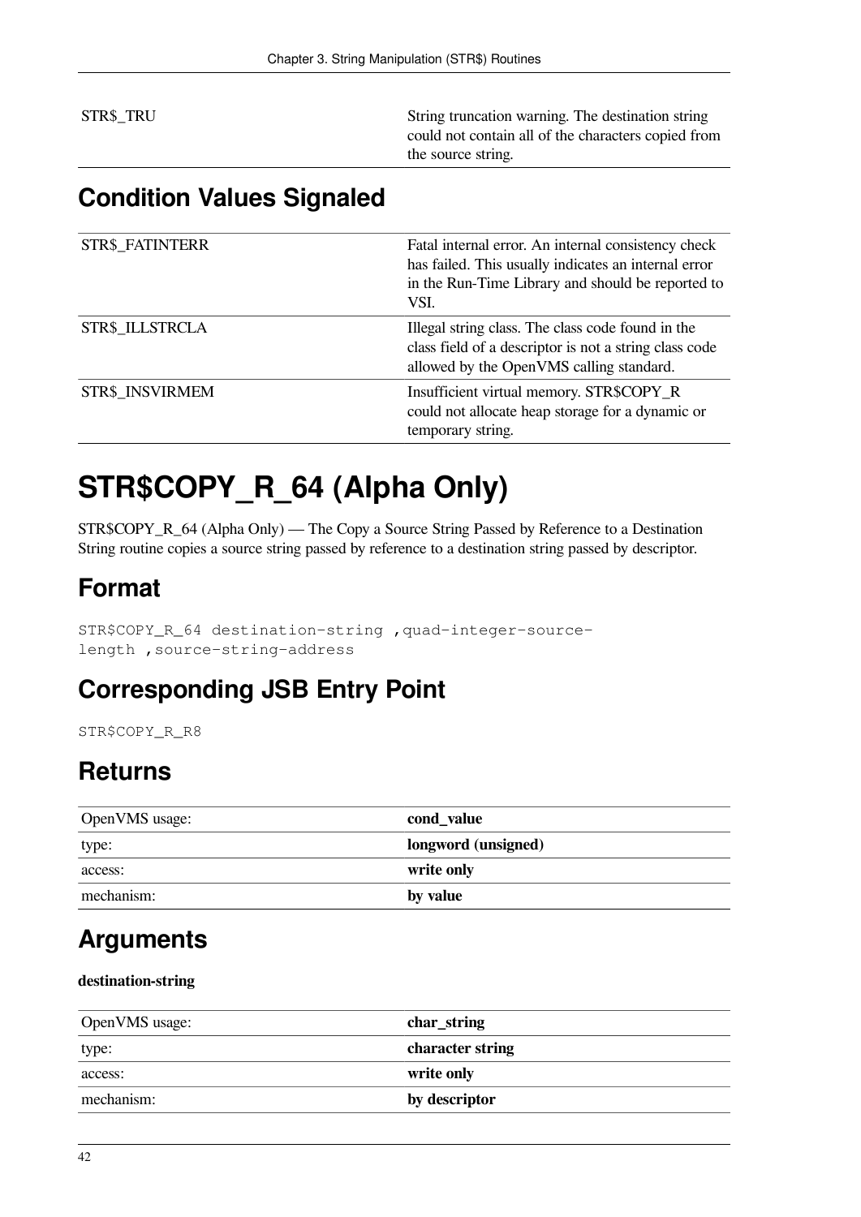| STR$_TRU | String truncation warning. The destination string could not contain all of the characters copied from the source string. |
|---|---|

## Condition Values Signaled

| STR$_FATINTERR | Fatal internal error. An internal consistency check has failed. This usually indicates an internal error in the Run-Time Library and should be reported to VSI. |
|---|---|
| STR$_ILLSTRCLA | Illegal string class. The class code found in the class field of a descriptor is not a string class code allowed by the OpenVMS calling standard. |
| STR$_INSVIRMEM | Insufficient virtual memory. STR$COPY_R could not allocate heap storage for a dynamic or temporary string. |

# STR$COPY_R_64 (Alpha Only)

STR$COPY_R_64 (Alpha Only) — The Copy a Source String Passed by Reference to a Destination String routine copies a source string passed by reference to a destination string passed by descriptor.

## Format

```
STR$COPY_R_64 destination-string ,quad-integer-source-
length ,source-string-address
```

## Corresponding JSB Entry Point

```
STR$COPY_R_R8
```

## Returns

| OpenVMS usage: | **cond_value** |
|---|---|
| type: | **longword (unsigned)** |
| access: | **write only** |
| mechanism: | **by value** |

## Arguments

**destination-string**

| OpenVMS usage: | **char_string** |
|---|---|
| type: | **character string** |
| access: | **write only** |
| mechanism: | **by descriptor** |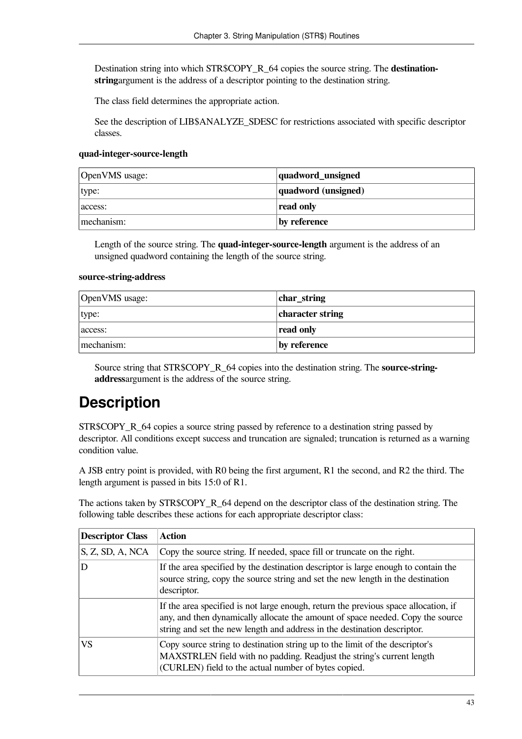Destination string into which STR$COPY_R_64 copies the source string. The **destination-string**argument is the address of a descriptor pointing to the destination string.

The class field determines the appropriate action.

See the description of LIB$ANALYZE_SDESC for restrictions associated with specific descriptor classes.

**quad-integer-source-length**

| OpenVMS usage: | **quadword_unsigned** |
|---|---|
| type: | **quadword (unsigned)** |
| access: | **read only** |
| mechanism: | **by reference** |

Length of the source string. The **quad-integer-source-length** argument is the address of an unsigned quadword containing the length of the source string.

**source-string-address**

| OpenVMS usage: | **char_string** |
|---|---|
| type: | **character string** |
| access: | **read only** |
| mechanism: | **by reference** |

Source string that STR$COPY_R_64 copies into the destination string. The **source-string-address**argument is the address of the source string.

# Description

STR$COPY_R_64 copies a source string passed by reference to a destination string passed by descriptor. All conditions except success and truncation are signaled; truncation is returned as a warning condition value.

A JSB entry point is provided, with R0 being the first argument, R1 the second, and R2 the third. The length argument is passed in bits 15:0 of R1.

The actions taken by STR$COPY_R_64 depend on the descriptor class of the destination string. The following table describes these actions for each appropriate descriptor class:

| Descriptor Class | Action |
|---|---|
| S, Z, SD, A, NCA | Copy the source string. If needed, space fill or truncate on the right. |
| D | If the area specified by the destination descriptor is large enough to contain the source string, copy the source string and set the new length in the destination descriptor. |
| | If the area specified is not large enough, return the previous space allocation, if any, and then dynamically allocate the amount of space needed. Copy the source string and set the new length and address in the destination descriptor. |
| VS | Copy source string to destination string up to the limit of the descriptor's MAXSTRLEN field with no padding. Readjust the string's current length (CURLEN) field to the actual number of bytes copied. |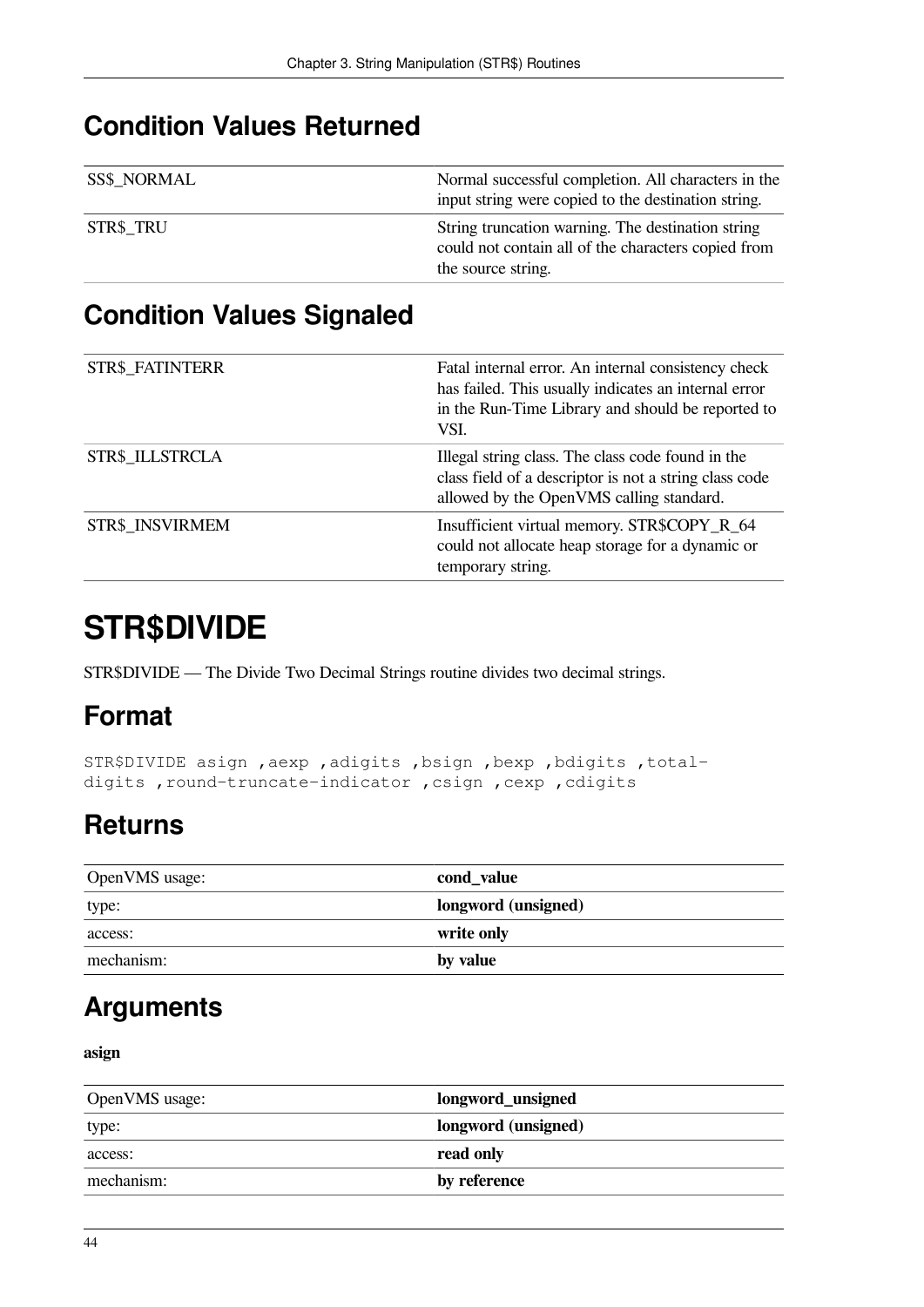## Condition Values Returned

| | |
|---|---|
| SS$_NORMAL | Normal successful completion. All characters in the input string were copied to the destination string. |
| STR$_TRU | String truncation warning. The destination string could not contain all of the characters copied from the source string. |

## Condition Values Signaled

| | |
|---|---|
| STR$_FATINTERR | Fatal internal error. An internal consistency check has failed. This usually indicates an internal error in the Run-Time Library and should be reported to VSI. |
| STR$_ILLSTRCLA | Illegal string class. The class code found in the class field of a descriptor is not a string class code allowed by the OpenVMS calling standard. |
| STR$_INSVIRMEM | Insufficient virtual memory. STR$COPY_R_64 could not allocate heap storage for a dynamic or temporary string. |

# STR$DIVIDE

STR$DIVIDE — The Divide Two Decimal Strings routine divides two decimal strings.

## Format

```
STR$DIVIDE asign ,aexp ,adigits ,bsign ,bexp ,bdigits ,total-
digits ,round-truncate-indicator ,csign ,cexp ,cdigits
```

## Returns

| | |
|---|---|
| OpenVMS usage: | **cond_value** |
| type: | **longword (unsigned)** |
| access: | **write only** |
| mechanism: | **by value** |

## Arguments

**asign**

| | |
|---|---|
| OpenVMS usage: | **longword_unsigned** |
| type: | **longword (unsigned)** |
| access: | **read only** |
| mechanism: | **by reference** |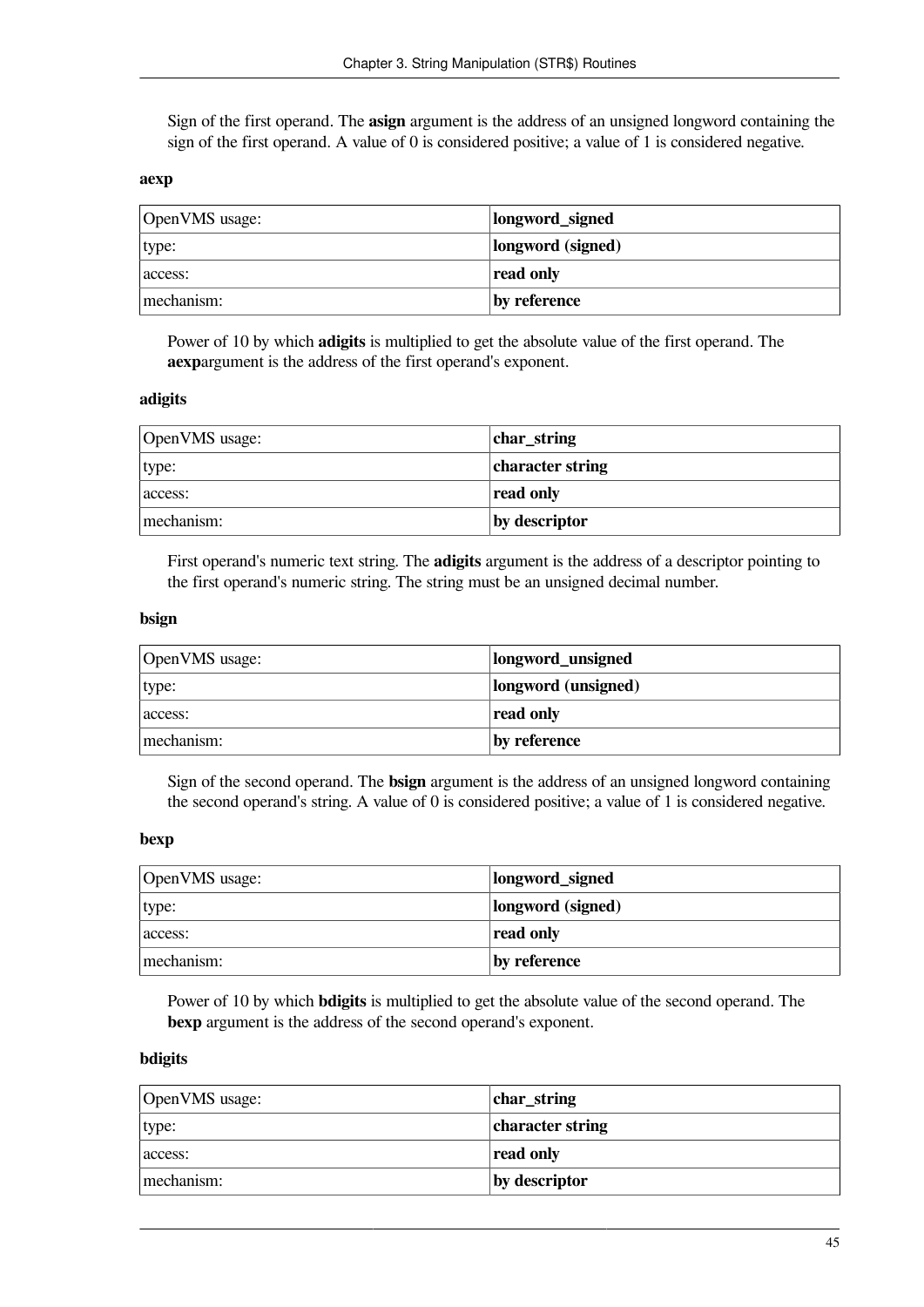Sign of the first operand. The **asign** argument is the address of an unsigned longword containing the sign of the first operand. A value of 0 is considered positive; a value of 1 is considered negative.

**aexp**

| OpenVMS usage: | **longword_signed** |
|---|---|
| type: | **longword (signed)** |
| access: | **read only** |
| mechanism: | **by reference** |

Power of 10 by which **adigits** is multiplied to get the absolute value of the first operand. The **aexp**argument is the address of the first operand's exponent.

**adigits**

| OpenVMS usage: | **char_string** |
|---|---|
| type: | **character string** |
| access: | **read only** |
| mechanism: | **by descriptor** |

First operand's numeric text string. The **adigits** argument is the address of a descriptor pointing to the first operand's numeric string. The string must be an unsigned decimal number.

**bsign**

| OpenVMS usage: | **longword_unsigned** |
|---|---|
| type: | **longword (unsigned)** |
| access: | **read only** |
| mechanism: | **by reference** |

Sign of the second operand. The **bsign** argument is the address of an unsigned longword containing the second operand's string. A value of 0 is considered positive; a value of 1 is considered negative.

**bexp**

| OpenVMS usage: | **longword_signed** |
|---|---|
| type: | **longword (signed)** |
| access: | **read only** |
| mechanism: | **by reference** |

Power of 10 by which **bdigits** is multiplied to get the absolute value of the second operand. The **bexp** argument is the address of the second operand's exponent.

**bdigits**

| OpenVMS usage: | **char_string** |
|---|---|
| type: | **character string** |
| access: | **read only** |
| mechanism: | **by descriptor** |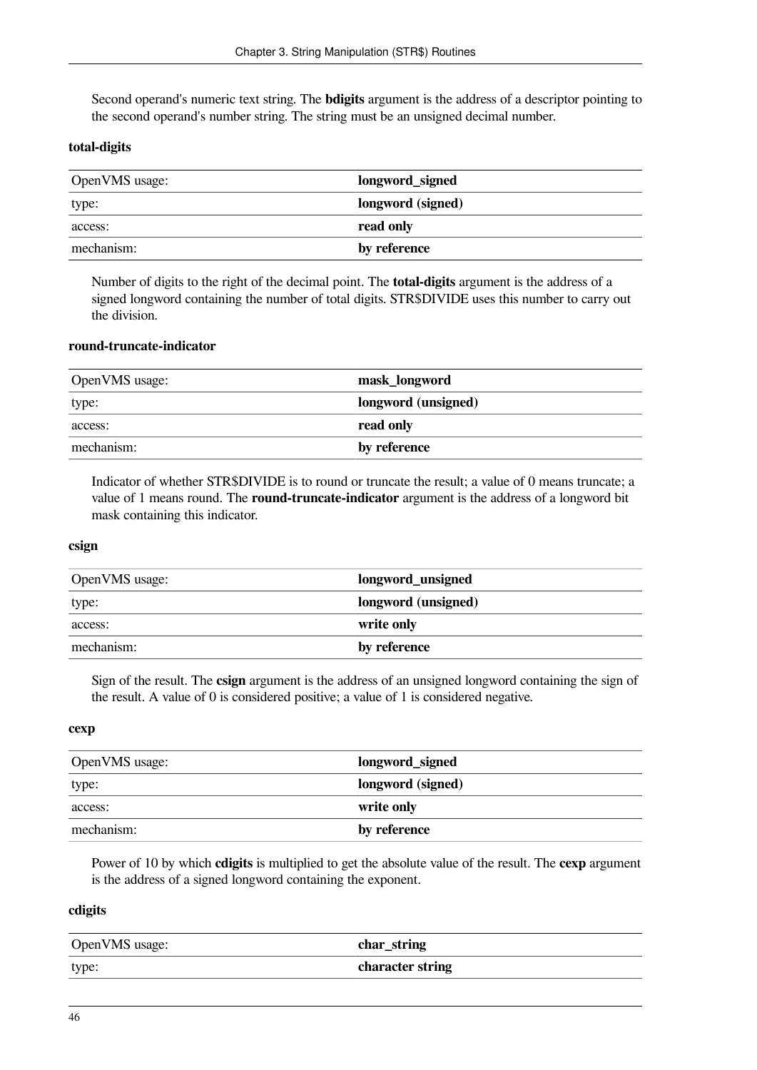Second operand's numeric text string. The **bdigits** argument is the address of a descriptor pointing to the second operand's number string. The string must be an unsigned decimal number.

#### total-digits

| OpenVMS usage: | **longword_signed** |
|---|---|
| type: | **longword (signed)** |
| access: | **read only** |
| mechanism: | **by reference** |

Number of digits to the right of the decimal point. The **total-digits** argument is the address of a signed longword containing the number of total digits. STR$DIVIDE uses this number to carry out the division.

#### round-truncate-indicator

| OpenVMS usage: | **mask_longword** |
|---|---|
| type: | **longword (unsigned)** |
| access: | **read only** |
| mechanism: | **by reference** |

Indicator of whether STR$DIVIDE is to round or truncate the result; a value of 0 means truncate; a value of 1 means round. The **round-truncate-indicator** argument is the address of a longword bit mask containing this indicator.

#### csign

| OpenVMS usage: | **longword_unsigned** |
|---|---|
| type: | **longword (unsigned)** |
| access: | **write only** |
| mechanism: | **by reference** |

Sign of the result. The **csign** argument is the address of an unsigned longword containing the sign of the result. A value of 0 is considered positive; a value of 1 is considered negative.

#### cexp

| OpenVMS usage: | **longword_signed** |
|---|---|
| type: | **longword (signed)** |
| access: | **write only** |
| mechanism: | **by reference** |

Power of 10 by which **cdigits** is multiplied to get the absolute value of the result. The **cexp** argument is the address of a signed longword containing the exponent.

#### cdigits

| OpenVMS usage: | **char_string** |
|---|---|
| type: | **character string** |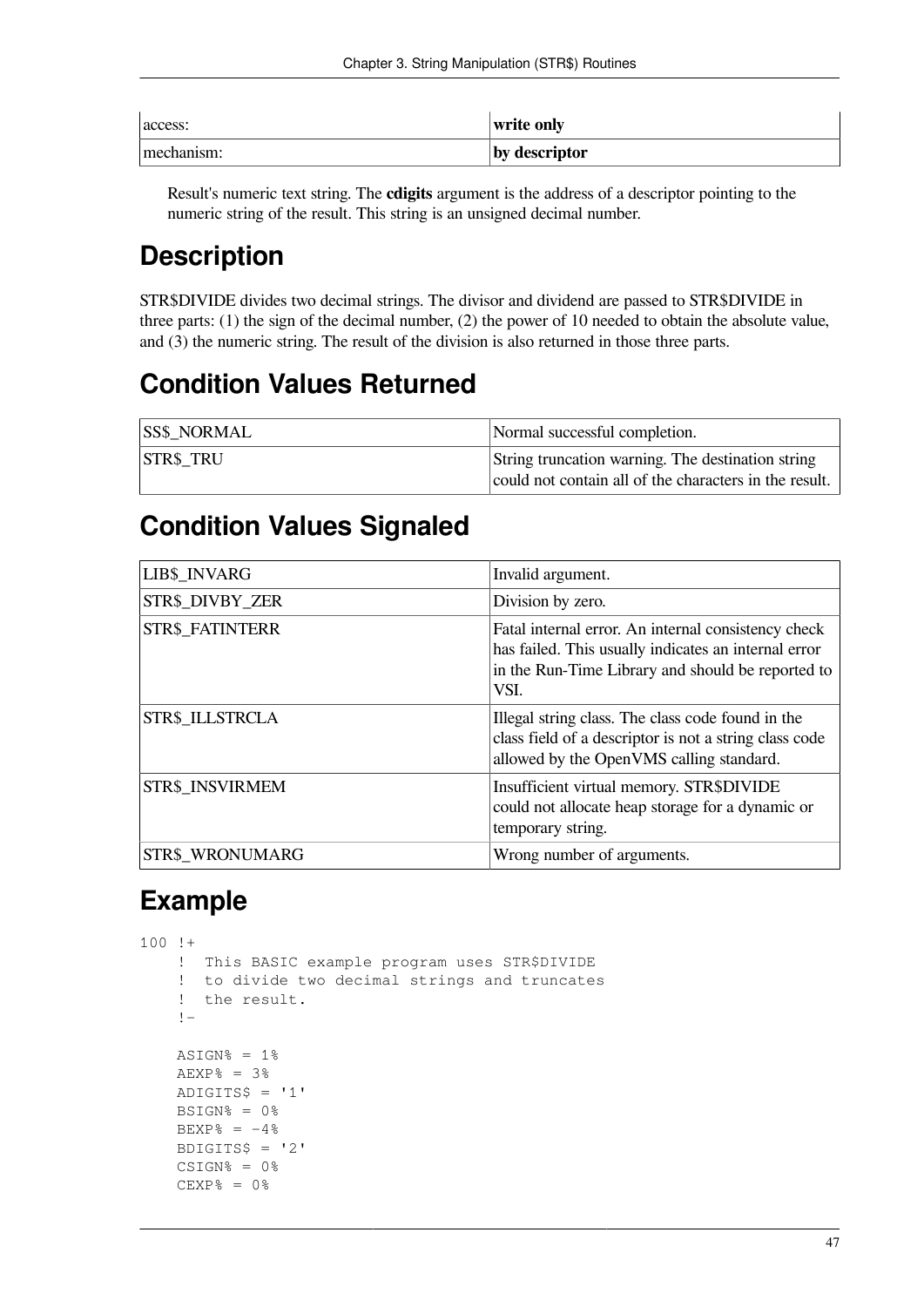| access: | **write only** |
| --- | --- |
| mechanism: | **by descriptor** |

Result's numeric text string. The **cdigits** argument is the address of a descriptor pointing to the numeric string of the result. This string is an unsigned decimal number.

## Description

STR$DIVIDE divides two decimal strings. The divisor and dividend are passed to STR$DIVIDE in three parts: (1) the sign of the decimal number, (2) the power of 10 needed to obtain the absolute value, and (3) the numeric string. The result of the division is also returned in those three parts.

## Condition Values Returned

| SS$_NORMAL | Normal successful completion. |
| --- | --- |
| STR$_TRU | String truncation warning. The destination string could not contain all of the characters in the result. |

## Condition Values Signaled

| LIB$_INVARG | Invalid argument. |
| --- | --- |
| STR$_DIVBY_ZER | Division by zero. |
| STR$_FATINTERR | Fatal internal error. An internal consistency check has failed. This usually indicates an internal error in the Run-Time Library and should be reported to VSI. |
| STR$_ILLSTRCLA | Illegal string class. The class code found in the class field of a descriptor is not a string class code allowed by the OpenVMS calling standard. |
| STR$_INSVIRMEM | Insufficient virtual memory. STR$DIVIDE could not allocate heap storage for a dynamic or temporary string. |
| STR$_WRONUMARG | Wrong number of arguments. |

## Example

```
100 !+
    !  This BASIC example program uses STR$DIVIDE
    !  to divide two decimal strings and truncates
    !  the result.
    !-

    ASIGN% = 1%
    AEXP% = 3%
    ADIGITS$ = '1'
    BSIGN% = 0%
    BEXP% = -4%
    BDIGITS$ = '2'
    CSIGN% = 0%
    CEXP% = 0%
```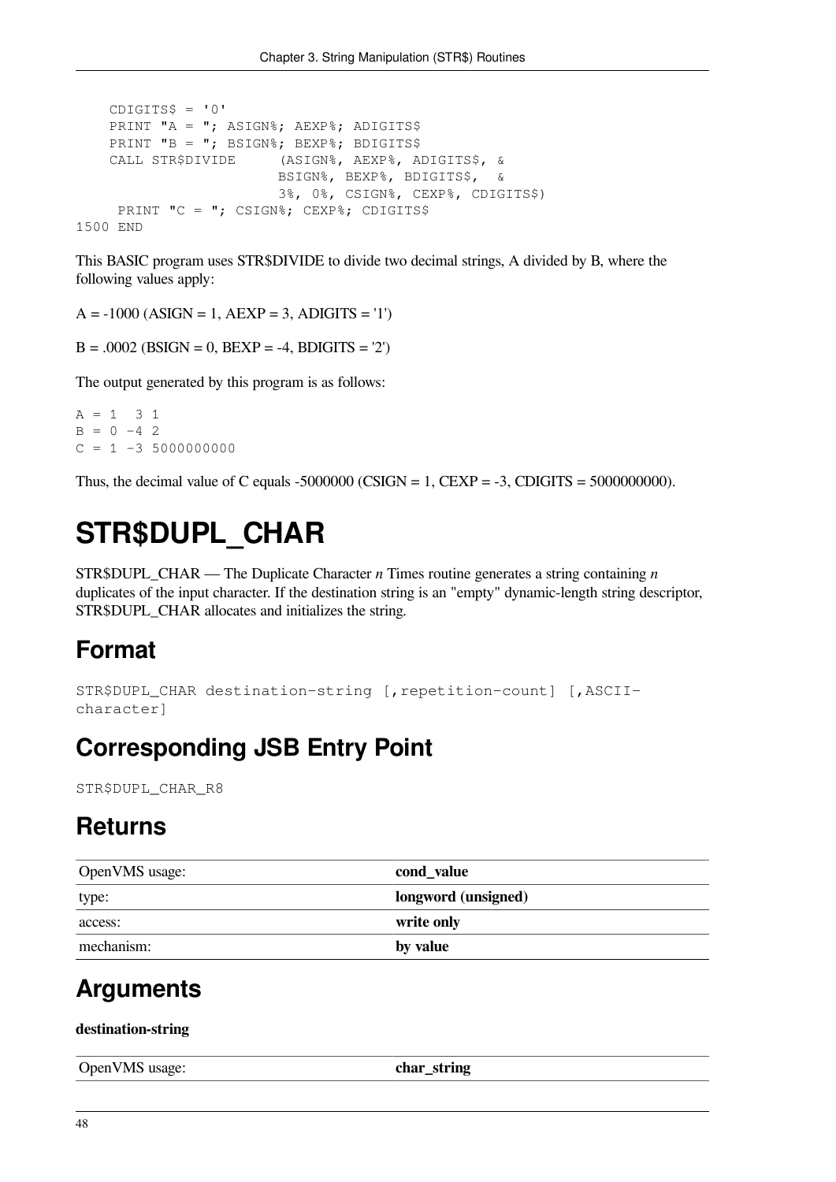```
    CDIGITS$ = '0'
    PRINT "A = "; ASIGN%; AEXP%; ADIGITS$
    PRINT "B = "; BSIGN%; BEXP%; BDIGITS$
    CALL STR$DIVIDE      (ASIGN%, AEXP%, ADIGITS$, &
                         BSIGN%, BEXP%, BDIGITS$,  &
                         3%, 0%, CSIGN%, CEXP%, CDIGITS$)
     PRINT "C = "; CSIGN%; CEXP%; CDIGITS$
1500 END
```

This BASIC program uses STR$DIVIDE to divide two decimal strings, A divided by B, where the following values apply:

A = -1000 (ASIGN = 1, AEXP = 3, ADIGITS = '1')

B = .0002 (BSIGN = 0, BEXP = -4, BDIGITS = '2')

The output generated by this program is as follows:

```
A = 1  3 1
B = 0 -4 2
C = 1 -3 5000000000
```

Thus, the decimal value of C equals -5000000 (CSIGN = 1, CEXP = -3, CDIGITS = 5000000000).

# STR$DUPL_CHAR

STR$DUPL_CHAR — The Duplicate Character *n* Times routine generates a string containing *n* duplicates of the input character. If the destination string is an "empty" dynamic-length string descriptor, STR$DUPL_CHAR allocates and initializes the string.

## Format

```
STR$DUPL_CHAR destination-string [,repetition-count] [,ASCII-character]
```

## Corresponding JSB Entry Point

```
STR$DUPL_CHAR_R8
```

## Returns

| OpenVMS usage: | **cond_value** |
|---|---|
| type: | **longword (unsigned)** |
| access: | **write only** |
| mechanism: | **by value** |

## Arguments

**destination-string**

| OpenVMS usage: | **char_string** |
|---|---|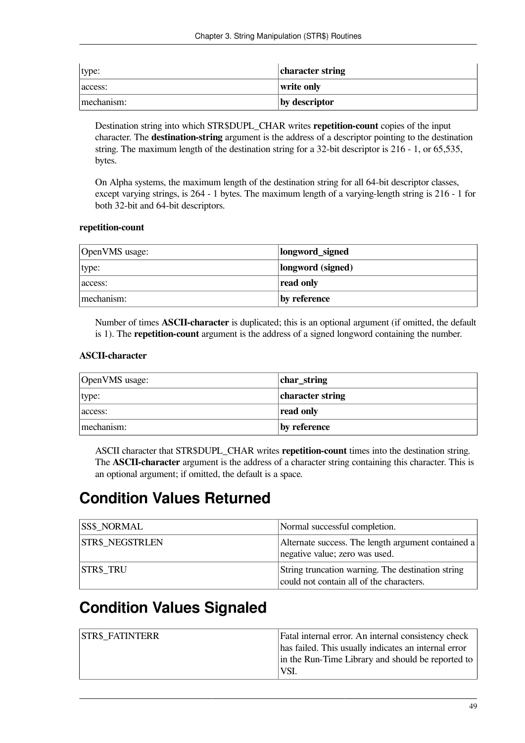| type: | **character string** |
|---|---|
| access: | **write only** |
| mechanism: | **by descriptor** |

Destination string into which STR$DUPL_CHAR writes **repetition-count** copies of the input character. The **destination-string** argument is the address of a descriptor pointing to the destination string. The maximum length of the destination string for a 32-bit descriptor is 216 - 1, or 65,535, bytes.

On Alpha systems, the maximum length of the destination string for all 64-bit descriptor classes, except varying strings, is 264 - 1 bytes. The maximum length of a varying-length string is 216 - 1 for both 32-bit and 64-bit descriptors.

**repetition-count**

| OpenVMS usage: | **longword_signed** |
|---|---|
| type: | **longword (signed)** |
| access: | **read only** |
| mechanism: | **by reference** |

Number of times **ASCII-character** is duplicated; this is an optional argument (if omitted, the default is 1). The **repetition-count** argument is the address of a signed longword containing the number.

**ASCII-character**

| OpenVMS usage: | **char_string** |
|---|---|
| type: | **character string** |
| access: | **read only** |
| mechanism: | **by reference** |

ASCII character that STR$DUPL_CHAR writes **repetition-count** times into the destination string. The **ASCII-character** argument is the address of a character string containing this character. This is an optional argument; if omitted, the default is a space.

# Condition Values Returned

| SS$_NORMAL | Normal successful completion. |
|---|---|
| STR$_NEGSTRLEN | Alternate success. The length argument contained a negative value; zero was used. |
| STR$_TRU | String truncation warning. The destination string could not contain all of the characters. |

# Condition Values Signaled

| STR$_FATINTERR | Fatal internal error. An internal consistency check has failed. This usually indicates an internal error in the Run-Time Library and should be reported to VSI. |
|---|---|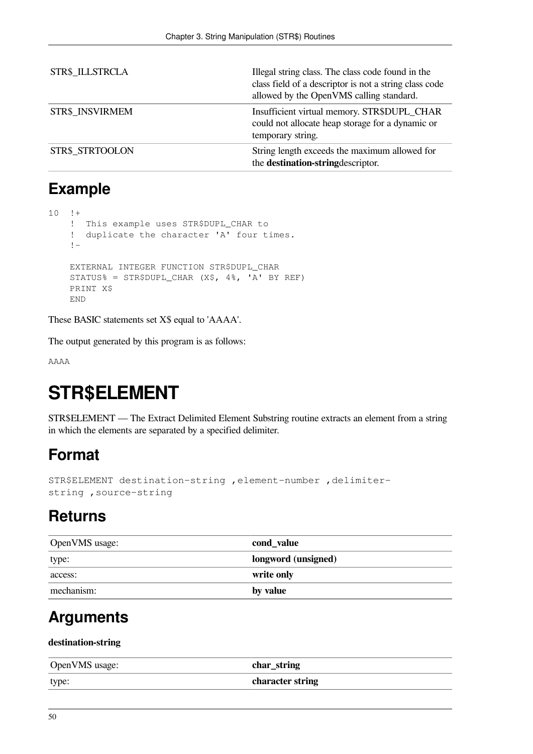| | |
|---|---|
| STR$_ILLSTRCLA | Illegal string class. The class code found in the class field of a descriptor is not a string class code allowed by the OpenVMS calling standard. |
| STR$_INSVIRMEM | Insufficient virtual memory. STR$DUPL_CHAR could not allocate heap storage for a dynamic or temporary string. |
| STR$_STRTOOLON | String length exceeds the maximum allowed for the **destination-string**descriptor. |

## Example

```
10  !+
    !  This example uses STR$DUPL_CHAR to
    !  duplicate the character 'A' four times.
    !-

    EXTERNAL INTEGER FUNCTION STR$DUPL_CHAR
    STATUS% = STR$DUPL_CHAR (X$, 4%, 'A' BY REF)
    PRINT X$
    END
```

These BASIC statements set X$ equal to 'AAAA'.

The output generated by this program is as follows:

```
AAAA
```

# STR$ELEMENT

STR$ELEMENT — The Extract Delimited Element Substring routine extracts an element from a string in which the elements are separated by a specified delimiter.

## Format

```
STR$ELEMENT destination-string ,element-number ,delimiter-
string ,source-string
```

## Returns

| | |
|---|---|
| OpenVMS usage: | **cond_value** |
| type: | **longword (unsigned)** |
| access: | **write only** |
| mechanism: | **by value** |

## Arguments

**destination-string**

| | |
|---|---|
| OpenVMS usage: | **char_string** |
| type: | **character string** |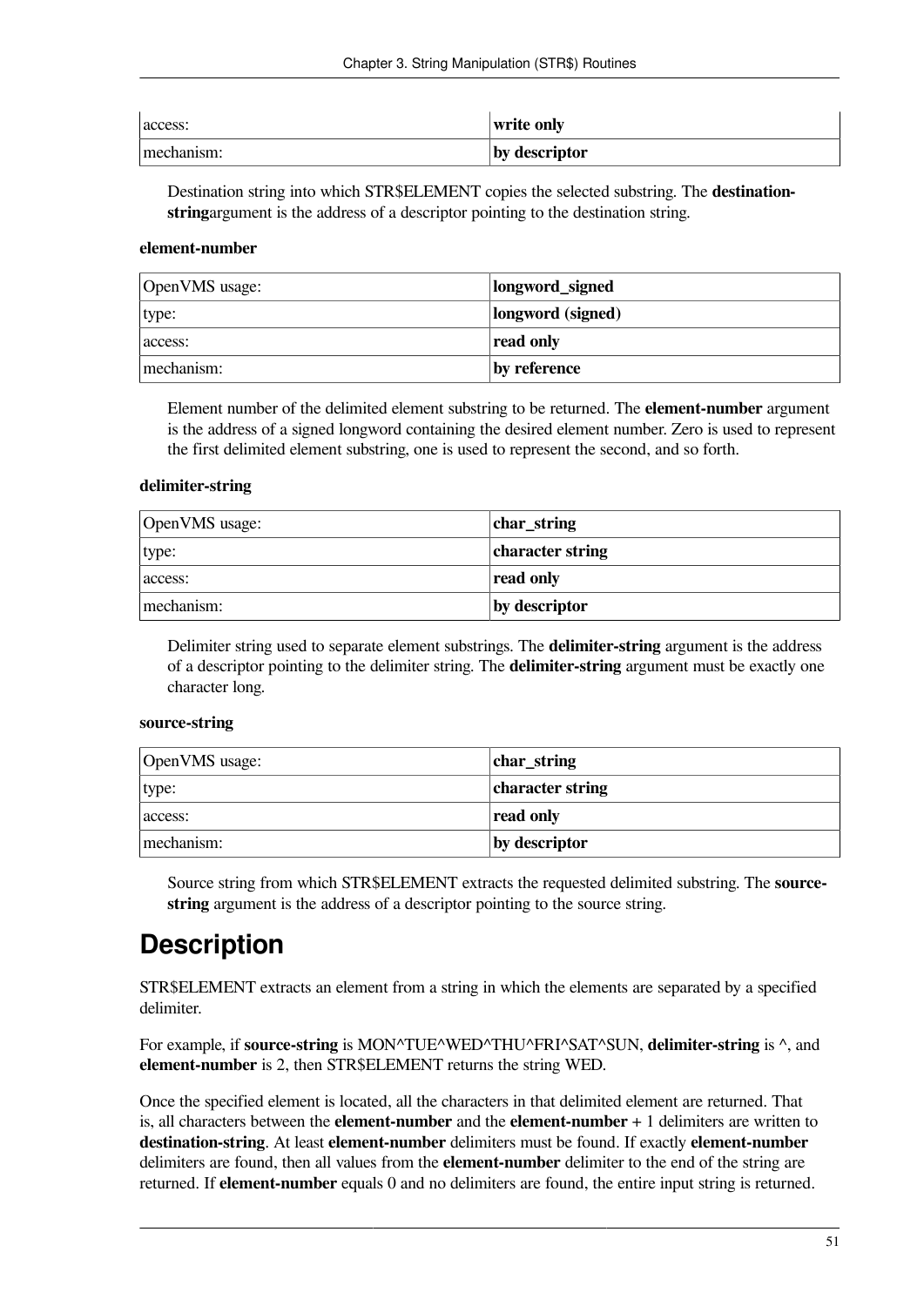| access: | **write only** |
|---|---|
| mechanism: | **by descriptor** |

Destination string into which STR$ELEMENT copies the selected substring. The **destination-string**argument is the address of a descriptor pointing to the destination string.

**element-number**

| OpenVMS usage: | **longword_signed** |
|---|---|
| type: | **longword (signed)** |
| access: | **read only** |
| mechanism: | **by reference** |

Element number of the delimited element substring to be returned. The **element-number** argument is the address of a signed longword containing the desired element number. Zero is used to represent the first delimited element substring, one is used to represent the second, and so forth.

**delimiter-string**

| OpenVMS usage: | **char_string** |
|---|---|
| type: | **character string** |
| access: | **read only** |
| mechanism: | **by descriptor** |

Delimiter string used to separate element substrings. The **delimiter-string** argument is the address of a descriptor pointing to the delimiter string. The **delimiter-string** argument must be exactly one character long.

**source-string**

| OpenVMS usage: | **char_string** |
|---|---|
| type: | **character string** |
| access: | **read only** |
| mechanism: | **by descriptor** |

Source string from which STR$ELEMENT extracts the requested delimited substring. The **source-string** argument is the address of a descriptor pointing to the source string.

# Description

STR$ELEMENT extracts an element from a string in which the elements are separated by a specified delimiter.

For example, if **source-string** is MON^TUE^WED^THU^FRI^SAT^SUN, **delimiter-string** is ^, and **element-number** is 2, then STR$ELEMENT returns the string WED.

Once the specified element is located, all the characters in that delimited element are returned. That is, all characters between the **element-number** and the **element-number** + 1 delimiters are written to **destination-string**. At least **element-number** delimiters must be found. If exactly **element-number** delimiters are found, then all values from the **element-number** delimiter to the end of the string are returned. If **element-number** equals 0 and no delimiters are found, the entire input string is returned.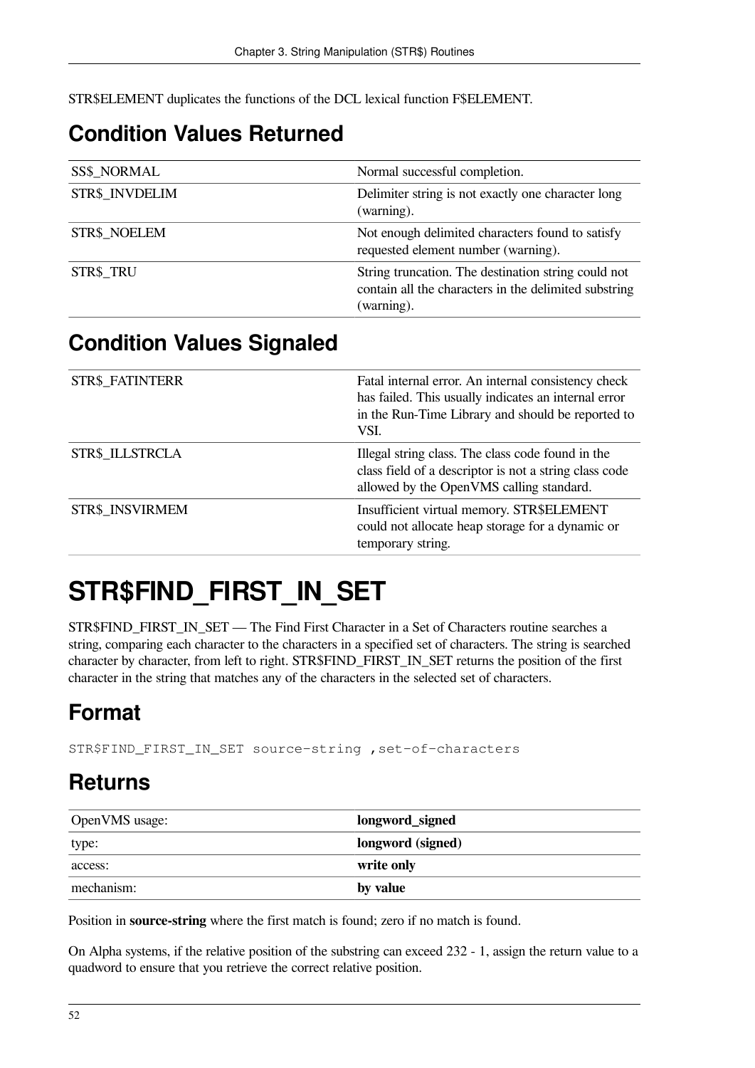STR$ELEMENT duplicates the functions of the DCL lexical function F$ELEMENT.

## Condition Values Returned

| | |
|---|---|
| SS$_NORMAL | Normal successful completion. |
| STR$_INVDELIM | Delimiter string is not exactly one character long (warning). |
| STR$_NOELEM | Not enough delimited characters found to satisfy requested element number (warning). |
| STR$_TRU | String truncation. The destination string could not contain all the characters in the delimited substring (warning). |

## Condition Values Signaled

| | |
|---|---|
| STR$_FATINTERR | Fatal internal error. An internal consistency check has failed. This usually indicates an internal error in the Run-Time Library and should be reported to VSI. |
| STR$_ILLSTRCLA | Illegal string class. The class code found in the class field of a descriptor is not a string class code allowed by the OpenVMS calling standard. |
| STR$_INSVIRMEM | Insufficient virtual memory. STR$ELEMENT could not allocate heap storage for a dynamic or temporary string. |

# STR$FIND_FIRST_IN_SET

STR$FIND_FIRST_IN_SET — The Find First Character in a Set of Characters routine searches a string, comparing each character to the characters in a specified set of characters. The string is searched character by character, from left to right. STR$FIND_FIRST_IN_SET returns the position of the first character in the string that matches any of the characters in the selected set of characters.

## Format

```
STR$FIND_FIRST_IN_SET source-string ,set-of-characters
```

## Returns

| | |
|---|---|
| OpenVMS usage: | **longword_signed** |
| type: | **longword (signed)** |
| access: | **write only** |
| mechanism: | **by value** |

Position in **source-string** where the first match is found; zero if no match is found.

On Alpha systems, if the relative position of the substring can exceed 232 - 1, assign the return value to a quadword to ensure that you retrieve the correct relative position.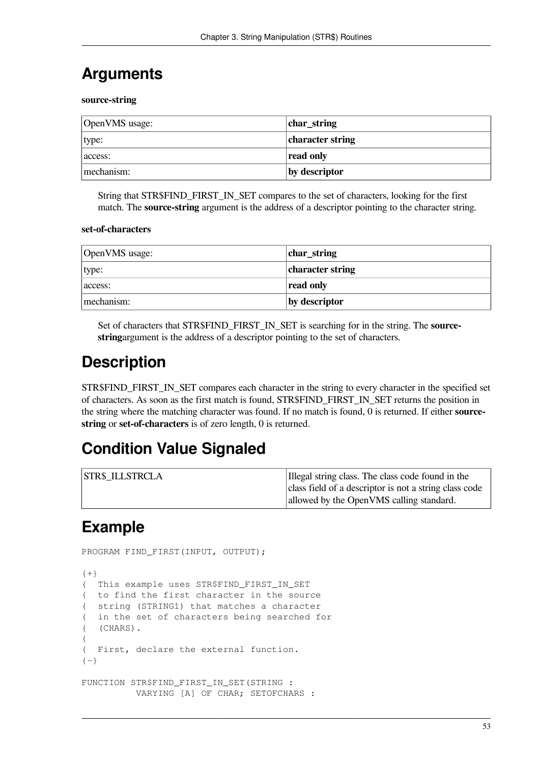## Arguments

**source-string**

| OpenVMS usage: | **char_string** |
|---|---|
| type: | **character string** |
| access: | **read only** |
| mechanism: | **by descriptor** |

String that STR$FIND_FIRST_IN_SET compares to the set of characters, looking for the first match. The **source-string** argument is the address of a descriptor pointing to the character string.

**set-of-characters**

| OpenVMS usage: | **char_string** |
|---|---|
| type: | **character string** |
| access: | **read only** |
| mechanism: | **by descriptor** |

Set of characters that STR$FIND_FIRST_IN_SET is searching for in the string. The **source-string**argument is the address of a descriptor pointing to the set of characters.

## Description

STR$FIND_FIRST_IN_SET compares each character in the string to every character in the specified set of characters. As soon as the first match is found, STR$FIND_FIRST_IN_SET returns the position in the string where the matching character was found. If no match is found, 0 is returned. If either **source-string** or **set-of-characters** is of zero length, 0 is returned.

## Condition Value Signaled

| STR$_ILLSTRCLA | Illegal string class. The class code found in the class field of a descriptor is not a string class code allowed by the OpenVMS calling standard. |
|---|---|

## Example

```
PROGRAM FIND_FIRST(INPUT, OUTPUT);

{+}
{  This example uses STR$FIND_FIRST_IN_SET
{  to find the first character in the source
{  string (STRING1) that matches a character
{  in the set of characters being searched for
{  (CHARS).
{
{  First, declare the external function.
{-}

FUNCTION STR$FIND_FIRST_IN_SET(STRING :
          VARYING [A] OF CHAR; SETOFCHARS :
```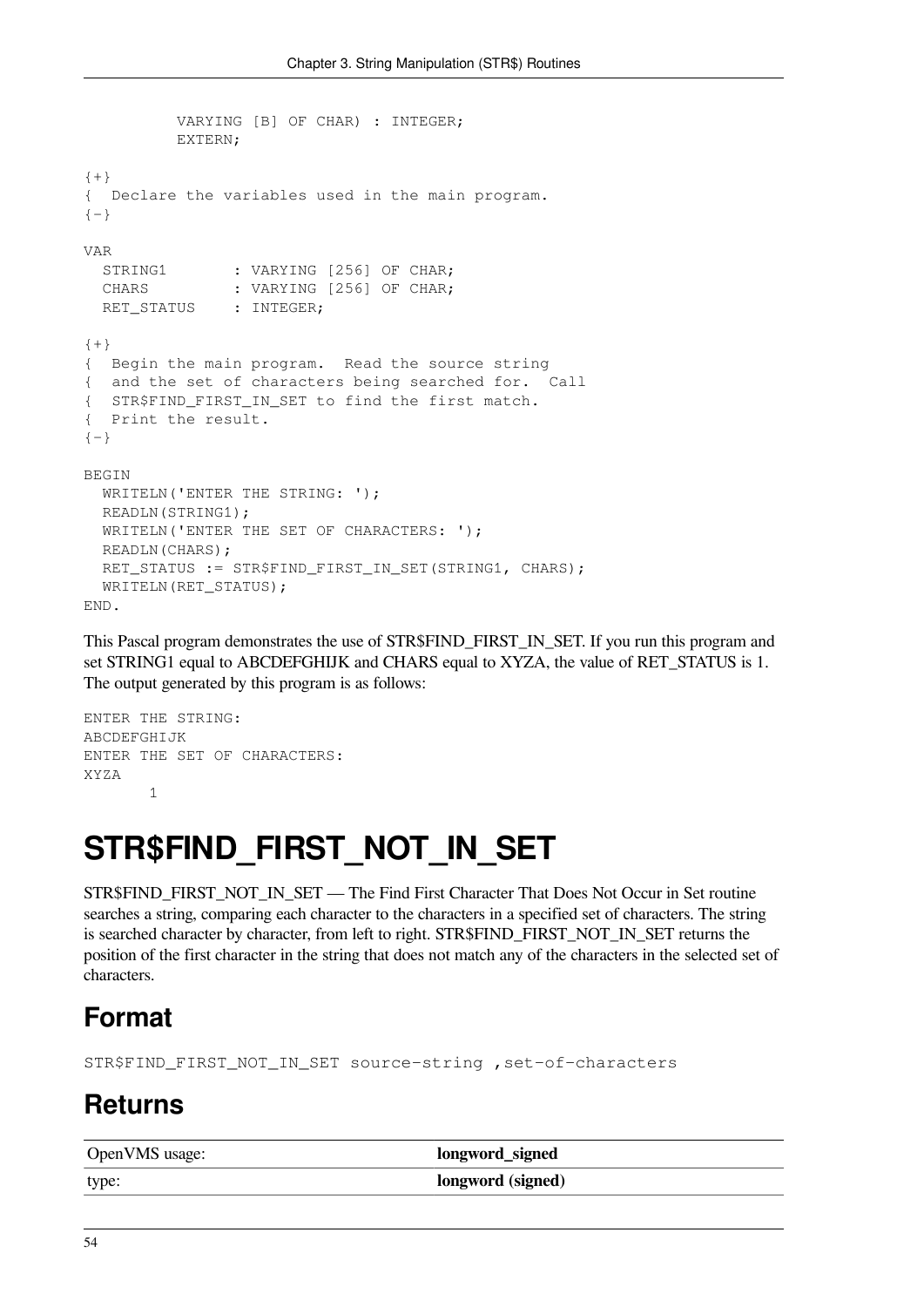```
          VARYING [B] OF CHAR) : INTEGER;
          EXTERN;

{+}
{  Declare the variables used in the main program.
{-}

VAR
  STRING1       : VARYING [256] OF CHAR;
  CHARS         : VARYING [256] OF CHAR;
  RET_STATUS    : INTEGER;

{+}
{  Begin the main program.  Read the source string
{  and the set of characters being searched for.  Call
{  STR$FIND_FIRST_IN_SET to find the first match.
{  Print the result.
{-}

BEGIN
  WRITELN('ENTER THE STRING: ');
  READLN(STRING1);
  WRITELN('ENTER THE SET OF CHARACTERS: ');
  READLN(CHARS);
  RET_STATUS := STR$FIND_FIRST_IN_SET(STRING1, CHARS);
  WRITELN(RET_STATUS);
END.
```

This Pascal program demonstrates the use of STR$FIND_FIRST_IN_SET. If you run this program and set STRING1 equal to ABCDEFGHIJK and CHARS equal to XYZA, the value of RET_STATUS is 1. The output generated by this program is as follows:

```
ENTER THE STRING:
ABCDEFGHIJK
ENTER THE SET OF CHARACTERS:
XYZA
       1
```

# STR$FIND_FIRST_NOT_IN_SET

STR$FIND_FIRST_NOT_IN_SET — The Find First Character That Does Not Occur in Set routine searches a string, comparing each character to the characters in a specified set of characters. The string is searched character by character, from left to right. STR$FIND_FIRST_NOT_IN_SET returns the position of the first character in the string that does not match any of the characters in the selected set of characters.

## Format

```
STR$FIND_FIRST_NOT_IN_SET source-string ,set-of-characters
```

## Returns

| | |
|---|---|
| OpenVMS usage: | **longword_signed** |
| type: | **longword (signed)** |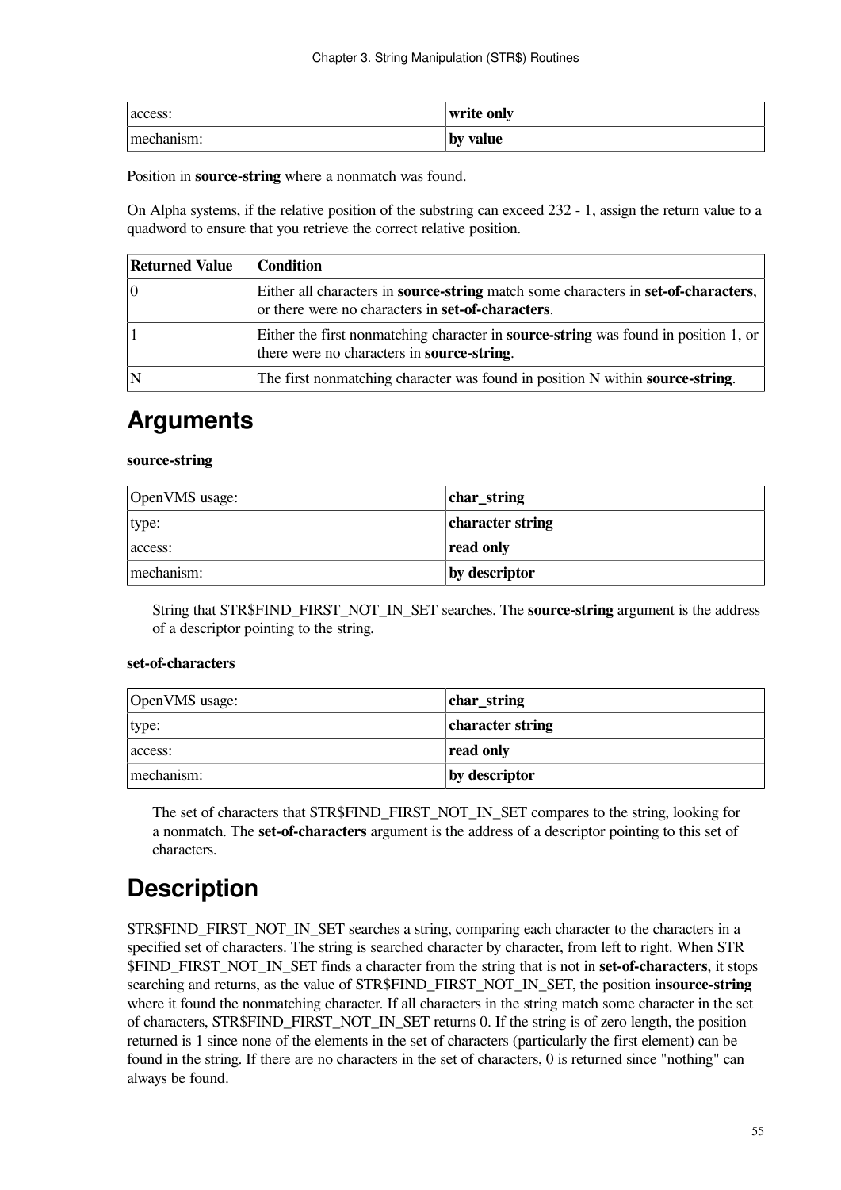| access: | **write only** |
|---|---|
| mechanism: | **by value** |

Position in **source-string** where a nonmatch was found.

On Alpha systems, if the relative position of the substring can exceed 232 - 1, assign the return value to a quadword to ensure that you retrieve the correct relative position.

| Returned Value | Condition |
|---|---|
| 0 | Either all characters in **source-string** match some characters in **set-of-characters**, or there were no characters in **set-of-characters**. |
| 1 | Either the first nonmatching character in **source-string** was found in position 1, or there were no characters in **source-string**. |
| N | The first nonmatching character was found in position N within **source-string**. |

# Arguments

**source-string**

| OpenVMS usage: | **char_string** |
|---|---|
| type: | **character string** |
| access: | **read only** |
| mechanism: | **by descriptor** |

String that STR$FIND_FIRST_NOT_IN_SET searches. The **source-string** argument is the address of a descriptor pointing to the string.

**set-of-characters**

| OpenVMS usage: | **char_string** |
|---|---|
| type: | **character string** |
| access: | **read only** |
| mechanism: | **by descriptor** |

The set of characters that STR$FIND_FIRST_NOT_IN_SET compares to the string, looking for a nonmatch. The **set-of-characters** argument is the address of a descriptor pointing to this set of characters.

# Description

STR$FIND_FIRST_NOT_IN_SET searches a string, comparing each character to the characters in a specified set of characters. The string is searched character by character, from left to right. When STR $FIND_FIRST_NOT_IN_SET finds a character from the string that is not in **set-of-characters**, it stops searching and returns, as the value of STR$FIND_FIRST_NOT_IN_SET, the position in**source-string** where it found the nonmatching character. If all characters in the string match some character in the set of characters, STR$FIND_FIRST_NOT_IN_SET returns 0. If the string is of zero length, the position returned is 1 since none of the elements in the set of characters (particularly the first element) can be found in the string. If there are no characters in the set of characters, 0 is returned since "nothing" can always be found.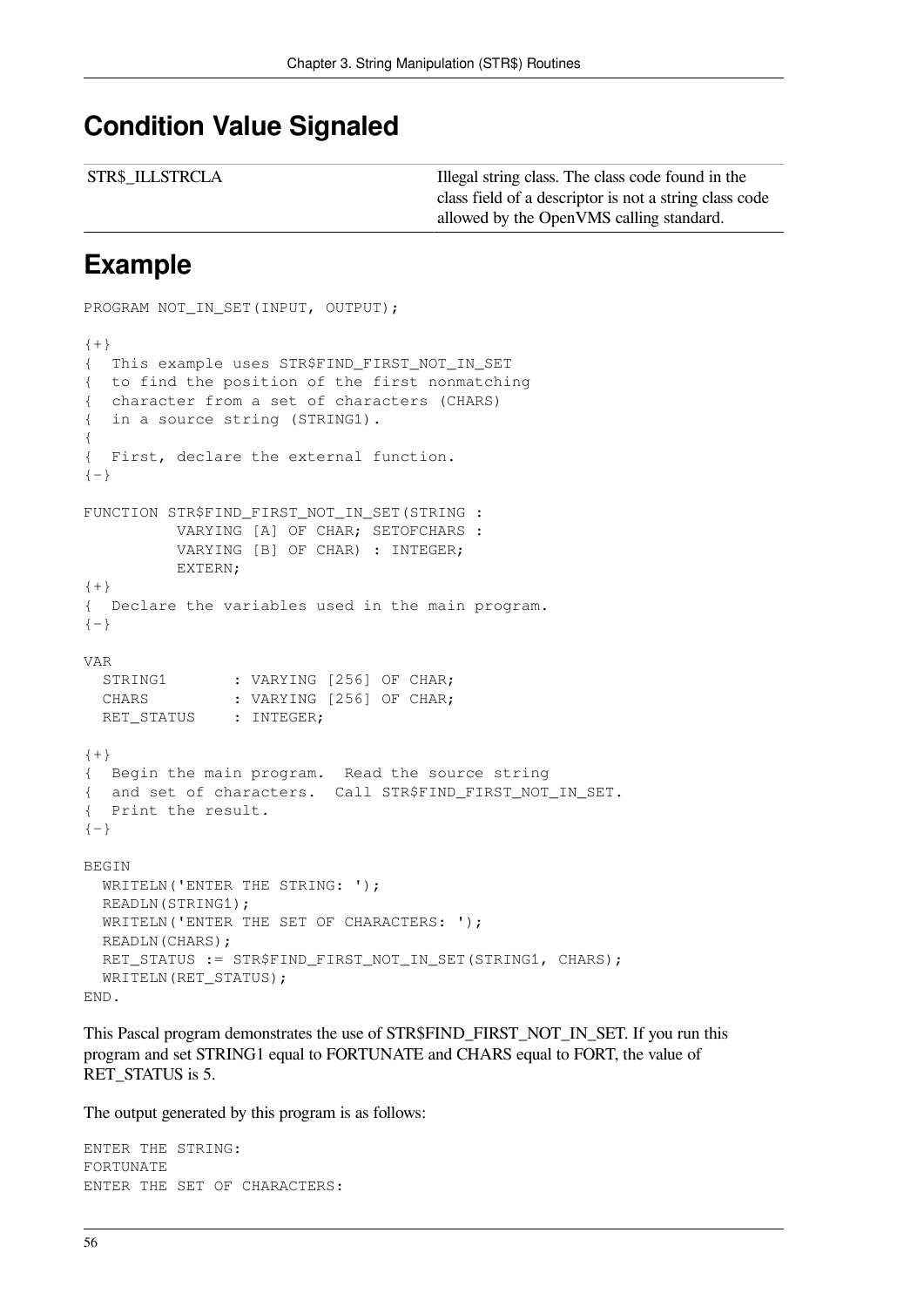## Condition Value Signaled

| | |
|---|---|
| STR$_ILLSTRCLA | Illegal string class. The class code found in the class field of a descriptor is not a string class code allowed by the OpenVMS calling standard. |

## Example

```
PROGRAM NOT_IN_SET(INPUT, OUTPUT);

{+}
{  This example uses STR$FIND_FIRST_NOT_IN_SET
{  to find the position of the first nonmatching
{  character from a set of characters (CHARS)
{  in a source string (STRING1).
{
{  First, declare the external function.
{-}

FUNCTION STR$FIND_FIRST_NOT_IN_SET(STRING :
          VARYING [A] OF CHAR; SETOFCHARS :
          VARYING [B] OF CHAR) : INTEGER;
          EXTERN;
{+}
{  Declare the variables used in the main program.
{-}

VAR
  STRING1       : VARYING [256] OF CHAR;
  CHARS         : VARYING [256] OF CHAR;
  RET_STATUS    : INTEGER;

{+}
{  Begin the main program.  Read the source string
{  and set of characters.  Call STR$FIND_FIRST_NOT_IN_SET.
{  Print the result.
{-}

BEGIN
  WRITELN('ENTER THE STRING: ');
  READLN(STRING1);
  WRITELN('ENTER THE SET OF CHARACTERS: ');
  READLN(CHARS);
  RET_STATUS := STR$FIND_FIRST_NOT_IN_SET(STRING1, CHARS);
  WRITELN(RET_STATUS);
END.
```

This Pascal program demonstrates the use of STR$FIND_FIRST_NOT_IN_SET. If you run this program and set STRING1 equal to FORTUNATE and CHARS equal to FORT, the value of RET_STATUS is 5.

The output generated by this program is as follows:

```
ENTER THE STRING:
FORTUNATE
ENTER THE SET OF CHARACTERS:
```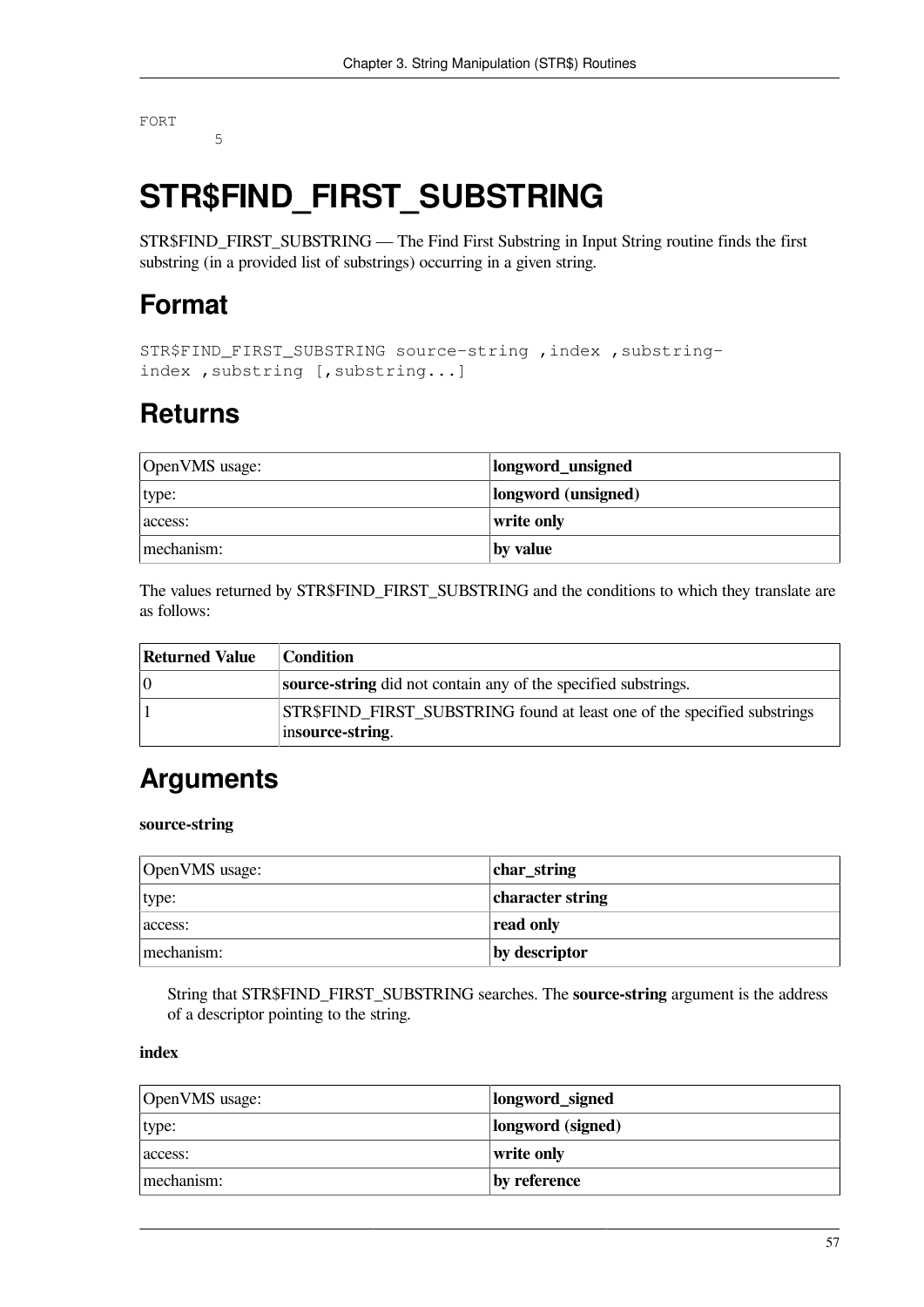```
FORT
       5
```

# STR$FIND_FIRST_SUBSTRING

STR$FIND_FIRST_SUBSTRING — The Find First Substring in Input String routine finds the first substring (in a provided list of substrings) occurring in a given string.

## Format

```
STR$FIND_FIRST_SUBSTRING source-string ,index ,substring-
index ,substring [,substring...]
```

## Returns

| OpenVMS usage: | **longword_unsigned** |
|---|---|
| type: | **longword (unsigned)** |
| access: | **write only** |
| mechanism: | **by value** |

The values returned by STR$FIND_FIRST_SUBSTRING and the conditions to which they translate are as follows:

| Returned Value | Condition |
|---|---|
| 0 | **source-string** did not contain any of the specified substrings. |
| 1 | STR$FIND_FIRST_SUBSTRING found at least one of the specified substrings in**source-string**. |

## Arguments

**source-string**

| OpenVMS usage: | **char_string** |
|---|---|
| type: | **character string** |
| access: | **read only** |
| mechanism: | **by descriptor** |

String that STR$FIND_FIRST_SUBSTRING searches. The **source-string** argument is the address of a descriptor pointing to the string.

**index**

| OpenVMS usage: | **longword_signed** |
|---|---|
| type: | **longword (signed)** |
| access: | **write only** |
| mechanism: | **by reference** |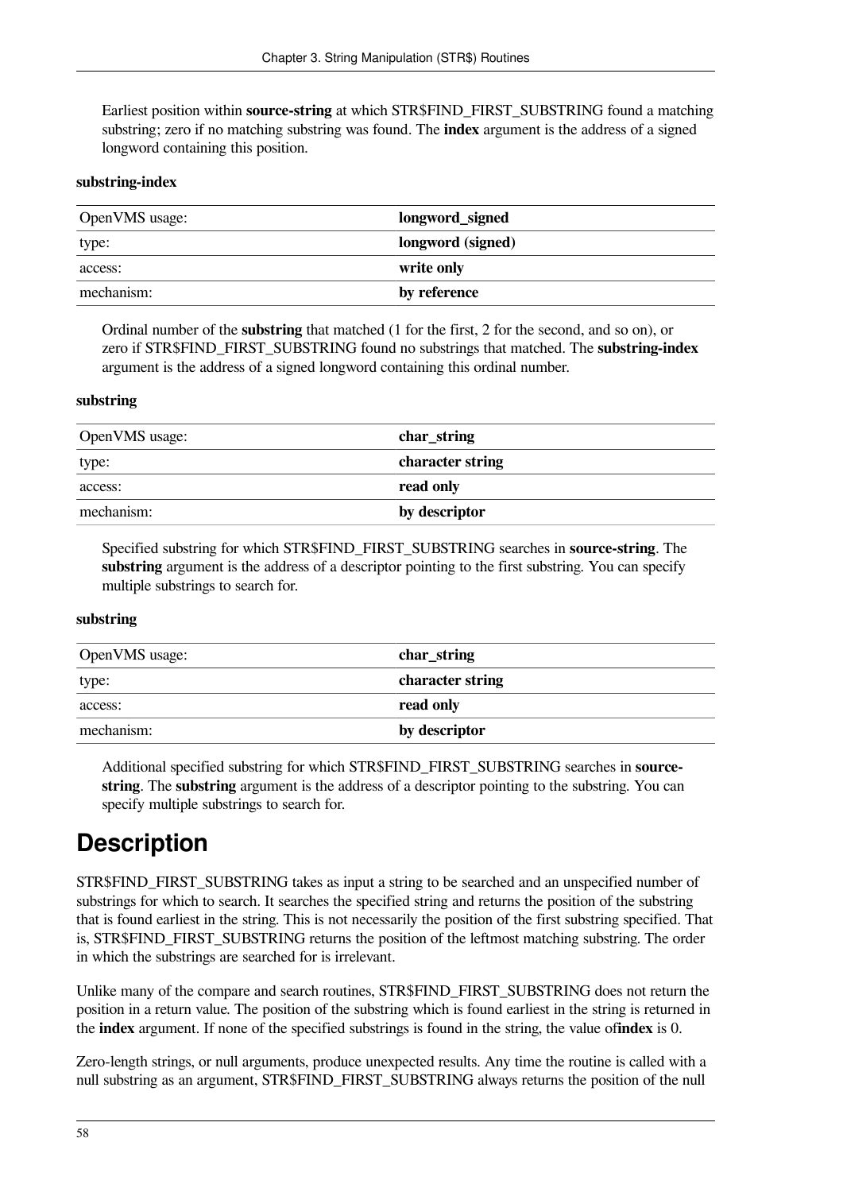Earliest position within **source-string** at which STR$FIND_FIRST_SUBSTRING found a matching substring; zero if no matching substring was found. The **index** argument is the address of a signed longword containing this position.

**substring-index**

| OpenVMS usage: | **longword_signed** |
|---|---|
| type: | **longword (signed)** |
| access: | **write only** |
| mechanism: | **by reference** |

Ordinal number of the **substring** that matched (1 for the first, 2 for the second, and so on), or zero if STR$FIND_FIRST_SUBSTRING found no substrings that matched. The **substring-index** argument is the address of a signed longword containing this ordinal number.

**substring**

| OpenVMS usage: | **char_string** |
|---|---|
| type: | **character string** |
| access: | **read only** |
| mechanism: | **by descriptor** |

Specified substring for which STR$FIND_FIRST_SUBSTRING searches in **source-string**. The **substring** argument is the address of a descriptor pointing to the first substring. You can specify multiple substrings to search for.

**substring**

| OpenVMS usage: | **char_string** |
|---|---|
| type: | **character string** |
| access: | **read only** |
| mechanism: | **by descriptor** |

Additional specified substring for which STR$FIND_FIRST_SUBSTRING searches in **source-string**. The **substring** argument is the address of a descriptor pointing to the substring. You can specify multiple substrings to search for.

# Description

STR$FIND_FIRST_SUBSTRING takes as input a string to be searched and an unspecified number of substrings for which to search. It searches the specified string and returns the position of the substring that is found earliest in the string. This is not necessarily the position of the first substring specified. That is, STR$FIND_FIRST_SUBSTRING returns the position of the leftmost matching substring. The order in which the substrings are searched for is irrelevant.

Unlike many of the compare and search routines, STR$FIND_FIRST_SUBSTRING does not return the position in a return value. The position of the substring which is found earliest in the string is returned in the **index** argument. If none of the specified substrings is found in the string, the value of**index** is 0.

Zero-length strings, or null arguments, produce unexpected results. Any time the routine is called with a null substring as an argument, STR$FIND_FIRST_SUBSTRING always returns the position of the null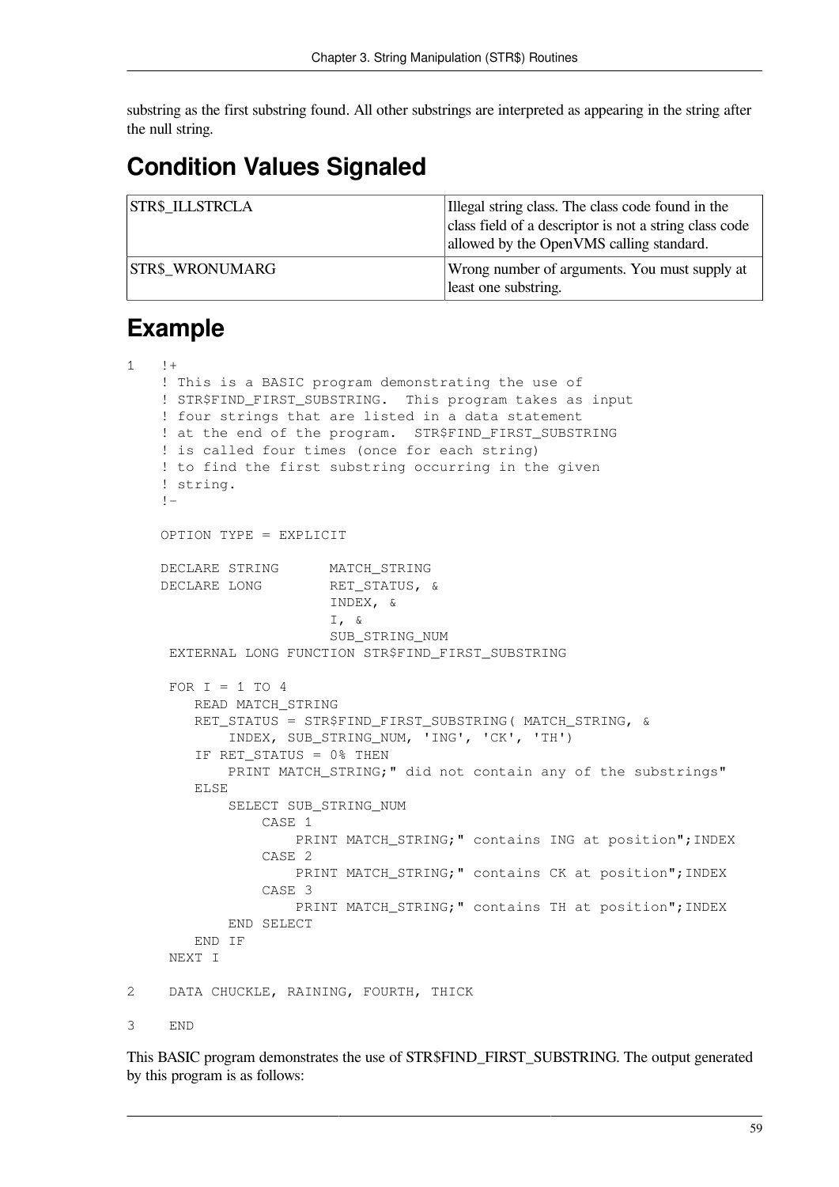substring as the first substring found. All other substrings are interpreted as appearing in the string after the null string.

## Condition Values Signaled

| | |
|---|---|
| STR$_ILLSTRCLA | Illegal string class. The class code found in the class field of a descriptor is not a string class code allowed by the OpenVMS calling standard. |
| STR$_WRONUMARG | Wrong number of arguments. You must supply at least one substring. |

## Example

```
1    !+
     ! This is a BASIC program demonstrating the use of
     ! STR$FIND_FIRST_SUBSTRING.  This program takes as input
     ! four strings that are listed in a data statement
     ! at the end of the program.  STR$FIND_FIRST_SUBSTRING
     ! is called four times (once for each string)
     ! to find the first substring occurring in the given
     ! string.
     !-

     OPTION TYPE = EXPLICIT

     DECLARE STRING      MATCH_STRING
     DECLARE LONG        RET_STATUS, &
                         INDEX, &
                         I, &
                         SUB_STRING_NUM
      EXTERNAL LONG FUNCTION STR$FIND_FIRST_SUBSTRING

      FOR I = 1 TO 4
         READ MATCH_STRING
         RET_STATUS = STR$FIND_FIRST_SUBSTRING( MATCH_STRING, &
             INDEX, SUB_STRING_NUM, 'ING', 'CK', 'TH')
         IF RET_STATUS = 0% THEN
             PRINT MATCH_STRING;" did not contain any of the substrings"
         ELSE
             SELECT SUB_STRING_NUM
                 CASE 1
                     PRINT MATCH_STRING;" contains ING at position";INDEX
                 CASE 2
                     PRINT MATCH_STRING;" contains CK at position";INDEX
                 CASE 3
                     PRINT MATCH_STRING;" contains TH at position";INDEX
             END SELECT
         END IF
      NEXT I

2     DATA CHUCKLE, RAINING, FOURTH, THICK

3     END
```

This BASIC program demonstrates the use of STR$FIND_FIRST_SUBSTRING. The output generated by this program is as follows: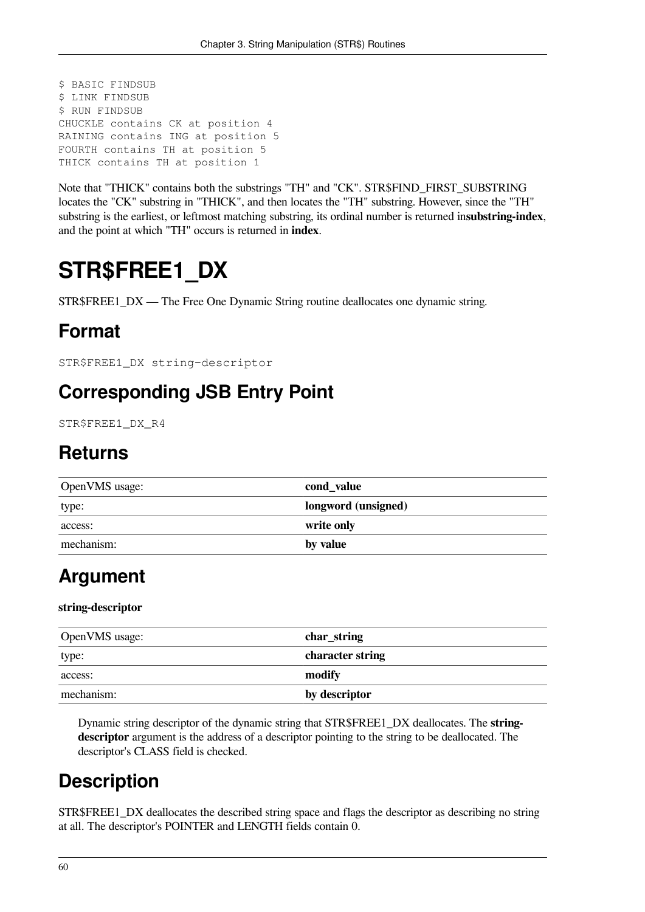```
$ BASIC FINDSUB
$ LINK FINDSUB
$ RUN FINDSUB
CHUCKLE contains CK at position 4
RAINING contains ING at position 5
FOURTH contains TH at position 5
THICK contains TH at position 1
```

Note that "THICK" contains both the substrings "TH" and "CK". STR$FIND_FIRST_SUBSTRING locates the "CK" substring in "THICK", and then locates the "TH" substring. However, since the "TH" substring is the earliest, or leftmost matching substring, its ordinal number is returned in**substring-index**, and the point at which "TH" occurs is returned in **index**.

# STR$FREE1_DX

STR$FREE1_DX — The Free One Dynamic String routine deallocates one dynamic string.

## Format

```
STR$FREE1_DX string-descriptor
```

## Corresponding JSB Entry Point

```
STR$FREE1_DX_R4
```

## Returns

| OpenVMS usage: | **cond_value** |
|---|---|
| type: | **longword (unsigned)** |
| access: | **write only** |
| mechanism: | **by value** |

## Argument

**string-descriptor**

| OpenVMS usage: | **char_string** |
|---|---|
| type: | **character string** |
| access: | **modify** |
| mechanism: | **by descriptor** |

Dynamic string descriptor of the dynamic string that STR$FREE1_DX deallocates. The **string-descriptor** argument is the address of a descriptor pointing to the string to be deallocated. The descriptor's CLASS field is checked.

## Description

STR$FREE1_DX deallocates the described string space and flags the descriptor as describing no string at all. The descriptor's POINTER and LENGTH fields contain 0.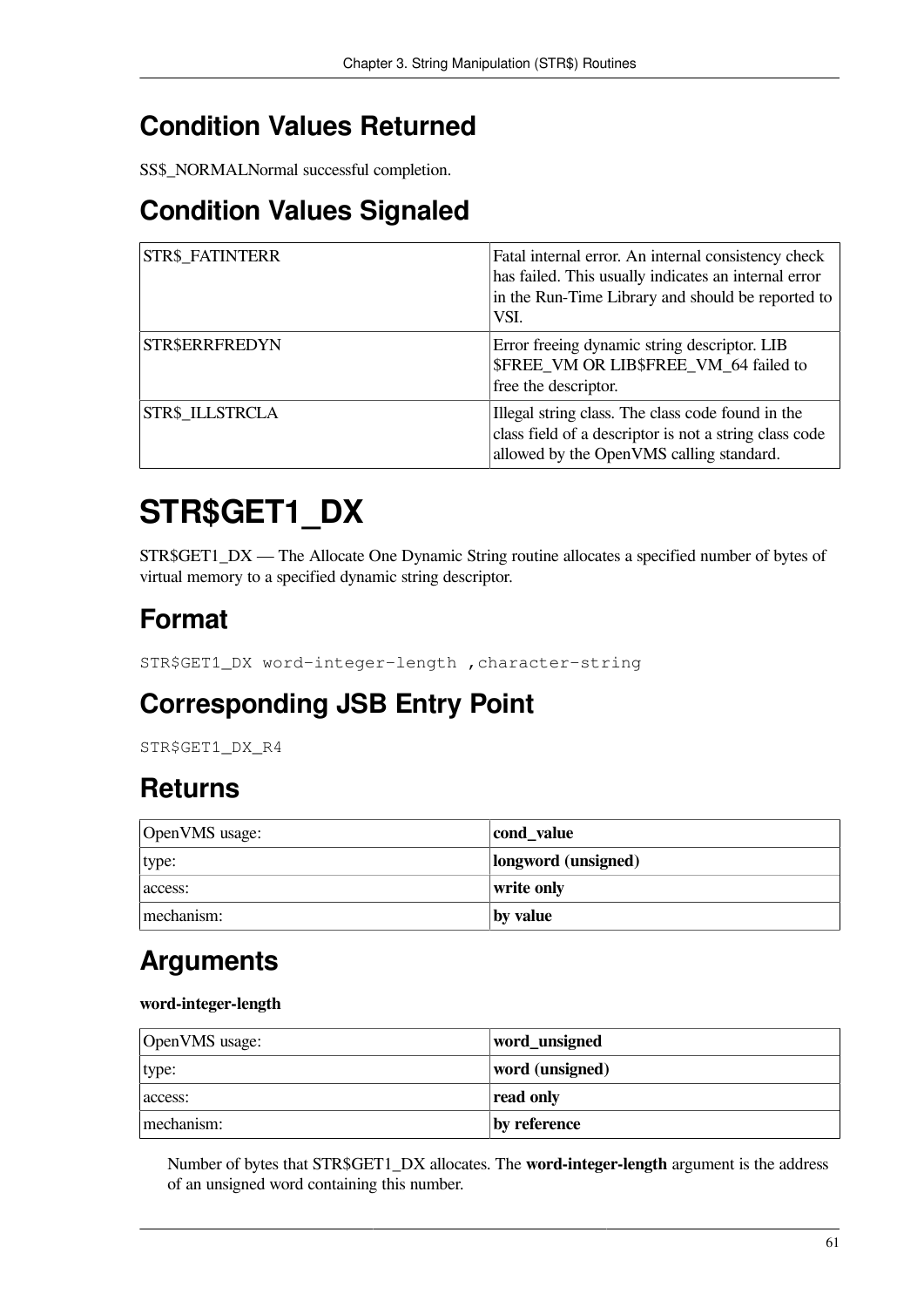## Condition Values Returned

SS$_NORMALNormal successful completion.

## Condition Values Signaled

| | |
|---|---|
| STR$_FATINTERR | Fatal internal error. An internal consistency check has failed. This usually indicates an internal error in the Run-Time Library and should be reported to VSI. |
| STR$ERRFREDYN | Error freeing dynamic string descriptor. LIB $FREE_VM OR LIB$FREE_VM_64 failed to free the descriptor. |
| STR$_ILLSTRCLA | Illegal string class. The class code found in the class field of a descriptor is not a string class code allowed by the OpenVMS calling standard. |

# STR$GET1_DX

STR$GET1_DX — The Allocate One Dynamic String routine allocates a specified number of bytes of virtual memory to a specified dynamic string descriptor.

## Format

```
STR$GET1_DX word-integer-length ,character-string
```

## Corresponding JSB Entry Point

```
STR$GET1_DX_R4
```

## Returns

| | |
|---|---|
| OpenVMS usage: | **cond_value** |
| type: | **longword (unsigned)** |
| access: | **write only** |
| mechanism: | **by value** |

## Arguments

**word-integer-length**

| | |
|---|---|
| OpenVMS usage: | **word_unsigned** |
| type: | **word (unsigned)** |
| access: | **read only** |
| mechanism: | **by reference** |

Number of bytes that STR$GET1_DX allocates. The **word-integer-length** argument is the address of an unsigned word containing this number.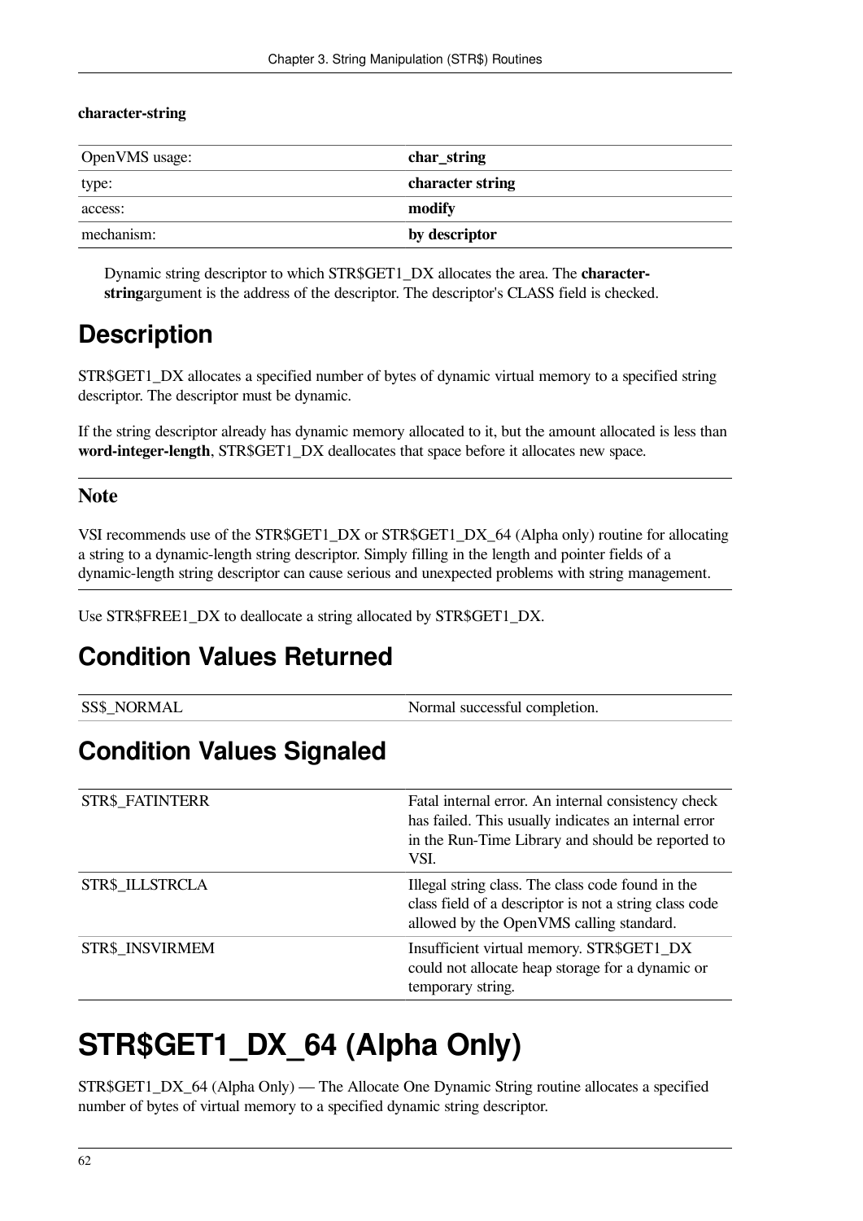**character-string**

| OpenVMS usage: | **char_string** |
|---|---|
| type: | **character string** |
| access: | **modify** |
| mechanism: | **by descriptor** |

Dynamic string descriptor to which STR$GET1_DX allocates the area. The **character-string**argument is the address of the descriptor. The descriptor's CLASS field is checked.

## Description

STR$GET1_DX allocates a specified number of bytes of dynamic virtual memory to a specified string descriptor. The descriptor must be dynamic.

If the string descriptor already has dynamic memory allocated to it, but the amount allocated is less than **word-integer-length**, STR$GET1_DX deallocates that space before it allocates new space.

### Note

VSI recommends use of the STR$GET1_DX or STR$GET1_DX_64 (Alpha only) routine for allocating a string to a dynamic-length string descriptor. Simply filling in the length and pointer fields of a dynamic-length string descriptor can cause serious and unexpected problems with string management.

Use STR$FREE1_DX to deallocate a string allocated by STR$GET1_DX.

## Condition Values Returned

| SS$_NORMAL | Normal successful completion. |
|---|---|

## Condition Values Signaled

| STR$_FATINTERR | Fatal internal error. An internal consistency check has failed. This usually indicates an internal error in the Run-Time Library and should be reported to VSI. |
|---|---|
| STR$_ILLSTRCLA | Illegal string class. The class code found in the class field of a descriptor is not a string class code allowed by the OpenVMS calling standard. |
| STR$_INSVIRMEM | Insufficient virtual memory. STR$GET1_DX could not allocate heap storage for a dynamic or temporary string. |

# STR$GET1_DX_64 (Alpha Only)

STR$GET1_DX_64 (Alpha Only) — The Allocate One Dynamic String routine allocates a specified number of bytes of virtual memory to a specified dynamic string descriptor.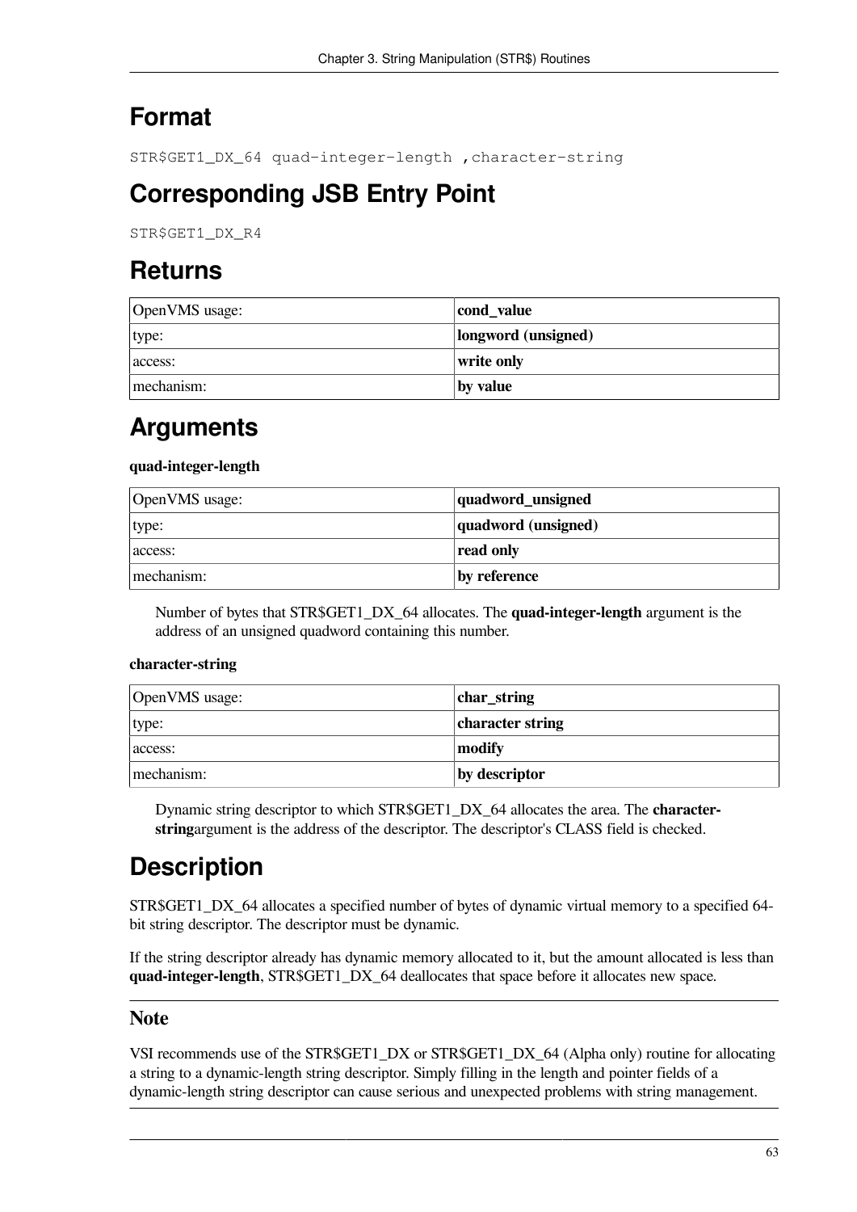## Format

```
STR$GET1_DX_64 quad-integer-length ,character-string
```

## Corresponding JSB Entry Point

```
STR$GET1_DX_R4
```

## Returns

| OpenVMS usage: | **cond_value** |
|---|---|
| type: | **longword (unsigned)** |
| access: | **write only** |
| mechanism: | **by value** |

## Arguments

**quad-integer-length**

| OpenVMS usage: | **quadword_unsigned** |
|---|---|
| type: | **quadword (unsigned)** |
| access: | **read only** |
| mechanism: | **by reference** |

Number of bytes that STR$GET1_DX_64 allocates. The **quad-integer-length** argument is the address of an unsigned quadword containing this number.

**character-string**

| OpenVMS usage: | **char_string** |
|---|---|
| type: | **character string** |
| access: | **modify** |
| mechanism: | **by descriptor** |

Dynamic string descriptor to which STR$GET1_DX_64 allocates the area. The **character-string**argument is the address of the descriptor. The descriptor's CLASS field is checked.

## Description

STR$GET1_DX_64 allocates a specified number of bytes of dynamic virtual memory to a specified 64-bit string descriptor. The descriptor must be dynamic.

If the string descriptor already has dynamic memory allocated to it, but the amount allocated is less than **quad-integer-length**, STR$GET1_DX_64 deallocates that space before it allocates new space.

### Note

VSI recommends use of the STR$GET1_DX or STR$GET1_DX_64 (Alpha only) routine for allocating a string to a dynamic-length string descriptor. Simply filling in the length and pointer fields of a dynamic-length string descriptor can cause serious and unexpected problems with string management.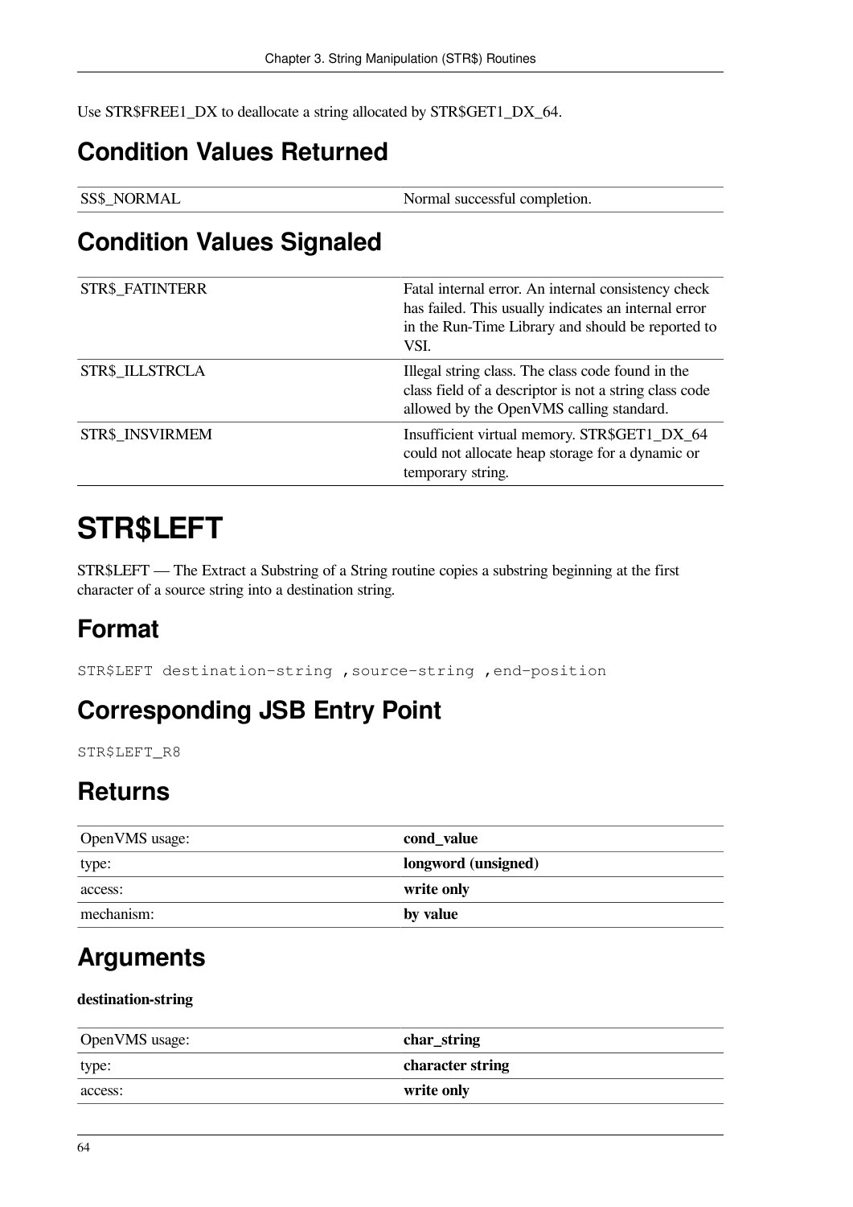Use STR$FREE1_DX to deallocate a string allocated by STR$GET1_DX_64.

## Condition Values Returned

| | |
|---|---|
| SS$_NORMAL | Normal successful completion. |

## Condition Values Signaled

| | |
|---|---|
| STR$_FATINTERR | Fatal internal error. An internal consistency check has failed. This usually indicates an internal error in the Run-Time Library and should be reported to VSI. |
| STR$_ILLSTRCLA | Illegal string class. The class code found in the class field of a descriptor is not a string class code allowed by the OpenVMS calling standard. |
| STR$_INSVIRMEM | Insufficient virtual memory. STR$GET1_DX_64 could not allocate heap storage for a dynamic or temporary string. |

# STR$LEFT

STR$LEFT — The Extract a Substring of a String routine copies a substring beginning at the first character of a source string into a destination string.

## Format

```
STR$LEFT destination-string ,source-string ,end-position
```

## Corresponding JSB Entry Point

```
STR$LEFT_R8
```

## Returns

| | |
|---|---|
| OpenVMS usage: | **cond_value** |
| type: | **longword (unsigned)** |
| access: | **write only** |
| mechanism: | **by value** |

## Arguments

**destination-string**

| | |
|---|---|
| OpenVMS usage: | **char_string** |
| type: | **character string** |
| access: | **write only** |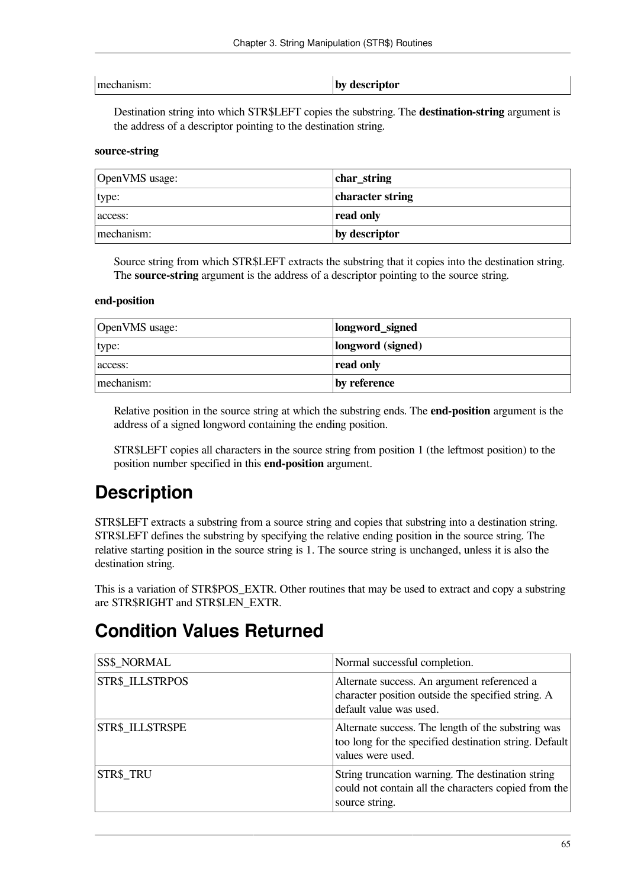| mechanism: | **by descriptor** |
|---|---|

Destination string into which STR$LEFT copies the substring. The **destination-string** argument is the address of a descriptor pointing to the destination string.

**source-string**

| OpenVMS usage: | **char_string** |
|---|---|
| type: | **character string** |
| access: | **read only** |
| mechanism: | **by descriptor** |

Source string from which STR$LEFT extracts the substring that it copies into the destination string. The **source-string** argument is the address of a descriptor pointing to the source string.

**end-position**

| OpenVMS usage: | **longword_signed** |
|---|---|
| type: | **longword (signed)** |
| access: | **read only** |
| mechanism: | **by reference** |

Relative position in the source string at which the substring ends. The **end-position** argument is the address of a signed longword containing the ending position.

STR$LEFT copies all characters in the source string from position 1 (the leftmost position) to the position number specified in this **end-position** argument.

# Description

STR$LEFT extracts a substring from a source string and copies that substring into a destination string. STR$LEFT defines the substring by specifying the relative ending position in the source string. The relative starting position in the source string is 1. The source string is unchanged, unless it is also the destination string.

This is a variation of STR$POS_EXTR. Other routines that may be used to extract and copy a substring are STR$RIGHT and STR$LEN_EXTR.

# Condition Values Returned

| SS$_NORMAL | Normal successful completion. |
|---|---|
| STR$_ILLSTRPOS | Alternate success. An argument referenced a character position outside the specified string. A default value was used. |
| STR$_ILLSTRSPE | Alternate success. The length of the substring was too long for the specified destination string. Default values were used. |
| STR$_TRU | String truncation warning. The destination string could not contain all the characters copied from the source string. |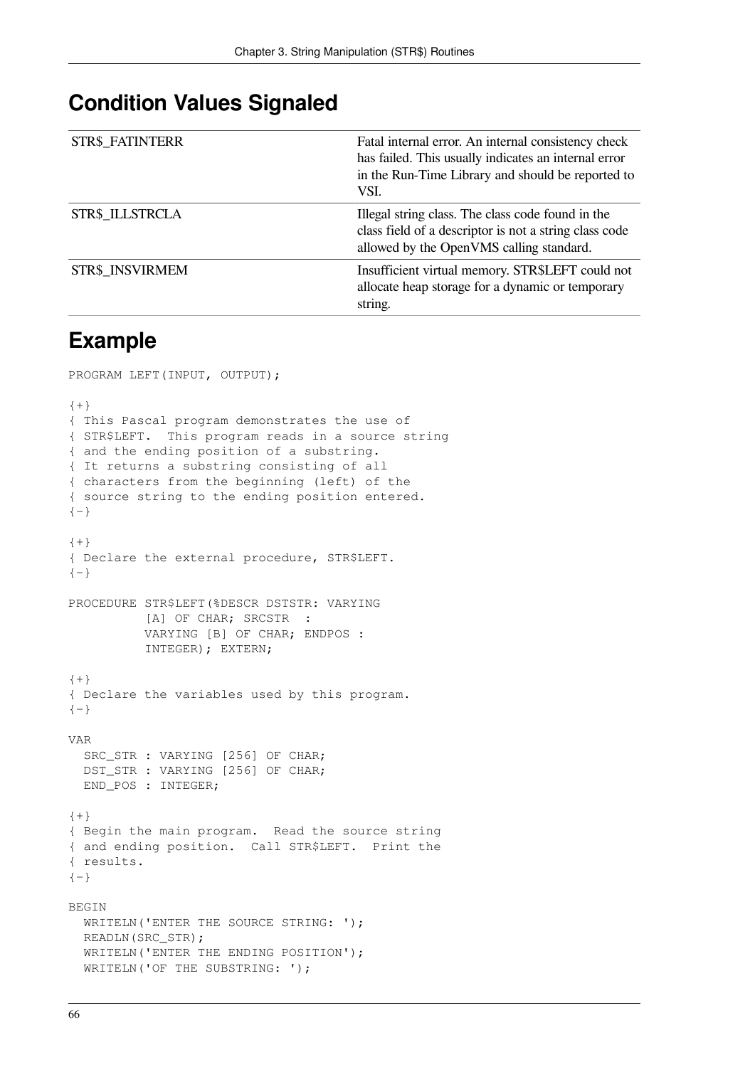## Condition Values Signaled

| | |
|---|---|
| STR$_FATINTERR | Fatal internal error. An internal consistency check has failed. This usually indicates an internal error in the Run-Time Library and should be reported to VSI. |
| STR$_ILLSTRCLA | Illegal string class. The class code found in the class field of a descriptor is not a string class code allowed by the OpenVMS calling standard. |
| STR$_INSVIRMEM | Insufficient virtual memory. STR$LEFT could not allocate heap storage for a dynamic or temporary string. |

## Example

```
PROGRAM LEFT(INPUT, OUTPUT);

{+}
{ This Pascal program demonstrates the use of
{ STR$LEFT.  This program reads in a source string
{ and the ending position of a substring.
{ It returns a substring consisting of all
{ characters from the beginning (left) of the
{ source string to the ending position entered.
{-}

{+}
{ Declare the external procedure, STR$LEFT.
{-}

PROCEDURE STR$LEFT(%DESCR DSTSTR: VARYING
          [A] OF CHAR; SRCSTR  :
          VARYING [B] OF CHAR; ENDPOS :
          INTEGER); EXTERN;

{+}
{ Declare the variables used by this program.
{-}

VAR
  SRC_STR : VARYING [256] OF CHAR;
  DST_STR : VARYING [256] OF CHAR;
  END_POS : INTEGER;

{+}
{ Begin the main program.  Read the source string
{ and ending position.  Call STR$LEFT.  Print the
{ results.
{-}

BEGIN
  WRITELN('ENTER THE SOURCE STRING: ');
  READLN(SRC_STR);
  WRITELN('ENTER THE ENDING POSITION');
  WRITELN('OF THE SUBSTRING: ');
```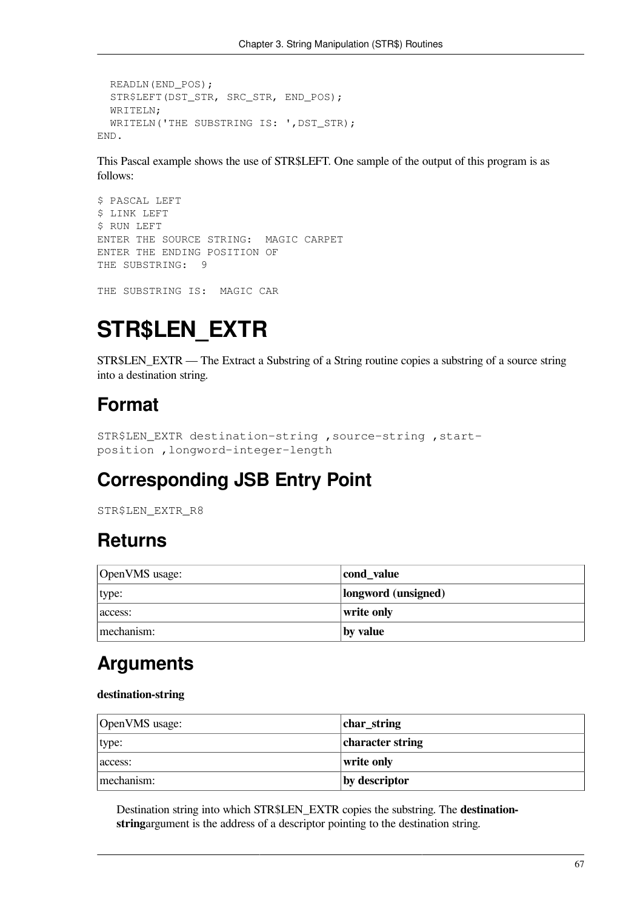```
  READLN(END_POS);
  STR$LEFT(DST_STR, SRC_STR, END_POS);
  WRITELN;
  WRITELN('THE SUBSTRING IS: ',DST_STR);
END.
```

This Pascal example shows the use of STR$LEFT. One sample of the output of this program is as follows:

```
$ PASCAL LEFT
$ LINK LEFT
$ RUN LEFT
ENTER THE SOURCE STRING:  MAGIC CARPET
ENTER THE ENDING POSITION OF
THE SUBSTRING:  9

THE SUBSTRING IS:  MAGIC CAR
```

# STR$LEN_EXTR

STR$LEN_EXTR — The Extract a Substring of a String routine copies a substring of a source string into a destination string.

## Format

```
STR$LEN_EXTR destination-string ,source-string ,start-
position ,longword-integer-length
```

## Corresponding JSB Entry Point

```
STR$LEN_EXTR_R8
```

## Returns

| OpenVMS usage: | **cond_value** |
|---|---|
| type: | **longword (unsigned)** |
| access: | **write only** |
| mechanism: | **by value** |

## Arguments

**destination-string**

| OpenVMS usage: | **char_string** |
|---|---|
| type: | **character string** |
| access: | **write only** |
| mechanism: | **by descriptor** |

Destination string into which STR$LEN_EXTR copies the substring. The **destination-string**argument is the address of a descriptor pointing to the destination string.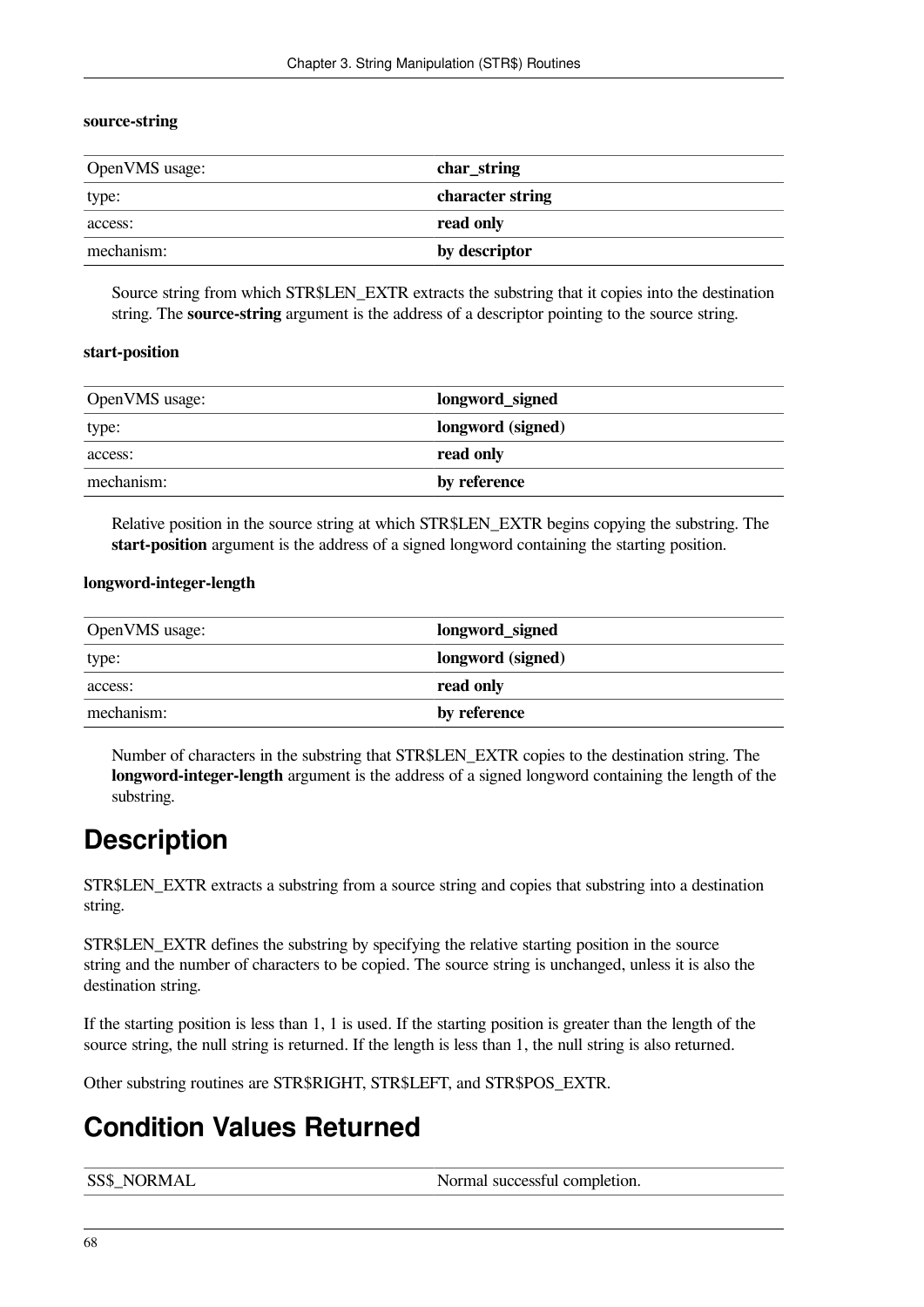**source-string**

| OpenVMS usage: | **char_string** |
|---|---|
| type: | **character string** |
| access: | **read only** |
| mechanism: | **by descriptor** |

Source string from which STR$LEN_EXTR extracts the substring that it copies into the destination string. The **source-string** argument is the address of a descriptor pointing to the source string.

**start-position**

| OpenVMS usage: | **longword_signed** |
|---|---|
| type: | **longword (signed)** |
| access: | **read only** |
| mechanism: | **by reference** |

Relative position in the source string at which STR$LEN_EXTR begins copying the substring. The **start-position** argument is the address of a signed longword containing the starting position.

**longword-integer-length**

| OpenVMS usage: | **longword_signed** |
|---|---|
| type: | **longword (signed)** |
| access: | **read only** |
| mechanism: | **by reference** |

Number of characters in the substring that STR$LEN_EXTR copies to the destination string. The **longword-integer-length** argument is the address of a signed longword containing the length of the substring.

# Description

STR$LEN_EXTR extracts a substring from a source string and copies that substring into a destination string.

STR$LEN_EXTR defines the substring by specifying the relative starting position in the source string and the number of characters to be copied. The source string is unchanged, unless it is also the destination string.

If the starting position is less than 1, 1 is used. If the starting position is greater than the length of the source string, the null string is returned. If the length is less than 1, the null string is also returned.

Other substring routines are STR$RIGHT, STR$LEFT, and STR$POS_EXTR.

# Condition Values Returned

| SS$_NORMAL | Normal successful completion. |
|---|---|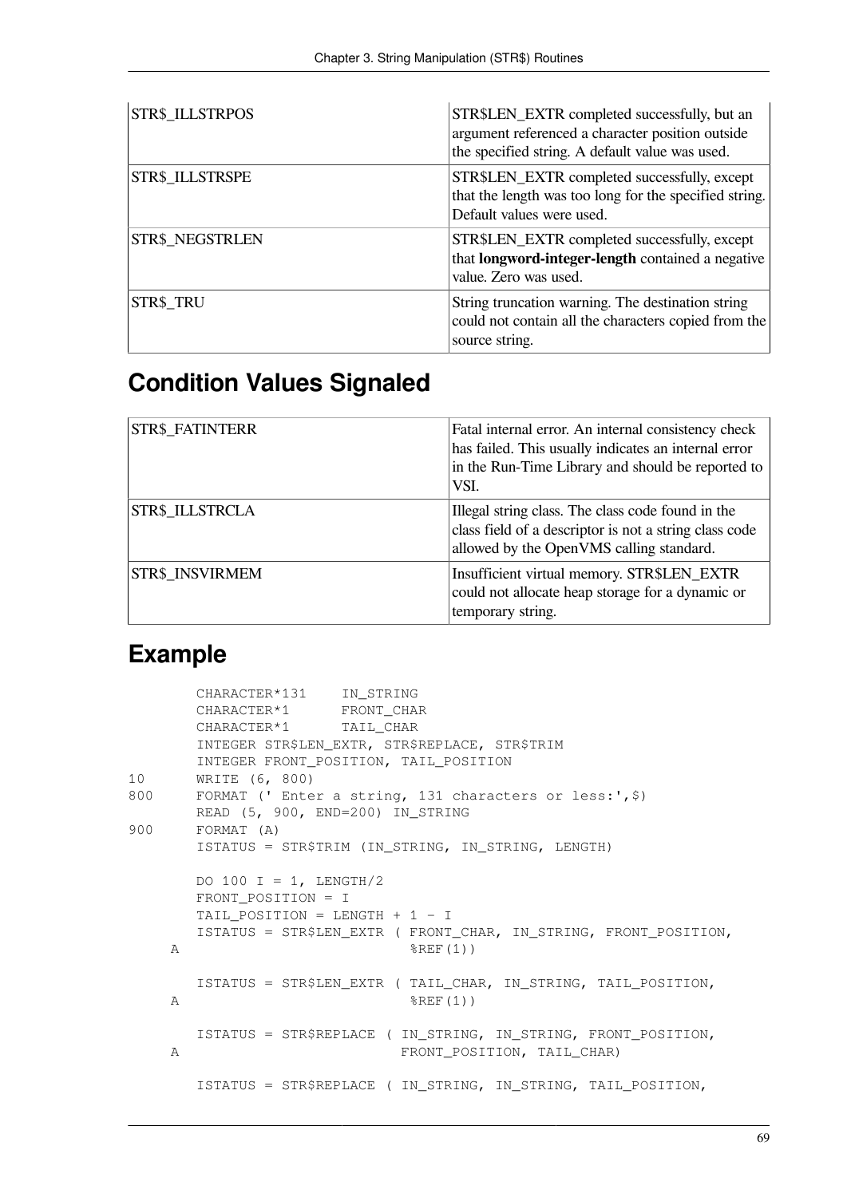| | |
|---|---|
| STR$_ILLSTRPOS | STR$LEN_EXTR completed successfully, but an argument referenced a character position outside the specified string. A default value was used. |
| STR$_ILLSTRSPE | STR$LEN_EXTR completed successfully, except that the length was too long for the specified string. Default values were used. |
| STR$_NEGSTRLEN | STR$LEN_EXTR completed successfully, except that **longword-integer-length** contained a negative value. Zero was used. |
| STR$_TRU | String truncation warning. The destination string could not contain all the characters copied from the source string. |

## Condition Values Signaled

| | |
|---|---|
| STR$_FATINTERR | Fatal internal error. An internal consistency check has failed. This usually indicates an internal error in the Run-Time Library and should be reported to VSI. |
| STR$_ILLSTRCLA | Illegal string class. The class code found in the class field of a descriptor is not a string class code allowed by the OpenVMS calling standard. |
| STR$_INSVIRMEM | Insufficient virtual memory. STR$LEN_EXTR could not allocate heap storage for a dynamic or temporary string. |

## Example

```
        CHARACTER*131    IN_STRING
        CHARACTER*1      FRONT_CHAR
        CHARACTER*1      TAIL_CHAR
        INTEGER STR$LEN_EXTR, STR$REPLACE, STR$TRIM
        INTEGER FRONT_POSITION, TAIL_POSITION
10      WRITE (6, 800)
800     FORMAT (' Enter a string, 131 characters or less:',$)
        READ (5, 900, END=200) IN_STRING
900     FORMAT (A)
        ISTATUS = STR$TRIM (IN_STRING, IN_STRING, LENGTH)

        DO 100 I = 1, LENGTH/2
        FRONT_POSITION = I
        TAIL_POSITION = LENGTH + 1 - I
        ISTATUS = STR$LEN_EXTR ( FRONT_CHAR, IN_STRING, FRONT_POSITION,
     A                           %REF(1))

        ISTATUS = STR$LEN_EXTR ( TAIL_CHAR, IN_STRING, TAIL_POSITION,
     A                           %REF(1))

        ISTATUS = STR$REPLACE ( IN_STRING, IN_STRING, FRONT_POSITION,
     A                          FRONT_POSITION, TAIL_CHAR)

        ISTATUS = STR$REPLACE ( IN_STRING, IN_STRING, TAIL_POSITION,
```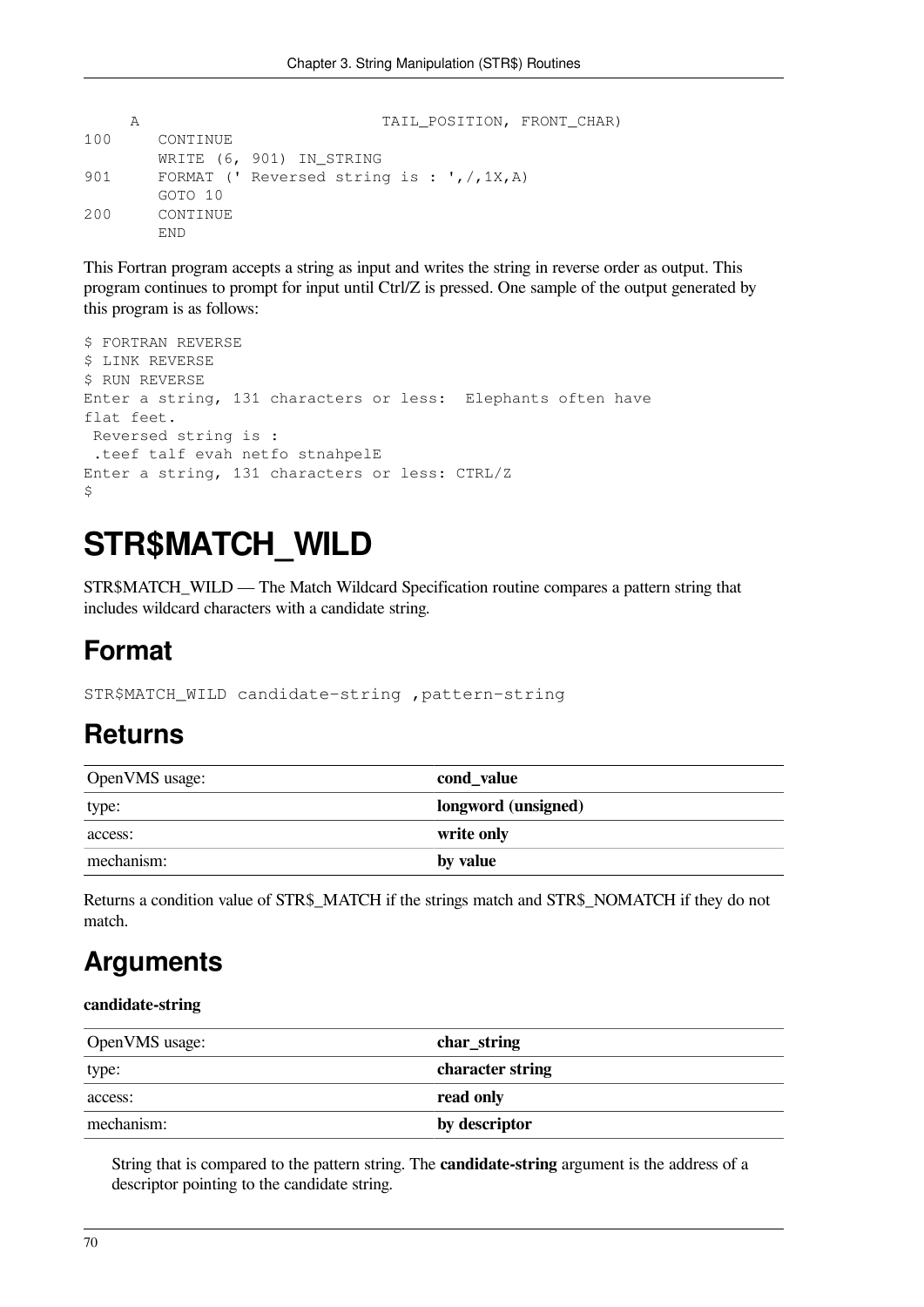```
     A                          TAIL_POSITION, FRONT_CHAR)
100     CONTINUE
        WRITE (6, 901) IN_STRING
901     FORMAT (' Reversed string is : ',/,1X,A)
        GOTO 10
200     CONTINUE
        END
```

This Fortran program accepts a string as input and writes the string in reverse order as output. This program continues to prompt for input until Ctrl/Z is pressed. One sample of the output generated by this program is as follows:

```
$ FORTRAN REVERSE
$ LINK REVERSE
$ RUN REVERSE
Enter a string, 131 characters or less:  Elephants often have
flat feet.
 Reversed string is :
 .teef talf evah netfo stnahpelE
Enter a string, 131 characters or less: CTRL/Z
$
```

# STR$MATCH_WILD

STR$MATCH_WILD — The Match Wildcard Specification routine compares a pattern string that includes wildcard characters with a candidate string.

## Format

```
STR$MATCH_WILD candidate-string ,pattern-string
```

## Returns

| OpenVMS usage: | **cond_value** |
|---|---|
| type: | **longword (unsigned)** |
| access: | **write only** |
| mechanism: | **by value** |

Returns a condition value of STR$_MATCH if the strings match and STR$_NOMATCH if they do not match.

## Arguments

**candidate-string**

| OpenVMS usage: | **char_string** |
|---|---|
| type: | **character string** |
| access: | **read only** |
| mechanism: | **by descriptor** |

String that is compared to the pattern string. The **candidate-string** argument is the address of a descriptor pointing to the candidate string.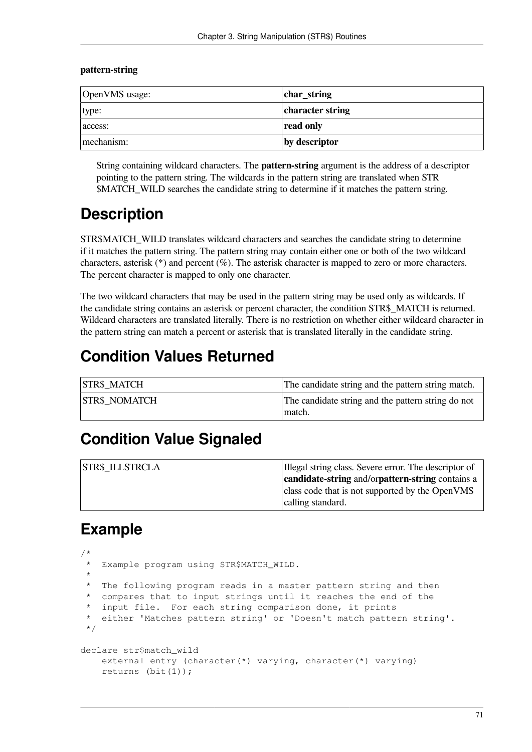**pattern-string**

| OpenVMS usage: | **char_string** |
|---|---|
| type: | **character string** |
| access: | **read only** |
| mechanism: | **by descriptor** |

String containing wildcard characters. The **pattern-string** argument is the address of a descriptor pointing to the pattern string. The wildcards in the pattern string are translated when STR $MATCH_WILD searches the candidate string to determine if it matches the pattern string.

# Description

STR$MATCH_WILD translates wildcard characters and searches the candidate string to determine if it matches the pattern string. The pattern string may contain either one or both of the two wildcard characters, asterisk (*) and percent (%). The asterisk character is mapped to zero or more characters. The percent character is mapped to only one character.

The two wildcard characters that may be used in the pattern string may be used only as wildcards. If the candidate string contains an asterisk or percent character, the condition STR$_MATCH is returned. Wildcard characters are translated literally. There is no restriction on whether either wildcard character in the pattern string can match a percent or asterisk that is translated literally in the candidate string.

# Condition Values Returned

| STR$_MATCH | The candidate string and the pattern string match. |
|---|---|
| STR$_NOMATCH | The candidate string and the pattern string do not match. |

# Condition Value Signaled

| STR$_ILLSTRCLA | Illegal string class. Severe error. The descriptor of **candidate-string** and/or**pattern-string** contains a class code that is not supported by the OpenVMS calling standard. |
|---|---|

# Example

```
/*
 *  Example program using STR$MATCH_WILD.
 *
 *  The following program reads in a master pattern string and then
 *  compares that to input strings until it reaches the end of the
 *  input file.  For each string comparison done, it prints
 *  either 'Matches pattern string' or 'Doesn't match pattern string'.
 */

declare str$match_wild
    external entry (character(*) varying, character(*) varying)
    returns (bit(1));
```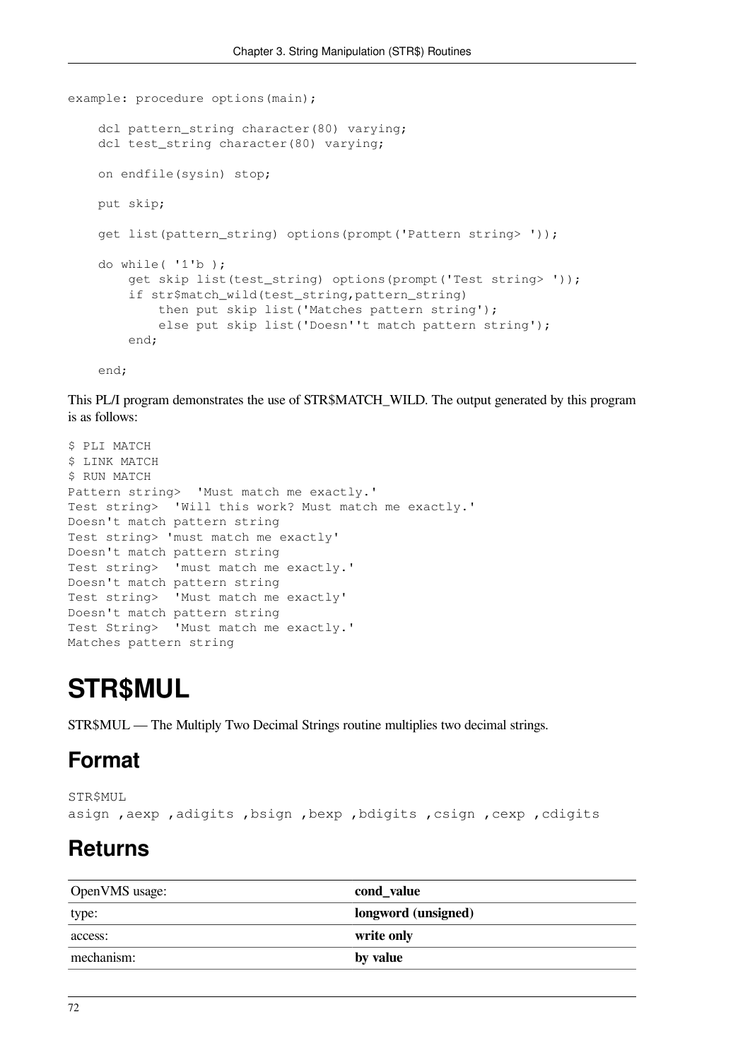```
example: procedure options(main);

    dcl pattern_string character(80) varying;
    dcl test_string character(80) varying;

    on endfile(sysin) stop;

    put skip;

    get list(pattern_string) options(prompt('Pattern string> '));

    do while( '1'b );
        get skip list(test_string) options(prompt('Test string> '));
        if str$match_wild(test_string,pattern_string)
            then put skip list('Matches pattern string');
            else put skip list('Doesn''t match pattern string');
        end;

    end;
```

This PL/I program demonstrates the use of STR$MATCH_WILD. The output generated by this program is as follows:

```
$ PLI MATCH
$ LINK MATCH
$ RUN MATCH
Pattern string>  'Must match me exactly.'
Test string>  'Will this work? Must match me exactly.'
Doesn't match pattern string
Test string> 'must match me exactly'
Doesn't match pattern string
Test string>  'must match me exactly.'
Doesn't match pattern string
Test string>  'Must match me exactly'
Doesn't match pattern string
Test String>  'Must match me exactly.'
Matches pattern string
```

# STR$MUL

STR$MUL — The Multiply Two Decimal Strings routine multiplies two decimal strings.

## Format

```
STR$MUL
asign ,aexp ,adigits ,bsign ,bexp ,bdigits ,csign ,cexp ,cdigits
```

## Returns

| OpenVMS usage: | **cond_value** |
|---|---|
| type: | **longword (unsigned)** |
| access: | **write only** |
| mechanism: | **by value** |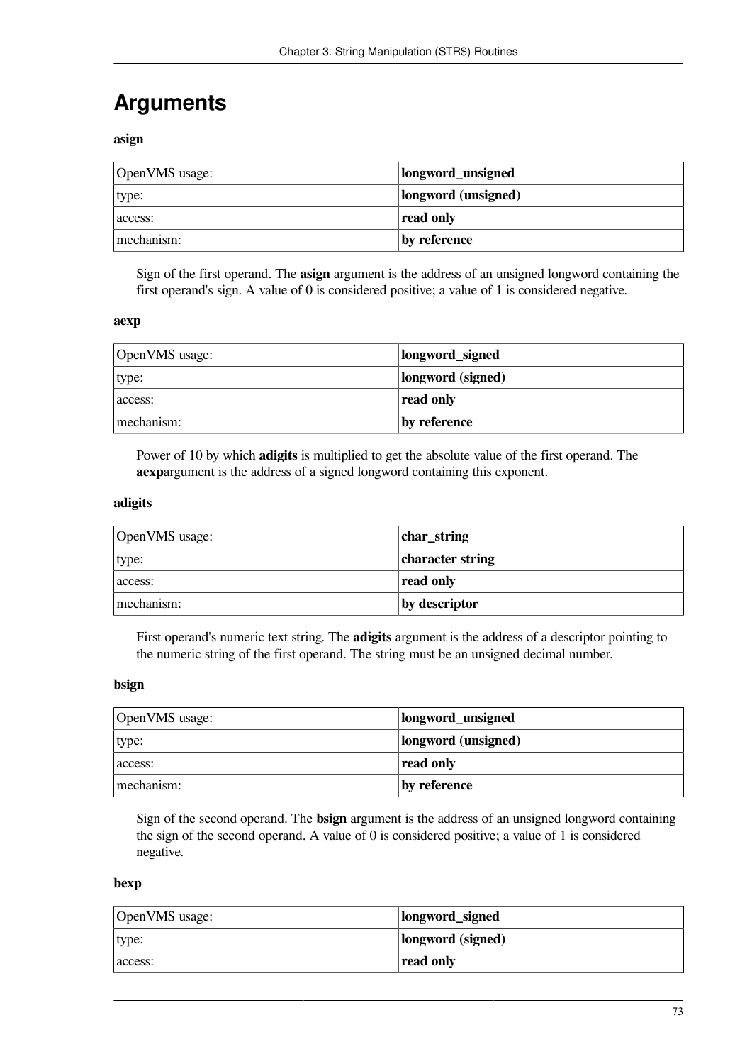# Arguments

**asign**

| OpenVMS usage: | **longword_unsigned** |
|---|---|
| type: | **longword (unsigned)** |
| access: | **read only** |
| mechanism: | **by reference** |

Sign of the first operand. The **asign** argument is the address of an unsigned longword containing the first operand's sign. A value of 0 is considered positive; a value of 1 is considered negative.

**aexp**

| OpenVMS usage: | **longword_signed** |
|---|---|
| type: | **longword (signed)** |
| access: | **read only** |
| mechanism: | **by reference** |

Power of 10 by which **adigits** is multiplied to get the absolute value of the first operand. The **aexp**argument is the address of a signed longword containing this exponent.

**adigits**

| OpenVMS usage: | **char_string** |
|---|---|
| type: | **character string** |
| access: | **read only** |
| mechanism: | **by descriptor** |

First operand's numeric text string. The **adigits** argument is the address of a descriptor pointing to the numeric string of the first operand. The string must be an unsigned decimal number.

**bsign**

| OpenVMS usage: | **longword_unsigned** |
|---|---|
| type: | **longword (unsigned)** |
| access: | **read only** |
| mechanism: | **by reference** |

Sign of the second operand. The **bsign** argument is the address of an unsigned longword containing the sign of the second operand. A value of 0 is considered positive; a value of 1 is considered negative.

**bexp**

| OpenVMS usage: | **longword_signed** |
|---|---|
| type: | **longword (signed)** |
| access: | **read only** |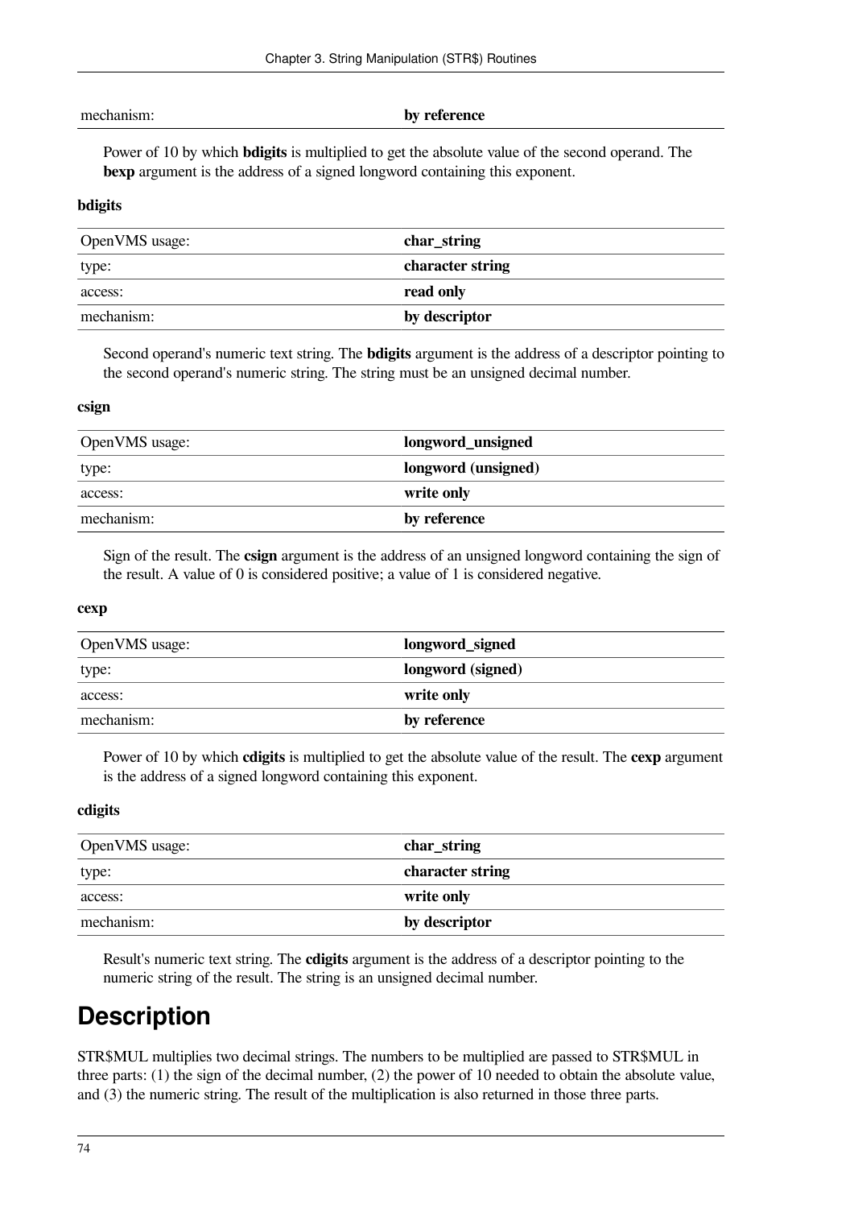| mechanism: | **by reference** |
|---|---|

Power of 10 by which **bdigits** is multiplied to get the absolute value of the second operand. The **bexp** argument is the address of a signed longword containing this exponent.

**bdigits**

| OpenVMS usage: | **char_string** |
|---|---|
| type: | **character string** |
| access: | **read only** |
| mechanism: | **by descriptor** |

Second operand's numeric text string. The **bdigits** argument is the address of a descriptor pointing to the second operand's numeric string. The string must be an unsigned decimal number.

**csign**

| OpenVMS usage: | **longword_unsigned** |
|---|---|
| type: | **longword (unsigned)** |
| access: | **write only** |
| mechanism: | **by reference** |

Sign of the result. The **csign** argument is the address of an unsigned longword containing the sign of the result. A value of 0 is considered positive; a value of 1 is considered negative.

**cexp**

| OpenVMS usage: | **longword_signed** |
|---|---|
| type: | **longword (signed)** |
| access: | **write only** |
| mechanism: | **by reference** |

Power of 10 by which **cdigits** is multiplied to get the absolute value of the result. The **cexp** argument is the address of a signed longword containing this exponent.

**cdigits**

| OpenVMS usage: | **char_string** |
|---|---|
| type: | **character string** |
| access: | **write only** |
| mechanism: | **by descriptor** |

Result's numeric text string. The **cdigits** argument is the address of a descriptor pointing to the numeric string of the result. The string is an unsigned decimal number.

# Description

STR$MUL multiplies two decimal strings. The numbers to be multiplied are passed to STR$MUL in three parts: (1) the sign of the decimal number, (2) the power of 10 needed to obtain the absolute value, and (3) the numeric string. The result of the multiplication is also returned in those three parts.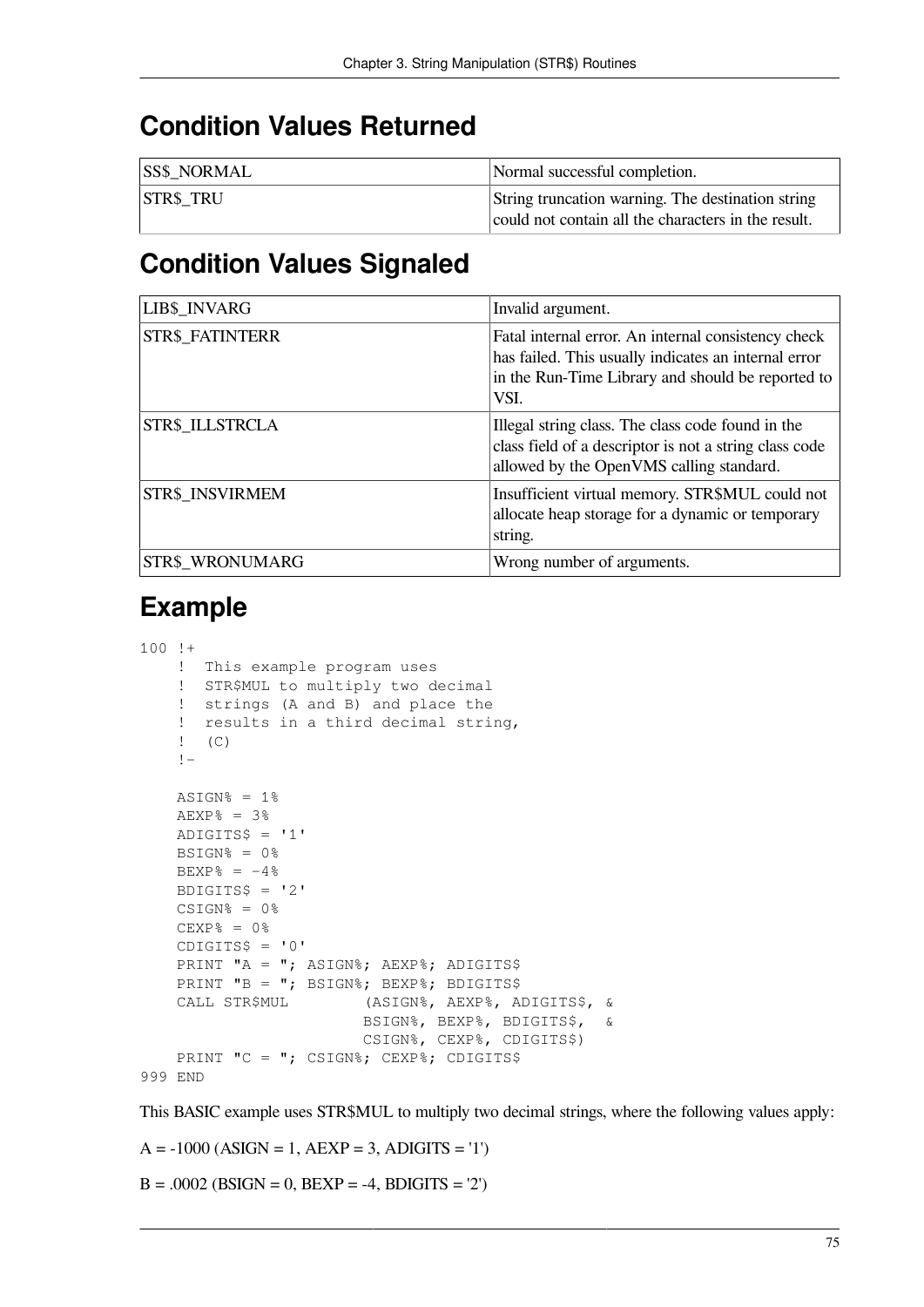## Condition Values Returned

| | |
|---|---|
| SS$_NORMAL | Normal successful completion. |
| STR$_TRU | String truncation warning. The destination string could not contain all the characters in the result. |

## Condition Values Signaled

| | |
|---|---|
| LIB$_INVARG | Invalid argument. |
| STR$_FATINTERR | Fatal internal error. An internal consistency check has failed. This usually indicates an internal error in the Run-Time Library and should be reported to VSI. |
| STR$_ILLSTRCLA | Illegal string class. The class code found in the class field of a descriptor is not a string class code allowed by the OpenVMS calling standard. |
| STR$_INSVIRMEM | Insufficient virtual memory. STR$MUL could not allocate heap storage for a dynamic or temporary string. |
| STR$_WRONUMARG | Wrong number of arguments. |

## Example

```
100 !+
    !  This example program uses
    !  STR$MUL to multiply two decimal
    !  strings (A and B) and place the
    !  results in a third decimal string,
    !  (C)
    !-

    ASIGN% = 1%
    AEXP% = 3%
    ADIGITS$ = '1'
    BSIGN% = 0%
    BEXP% = -4%
    BDIGITS$ = '2'
    CSIGN% = 0%
    CEXP% = 0%
    CDIGITS$ = '0'
    PRINT "A = "; ASIGN%; AEXP%; ADIGITS$
    PRINT "B = "; BSIGN%; BEXP%; BDIGITS$
    CALL STR$MUL        (ASIGN%, AEXP%, ADIGITS$, &
                        BSIGN%, BEXP%, BDIGITS$,  &
                        CSIGN%, CEXP%, CDIGITS$)
    PRINT "C = "; CSIGN%; CEXP%; CDIGITS$
999 END
```

This BASIC example uses STR$MUL to multiply two decimal strings, where the following values apply:

A = -1000 (ASIGN = 1, AEXP = 3, ADIGITS = '1')

B = .0002 (BSIGN = 0, BEXP = -4, BDIGITS = '2')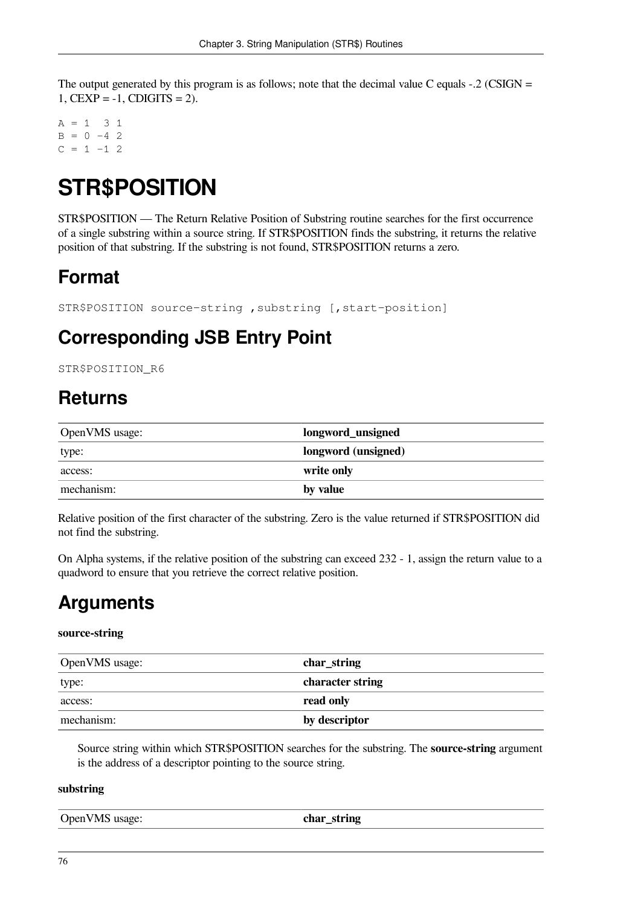The output generated by this program is as follows; note that the decimal value C equals -.2 (CSIGN = 1, CEXP = -1, CDIGITS = 2).

```
A = 1  3 1
B = 0 -4 2
C = 1 -1 2
```

# STR$POSITION

STR$POSITION — The Return Relative Position of Substring routine searches for the first occurrence of a single substring within a source string. If STR$POSITION finds the substring, it returns the relative position of that substring. If the substring is not found, STR$POSITION returns a zero.

## Format

```
STR$POSITION source-string ,substring [,start-position]
```

## Corresponding JSB Entry Point

```
STR$POSITION_R6
```

## Returns

| OpenVMS usage: | **longword_unsigned** |
|---|---|
| type: | **longword (unsigned)** |
| access: | **write only** |
| mechanism: | **by value** |

Relative position of the first character of the substring. Zero is the value returned if STR$POSITION did not find the substring.

On Alpha systems, if the relative position of the substring can exceed 232 - 1, assign the return value to a quadword to ensure that you retrieve the correct relative position.

## Arguments

**source-string**

| OpenVMS usage: | **char_string** |
|---|---|
| type: | **character string** |
| access: | **read only** |
| mechanism: | **by descriptor** |

Source string within which STR$POSITION searches for the substring. The **source-string** argument is the address of a descriptor pointing to the source string.

**substring**

| OpenVMS usage: | **char_string** |
|---|---|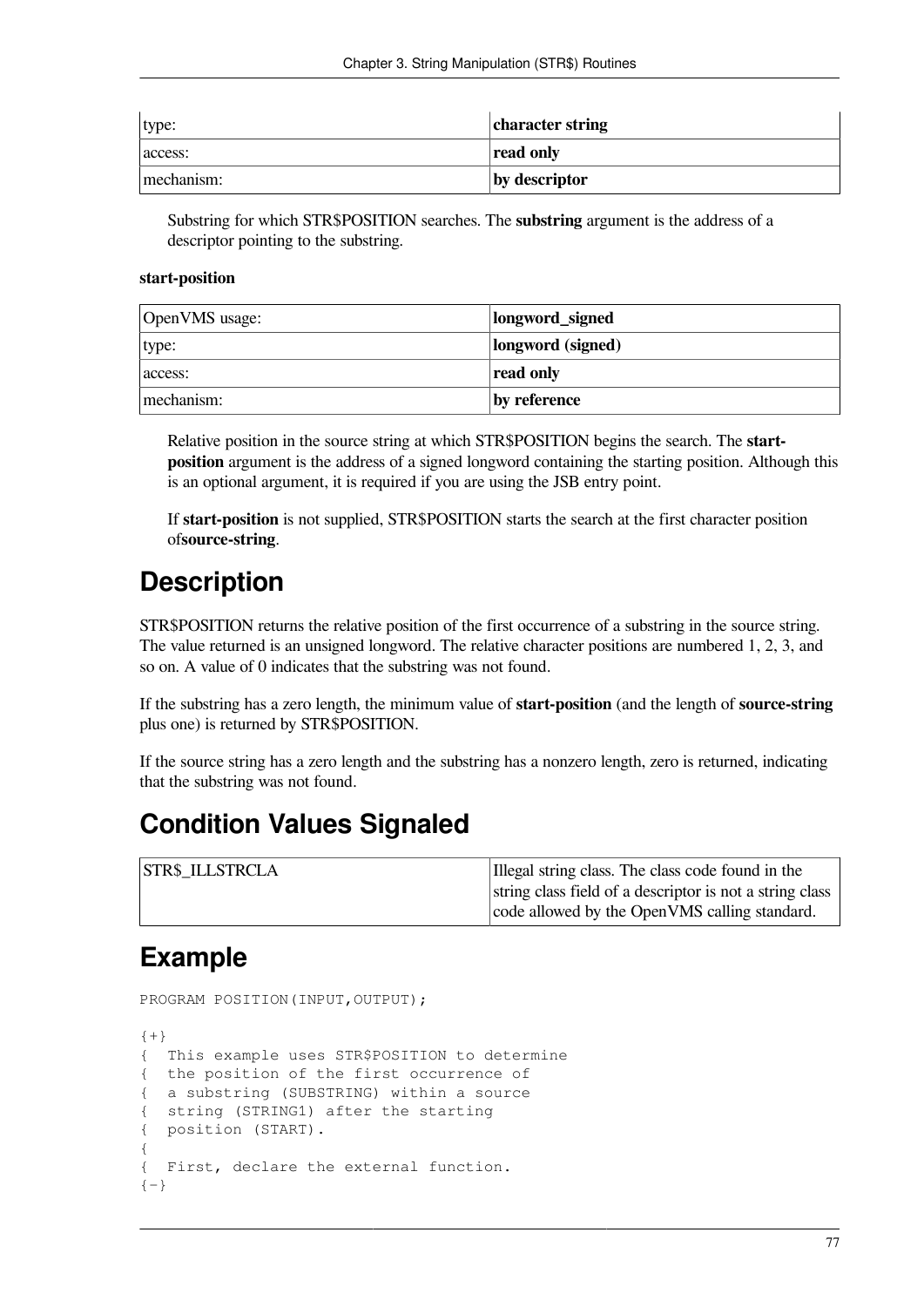| type: | **character string** |
| --- | --- |
| access: | **read only** |
| mechanism: | **by descriptor** |

Substring for which STR$POSITION searches. The **substring** argument is the address of a descriptor pointing to the substring.

**start-position**

| OpenVMS usage: | **longword_signed** |
| --- | --- |
| type: | **longword (signed)** |
| access: | **read only** |
| mechanism: | **by reference** |

Relative position in the source string at which STR$POSITION begins the search. The **start-position** argument is the address of a signed longword containing the starting position. Although this is an optional argument, it is required if you are using the JSB entry point.

If **start-position** is not supplied, STR$POSITION starts the search at the first character position of**source-string**.

# Description

STR$POSITION returns the relative position of the first occurrence of a substring in the source string. The value returned is an unsigned longword. The relative character positions are numbered 1, 2, 3, and so on. A value of 0 indicates that the substring was not found.

If the substring has a zero length, the minimum value of **start-position** (and the length of **source-string** plus one) is returned by STR$POSITION.

If the source string has a zero length and the substring has a nonzero length, zero is returned, indicating that the substring was not found.

# Condition Values Signaled

| STR$_ILLSTRCLA | Illegal string class. The class code found in the string class field of a descriptor is not a string class code allowed by the OpenVMS calling standard. |
| --- | --- |

# Example

```
PROGRAM POSITION(INPUT,OUTPUT);

{+}
{  This example uses STR$POSITION to determine
{  the position of the first occurrence of
{  a substring (SUBSTRING) within a source
{  string (STRING1) after the starting
{  position (START).
{
{  First, declare the external function.
{-}
```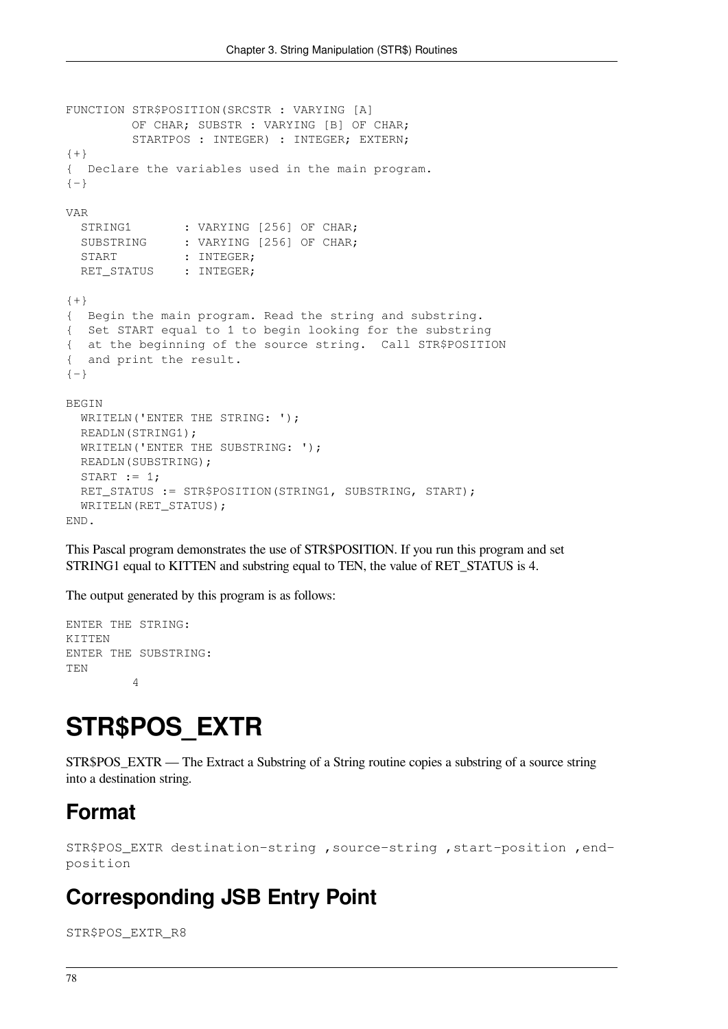```
FUNCTION STR$POSITION(SRCSTR : VARYING [A]
         OF CHAR; SUBSTR : VARYING [B] OF CHAR;
         STARTPOS : INTEGER) : INTEGER; EXTERN;
{+}
{  Declare the variables used in the main program.
{-}

VAR
  STRING1       : VARYING [256] OF CHAR;
  SUBSTRING     : VARYING [256] OF CHAR;
  START         : INTEGER;
  RET_STATUS    : INTEGER;

{+}
{  Begin the main program. Read the string and substring.
{  Set START equal to 1 to begin looking for the substring
{  at the beginning of the source string.  Call STR$POSITION
{  and print the result.
{-}

BEGIN
  WRITELN('ENTER THE STRING: ');
  READLN(STRING1);
  WRITELN('ENTER THE SUBSTRING: ');
  READLN(SUBSTRING);
  START := 1;
  RET_STATUS := STR$POSITION(STRING1, SUBSTRING, START);
  WRITELN(RET_STATUS);
END.
```

This Pascal program demonstrates the use of STR$POSITION. If you run this program and set STRING1 equal to KITTEN and substring equal to TEN, the value of RET_STATUS is 4.

The output generated by this program is as follows:

```
ENTER THE STRING:
KITTEN
ENTER THE SUBSTRING:
TEN
         4
```

# STR$POS_EXTR

STR$POS_EXTR — The Extract a Substring of a String routine copies a substring of a source string into a destination string.

## Format

```
STR$POS_EXTR destination-string ,source-string ,start-position ,end-position
```

## Corresponding JSB Entry Point

```
STR$POS_EXTR_R8
```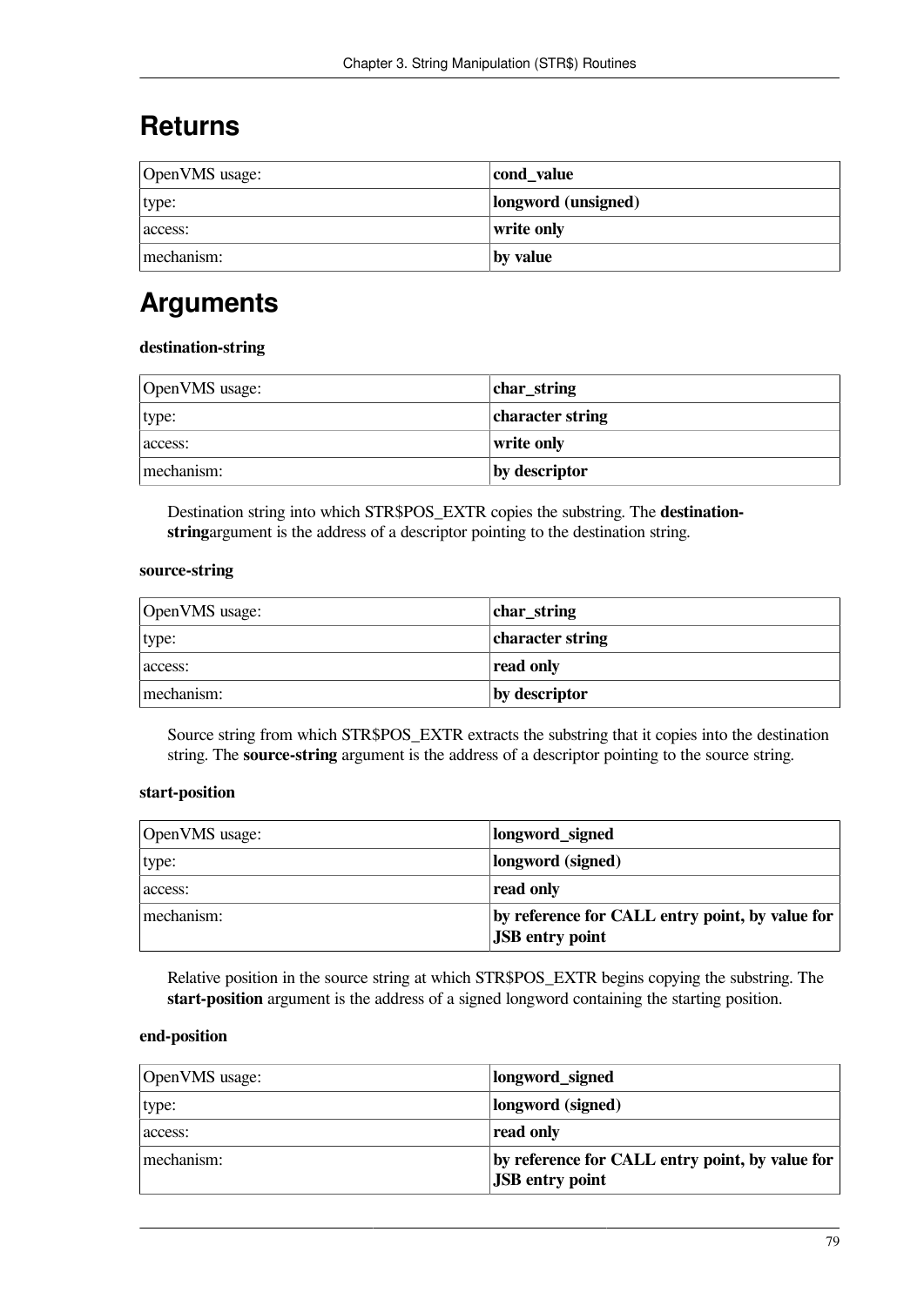# Returns

| OpenVMS usage: | **cond_value** |
|---|---|
| type: | **longword (unsigned)** |
| access: | **write only** |
| mechanism: | **by value** |

# Arguments

**destination-string**

| OpenVMS usage: | **char_string** |
|---|---|
| type: | **character string** |
| access: | **write only** |
| mechanism: | **by descriptor** |

Destination string into which STR$POS_EXTR copies the substring. The **destination-string**argument is the address of a descriptor pointing to the destination string.

**source-string**

| OpenVMS usage: | **char_string** |
|---|---|
| type: | **character string** |
| access: | **read only** |
| mechanism: | **by descriptor** |

Source string from which STR$POS_EXTR extracts the substring that it copies into the destination string. The **source-string** argument is the address of a descriptor pointing to the source string.

**start-position**

| OpenVMS usage: | **longword_signed** |
|---|---|
| type: | **longword (signed)** |
| access: | **read only** |
| mechanism: | **by reference for CALL entry point, by value for JSB entry point** |

Relative position in the source string at which STR$POS_EXTR begins copying the substring. The **start-position** argument is the address of a signed longword containing the starting position.

**end-position**

| OpenVMS usage: | **longword_signed** |
|---|---|
| type: | **longword (signed)** |
| access: | **read only** |
| mechanism: | **by reference for CALL entry point, by value for JSB entry point** |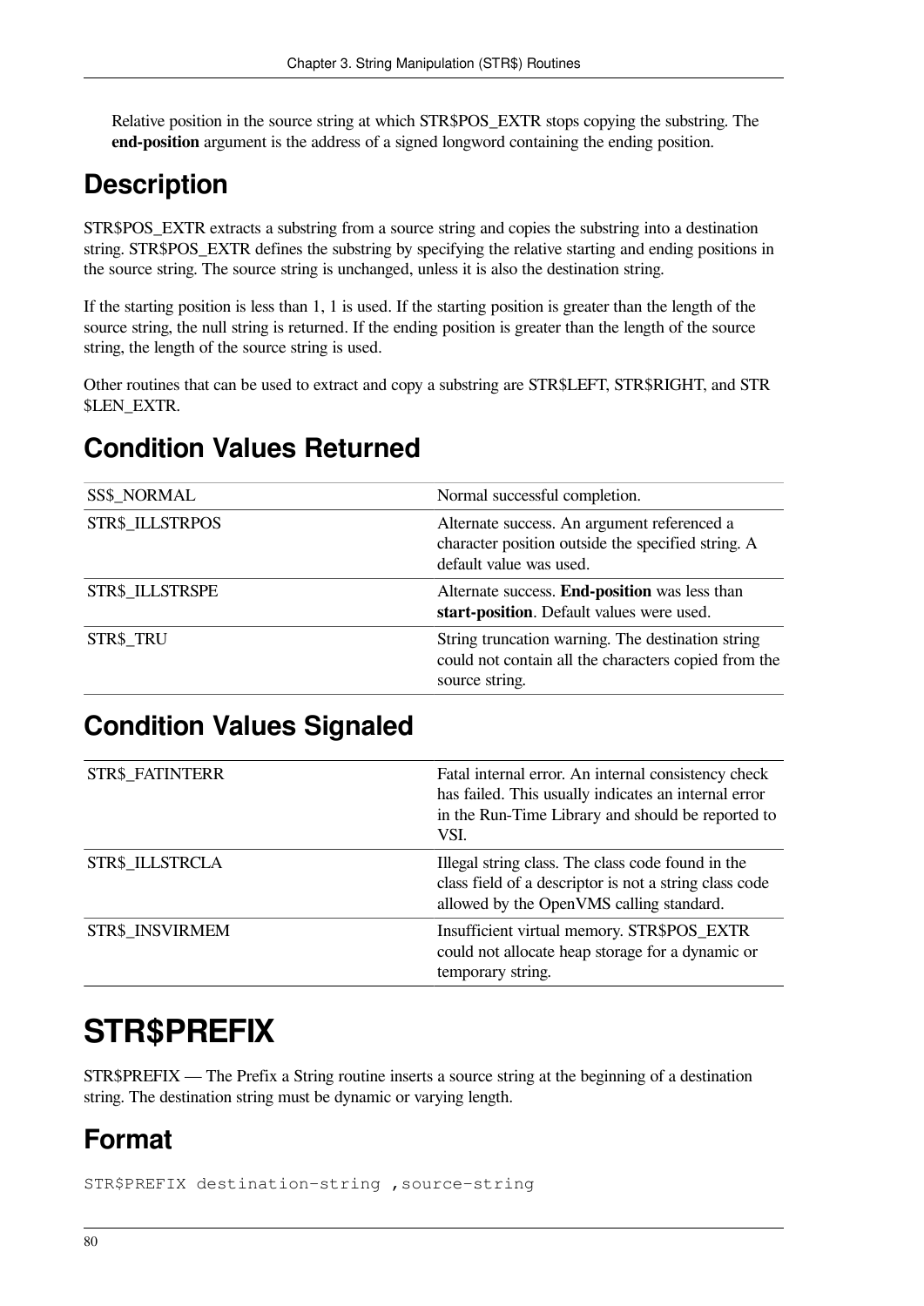Relative position in the source string at which STR$POS_EXTR stops copying the substring. The **end-position** argument is the address of a signed longword containing the ending position.

## Description

STR$POS_EXTR extracts a substring from a source string and copies the substring into a destination string. STR$POS_EXTR defines the substring by specifying the relative starting and ending positions in the source string. The source string is unchanged, unless it is also the destination string.

If the starting position is less than 1, 1 is used. If the starting position is greater than the length of the source string, the null string is returned. If the ending position is greater than the length of the source string, the length of the source string is used.

Other routines that can be used to extract and copy a substring are STR$LEFT, STR$RIGHT, and STR $LEN_EXTR.

## Condition Values Returned

| | |
|---|---|
| SS$_NORMAL | Normal successful completion. |
| STR$_ILLSTRPOS | Alternate success. An argument referenced a character position outside the specified string. A default value was used. |
| STR$_ILLSTRSPE | Alternate success. **End-position** was less than **start-position**. Default values were used. |
| STR$_TRU | String truncation warning. The destination string could not contain all the characters copied from the source string. |

## Condition Values Signaled

| | |
|---|---|
| STR$_FATINTERR | Fatal internal error. An internal consistency check has failed. This usually indicates an internal error in the Run-Time Library and should be reported to VSI. |
| STR$_ILLSTRCLA | Illegal string class. The class code found in the class field of a descriptor is not a string class code allowed by the OpenVMS calling standard. |
| STR$_INSVIRMEM | Insufficient virtual memory. STR$POS_EXTR could not allocate heap storage for a dynamic or temporary string. |

# STR$PREFIX

STR$PREFIX — The Prefix a String routine inserts a source string at the beginning of a destination string. The destination string must be dynamic or varying length.

## Format

```
STR$PREFIX destination-string ,source-string
```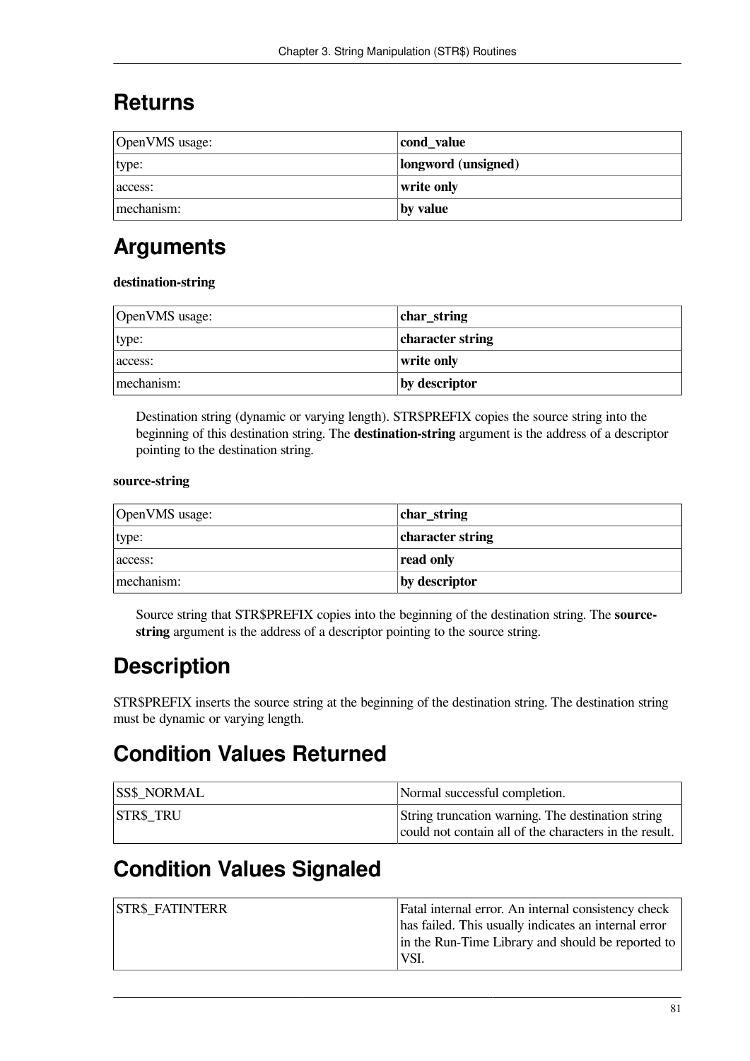## Returns

| OpenVMS usage: | **cond_value** |
|---|---|
| type: | **longword (unsigned)** |
| access: | **write only** |
| mechanism: | **by value** |

## Arguments

**destination-string**

| OpenVMS usage: | **char_string** |
|---|---|
| type: | **character string** |
| access: | **write only** |
| mechanism: | **by descriptor** |

Destination string (dynamic or varying length). STR$PREFIX copies the source string into the beginning of this destination string. The **destination-string** argument is the address of a descriptor pointing to the destination string.

**source-string**

| OpenVMS usage: | **char_string** |
|---|---|
| type: | **character string** |
| access: | **read only** |
| mechanism: | **by descriptor** |

Source string that STR$PREFIX copies into the beginning of the destination string. The **source-string** argument is the address of a descriptor pointing to the source string.

## Description

STR$PREFIX inserts the source string at the beginning of the destination string. The destination string must be dynamic or varying length.

## Condition Values Returned

| SS$_NORMAL | Normal successful completion. |
|---|---|
| STR$_TRU | String truncation warning. The destination string could not contain all of the characters in the result. |

## Condition Values Signaled

| STR$_FATINTERR | Fatal internal error. An internal consistency check has failed. This usually indicates an internal error in the Run-Time Library and should be reported to VSI. |
|---|---|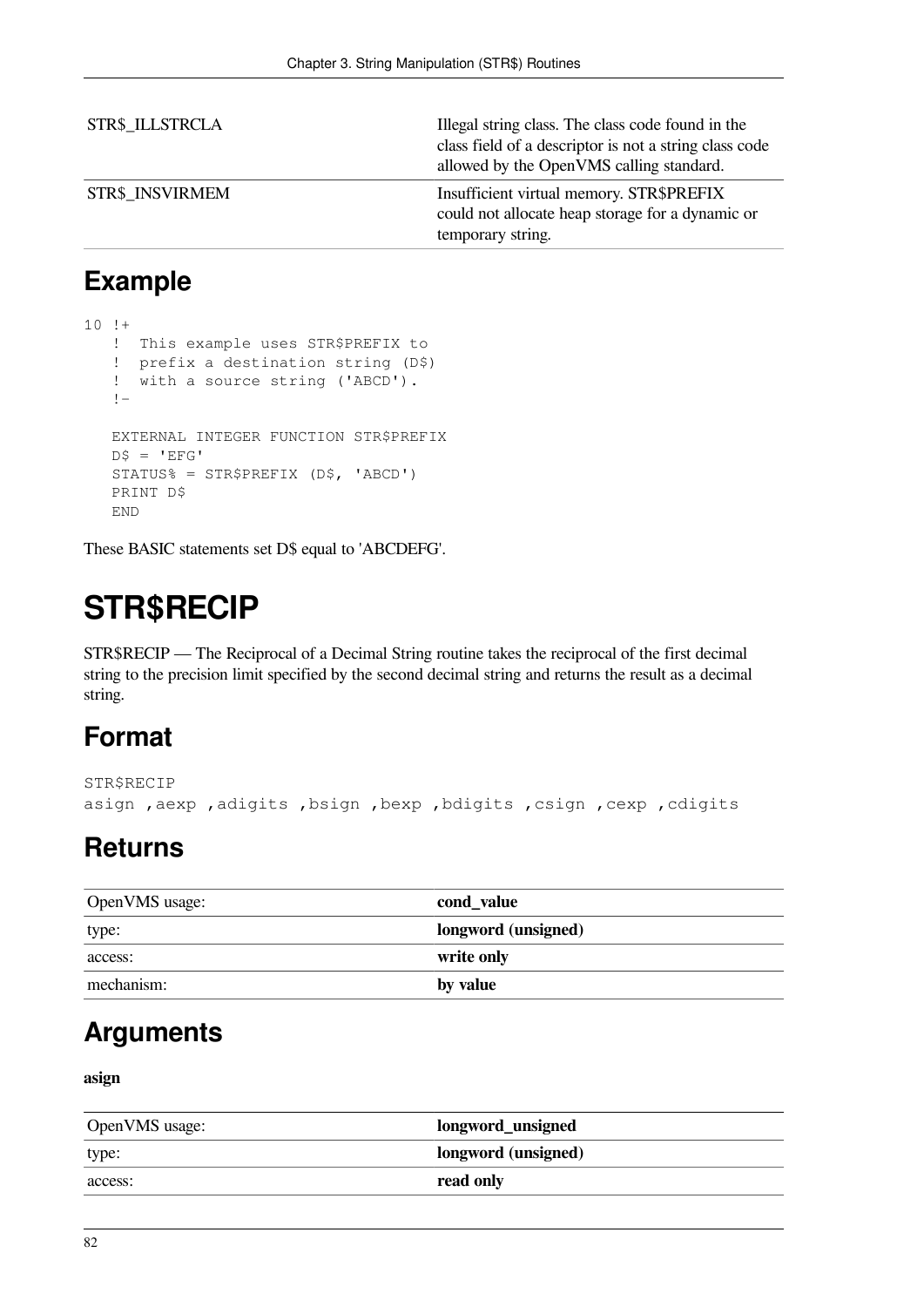| | |
|---|---|
| STR$_ILLSTRCLA | Illegal string class. The class code found in the class field of a descriptor is not a string class code allowed by the OpenVMS calling standard. |
| STR$_INSVIRMEM | Insufficient virtual memory. STR$PREFIX could not allocate heap storage for a dynamic or temporary string. |

## Example

```
10 !+
   !  This example uses STR$PREFIX to
   !  prefix a destination string (D$)
   !  with a source string ('ABCD').
   !-

   EXTERNAL INTEGER FUNCTION STR$PREFIX
   D$ = 'EFG'
   STATUS% = STR$PREFIX (D$, 'ABCD')
   PRINT D$
   END
```

These BASIC statements set D$ equal to 'ABCDEFG'.

# STR$RECIP

STR$RECIP — The Reciprocal of a Decimal String routine takes the reciprocal of the first decimal string to the precision limit specified by the second decimal string and returns the result as a decimal string.

## Format

```
STR$RECIP
asign ,aexp ,adigits ,bsign ,bexp ,bdigits ,csign ,cexp ,cdigits
```

## Returns

| | |
|---|---|
| OpenVMS usage: | **cond_value** |
| type: | **longword (unsigned)** |
| access: | **write only** |
| mechanism: | **by value** |

## Arguments

**asign**

| | |
|---|---|
| OpenVMS usage: | **longword_unsigned** |
| type: | **longword (unsigned)** |
| access: | **read only** |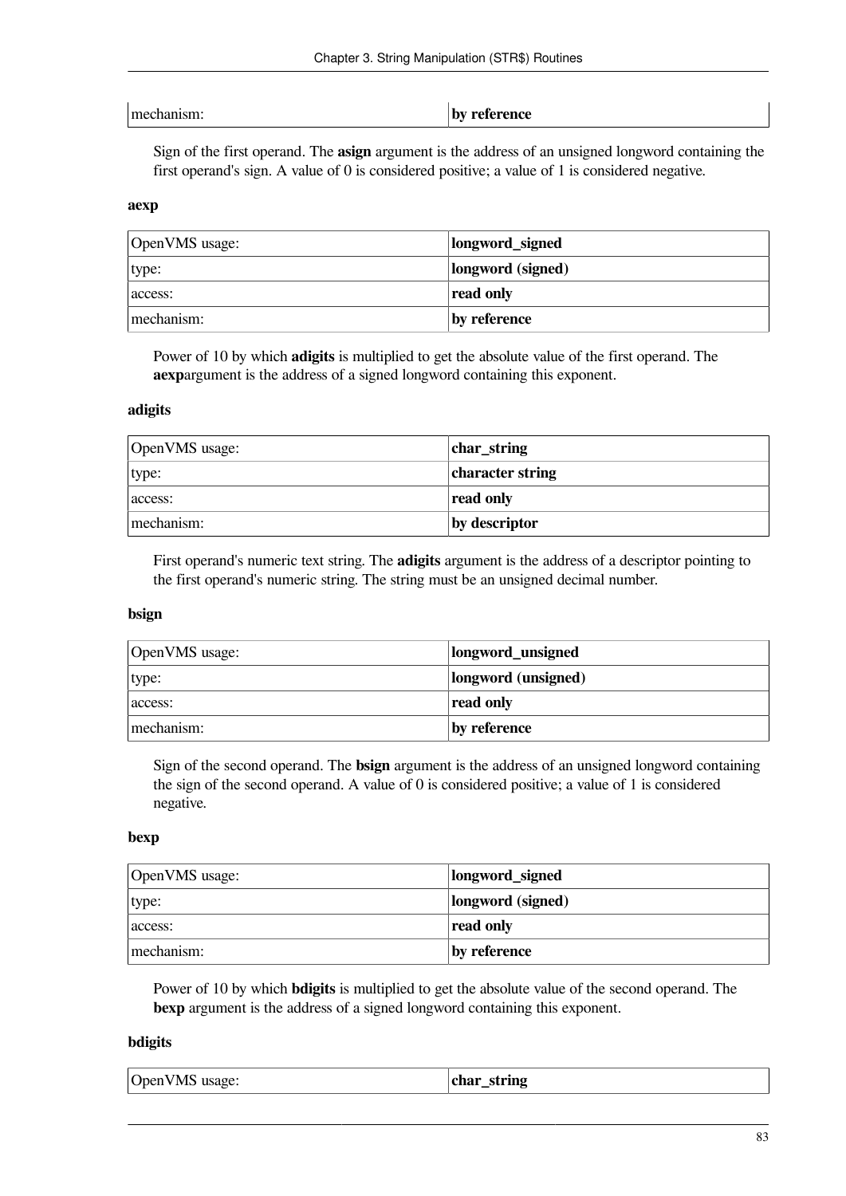| mechanism: | **by reference** |
|---|---|

Sign of the first operand. The **asign** argument is the address of an unsigned longword containing the first operand's sign. A value of 0 is considered positive; a value of 1 is considered negative.

**aexp**

| OpenVMS usage: | **longword_signed** |
|---|---|
| type: | **longword (signed)** |
| access: | **read only** |
| mechanism: | **by reference** |

Power of 10 by which **adigits** is multiplied to get the absolute value of the first operand. The **aexp**argument is the address of a signed longword containing this exponent.

**adigits**

| OpenVMS usage: | **char_string** |
|---|---|
| type: | **character string** |
| access: | **read only** |
| mechanism: | **by descriptor** |

First operand's numeric text string. The **adigits** argument is the address of a descriptor pointing to the first operand's numeric string. The string must be an unsigned decimal number.

**bsign**

| OpenVMS usage: | **longword_unsigned** |
|---|---|
| type: | **longword (unsigned)** |
| access: | **read only** |
| mechanism: | **by reference** |

Sign of the second operand. The **bsign** argument is the address of an unsigned longword containing the sign of the second operand. A value of 0 is considered positive; a value of 1 is considered negative.

**bexp**

| OpenVMS usage: | **longword_signed** |
|---|---|
| type: | **longword (signed)** |
| access: | **read only** |
| mechanism: | **by reference** |

Power of 10 by which **bdigits** is multiplied to get the absolute value of the second operand. The **bexp** argument is the address of a signed longword containing this exponent.

**bdigits**

| OpenVMS usage: | **char_string** |
|---|---|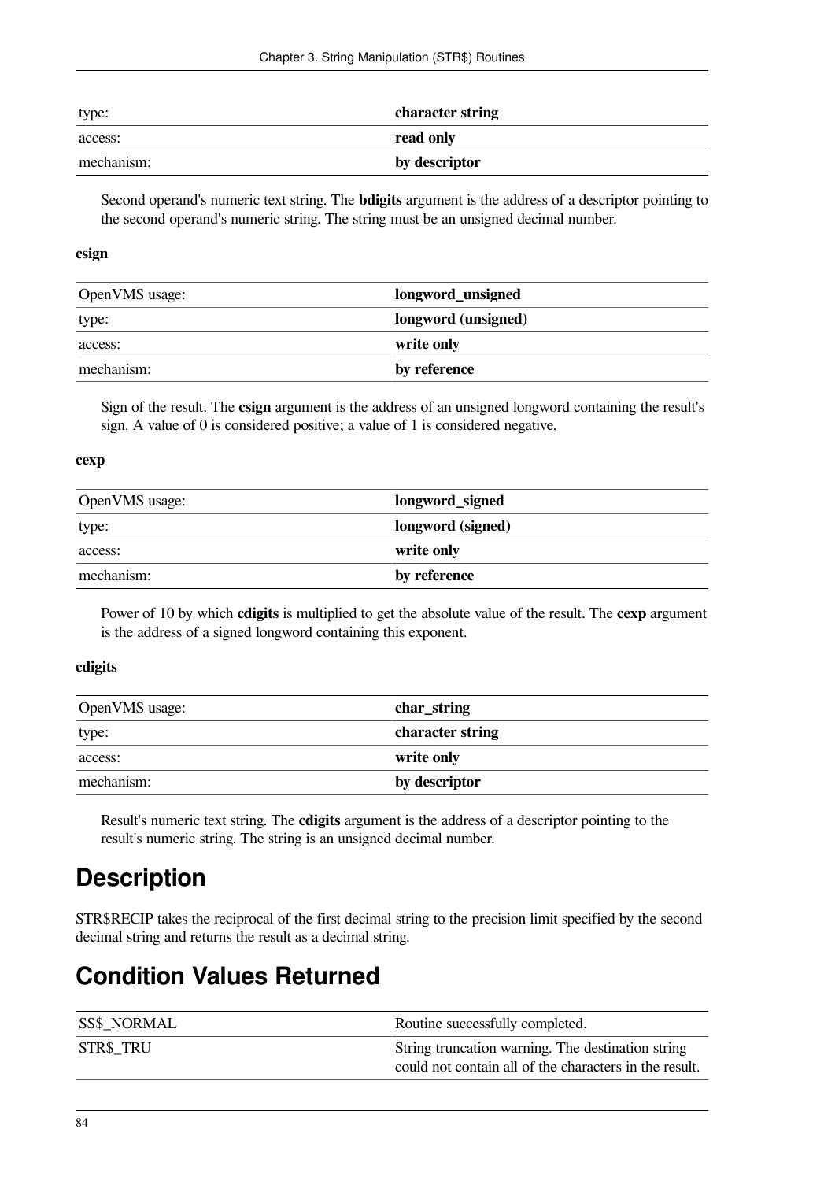| | |
|---|---|
| type: | **character string** |
| access: | **read only** |
| mechanism: | **by descriptor** |

Second operand's numeric text string. The **bdigits** argument is the address of a descriptor pointing to the second operand's numeric string. The string must be an unsigned decimal number.

**csign**

| | |
|---|---|
| OpenVMS usage: | **longword_unsigned** |
| type: | **longword (unsigned)** |
| access: | **write only** |
| mechanism: | **by reference** |

Sign of the result. The **csign** argument is the address of an unsigned longword containing the result's sign. A value of 0 is considered positive; a value of 1 is considered negative.

**cexp**

| | |
|---|---|
| OpenVMS usage: | **longword_signed** |
| type: | **longword (signed)** |
| access: | **write only** |
| mechanism: | **by reference** |

Power of 10 by which **cdigits** is multiplied to get the absolute value of the result. The **cexp** argument is the address of a signed longword containing this exponent.

**cdigits**

| | |
|---|---|
| OpenVMS usage: | **char_string** |
| type: | **character string** |
| access: | **write only** |
| mechanism: | **by descriptor** |

Result's numeric text string. The **cdigits** argument is the address of a descriptor pointing to the result's numeric string. The string is an unsigned decimal number.

# Description

STR$RECIP takes the reciprocal of the first decimal string to the precision limit specified by the second decimal string and returns the result as a decimal string.

# Condition Values Returned

| | |
|---|---|
| SS$_NORMAL | Routine successfully completed. |
| STR$_TRU | String truncation warning. The destination string could not contain all of the characters in the result. |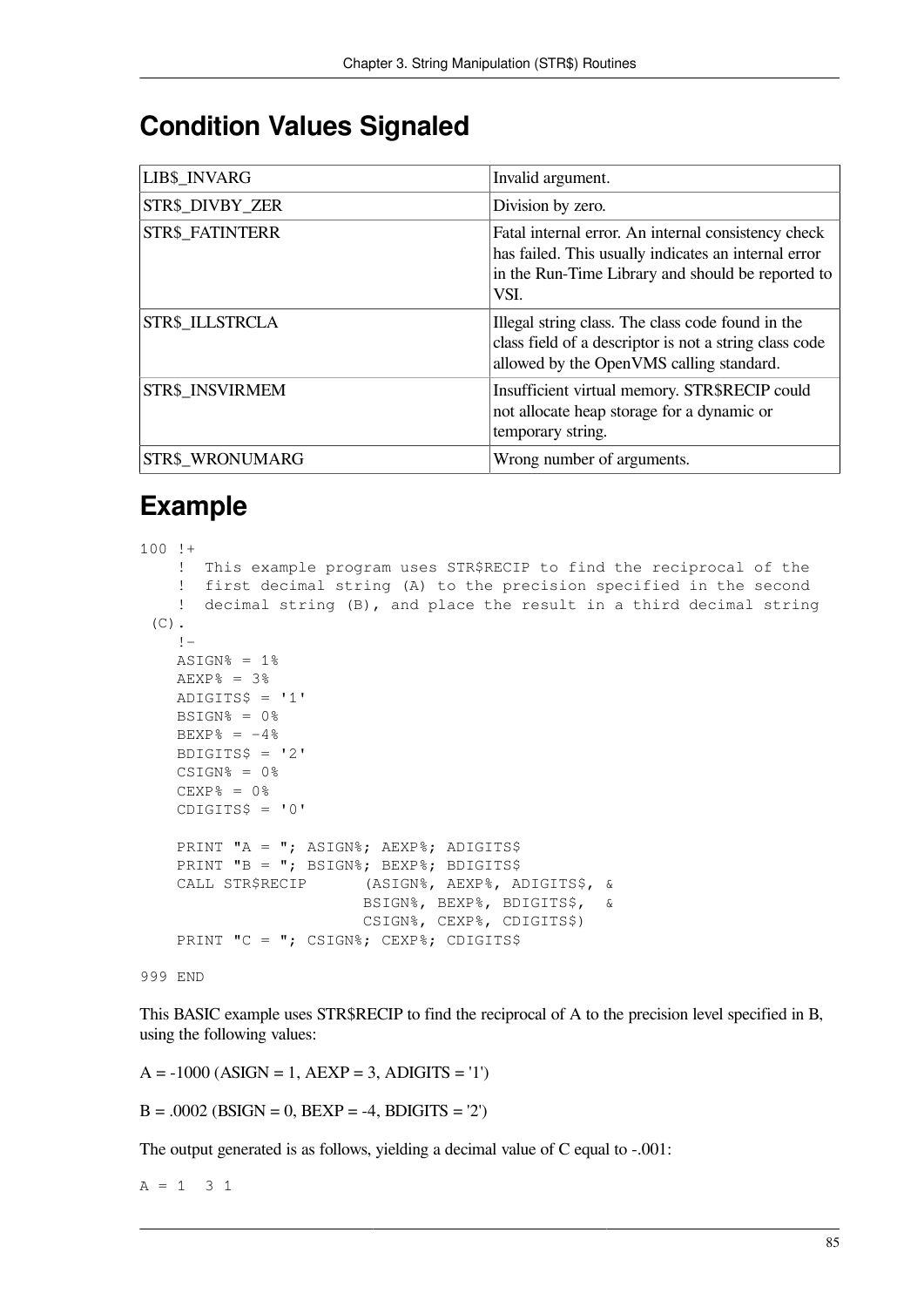## Condition Values Signaled

| | |
|---|---|
| LIB$_INVARG | Invalid argument. |
| STR$_DIVBY_ZER | Division by zero. |
| STR$_FATINTERR | Fatal internal error. An internal consistency check has failed. This usually indicates an internal error in the Run-Time Library and should be reported to VSI. |
| STR$_ILLSTRCLA | Illegal string class. The class code found in the class field of a descriptor is not a string class code allowed by the OpenVMS calling standard. |
| STR$_INSVIRMEM | Insufficient virtual memory. STR$RECIP could not allocate heap storage for a dynamic or temporary string. |
| STR$_WRONUMARG | Wrong number of arguments. |

## Example

```
100 !+
    !  This example program uses STR$RECIP to find the reciprocal of the
    !  first decimal string (A) to the precision specified in the second
    !  decimal string (B), and place the result in a third decimal string
 (C).
    !-
    ASIGN% = 1%
    AEXP% = 3%
    ADIGITS$ = '1'
    BSIGN% = 0%
    BEXP% = -4%
    BDIGITS$ = '2'
    CSIGN% = 0%
    CEXP% = 0%
    CDIGITS$ = '0'

    PRINT "A = "; ASIGN%; AEXP%; ADIGITS$
    PRINT "B = "; BSIGN%; BEXP%; BDIGITS$
    CALL STR$RECIP      (ASIGN%, AEXP%, ADIGITS$, &
                        BSIGN%, BEXP%, BDIGITS$,  &
                        CSIGN%, CEXP%, CDIGITS$)
    PRINT "C = "; CSIGN%; CEXP%; CDIGITS$

999 END
```

This BASIC example uses STR$RECIP to find the reciprocal of A to the precision level specified in B, using the following values:

A = -1000 (ASIGN = 1, AEXP = 3, ADIGITS = '1')

B = .0002 (BSIGN = 0, BEXP = -4, BDIGITS = '2')

The output generated is as follows, yielding a decimal value of C equal to -.001:

```
A = 1  3 1
```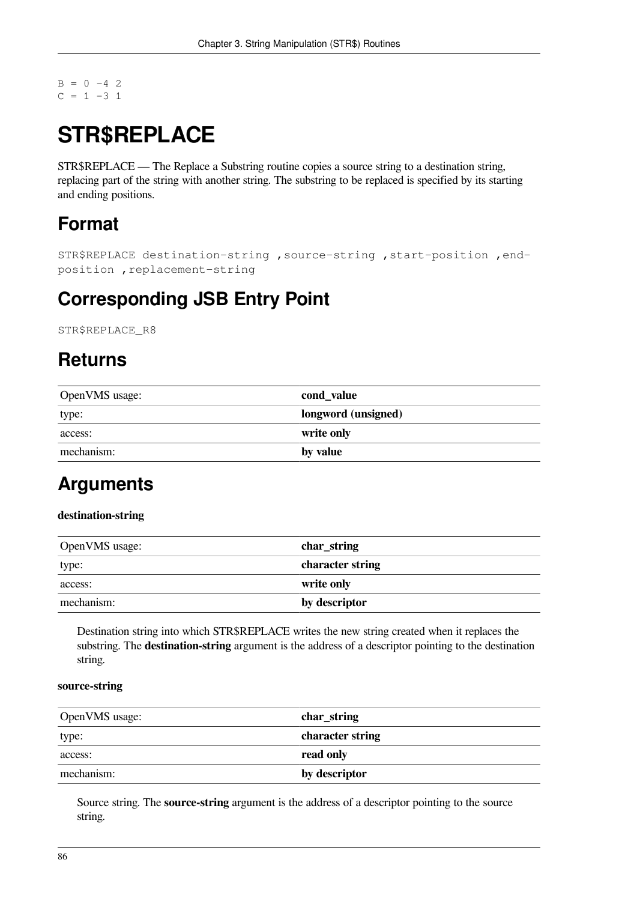```
B = 0 -4 2
C = 1 -3 1
```

# STR$REPLACE

STR$REPLACE — The Replace a Substring routine copies a source string to a destination string, replacing part of the string with another string. The substring to be replaced is specified by its starting and ending positions.

## Format

```
STR$REPLACE destination-string ,source-string ,start-position ,end-position ,replacement-string
```

## Corresponding JSB Entry Point

```
STR$REPLACE_R8
```

## Returns

| OpenVMS usage: | **cond_value** |
|---|---|
| type: | **longword (unsigned)** |
| access: | **write only** |
| mechanism: | **by value** |

## Arguments

**destination-string**

| OpenVMS usage: | **char_string** |
|---|---|
| type: | **character string** |
| access: | **write only** |
| mechanism: | **by descriptor** |

Destination string into which STR$REPLACE writes the new string created when it replaces the substring. The **destination-string** argument is the address of a descriptor pointing to the destination string.

**source-string**

| OpenVMS usage: | **char_string** |
|---|---|
| type: | **character string** |
| access: | **read only** |
| mechanism: | **by descriptor** |

Source string. The **source-string** argument is the address of a descriptor pointing to the source string.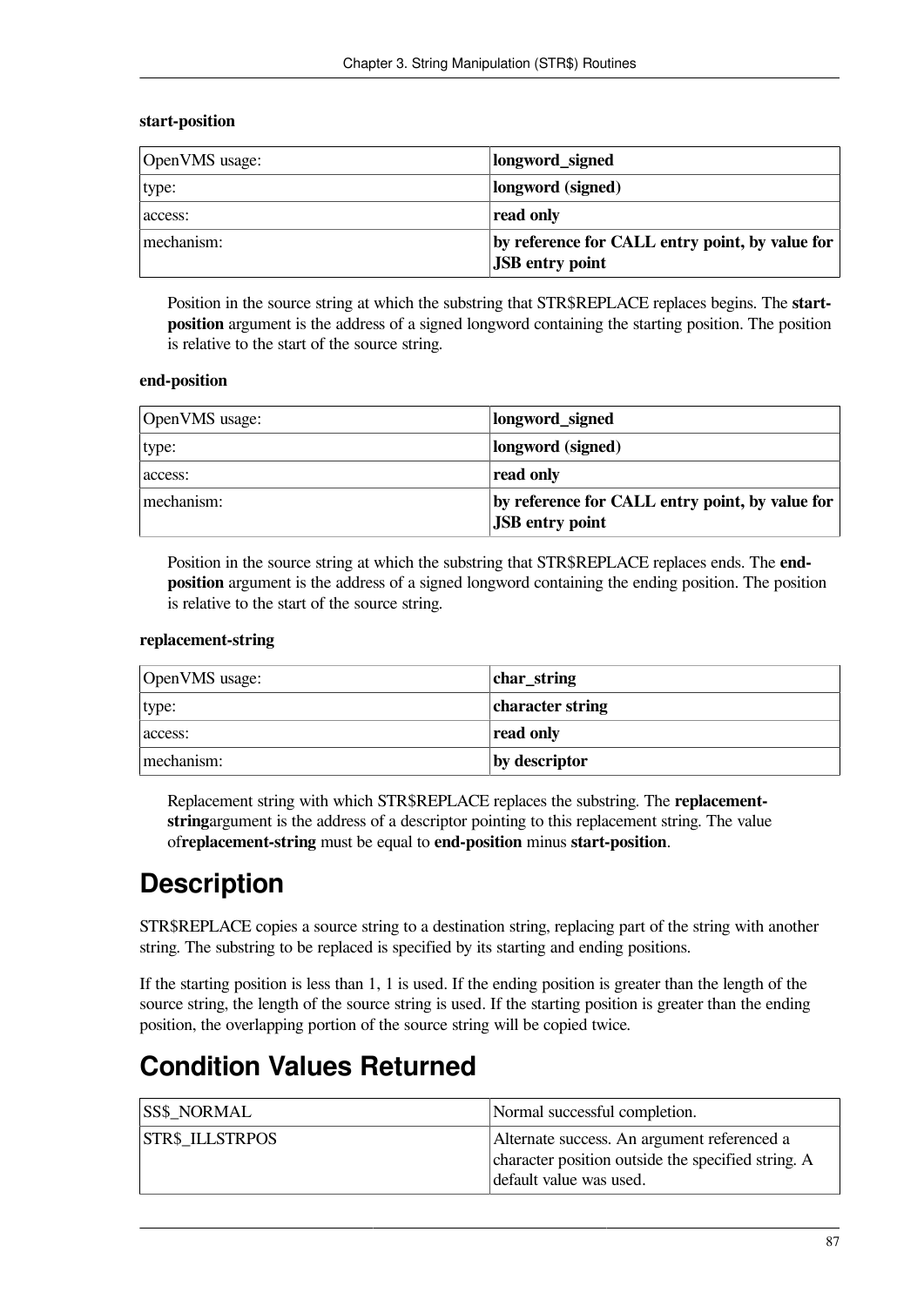**start-position**

| OpenVMS usage: | **longword_signed** |
|---|---|
| type: | **longword (signed)** |
| access: | **read only** |
| mechanism: | **by reference for CALL entry point, by value for JSB entry point** |

Position in the source string at which the substring that STR$REPLACE replaces begins. The **start-position** argument is the address of a signed longword containing the starting position. The position is relative to the start of the source string.

**end-position**

| OpenVMS usage: | **longword_signed** |
|---|---|
| type: | **longword (signed)** |
| access: | **read only** |
| mechanism: | **by reference for CALL entry point, by value for JSB entry point** |

Position in the source string at which the substring that STR$REPLACE replaces ends. The **end-position** argument is the address of a signed longword containing the ending position. The position is relative to the start of the source string.

**replacement-string**

| OpenVMS usage: | **char_string** |
|---|---|
| type: | **character string** |
| access: | **read only** |
| mechanism: | **by descriptor** |

Replacement string with which STR$REPLACE replaces the substring. The **replacement-string**argument is the address of a descriptor pointing to this replacement string. The value of**replacement-string** must be equal to **end-position** minus **start-position**.

# Description

STR$REPLACE copies a source string to a destination string, replacing part of the string with another string. The substring to be replaced is specified by its starting and ending positions.

If the starting position is less than 1, 1 is used. If the ending position is greater than the length of the source string, the length of the source string is used. If the starting position is greater than the ending position, the overlapping portion of the source string will be copied twice.

# Condition Values Returned

| SS$_NORMAL | Normal successful completion. |
|---|---|
| STR$_ILLSTRPOS | Alternate success. An argument referenced a character position outside the specified string. A default value was used. |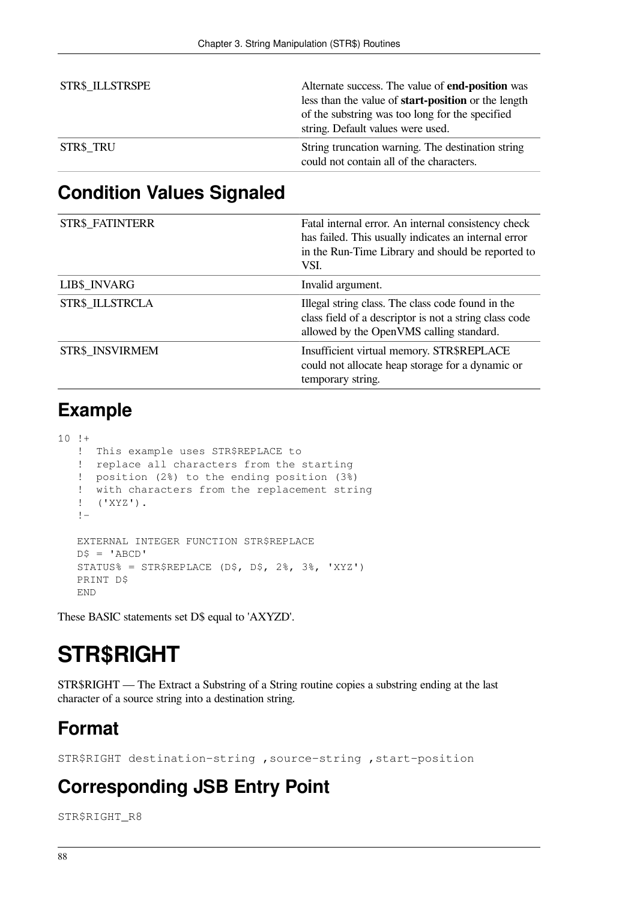| | |
|---|---|
| STR$_ILLSTRSPE | Alternate success. The value of **end-position** was less than the value of **start-position** or the length of the substring was too long for the specified string. Default values were used. |
| STR$_TRU | String truncation warning. The destination string could not contain all of the characters. |

## Condition Values Signaled

| | |
|---|---|
| STR$_FATINTERR | Fatal internal error. An internal consistency check has failed. This usually indicates an internal error in the Run-Time Library and should be reported to VSI. |
| LIB$_INVARG | Invalid argument. |
| STR$_ILLSTRCLA | Illegal string class. The class code found in the class field of a descriptor is not a string class code allowed by the OpenVMS calling standard. |
| STR$_INSVIRMEM | Insufficient virtual memory. STR$REPLACE could not allocate heap storage for a dynamic or temporary string. |

## Example

```
10 !+
   !  This example uses STR$REPLACE to
   !  replace all characters from the starting
   !  position (2%) to the ending position (3%)
   !  with characters from the replacement string
   !  ('XYZ').
   !-

   EXTERNAL INTEGER FUNCTION STR$REPLACE
   D$ = 'ABCD'
   STATUS% = STR$REPLACE (D$, D$, 2%, 3%, 'XYZ')
   PRINT D$
   END
```

These BASIC statements set D$ equal to 'AXYZD'.

# STR$RIGHT

STR$RIGHT — The Extract a Substring of a String routine copies a substring ending at the last character of a source string into a destination string.

## Format

```
STR$RIGHT destination-string ,source-string ,start-position
```

## Corresponding JSB Entry Point

```
STR$RIGHT_R8
```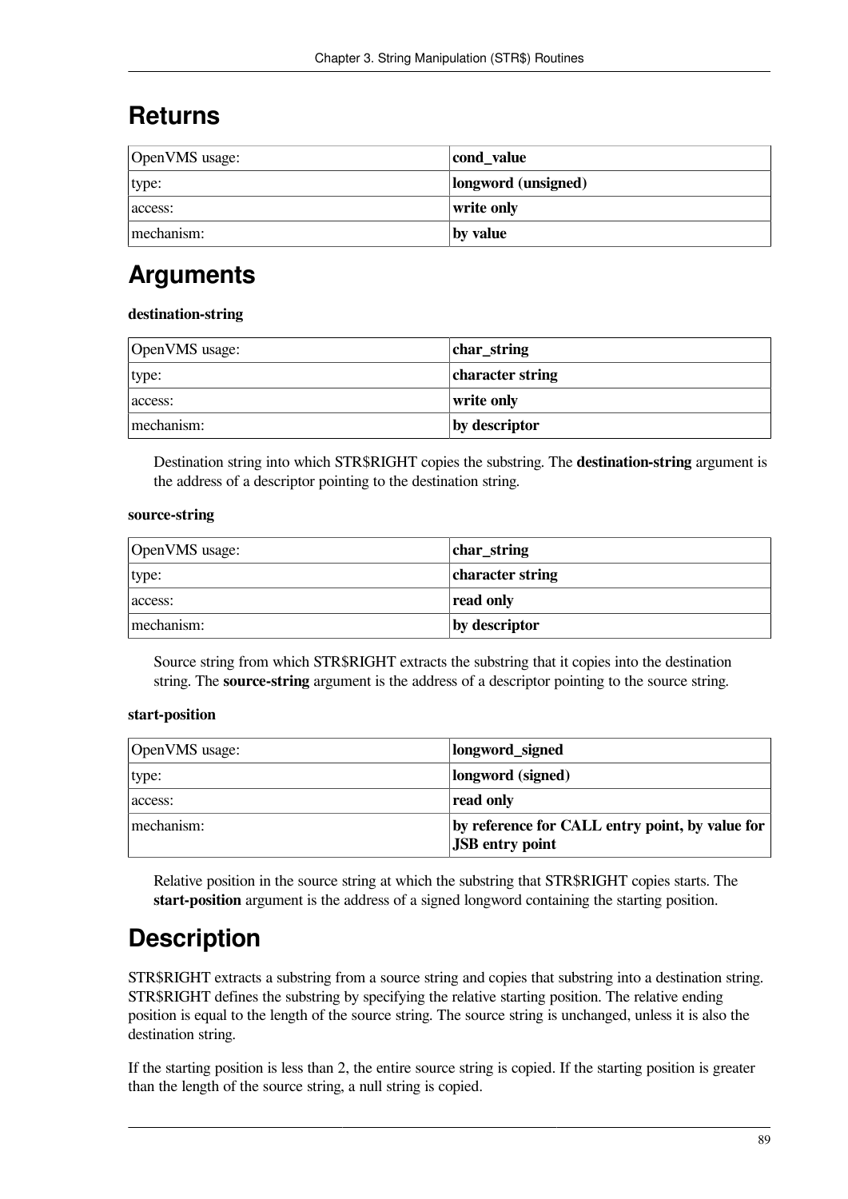# Returns

| OpenVMS usage: | **cond_value** |
|---|---|
| type: | **longword (unsigned)** |
| access: | **write only** |
| mechanism: | **by value** |

# Arguments

**destination-string**

| OpenVMS usage: | **char_string** |
|---|---|
| type: | **character string** |
| access: | **write only** |
| mechanism: | **by descriptor** |

Destination string into which STR$RIGHT copies the substring. The **destination-string** argument is the address of a descriptor pointing to the destination string.

**source-string**

| OpenVMS usage: | **char_string** |
|---|---|
| type: | **character string** |
| access: | **read only** |
| mechanism: | **by descriptor** |

Source string from which STR$RIGHT extracts the substring that it copies into the destination string. The **source-string** argument is the address of a descriptor pointing to the source string.

**start-position**

| OpenVMS usage: | **longword_signed** |
|---|---|
| type: | **longword (signed)** |
| access: | **read only** |
| mechanism: | **by reference for CALL entry point, by value for JSB entry point** |

Relative position in the source string at which the substring that STR$RIGHT copies starts. The **start-position** argument is the address of a signed longword containing the starting position.

# Description

STR$RIGHT extracts a substring from a source string and copies that substring into a destination string. STR$RIGHT defines the substring by specifying the relative starting position. The relative ending position is equal to the length of the source string. The source string is unchanged, unless it is also the destination string.

If the starting position is less than 2, the entire source string is copied. If the starting position is greater than the length of the source string, a null string is copied.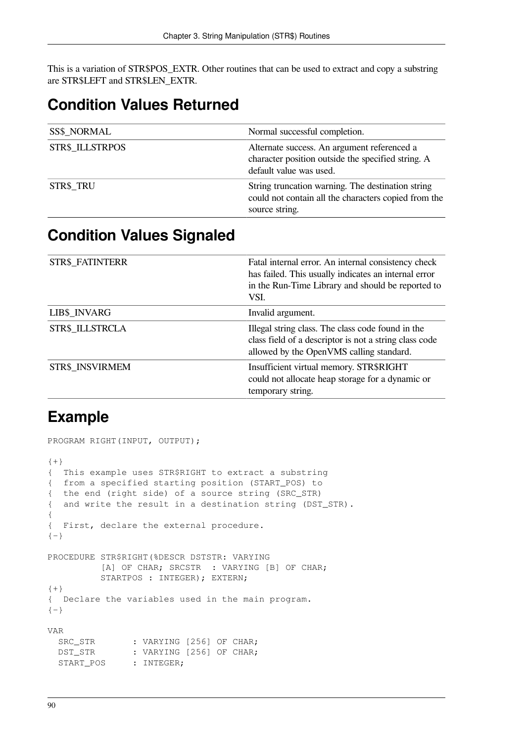This is a variation of STR$POS_EXTR. Other routines that can be used to extract and copy a substring are STR$LEFT and STR$LEN_EXTR.

## Condition Values Returned

| | |
|---|---|
| SS$_NORMAL | Normal successful completion. |
| STR$_ILLSTRPOS | Alternate success. An argument referenced a character position outside the specified string. A default value was used. |
| STR$_TRU | String truncation warning. The destination string could not contain all the characters copied from the source string. |

## Condition Values Signaled

| | |
|---|---|
| STR$_FATINTERR | Fatal internal error. An internal consistency check has failed. This usually indicates an internal error in the Run-Time Library and should be reported to VSI. |
| LIB$_INVARG | Invalid argument. |
| STR$_ILLSTRCLA | Illegal string class. The class code found in the class field of a descriptor is not a string class code allowed by the OpenVMS calling standard. |
| STR$_INSVIRMEM | Insufficient virtual memory. STR$RIGHT could not allocate heap storage for a dynamic or temporary string. |

## Example

```
PROGRAM RIGHT(INPUT, OUTPUT);

{+}
{  This example uses STR$RIGHT to extract a substring
{  from a specified starting position (START_POS) to
{  the end (right side) of a source string (SRC_STR)
{  and write the result in a destination string (DST_STR).
{
{  First, declare the external procedure.
{-}

PROCEDURE STR$RIGHT(%DESCR DSTSTR: VARYING
          [A] OF CHAR; SRCSTR  : VARYING [B] OF CHAR;
          STARTPOS : INTEGER); EXTERN;
{+}
{  Declare the variables used in the main program.
{-}

VAR
  SRC_STR       : VARYING [256] OF CHAR;
  DST_STR       : VARYING [256] OF CHAR;
  START_POS     : INTEGER;
```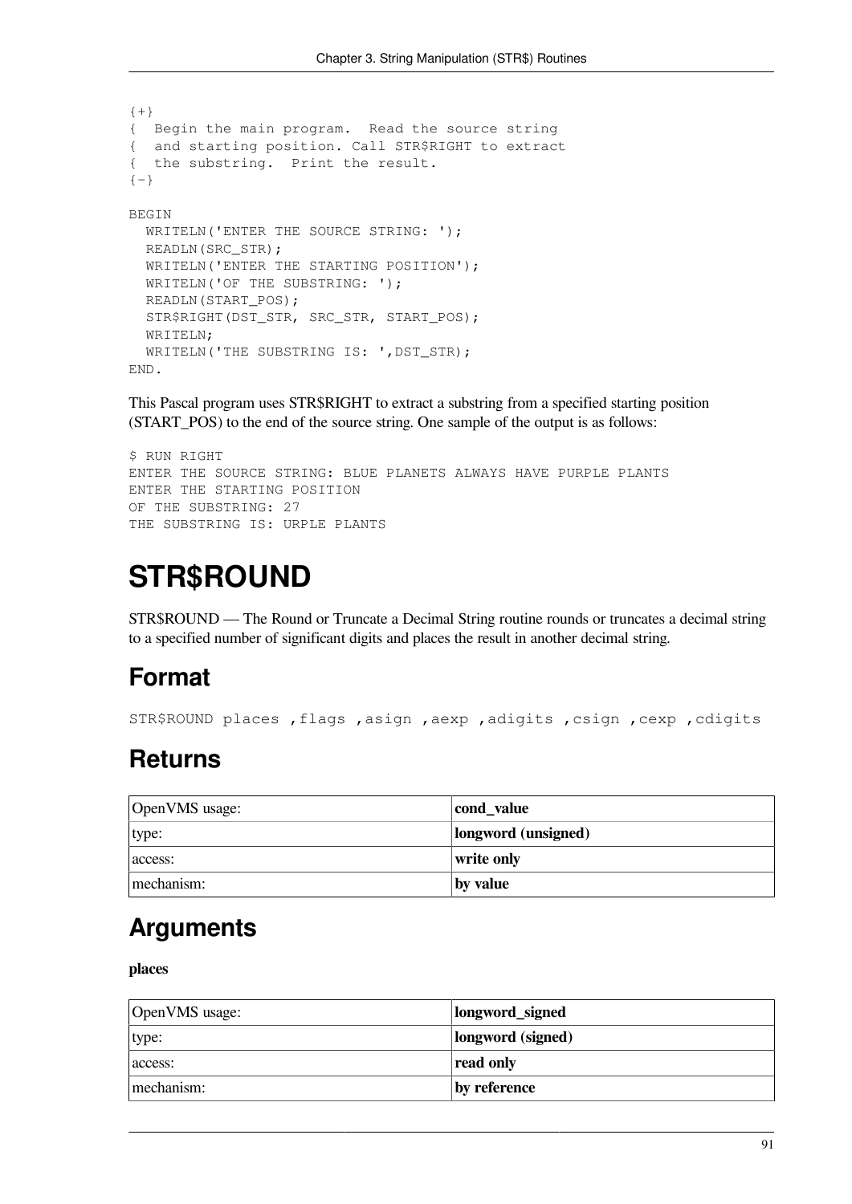```
{+}
{  Begin the main program.  Read the source string
{  and starting position. Call STR$RIGHT to extract
{  the substring.  Print the result.
{-}

BEGIN
  WRITELN('ENTER THE SOURCE STRING: ');
  READLN(SRC_STR);
  WRITELN('ENTER THE STARTING POSITION');
  WRITELN('OF THE SUBSTRING: ');
  READLN(START_POS);
  STR$RIGHT(DST_STR, SRC_STR, START_POS);
  WRITELN;
  WRITELN('THE SUBSTRING IS: ',DST_STR);
END.
```

This Pascal program uses STR$RIGHT to extract a substring from a specified starting position (START_POS) to the end of the source string. One sample of the output is as follows:

```
$ RUN RIGHT
ENTER THE SOURCE STRING: BLUE PLANETS ALWAYS HAVE PURPLE PLANTS
ENTER THE STARTING POSITION
OF THE SUBSTRING: 27
THE SUBSTRING IS: URPLE PLANTS
```

# STR$ROUND

STR$ROUND — The Round or Truncate a Decimal String routine rounds or truncates a decimal string to a specified number of significant digits and places the result in another decimal string.

## Format

```
STR$ROUND places ,flags ,asign ,aexp ,adigits ,csign ,cexp ,cdigits
```

## Returns

| OpenVMS usage: | **cond_value** |
|---|---|
| type: | **longword (unsigned)** |
| access: | **write only** |
| mechanism: | **by value** |

## Arguments

**places**

| OpenVMS usage: | **longword_signed** |
|---|---|
| type: | **longword (signed)** |
| access: | **read only** |
| mechanism: | **by reference** |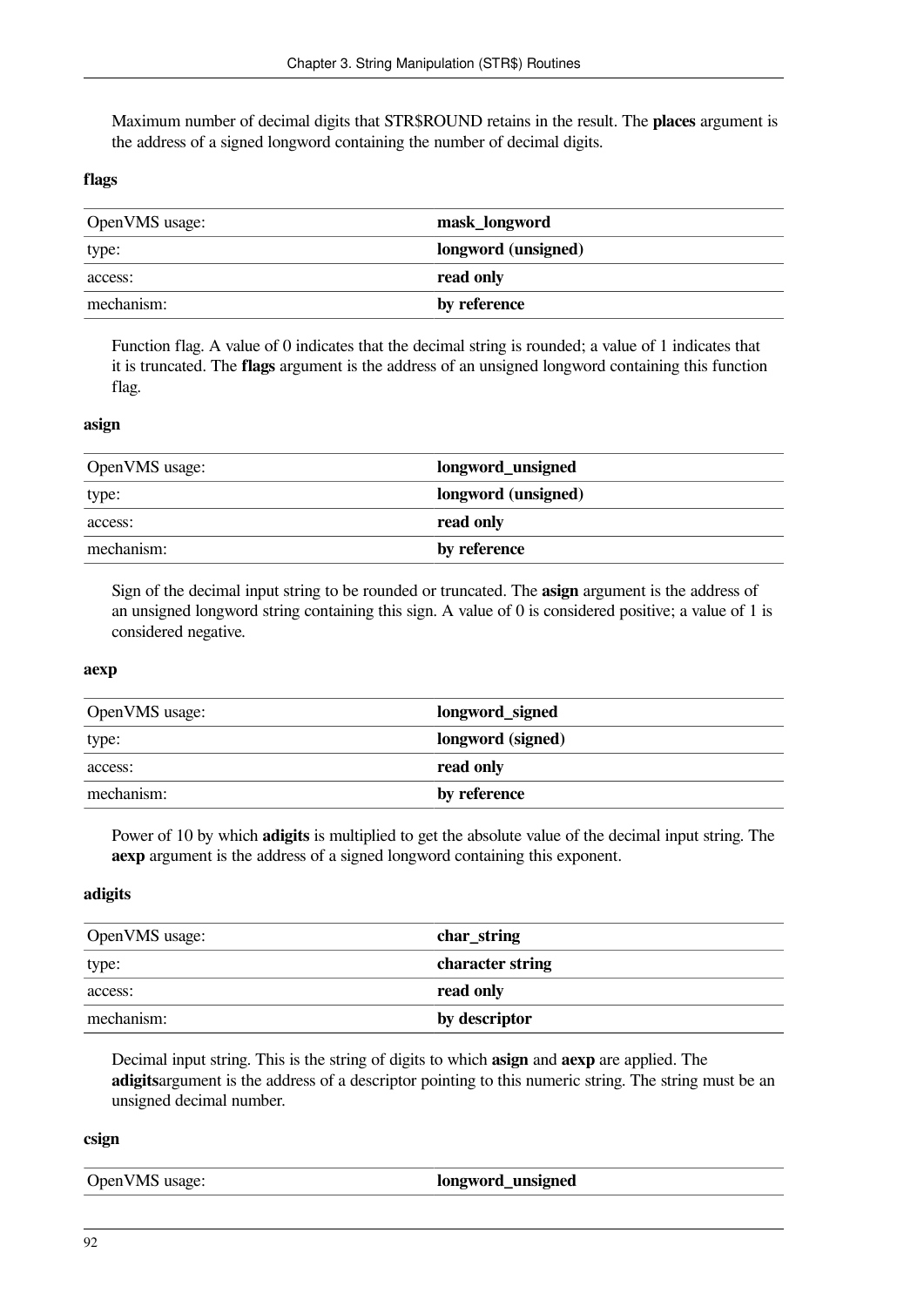Maximum number of decimal digits that STR$ROUND retains in the result. The **places** argument is the address of a signed longword containing the number of decimal digits.

**flags**

| OpenVMS usage: | **mask_longword** |
|---|---|
| type: | **longword (unsigned)** |
| access: | **read only** |
| mechanism: | **by reference** |

Function flag. A value of 0 indicates that the decimal string is rounded; a value of 1 indicates that it is truncated. The **flags** argument is the address of an unsigned longword containing this function flag.

**asign**

| OpenVMS usage: | **longword_unsigned** |
|---|---|
| type: | **longword (unsigned)** |
| access: | **read only** |
| mechanism: | **by reference** |

Sign of the decimal input string to be rounded or truncated. The **asign** argument is the address of an unsigned longword string containing this sign. A value of 0 is considered positive; a value of 1 is considered negative.

**aexp**

| OpenVMS usage: | **longword_signed** |
|---|---|
| type: | **longword (signed)** |
| access: | **read only** |
| mechanism: | **by reference** |

Power of 10 by which **adigits** is multiplied to get the absolute value of the decimal input string. The **aexp** argument is the address of a signed longword containing this exponent.

**adigits**

| OpenVMS usage: | **char_string** |
|---|---|
| type: | **character string** |
| access: | **read only** |
| mechanism: | **by descriptor** |

Decimal input string. This is the string of digits to which **asign** and **aexp** are applied. The **adigits**argument is the address of a descriptor pointing to this numeric string. The string must be an unsigned decimal number.

**csign**

| OpenVMS usage: | **longword_unsigned** |
|---|---|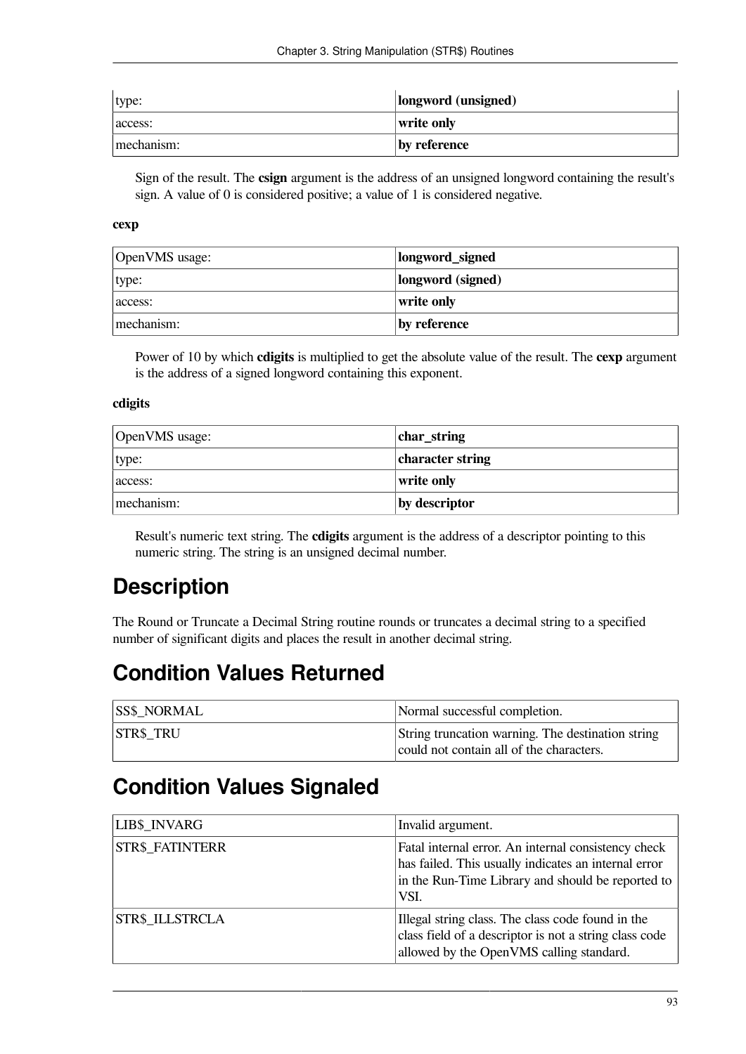| type: | **longword (unsigned)** |
|---|---|
| access: | **write only** |
| mechanism: | **by reference** |

Sign of the result. The **csign** argument is the address of an unsigned longword containing the result's sign. A value of 0 is considered positive; a value of 1 is considered negative.

**cexp**

| OpenVMS usage: | **longword_signed** |
|---|---|
| type: | **longword (signed)** |
| access: | **write only** |
| mechanism: | **by reference** |

Power of 10 by which **cdigits** is multiplied to get the absolute value of the result. The **cexp** argument is the address of a signed longword containing this exponent.

**cdigits**

| OpenVMS usage: | **char_string** |
|---|---|
| type: | **character string** |
| access: | **write only** |
| mechanism: | **by descriptor** |

Result's numeric text string. The **cdigits** argument is the address of a descriptor pointing to this numeric string. The string is an unsigned decimal number.

# Description

The Round or Truncate a Decimal String routine rounds or truncates a decimal string to a specified number of significant digits and places the result in another decimal string.

# Condition Values Returned

| SS$_NORMAL | Normal successful completion. |
|---|---|
| STR$_TRU | String truncation warning. The destination string could not contain all of the characters. |

# Condition Values Signaled

| LIB$_INVARG | Invalid argument. |
|---|---|
| STR$_FATINTERR | Fatal internal error. An internal consistency check has failed. This usually indicates an internal error in the Run-Time Library and should be reported to VSI. |
| STR$_ILLSTRCLA | Illegal string class. The class code found in the class field of a descriptor is not a string class code allowed by the OpenVMS calling standard. |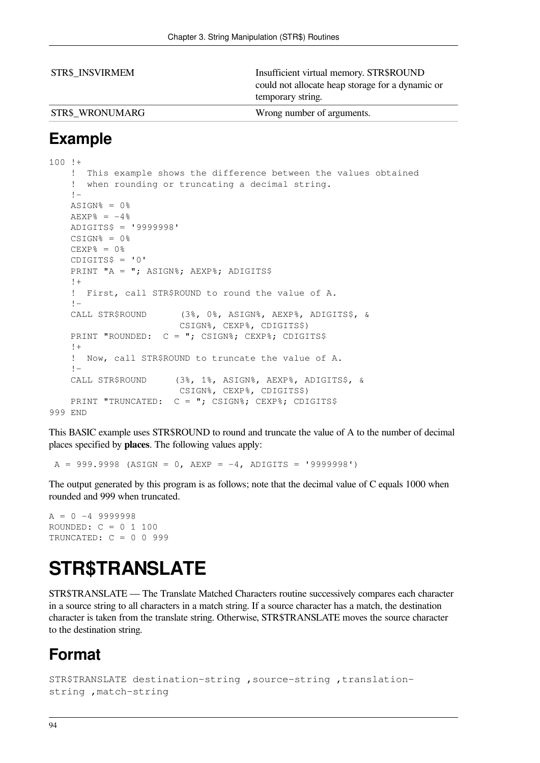| | |
|---|---|
| STR$_INSVIRMEM | Insufficient virtual memory. STR$ROUND could not allocate heap storage for a dynamic or temporary string. |
| STR$_WRONUMARG | Wrong number of arguments. |

## Example

```
100 !+
    !  This example shows the difference between the values obtained
    !  when rounding or truncating a decimal string.
    !-
    ASIGN% = 0%
    AEXP% = -4%
    ADIGITS$ = '9999998'
    CSIGN% = 0%
    CEXP% = 0%
    CDIGITS$ = '0'
    PRINT "A = "; ASIGN%; AEXP%; ADIGITS$
    !+
    !  First, call STR$ROUND to round the value of A.
    !-
    CALL STR$ROUND      (3%, 0%, ASIGN%, AEXP%, ADIGITS$, &
                        CSIGN%, CEXP%, CDIGITS$)
    PRINT "ROUNDED:  C = "; CSIGN%; CEXP%; CDIGITS$
    !+
    !  Now, call STR$ROUND to truncate the value of A.
    !-
    CALL STR$ROUND     (3%, 1%, ASIGN%, AEXP%, ADIGITS$, &
                        CSIGN%, CEXP%, CDIGITS$)
    PRINT "TRUNCATED:  C = "; CSIGN%; CEXP%; CDIGITS$
999 END
```

This BASIC example uses STR$ROUND to round and truncate the value of A to the number of decimal places specified by **places**. The following values apply:

```
 A = 999.9998 (ASIGN = 0, AEXP = -4, ADIGITS = '9999998')
```

The output generated by this program is as follows; note that the decimal value of C equals 1000 when rounded and 999 when truncated.

```
A = 0 -4 9999998
ROUNDED: C = 0 1 100
TRUNCATED: C = 0 0 999
```

# STR$TRANSLATE

STR$TRANSLATE — The Translate Matched Characters routine successively compares each character in a source string to all characters in a match string. If a source character has a match, the destination character is taken from the translate string. Otherwise, STR$TRANSLATE moves the source character to the destination string.

## Format

```
STR$TRANSLATE destination-string ,source-string ,translation-
string ,match-string
```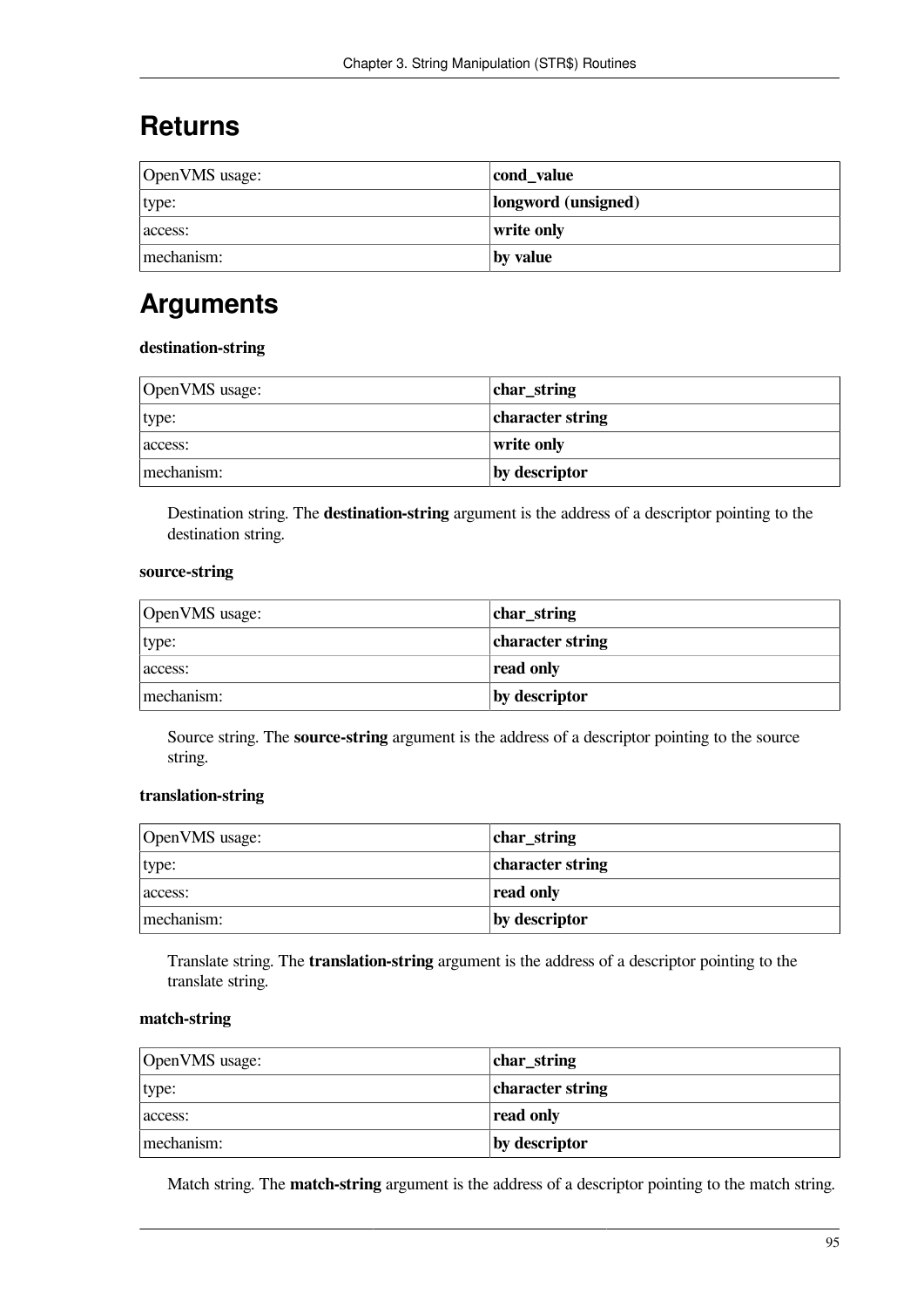## Returns

| OpenVMS usage: | **cond_value** |
|---|---|
| type: | **longword (unsigned)** |
| access: | **write only** |
| mechanism: | **by value** |

## Arguments

**destination-string**

| OpenVMS usage: | **char_string** |
|---|---|
| type: | **character string** |
| access: | **write only** |
| mechanism: | **by descriptor** |

Destination string. The **destination-string** argument is the address of a descriptor pointing to the destination string.

**source-string**

| OpenVMS usage: | **char_string** |
|---|---|
| type: | **character string** |
| access: | **read only** |
| mechanism: | **by descriptor** |

Source string. The **source-string** argument is the address of a descriptor pointing to the source string.

**translation-string**

| OpenVMS usage: | **char_string** |
|---|---|
| type: | **character string** |
| access: | **read only** |
| mechanism: | **by descriptor** |

Translate string. The **translation-string** argument is the address of a descriptor pointing to the translate string.

**match-string**

| OpenVMS usage: | **char_string** |
|---|---|
| type: | **character string** |
| access: | **read only** |
| mechanism: | **by descriptor** |

Match string. The **match-string** argument is the address of a descriptor pointing to the match string.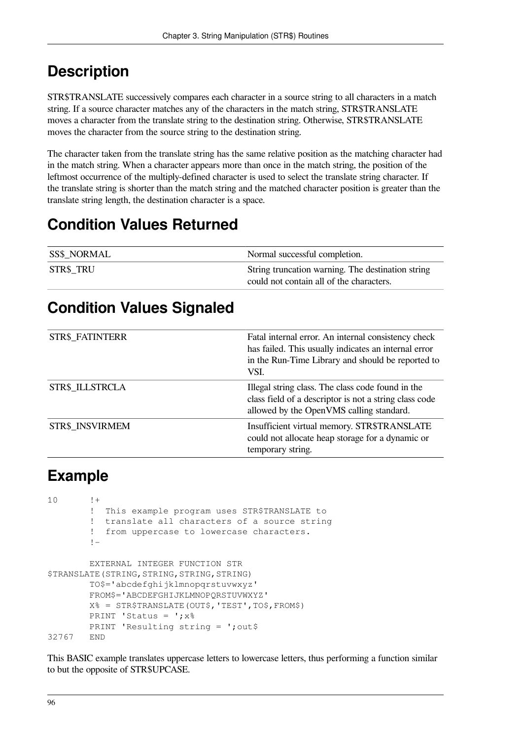## Description

STR$TRANSLATE successively compares each character in a source string to all characters in a match string. If a source character matches any of the characters in the match string, STR$TRANSLATE moves a character from the translate string to the destination string. Otherwise, STR$TRANSLATE moves the character from the source string to the destination string.

The character taken from the translate string has the same relative position as the matching character had in the match string. When a character appears more than once in the match string, the position of the leftmost occurrence of the multiply-defined character is used to select the translate string character. If the translate string is shorter than the match string and the matched character position is greater than the translate string length, the destination character is a space.

## Condition Values Returned

| | |
|---|---|
| SS$_NORMAL | Normal successful completion. |
| STR$_TRU | String truncation warning. The destination string could not contain all of the characters. |

## Condition Values Signaled

| | |
|---|---|
| STR$_FATINTERR | Fatal internal error. An internal consistency check has failed. This usually indicates an internal error in the Run-Time Library and should be reported to VSI. |
| STR$_ILLSTRCLA | Illegal string class. The class code found in the class field of a descriptor is not a string class code allowed by the OpenVMS calling standard. |
| STR$_INSVIRMEM | Insufficient virtual memory. STR$TRANSLATE could not allocate heap storage for a dynamic or temporary string. |

## Example

```
10      !+
        !  This example program uses STR$TRANSLATE to
        !  translate all characters of a source string
        !  from uppercase to lowercase characters.
        !-

        EXTERNAL INTEGER FUNCTION STR
$TRANSLATE(STRING,STRING,STRING,STRING)
        TO$='abcdefghijklmnopqrstuvwxyz'
        FROM$='ABCDEFGHIJKLMNOPQRSTUVWXYZ'
        X% = STR$TRANSLATE(OUT$,'TEST',TO$,FROM$)
        PRINT 'Status = ';x%
        PRINT 'Resulting string = ';out$
32767   END
```

This BASIC example translates uppercase letters to lowercase letters, thus performing a function similar to but the opposite of STR$UPCASE.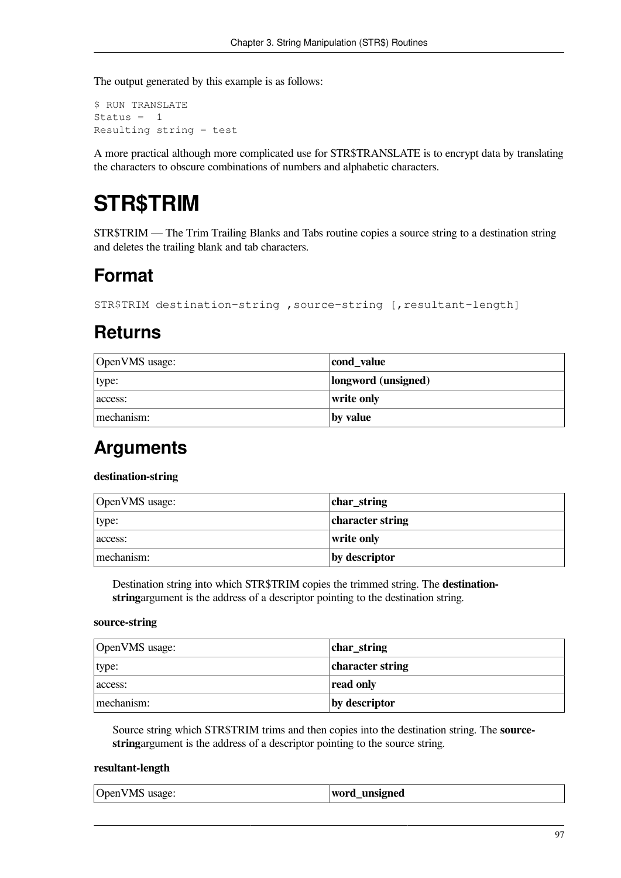The output generated by this example is as follows:

```
$ RUN TRANSLATE
Status =  1
Resulting string = test
```

A more practical although more complicated use for STR$TRANSLATE is to encrypt data by translating the characters to obscure combinations of numbers and alphabetic characters.

# STR$TRIM

STR$TRIM — The Trim Trailing Blanks and Tabs routine copies a source string to a destination string and deletes the trailing blank and tab characters.

## Format

```
STR$TRIM destination-string ,source-string [,resultant-length]
```

## Returns

| OpenVMS usage: | **cond_value** |
|---|---|
| type: | **longword (unsigned)** |
| access: | **write only** |
| mechanism: | **by value** |

## Arguments

**destination-string**

| OpenVMS usage: | **char_string** |
|---|---|
| type: | **character string** |
| access: | **write only** |
| mechanism: | **by descriptor** |

Destination string into which STR$TRIM copies the trimmed string. The **destination-string**argument is the address of a descriptor pointing to the destination string.

**source-string**

| OpenVMS usage: | **char_string** |
|---|---|
| type: | **character string** |
| access: | **read only** |
| mechanism: | **by descriptor** |

Source string which STR$TRIM trims and then copies into the destination string. The **source-string**argument is the address of a descriptor pointing to the source string.

**resultant-length**

| OpenVMS usage: | **word_unsigned** |
|---|---|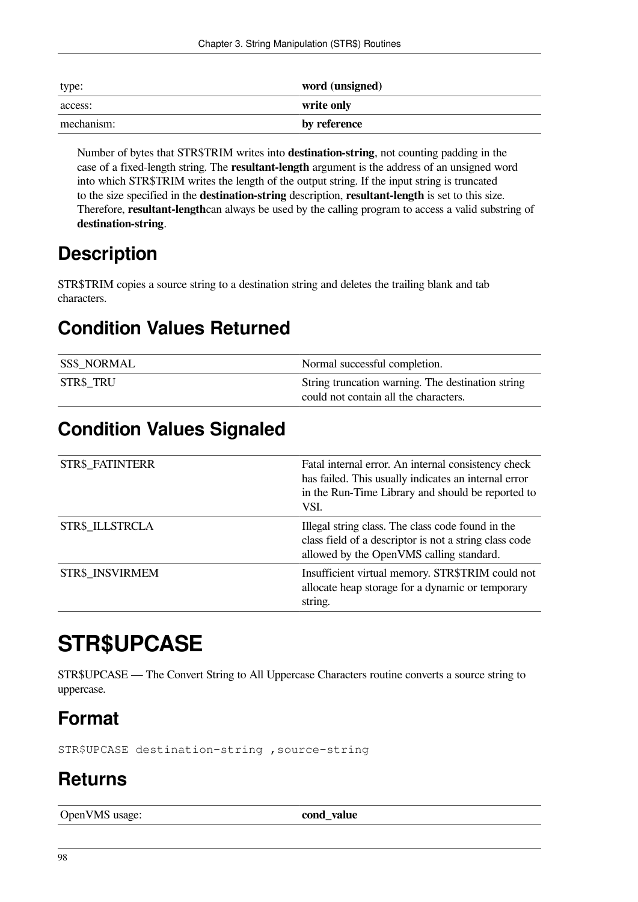| | |
|---|---|
| type: | **word (unsigned)** |
| access: | **write only** |
| mechanism: | **by reference** |

Number of bytes that STR$TRIM writes into **destination-string**, not counting padding in the case of a fixed-length string. The **resultant-length** argument is the address of an unsigned word into which STR$TRIM writes the length of the output string. If the input string is truncated to the size specified in the **destination-string** description, **resultant-length** is set to this size. Therefore, **resultant-length**can always be used by the calling program to access a valid substring of **destination-string**.

## Description

STR$TRIM copies a source string to a destination string and deletes the trailing blank and tab characters.

## Condition Values Returned

| | |
|---|---|
| SS$_NORMAL | Normal successful completion. |
| STR$_TRU | String truncation warning. The destination string could not contain all the characters. |

## Condition Values Signaled

| | |
|---|---|
| STR$_FATINTERR | Fatal internal error. An internal consistency check has failed. This usually indicates an internal error in the Run-Time Library and should be reported to VSI. |
| STR$_ILLSTRCLA | Illegal string class. The class code found in the class field of a descriptor is not a string class code allowed by the OpenVMS calling standard. |
| STR$_INSVIRMEM | Insufficient virtual memory. STR$TRIM could not allocate heap storage for a dynamic or temporary string. |

# STR$UPCASE

STR$UPCASE — The Convert String to All Uppercase Characters routine converts a source string to uppercase.

## Format

```
STR$UPCASE destination-string ,source-string
```

## Returns

| | |
|---|---|
| OpenVMS usage: | **cond_value** |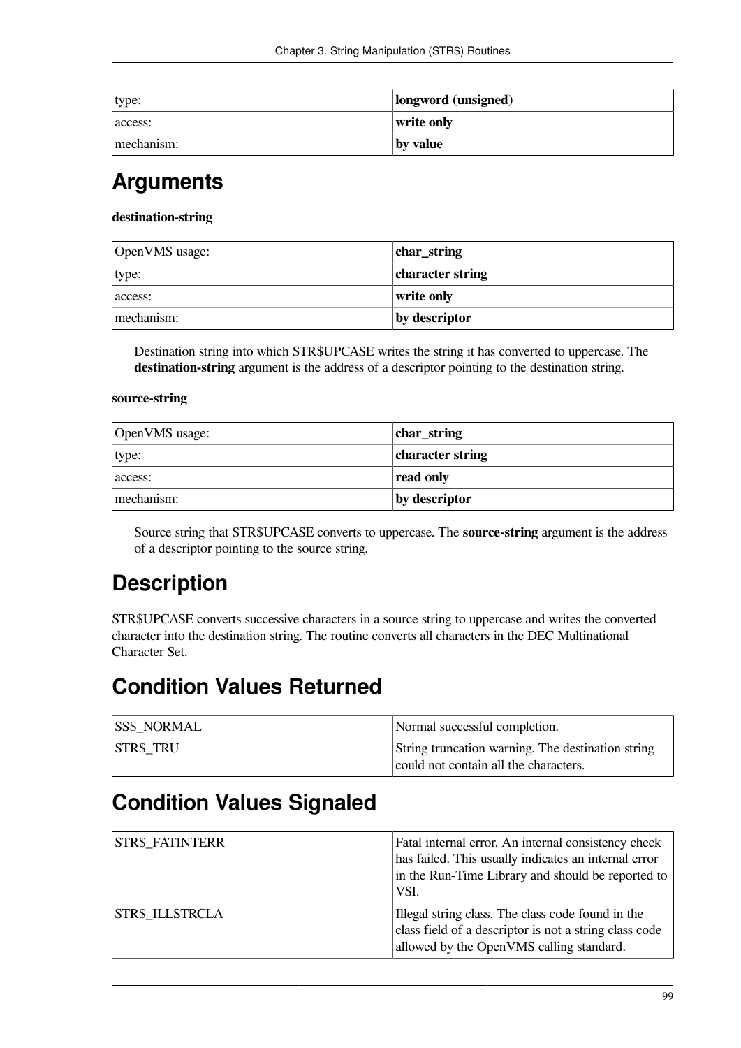| | |
|---|---|
| type: | **longword (unsigned)** |
| access: | **write only** |
| mechanism: | **by value** |

## Arguments

**destination-string**

| | |
|---|---|
| OpenVMS usage: | **char_string** |
| type: | **character string** |
| access: | **write only** |
| mechanism: | **by descriptor** |

Destination string into which STR$UPCASE writes the string it has converted to uppercase. The **destination-string** argument is the address of a descriptor pointing to the destination string.

**source-string**

| | |
|---|---|
| OpenVMS usage: | **char_string** |
| type: | **character string** |
| access: | **read only** |
| mechanism: | **by descriptor** |

Source string that STR$UPCASE converts to uppercase. The **source-string** argument is the address of a descriptor pointing to the source string.

## Description

STR$UPCASE converts successive characters in a source string to uppercase and writes the converted character into the destination string. The routine converts all characters in the DEC Multinational Character Set.

## Condition Values Returned

| | |
|---|---|
| SS$_NORMAL | Normal successful completion. |
| STR$_TRU | String truncation warning. The destination string could not contain all the characters. |

## Condition Values Signaled

| | |
|---|---|
| STR$_FATINTERR | Fatal internal error. An internal consistency check has failed. This usually indicates an internal error in the Run-Time Library and should be reported to VSI. |
| STR$_ILLSTRCLA | Illegal string class. The class code found in the class field of a descriptor is not a string class code allowed by the OpenVMS calling standard. |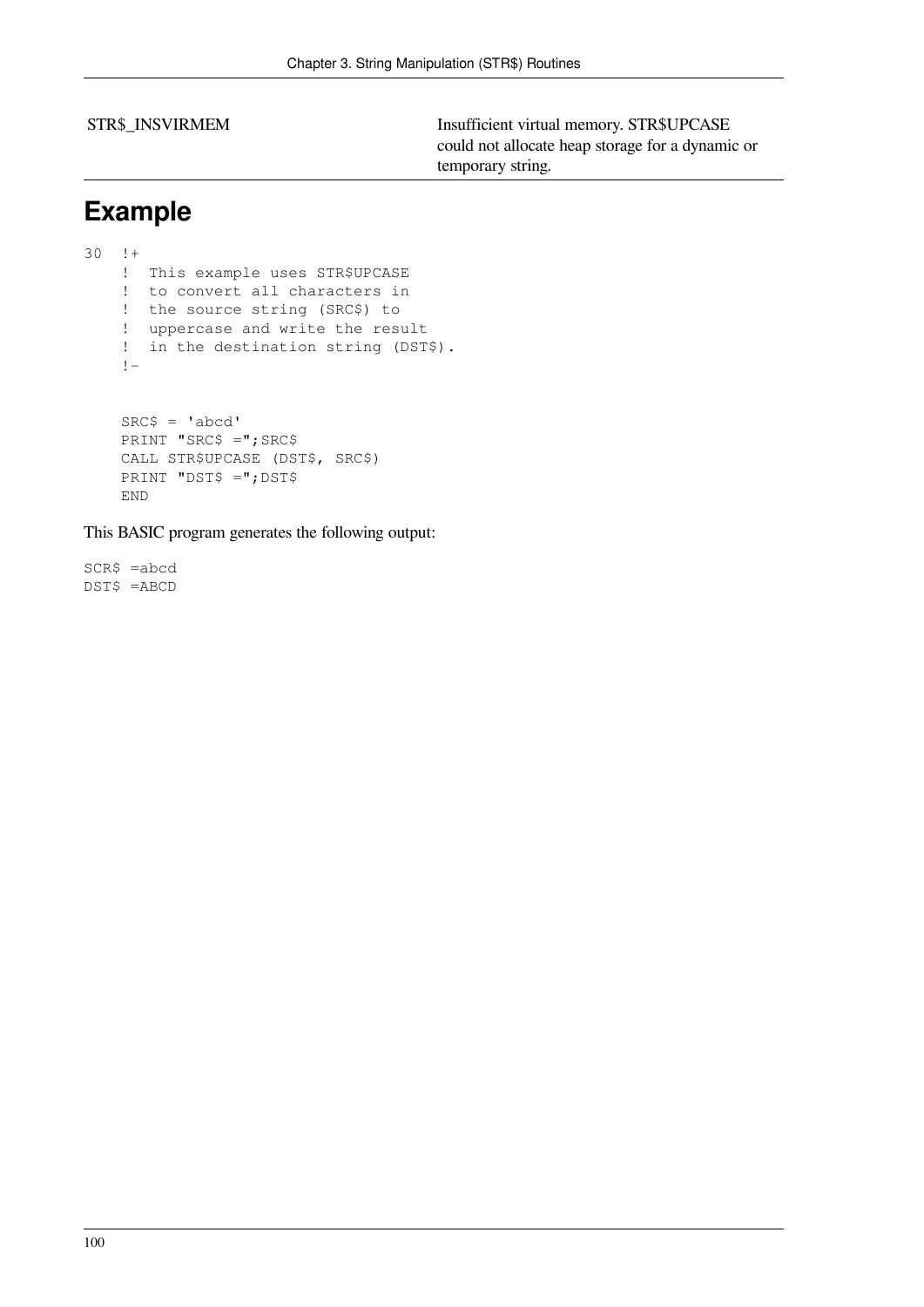| | |
|---|---|
| STR$_INSVIRMEM | Insufficient virtual memory. STR$UPCASE could not allocate heap storage for a dynamic or temporary string. |

## Example

```
30  !+
    !  This example uses STR$UPCASE
    !  to convert all characters in
    !  the source string (SRC$) to
    !  uppercase and write the result
    !  in the destination string (DST$).
    !-


    SRC$ = 'abcd'
    PRINT "SRC$ =";SRC$
    CALL STR$UPCASE (DST$, SRC$)
    PRINT "DST$ =";DST$
    END
```

This BASIC program generates the following output:

```
SCR$ =abcd
DST$ =ABCD
```